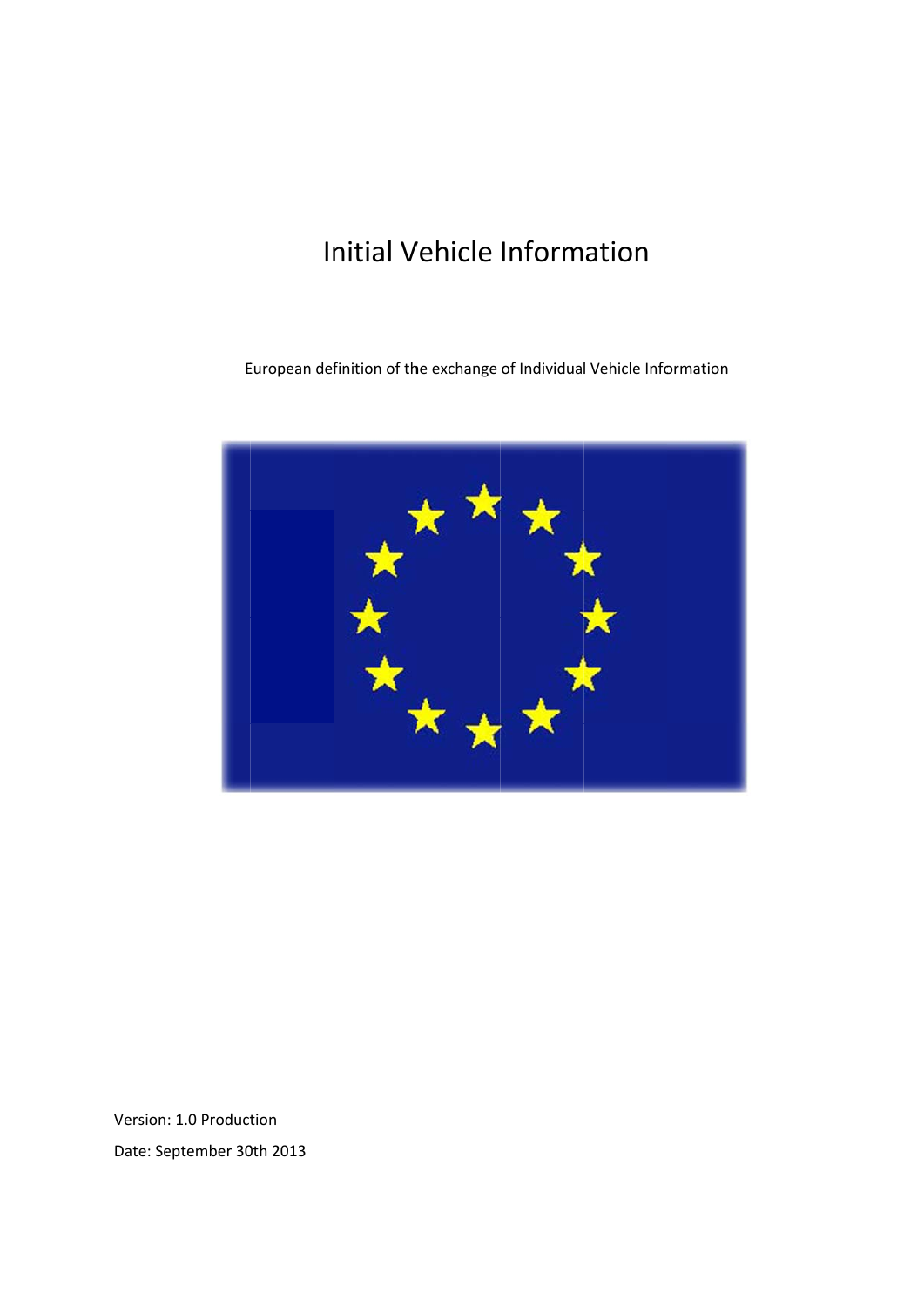# Initial Vehicle Information

European definition of the exchange of Individual Vehicle Information

Version: 1.0 Production

Date: September 30th 2013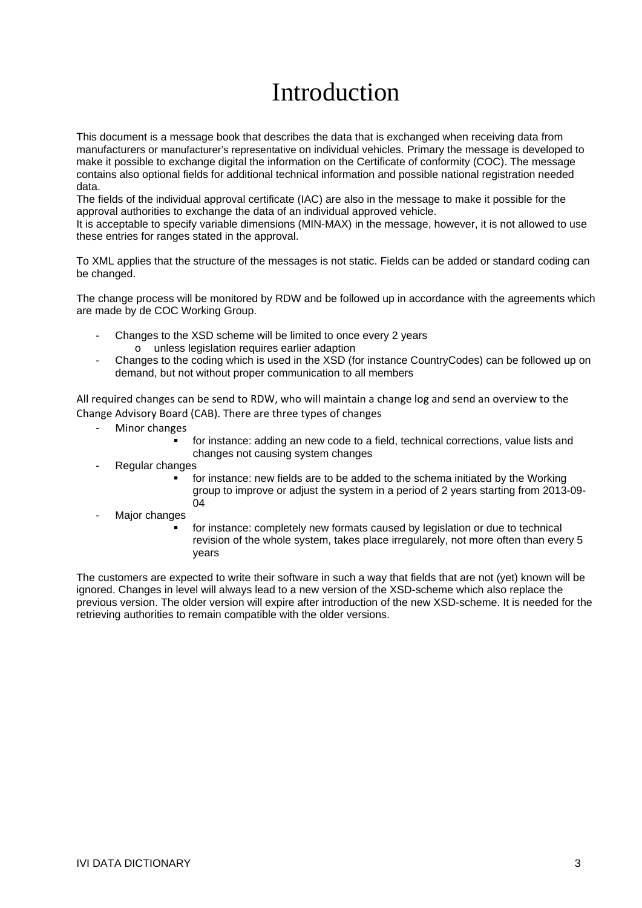# Introduction

This document is a message book that describes the data that is exchanged when receiving data from manufacturers or manufacturer's representative on individual vehicles. Primary the message is developed to make it possible to exchange digital the information on the Certificate of conformity (COC). The message contains also optional fields for additional technical information and possible national registration needed data.
The fields of the individual approval certificate (IAC) are also in the message to make it possible for the approval authorities to exchange the data of an individual approved vehicle.
It is acceptable to specify variable dimensions (MIN-MAX) in the message, however, it is not allowed to use these entries for ranges stated in the approval.

To XML applies that the structure of the messages is not static. Fields can be added or standard coding can be changed.

The change process will be monitored by RDW and be followed up in accordance with the agreements which are made by de COC Working Group.

- Changes to the XSD scheme will be limited to once every 2 years
  - unless legislation requires earlier adaption
- Changes to the coding which is used in the XSD (for instance CountryCodes) can be followed up on demand, but not without proper communication to all members

All required changes can be send to RDW, who will maintain a change log and send an overview to the Change Advisory Board (CAB). There are three types of changes

- Minor changes
  - for instance: adding an new code to a field, technical corrections, value lists and changes not causing system changes
- Regular changes
  - for instance: new fields are to be added to the schema initiated by the Working group to improve or adjust the system in a period of 2 years starting from 2013-09-04
- Major changes
  - for instance: completely new formats caused by legislation or due to technical revision of the whole system, takes place irregularely, not more often than every 5 years

The customers are expected to write their software in such a way that fields that are not (yet) known will be ignored. Changes in level will always lead to a new version of the XSD-scheme which also replace the previous version. The older version will expire after introduction of the new XSD-scheme. It is needed for the retrieving authorities to remain compatible with the older versions.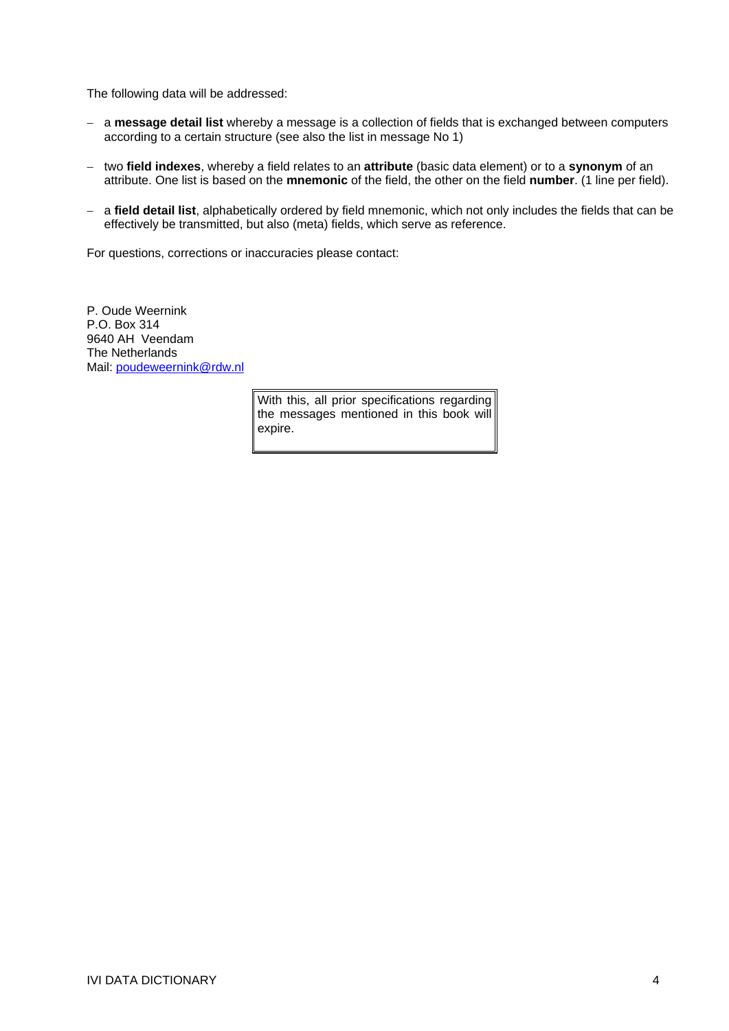The following data will be addressed:

- a **message detail list** whereby a message is a collection of fields that is exchanged between computers according to a certain structure (see also the list in message No 1)

- two **field indexes**, whereby a field relates to an **attribute** (basic data element) or to a **synonym** of an attribute. One list is based on the **mnemonic** of the field, the other on the field **number**. (1 line per field).

- a **field detail list**, alphabetically ordered by field mnemonic, which not only includes the fields that can be effectively be transmitted, but also (meta) fields, which serve as reference.

For questions, corrections or inaccuracies please contact:

P. Oude Weernink
P.O. Box 314
9640 AH Veendam
The Netherlands
Mail: poudeweernink@rdw.nl

| With this, all prior specifications regarding the messages mentioned in this book will expire. |
|---|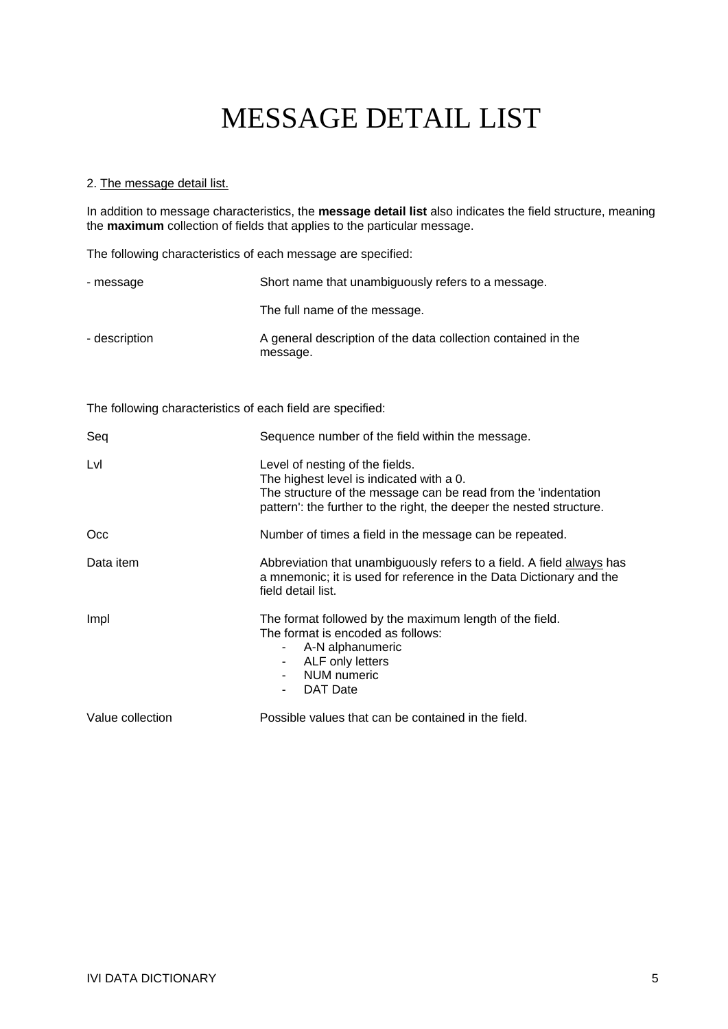# MESSAGE DETAIL LIST

2. The message detail list.

In addition to message characteristics, the **message detail list** also indicates the field structure, meaning the **maximum** collection of fields that applies to the particular message.

The following characteristics of each message are specified:

| | |
|---|---|
| - message | Short name that unambiguously refers to a message. |
| | The full name of the message. |
| - description | A general description of the data collection contained in the message. |

The following characteristics of each field are specified:

| | |
|---|---|
| Seq | Sequence number of the field within the message. |
| Lvl | Level of nesting of the fields. The highest level is indicated with a 0. The structure of the message can be read from the 'indentation pattern': the further to the right, the deeper the nested structure. |
| Occ | Number of times a field in the message can be repeated. |
| Data item | Abbreviation that unambiguously refers to a field. A field always has a mnemonic; it is used for reference in the Data Dictionary and the field detail list. |
| Impl | The format followed by the maximum length of the field. The format is encoded as follows: - A-N alphanumeric - ALF only letters - NUM numeric - DAT Date |
| Value collection | Possible values that can be contained in the field. |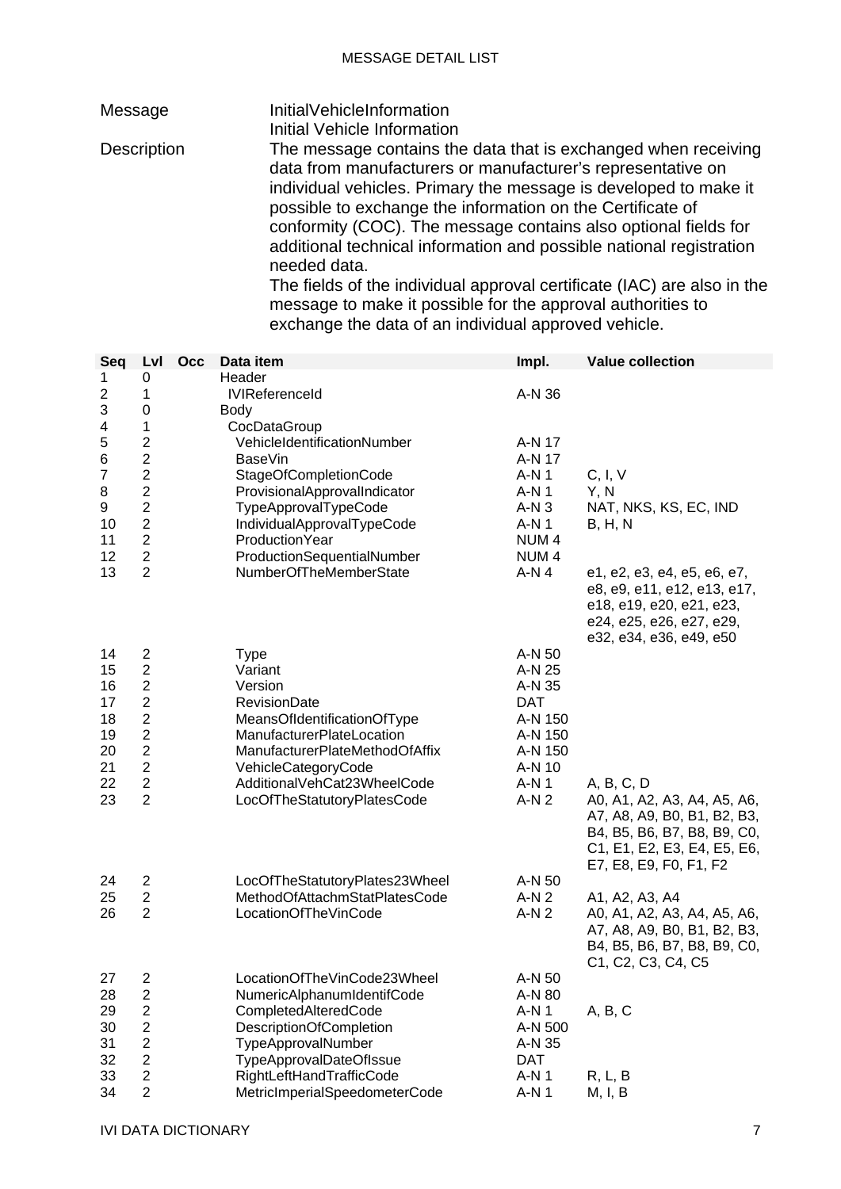MESSAGE DETAIL LIST

| | |
|---|---|
| Message | InitialVehicleInformation<br>Initial Vehicle Information |
| Description | The message contains the data that is exchanged when receiving data from manufacturers or manufacturer's representative on individual vehicles. Primary the message is developed to make it possible to exchange the information on the Certificate of conformity (COC). The message contains also optional fields for additional technical information and possible national registration needed data.<br>The fields of the individual approval certificate (IAC) are also in the message to make it possible for the approval authorities to exchange the data of an individual approved vehicle. |

| Seq | Lvl | Occ | Data item | Impl. | Value collection |
|---|---|---|---|---|---|
| 1 | 0 | | Header | | |
| 2 | 1 | | IVIReferenceId | A-N 36 | |
| 3 | 0 | | Body | | |
| 4 | 1 | | CocDataGroup | | |
| 5 | 2 | | VehicleIdentificationNumber | A-N 17 | |
| 6 | 2 | | BaseVin | A-N 17 | |
| 7 | 2 | | StageOfCompletionCode | A-N 1 | C, I, V |
| 8 | 2 | | ProvisionalApprovalIndicator | A-N 1 | Y, N |
| 9 | 2 | | TypeApprovalTypeCode | A-N 3 | NAT, NKS, KS, EC, IND |
| 10 | 2 | | IndividualApprovalTypeCode | A-N 1 | B, H, N |
| 11 | 2 | | ProductionYear | NUM 4 | |
| 12 | 2 | | ProductionSequentialNumber | NUM 4 | |
| 13 | 2 | | NumberOfTheMemberState | A-N 4 | e1, e2, e3, e4, e5, e6, e7, e8, e9, e11, e12, e13, e17, e18, e19, e20, e21, e23, e24, e25, e26, e27, e29, e32, e34, e36, e49, e50 |
| 14 | 2 | | Type | A-N 50 | |
| 15 | 2 | | Variant | A-N 25 | |
| 16 | 2 | | Version | A-N 35 | |
| 17 | 2 | | RevisionDate | DAT | |
| 18 | 2 | | MeansOfIdentificationOfType | A-N 150 | |
| 19 | 2 | | ManufacturerPlateLocation | A-N 150 | |
| 20 | 2 | | ManufacturerPlateMethodOfAffix | A-N 150 | |
| 21 | 2 | | VehicleCategoryCode | A-N 10 | |
| 22 | 2 | | AdditionalVehCat23WheelCode | A-N 1 | A, B, C, D |
| 23 | 2 | | LocOfTheStatutoryPlatesCode | A-N 2 | A0, A1, A2, A3, A4, A5, A6, A7, A8, A9, B0, B1, B2, B3, B4, B5, B6, B7, B8, B9, C0, C1, E1, E2, E3, E4, E5, E6, E7, E8, E9, F0, F1, F2 |
| 24 | 2 | | LocOfTheStatutoryPlates23Wheel | A-N 50 | |
| 25 | 2 | | MethodOfAttachmStatPlatesCode | A-N 2 | A1, A2, A3, A4 |
| 26 | 2 | | LocationOfTheVinCode | A-N 2 | A0, A1, A2, A3, A4, A5, A6, A7, A8, A9, B0, B1, B2, B3, B4, B5, B6, B7, B8, B9, C0, C1, C2, C3, C4, C5 |
| 27 | 2 | | LocationOfTheVinCode23Wheel | A-N 50 | |
| 28 | 2 | | NumericAlphanumIdentifCode | A-N 80 | |
| 29 | 2 | | CompletedAlteredCode | A-N 1 | A, B, C |
| 30 | 2 | | DescriptionOfCompletion | A-N 500 | |
| 31 | 2 | | TypeApprovalNumber | A-N 35 | |
| 32 | 2 | | TypeApprovalDateOfIssue | DAT | |
| 33 | 2 | | RightLeftHandTrafficCode | A-N 1 | R, L, B |
| 34 | 2 | | MetricImperialSpeedometerCode | A-N 1 | M, I, B |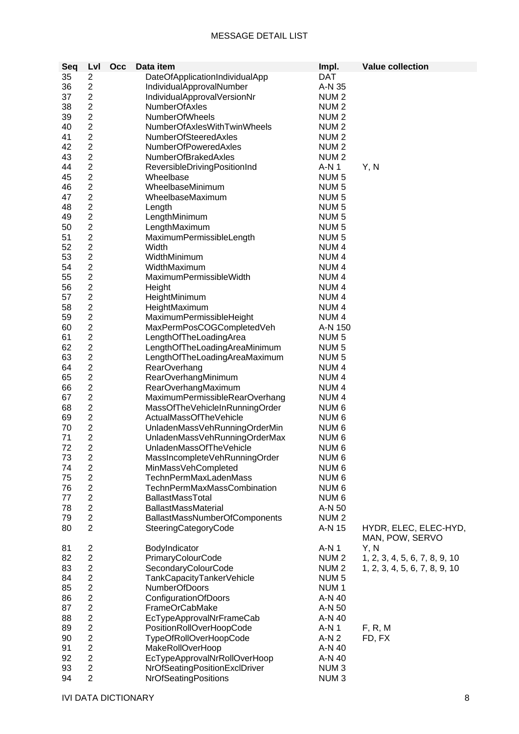| Seq | Lvl | Occ | Data item | Impl. | Value collection |
|---|---|---|---|---|---|
| 35 | 2 | | DateOfApplicationIndividualApp | DAT | |
| 36 | 2 | | IndividualApprovalNumber | A-N 35 | |
| 37 | 2 | | IndividualApprovalVersionNr | NUM 2 | |
| 38 | 2 | | NumberOfAxles | NUM 2 | |
| 39 | 2 | | NumberOfWheels | NUM 2 | |
| 40 | 2 | | NumberOfAxlesWithTwinWheels | NUM 2 | |
| 41 | 2 | | NumberOfSteeredAxles | NUM 2 | |
| 42 | 2 | | NumberOfPoweredAxles | NUM 2 | |
| 43 | 2 | | NumberOfBrakedAxles | NUM 2 | |
| 44 | 2 | | ReversibleDrivingPositionInd | A-N 1 | Y, N |
| 45 | 2 | | Wheelbase | NUM 5 | |
| 46 | 2 | | WheelbaseMinimum | NUM 5 | |
| 47 | 2 | | WheelbaseMaximum | NUM 5 | |
| 48 | 2 | | Length | NUM 5 | |
| 49 | 2 | | LengthMinimum | NUM 5 | |
| 50 | 2 | | LengthMaximum | NUM 5 | |
| 51 | 2 | | MaximumPermissibleLength | NUM 5 | |
| 52 | 2 | | Width | NUM 4 | |
| 53 | 2 | | WidthMinimum | NUM 4 | |
| 54 | 2 | | WidthMaximum | NUM 4 | |
| 55 | 2 | | MaximumPermissibleWidth | NUM 4 | |
| 56 | 2 | | Height | NUM 4 | |
| 57 | 2 | | HeightMinimum | NUM 4 | |
| 58 | 2 | | HeightMaximum | NUM 4 | |
| 59 | 2 | | MaximumPermissibleHeight | NUM 4 | |
| 60 | 2 | | MaxPermPosCOGCompletedVeh | A-N 150 | |
| 61 | 2 | | LengthOfTheLoadingArea | NUM 5 | |
| 62 | 2 | | LengthOfTheLoadingAreaMinimum | NUM 5 | |
| 63 | 2 | | LengthOfTheLoadingAreaMaximum | NUM 5 | |
| 64 | 2 | | RearOverhang | NUM 4 | |
| 65 | 2 | | RearOverhangMinimum | NUM 4 | |
| 66 | 2 | | RearOverhangMaximum | NUM 4 | |
| 67 | 2 | | MaximumPermissibleRearOverhang | NUM 4 | |
| 68 | 2 | | MassOfTheVehicleInRunningOrder | NUM 6 | |
| 69 | 2 | | ActualMassOfTheVehicle | NUM 6 | |
| 70 | 2 | | UnladenMassVehRunningOrderMin | NUM 6 | |
| 71 | 2 | | UnladenMassVehRunningOrderMax | NUM 6 | |
| 72 | 2 | | UnladenMassOfTheVehicle | NUM 6 | |
| 73 | 2 | | MassIncompleteVehRunningOrder | NUM 6 | |
| 74 | 2 | | MinMassVehCompleted | NUM 6 | |
| 75 | 2 | | TechnPermMaxLadenMass | NUM 6 | |
| 76 | 2 | | TechnPermMaxMassCombination | NUM 6 | |
| 77 | 2 | | BallastMassTotal | NUM 6 | |
| 78 | 2 | | BallastMassMaterial | A-N 50 | |
| 79 | 2 | | BallastMassNumberOfComponents | NUM 2 | |
| 80 | 2 | | SteeringCategoryCode | A-N 15 | HYDR, ELEC, ELEC-HYD, MAN, POW, SERVO |
| 81 | 2 | | BodyIndicator | A-N 1 | Y, N |
| 82 | 2 | | PrimaryColourCode | NUM 2 | 1, 2, 3, 4, 5, 6, 7, 8, 9, 10 |
| 83 | 2 | | SecondaryColourCode | NUM 2 | 1, 2, 3, 4, 5, 6, 7, 8, 9, 10 |
| 84 | 2 | | TankCapacityTankerVehicle | NUM 5 | |
| 85 | 2 | | NumberOfDoors | NUM 1 | |
| 86 | 2 | | ConfigurationOfDoors | A-N 40 | |
| 87 | 2 | | FrameOrCabMake | A-N 50 | |
| 88 | 2 | | EcTypeApprovalNrFrameCab | A-N 40 | |
| 89 | 2 | | PositionRollOverHoopCode | A-N 1 | F, R, M |
| 90 | 2 | | TypeOfRollOverHoopCode | A-N 2 | FD, FX |
| 91 | 2 | | MakeRollOverHoop | A-N 40 | |
| 92 | 2 | | EcTypeApprovalNrRollOverHoop | A-N 40 | |
| 93 | 2 | | NrOfSeatingPositionExclDriver | NUM 3 | |
| 94 | 2 | | NrOfSeatingPositions | NUM 3 | |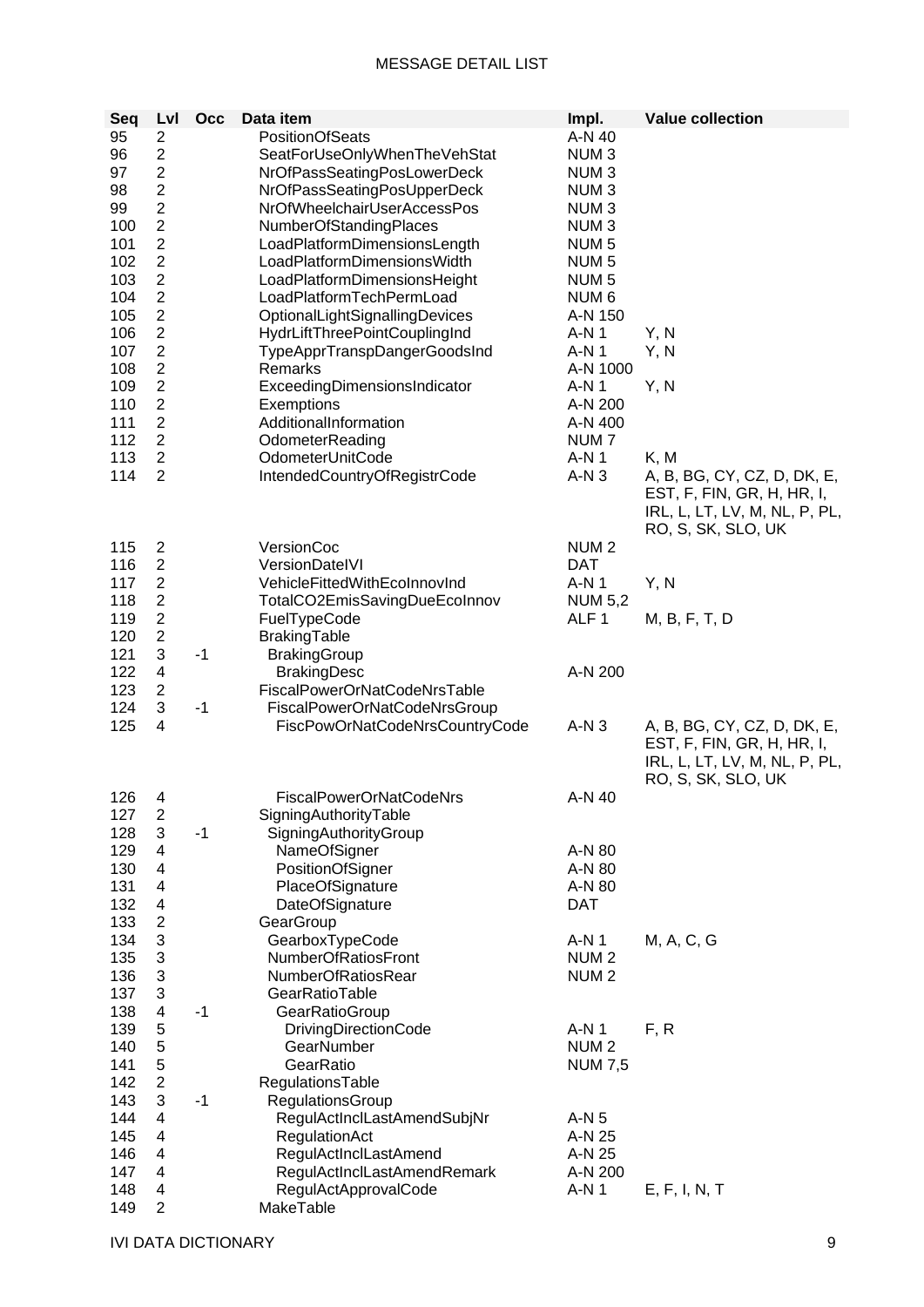| Seq | Lvl | Occ | Data item | Impl. | Value collection |
|---|---|---|---|---|---|
| 95 | 2 | | PositionOfSeats | A-N 40 | |
| 96 | 2 | | SeatForUseOnlyWhenTheVehStat | NUM 3 | |
| 97 | 2 | | NrOfPassSeatingPosLowerDeck | NUM 3 | |
| 98 | 2 | | NrOfPassSeatingPosUpperDeck | NUM 3 | |
| 99 | 2 | | NrOfWheelchairUserAccessPos | NUM 3 | |
| 100 | 2 | | NumberOfStandingPlaces | NUM 3 | |
| 101 | 2 | | LoadPlatformDimensionsLength | NUM 5 | |
| 102 | 2 | | LoadPlatformDimensionsWidth | NUM 5 | |
| 103 | 2 | | LoadPlatformDimensionsHeight | NUM 5 | |
| 104 | 2 | | LoadPlatformTechPermLoad | NUM 6 | |
| 105 | 2 | | OptionalLightSignallingDevices | A-N 150 | |
| 106 | 2 | | HydrLiftThreePointCouplingInd | A-N 1 | Y, N |
| 107 | 2 | | TypeApprTranspDangerGoodsInd | A-N 1 | Y, N |
| 108 | 2 | | Remarks | A-N 1000 | |
| 109 | 2 | | ExceedingDimensionsIndicator | A-N 1 | Y, N |
| 110 | 2 | | Exemptions | A-N 200 | |
| 111 | 2 | | AdditionalInformation | A-N 400 | |
| 112 | 2 | | OdometerReading | NUM 7 | |
| 113 | 2 | | OdometerUnitCode | A-N 1 | K, M |
| 114 | 2 | | IntendedCountryOfRegistrCode | A-N 3 | A, B, BG, CY, CZ, D, DK, E, EST, F, FIN, GR, H, HR, I, IRL, L, LT, LV, M, NL, P, PL, RO, S, SK, SLO, UK |
| 115 | 2 | | VersionCoc | NUM 2 | |
| 116 | 2 | | VersionDateIVI | DAT | |
| 117 | 2 | | VehicleFittedWithEcoInnovInd | A-N 1 | Y, N |
| 118 | 2 | | TotalCO2EmisSavingDueEcoInnov | NUM 5,2 | |
| 119 | 2 | | FuelTypeCode | ALF 1 | M, B, F, T, D |
| 120 | 2 | | BrakingTable | | |
| 121 | 3 | -1 | BrakingGroup | | |
| 122 | 4 | | BrakingDesc | A-N 200 | |
| 123 | 2 | | FiscalPowerOrNatCodeNrsTable | | |
| 124 | 3 | -1 | FiscalPowerOrNatCodeNrsGroup | | |
| 125 | 4 | | FiscPowOrNatCodeNrsCountryCode | A-N 3 | A, B, BG, CY, CZ, D, DK, E, EST, F, FIN, GR, H, HR, I, IRL, L, LT, LV, M, NL, P, PL, RO, S, SK, SLO, UK |
| 126 | 4 | | FiscalPowerOrNatCodeNrs | A-N 40 | |
| 127 | 2 | | SigningAuthorityTable | | |
| 128 | 3 | -1 | SigningAuthorityGroup | | |
| 129 | 4 | | NameOfSigner | A-N 80 | |
| 130 | 4 | | PositionOfSigner | A-N 80 | |
| 131 | 4 | | PlaceOfSignature | A-N 80 | |
| 132 | 4 | | DateOfSignature | DAT | |
| 133 | 2 | | GearGroup | | |
| 134 | 3 | | GearboxTypeCode | A-N 1 | M, A, C, G |
| 135 | 3 | | NumberOfRatiosFront | NUM 2 | |
| 136 | 3 | | NumberOfRatiosRear | NUM 2 | |
| 137 | 3 | | GearRatioTable | | |
| 138 | 4 | -1 | GearRatioGroup | | |
| 139 | 5 | | DrivingDirectionCode | A-N 1 | F, R |
| 140 | 5 | | GearNumber | NUM 2 | |
| 141 | 5 | | GearRatio | NUM 7,5 | |
| 142 | 2 | | RegulationsTable | | |
| 143 | 3 | -1 | RegulationsGroup | | |
| 144 | 4 | | RegulActInclLastAmendSubjNr | A-N 5 | |
| 145 | 4 | | RegulationAct | A-N 25 | |
| 146 | 4 | | RegulActInclLastAmend | A-N 25 | |
| 147 | 4 | | RegulActInclLastAmendRemark | A-N 200 | |
| 148 | 4 | | RegulActApprovalCode | A-N 1 | E, F, I, N, T |
| 149 | 2 | | MakeTable | | |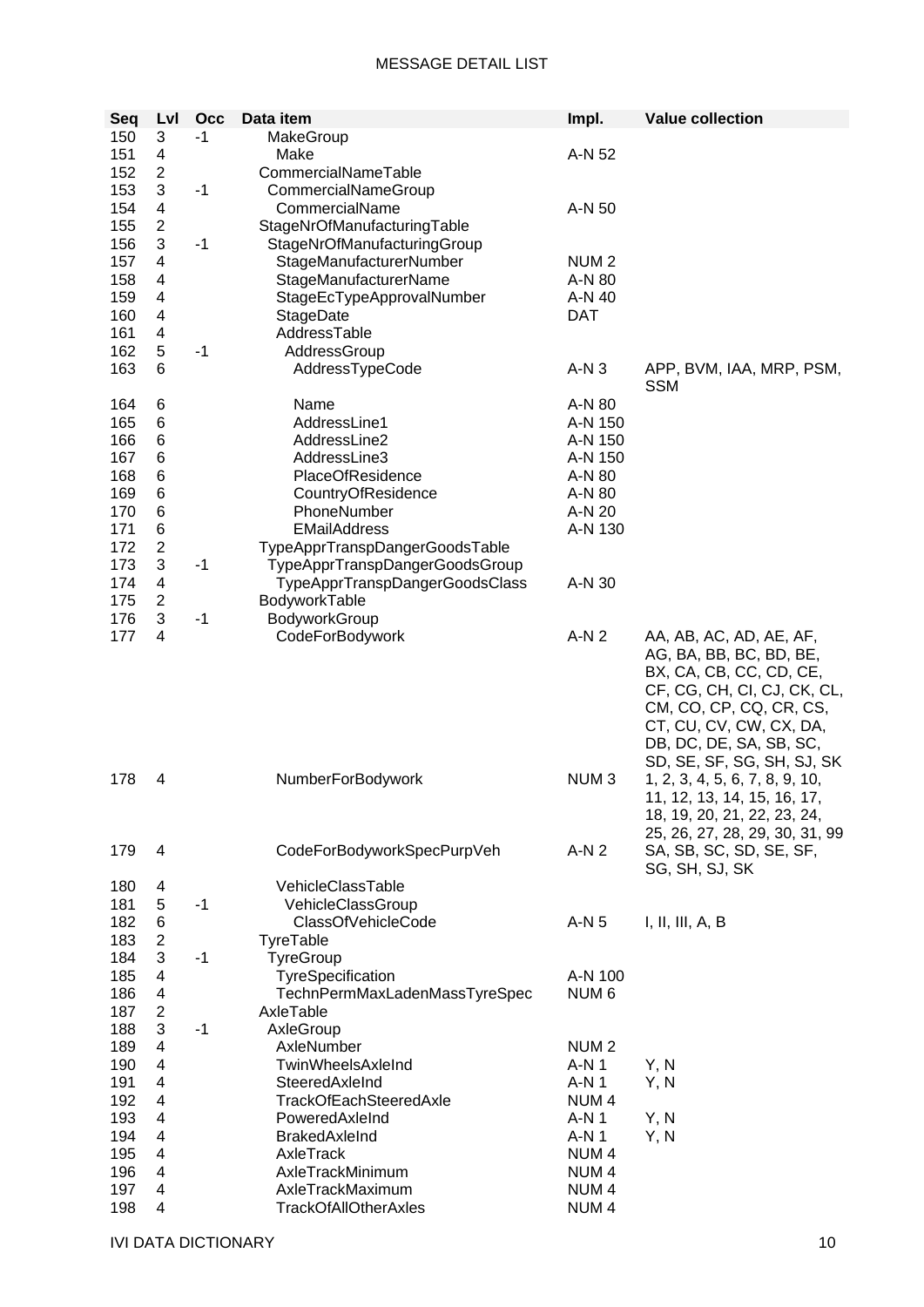MESSAGE DETAIL LIST

| Seq | Lvl | Occ | Data item | Impl. | Value collection |
|---|---|---|---|---|---|
| 150 | 3 | -1 | MakeGroup | | |
| 151 | 4 | | Make | A-N 52 | |
| 152 | 2 | | CommercialNameTable | | |
| 153 | 3 | -1 | CommercialNameGroup | | |
| 154 | 4 | | CommercialName | A-N 50 | |
| 155 | 2 | | StageNrOfManufacturingTable | | |
| 156 | 3 | -1 | StageNrOfManufacturingGroup | | |
| 157 | 4 | | StageManufacturerNumber | NUM 2 | |
| 158 | 4 | | StageManufacturerName | A-N 80 | |
| 159 | 4 | | StageEcTypeApprovalNumber | A-N 40 | |
| 160 | 4 | | StageDate | DAT | |
| 161 | 4 | | AddressTable | | |
| 162 | 5 | -1 | AddressGroup | | |
| 163 | 6 | | AddressTypeCode | A-N 3 | APP, BVM, IAA, MRP, PSM, SSM |
| 164 | 6 | | Name | A-N 80 | |
| 165 | 6 | | AddressLine1 | A-N 150 | |
| 166 | 6 | | AddressLine2 | A-N 150 | |
| 167 | 6 | | AddressLine3 | A-N 150 | |
| 168 | 6 | | PlaceOfResidence | A-N 80 | |
| 169 | 6 | | CountryOfResidence | A-N 80 | |
| 170 | 6 | | PhoneNumber | A-N 20 | |
| 171 | 6 | | EMailAddress | A-N 130 | |
| 172 | 2 | | TypeApprTranspDangerGoodsTable | | |
| 173 | 3 | -1 | TypeApprTranspDangerGoodsGroup | | |
| 174 | 4 | | TypeApprTranspDangerGoodsClass | A-N 30 | |
| 175 | 2 | | BodyworkTable | | |
| 176 | 3 | -1 | BodyworkGroup | | |
| 177 | 4 | | CodeForBodywork | A-N 2 | AA, AB, AC, AD, AE, AF, AG, BA, BB, BC, BD, BE, BX, CA, CB, CC, CD, CE, CF, CG, CH, CI, CJ, CK, CL, CM, CO, CP, CQ, CR, CS, CT, CU, CV, CW, CX, DA, DB, DC, DE, SA, SB, SC, SD, SE, SF, SG, SH, SJ, SK |
| 178 | 4 | | NumberForBodywork | NUM 3 | 1, 2, 3, 4, 5, 6, 7, 8, 9, 10, 11, 12, 13, 14, 15, 16, 17, 18, 19, 20, 21, 22, 23, 24, 25, 26, 27, 28, 29, 30, 31, 99 |
| 179 | 4 | | CodeForBodyworkSpecPurpVeh | A-N 2 | SA, SB, SC, SD, SE, SF, SG, SH, SJ, SK |
| 180 | 4 | | VehicleClassTable | | |
| 181 | 5 | -1 | VehicleClassGroup | | |
| 182 | 6 | | ClassOfVehicleCode | A-N 5 | I, II, III, A, B |
| 183 | 2 | | TyreTable | | |
| 184 | 3 | -1 | TyreGroup | | |
| 185 | 4 | | TyreSpecification | A-N 100 | |
| 186 | 4 | | TechnPermMaxLadenMassTyreSpec | NUM 6 | |
| 187 | 2 | | AxleTable | | |
| 188 | 3 | -1 | AxleGroup | | |
| 189 | 4 | | AxleNumber | NUM 2 | |
| 190 | 4 | | TwinWheelsAxleInd | A-N 1 | Y, N |
| 191 | 4 | | SteeredAxleInd | A-N 1 | Y, N |
| 192 | 4 | | TrackOfEachSteeredAxle | NUM 4 | |
| 193 | 4 | | PoweredAxleInd | A-N 1 | Y, N |
| 194 | 4 | | BrakedAxleInd | A-N 1 | Y, N |
| 195 | 4 | | AxleTrack | NUM 4 | |
| 196 | 4 | | AxleTrackMinimum | NUM 4 | |
| 197 | 4 | | AxleTrackMaximum | NUM 4 | |
| 198 | 4 | | TrackOfAllOtherAxles | NUM 4 | |

IVI DATA DICTIONARY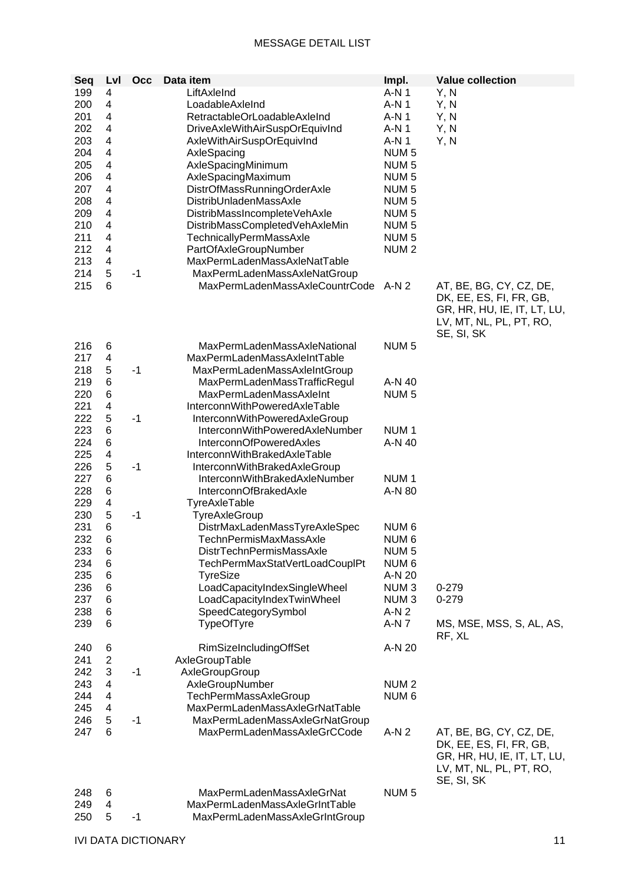| Seq | Lvl | Occ | Data item | Impl. | Value collection |
|---|---|---|---|---|---|
| 199 | 4 | | LiftAxleInd | A-N 1 | Y, N |
| 200 | 4 | | LoadableAxleInd | A-N 1 | Y, N |
| 201 | 4 | | RetractableOrLoadableAxleInd | A-N 1 | Y, N |
| 202 | 4 | | DriveAxleWithAirSuspOrEquivInd | A-N 1 | Y, N |
| 203 | 4 | | AxleWithAirSuspOrEquivInd | A-N 1 | Y, N |
| 204 | 4 | | AxleSpacing | NUM 5 | |
| 205 | 4 | | AxleSpacingMinimum | NUM 5 | |
| 206 | 4 | | AxleSpacingMaximum | NUM 5 | |
| 207 | 4 | | DistrOfMassRunningOrderAxle | NUM 5 | |
| 208 | 4 | | DistribUnladenMassAxle | NUM 5 | |
| 209 | 4 | | DistribMassIncompleteVehAxle | NUM 5 | |
| 210 | 4 | | DistribMassCompletedVehAxleMin | NUM 5 | |
| 211 | 4 | | TechnicallyPermMassAxle | NUM 5 | |
| 212 | 4 | | PartOfAxleGroupNumber | NUM 2 | |
| 213 | 4 | | MaxPermLadenMassAxleNatTable | | |
| 214 | 5 | -1 | MaxPermLadenMassAxleNatGroup | | |
| 215 | 6 | | MaxPermLadenMassAxleCountrCode | A-N 2 | AT, BE, BG, CY, CZ, DE, DK, EE, ES, FI, FR, GB, GR, HR, HU, IE, IT, LT, LU, LV, MT, NL, PL, PT, RO, SE, SI, SK |
| 216 | 6 | | MaxPermLadenMassAxleNational | NUM 5 | |
| 217 | 4 | | MaxPermLadenMassAxleIntTable | | |
| 218 | 5 | -1 | MaxPermLadenMassAxleIntGroup | | |
| 219 | 6 | | MaxPermLadenMassTrafficRegul | A-N 40 | |
| 220 | 6 | | MaxPermLadenMassAxleInt | NUM 5 | |
| 221 | 4 | | InterconnWithPoweredAxleTable | | |
| 222 | 5 | -1 | InterconnWithPoweredAxleGroup | | |
| 223 | 6 | | InterconnWithPoweredAxleNumber | NUM 1 | |
| 224 | 6 | | InterconnOfPoweredAxles | A-N 40 | |
| 225 | 4 | | InterconnWithBrakedAxleTable | | |
| 226 | 5 | -1 | InterconnWithBrakedAxleGroup | | |
| 227 | 6 | | InterconnWithBrakedAxleNumber | NUM 1 | |
| 228 | 6 | | InterconnOfBrakedAxle | A-N 80 | |
| 229 | 4 | | TyreAxleTable | | |
| 230 | 5 | -1 | TyreAxleGroup | | |
| 231 | 6 | | DistrMaxLadenMassTyreAxleSpec | NUM 6 | |
| 232 | 6 | | TechnPermisMaxMassAxle | NUM 6 | |
| 233 | 6 | | DistrTechnPermisMassAxle | NUM 5 | |
| 234 | 6 | | TechPermMaxStatVertLoadCouplPt | NUM 6 | |
| 235 | 6 | | TyreSize | A-N 20 | |
| 236 | 6 | | LoadCapacityIndexSingleWheel | NUM 3 | 0-279 |
| 237 | 6 | | LoadCapacityIndexTwinWheel | NUM 3 | 0-279 |
| 238 | 6 | | SpeedCategorySymbol | A-N 2 | |
| 239 | 6 | | TypeOfTyre | A-N 7 | MS, MSE, MSS, S, AL, AS, RF, XL |
| 240 | 6 | | RimSizeIncludingOffSet | A-N 20 | |
| 241 | 2 | | AxleGroupTable | | |
| 242 | 3 | -1 | AxleGroupGroup | | |
| 243 | 4 | | AxleGroupNumber | NUM 2 | |
| 244 | 4 | | TechPermMassAxleGroup | NUM 6 | |
| 245 | 4 | | MaxPermLadenMassAxleGrNatTable | | |
| 246 | 5 | -1 | MaxPermLadenMassAxleGrNatGroup | | |
| 247 | 6 | | MaxPermLadenMassAxleGrCCode | A-N 2 | AT, BE, BG, CY, CZ, DE, DK, EE, ES, FI, FR, GB, GR, HR, HU, IE, IT, LT, LU, LV, MT, NL, PL, PT, RO, SE, SI, SK |
| 248 | 6 | | MaxPermLadenMassAxleGrNat | NUM 5 | |
| 249 | 4 | | MaxPermLadenMassAxleGrIntTable | | |
| 250 | 5 | -1 | MaxPermLadenMassAxleGrIntGroup | | |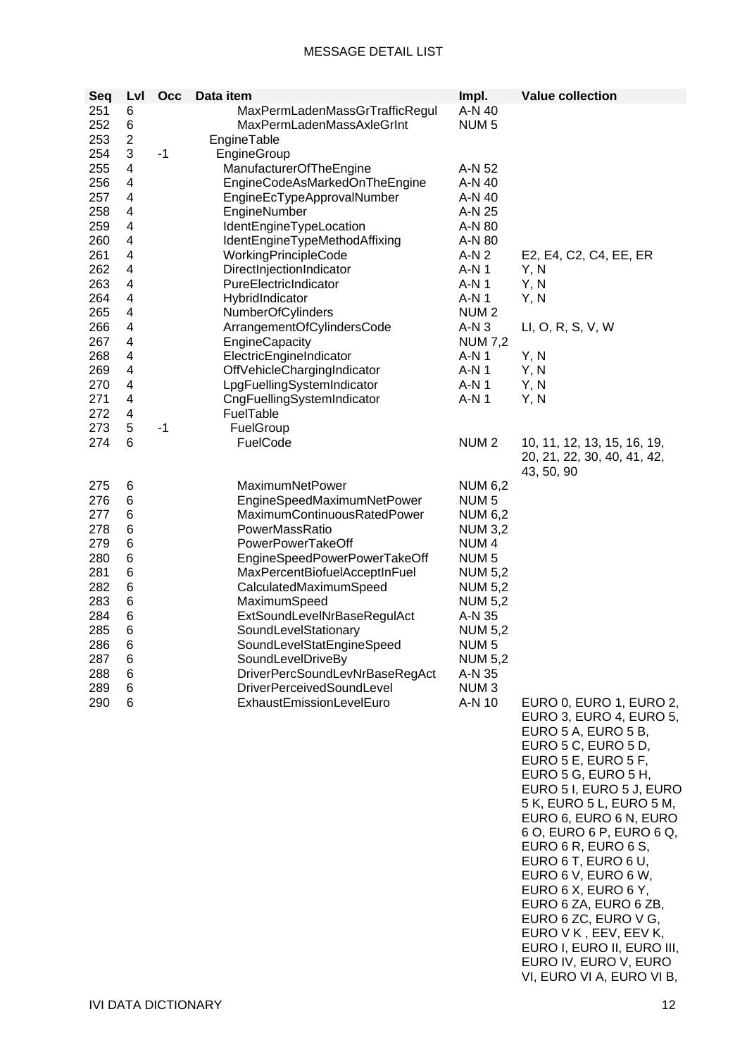MESSAGE DETAIL LIST

| Seq | Lvl | Occ | Data item | Impl. | Value collection |
|---|---|---|---|---|---|
| 251 | 6 | | MaxPermLadenMassGrTrafficRegul | A-N 40 | |
| 252 | 6 | | MaxPermLadenMassAxleGrInt | NUM 5 | |
| 253 | 2 | | EngineTable | | |
| 254 | 3 | -1 | EngineGroup | | |
| 255 | 4 | | ManufacturerOfTheEngine | A-N 52 | |
| 256 | 4 | | EngineCodeAsMarkedOnTheEngine | A-N 40 | |
| 257 | 4 | | EngineEcTypeApprovalNumber | A-N 40 | |
| 258 | 4 | | EngineNumber | A-N 25 | |
| 259 | 4 | | IdentEngineTypeLocation | A-N 80 | |
| 260 | 4 | | IdentEngineTypeMethodAffixing | A-N 80 | |
| 261 | 4 | | WorkingPrincipleCode | A-N 2 | E2, E4, C2, C4, EE, ER |
| 262 | 4 | | DirectInjectionIndicator | A-N 1 | Y, N |
| 263 | 4 | | PureElectricIndicator | A-N 1 | Y, N |
| 264 | 4 | | HybridIndicator | A-N 1 | Y, N |
| 265 | 4 | | NumberOfCylinders | NUM 2 | |
| 266 | 4 | | ArrangementOfCylindersCode | A-N 3 | LI, O, R, S, V, W |
| 267 | 4 | | EngineCapacity | NUM 7,2 | |
| 268 | 4 | | ElectricEngineIndicator | A-N 1 | Y, N |
| 269 | 4 | | OffVehicleChargingIndicator | A-N 1 | Y, N |
| 270 | 4 | | LpgFuellingSystemIndicator | A-N 1 | Y, N |
| 271 | 4 | | CngFuellingSystemIndicator | A-N 1 | Y, N |
| 272 | 4 | | FuelTable | | |
| 273 | 5 | -1 | FuelGroup | | |
| 274 | 6 | | FuelCode | NUM 2 | 10, 11, 12, 13, 15, 16, 19, 20, 21, 22, 30, 40, 41, 42, 43, 50, 90 |
| 275 | 6 | | MaximumNetPower | NUM 6,2 | |
| 276 | 6 | | EngineSpeedMaximumNetPower | NUM 5 | |
| 277 | 6 | | MaximumContinuousRatedPower | NUM 6,2 | |
| 278 | 6 | | PowerMassRatio | NUM 3,2 | |
| 279 | 6 | | PowerPowerTakeOff | NUM 4 | |
| 280 | 6 | | EngineSpeedPowerPowerTakeOff | NUM 5 | |
| 281 | 6 | | MaxPercentBiofuelAcceptInFuel | NUM 5,2 | |
| 282 | 6 | | CalculatedMaximumSpeed | NUM 5,2 | |
| 283 | 6 | | MaximumSpeed | NUM 5,2 | |
| 284 | 6 | | ExtSoundLevelNrBaseRegulAct | A-N 35 | |
| 285 | 6 | | SoundLevelStationary | NUM 5,2 | |
| 286 | 6 | | SoundLevelStatEngineSpeed | NUM 5 | |
| 287 | 6 | | SoundLevelDriveBy | NUM 5,2 | |
| 288 | 6 | | DriverPercSoundLevNrBaseRegAct | A-N 35 | |
| 289 | 6 | | DriverPerceivedSoundLevel | NUM 3 | |
| 290 | 6 | | ExhaustEmissionLevelEuro | A-N 10 | EURO 0, EURO 1, EURO 2, EURO 3, EURO 4, EURO 5, EURO 5 A, EURO 5 B, EURO 5 C, EURO 5 D, EURO 5 E, EURO 5 F, EURO 5 G, EURO 5 H, EURO 5 I, EURO 5 J, EURO 5 K, EURO 5 L, EURO 5 M, EURO 6, EURO 6 N, EURO 6 O, EURO 6 P, EURO 6 Q, EURO 6 R, EURO 6 S, EURO 6 T, EURO 6 U, EURO 6 V, EURO 6 W, EURO 6 X, EURO 6 Y, EURO 6 ZA, EURO 6 ZB, EURO 6 ZC, EURO V G, EURO V K , EEV, EEV K, EURO I, EURO II, EURO III, EURO IV, EURO V, EURO VI, EURO VI A, EURO VI B, |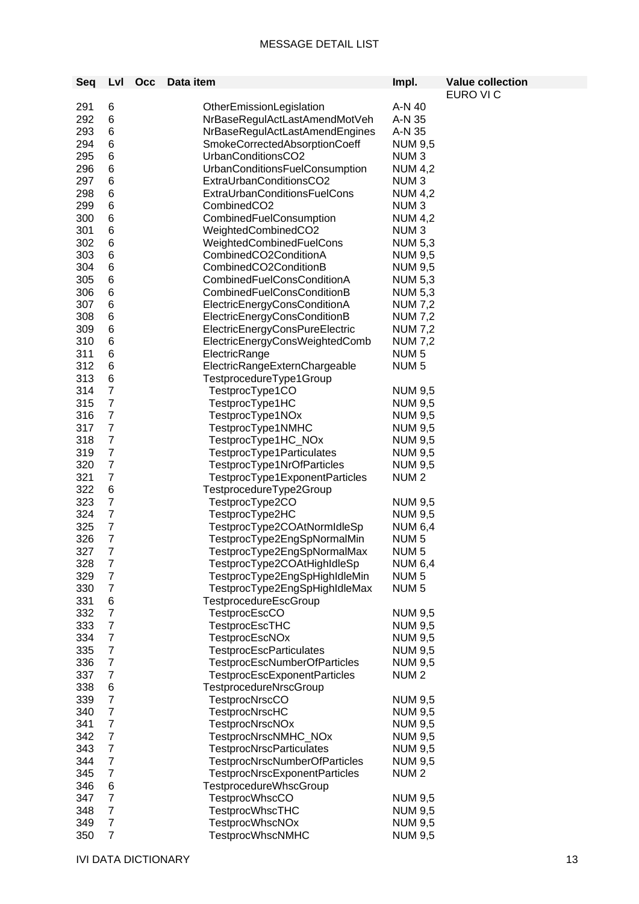# MESSAGE DETAIL LIST

| Seq | Lvl | Occ | Data item | Impl. | Value collection |
|---|---|---|---|---|---|
| | | | | | EURO VI C |
| 291 | 6 | | OtherEmissionLegislation | A-N 40 | |
| 292 | 6 | | NrBaseRegulActLastAmendMotVeh | A-N 35 | |
| 293 | 6 | | NrBaseRegulActLastAmendEngines | A-N 35 | |
| 294 | 6 | | SmokeCorrectedAbsorptionCoeff | NUM 9,5 | |
| 295 | 6 | | UrbanConditionsCO2 | NUM 3 | |
| 296 | 6 | | UrbanConditionsFuelConsumption | NUM 4,2 | |
| 297 | 6 | | ExtraUrbanConditionsCO2 | NUM 3 | |
| 298 | 6 | | ExtraUrbanConditionsFuelCons | NUM 4,2 | |
| 299 | 6 | | CombinedCO2 | NUM 3 | |
| 300 | 6 | | CombinedFuelConsumption | NUM 4,2 | |
| 301 | 6 | | WeightedCombinedCO2 | NUM 3 | |
| 302 | 6 | | WeightedCombinedFuelCons | NUM 5,3 | |
| 303 | 6 | | CombinedCO2ConditionA | NUM 9,5 | |
| 304 | 6 | | CombinedCO2ConditionB | NUM 9,5 | |
| 305 | 6 | | CombinedFuelConsConditionA | NUM 5,3 | |
| 306 | 6 | | CombinedFuelConsConditionB | NUM 5,3 | |
| 307 | 6 | | ElectricEnergyConsConditionA | NUM 7,2 | |
| 308 | 6 | | ElectricEnergyConsConditionB | NUM 7,2 | |
| 309 | 6 | | ElectricEnergyConsPureElectric | NUM 7,2 | |
| 310 | 6 | | ElectricEnergyConsWeightedComb | NUM 7,2 | |
| 311 | 6 | | ElectricRange | NUM 5 | |
| 312 | 6 | | ElectricRangeExternChargeable | NUM 5 | |
| 313 | 6 | | TestprocedureType1Group | | |
| 314 | 7 | | TestprocType1CO | NUM 9,5 | |
| 315 | 7 | | TestprocType1HC | NUM 9,5 | |
| 316 | 7 | | TestprocType1NOx | NUM 9,5 | |
| 317 | 7 | | TestprocType1NMHC | NUM 9,5 | |
| 318 | 7 | | TestprocType1HC_NOx | NUM 9,5 | |
| 319 | 7 | | TestprocType1Particulates | NUM 9,5 | |
| 320 | 7 | | TestprocType1NrOfParticles | NUM 9,5 | |
| 321 | 7 | | TestprocType1ExponentParticles | NUM 2 | |
| 322 | 6 | | TestprocedureType2Group | | |
| 323 | 7 | | TestprocType2CO | NUM 9,5 | |
| 324 | 7 | | TestprocType2HC | NUM 9,5 | |
| 325 | 7 | | TestprocType2COAtNormIdleSp | NUM 6,4 | |
| 326 | 7 | | TestprocType2EngSpNormalMin | NUM 5 | |
| 327 | 7 | | TestprocType2EngSpNormalMax | NUM 5 | |
| 328 | 7 | | TestprocType2COAtHighIdleSp | NUM 6,4 | |
| 329 | 7 | | TestprocType2EngSpHighIdleMin | NUM 5 | |
| 330 | 7 | | TestprocType2EngSpHighIdleMax | NUM 5 | |
| 331 | 6 | | TestprocedureEscGroup | | |
| 332 | 7 | | TestprocEscCO | NUM 9,5 | |
| 333 | 7 | | TestprocEscTHC | NUM 9,5 | |
| 334 | 7 | | TestprocEscNOx | NUM 9,5 | |
| 335 | 7 | | TestprocEscParticulates | NUM 9,5 | |
| 336 | 7 | | TestprocEscNumberOfParticles | NUM 9,5 | |
| 337 | 7 | | TestprocEscExponentParticles | NUM 2 | |
| 338 | 6 | | TestprocedureNrscGroup | | |
| 339 | 7 | | TestprocNrscCO | NUM 9,5 | |
| 340 | 7 | | TestprocNrscHC | NUM 9,5 | |
| 341 | 7 | | TestprocNrscNOx | NUM 9,5 | |
| 342 | 7 | | TestprocNrscNMHC_NOx | NUM 9,5 | |
| 343 | 7 | | TestprocNrscParticulates | NUM 9,5 | |
| 344 | 7 | | TestprocNrscNumberOfParticles | NUM 9,5 | |
| 345 | 7 | | TestprocNrscExponentParticles | NUM 2 | |
| 346 | 6 | | TestprocedureWhscGroup | | |
| 347 | 7 | | TestprocWhscCO | NUM 9,5 | |
| 348 | 7 | | TestprocWhscTHC | NUM 9,5 | |
| 349 | 7 | | TestprocWhscNOx | NUM 9,5 | |
| 350 | 7 | | TestprocWhscNMHC | NUM 9,5 | |

IVI DATA DICTIONARY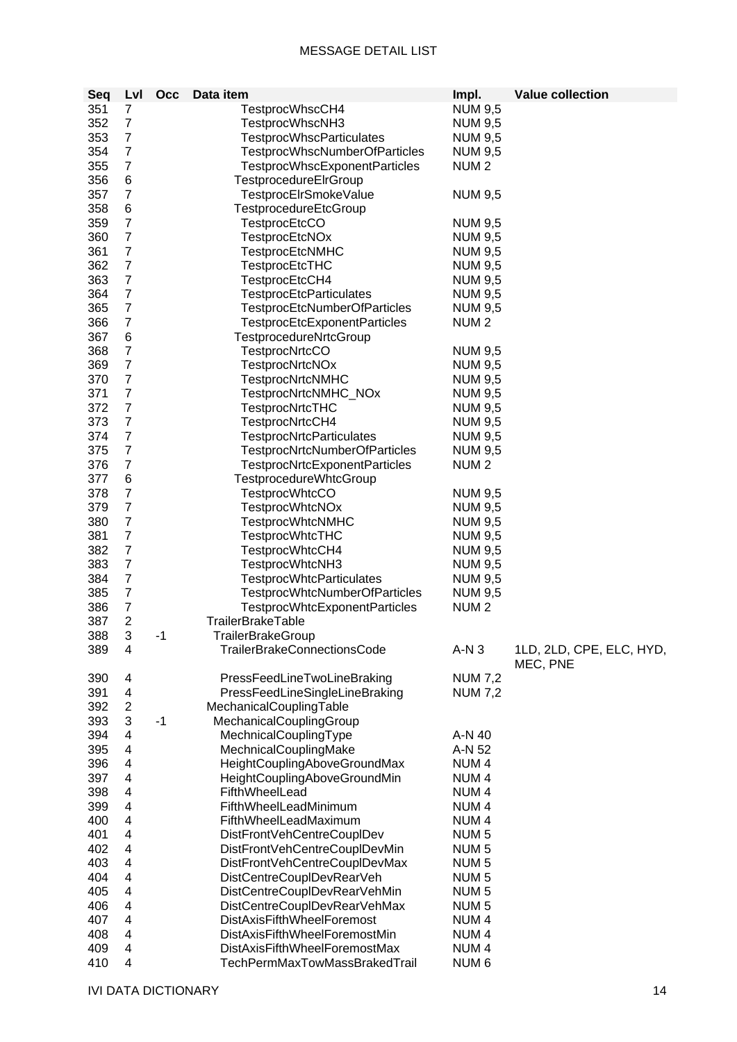# MESSAGE DETAIL LIST

| Seq | Lvl | Occ | Data item | Impl. | Value collection |
|---|---|---|---|---|---|
| 351 | 7 | | TestprocWhscCH4 | NUM 9,5 | |
| 352 | 7 | | TestprocWhscNH3 | NUM 9,5 | |
| 353 | 7 | | TestprocWhscParticulates | NUM 9,5 | |
| 354 | 7 | | TestprocWhscNumberOfParticles | NUM 9,5 | |
| 355 | 7 | | TestprocWhscExponentParticles | NUM 2 | |
| 356 | 6 | | TestprocedureElrGroup | | |
| 357 | 7 | | TestprocElrSmokeValue | NUM 9,5 | |
| 358 | 6 | | TestprocedureEtcGroup | | |
| 359 | 7 | | TestprocEtcCO | NUM 9,5 | |
| 360 | 7 | | TestprocEtcNOx | NUM 9,5 | |
| 361 | 7 | | TestprocEtcNMHC | NUM 9,5 | |
| 362 | 7 | | TestprocEtcTHC | NUM 9,5 | |
| 363 | 7 | | TestprocEtcCH4 | NUM 9,5 | |
| 364 | 7 | | TestprocEtcParticulates | NUM 9,5 | |
| 365 | 7 | | TestprocEtcNumberOfParticles | NUM 9,5 | |
| 366 | 7 | | TestprocEtcExponentParticles | NUM 2 | |
| 367 | 6 | | TestprocedureNrtcGroup | | |
| 368 | 7 | | TestprocNrtcCO | NUM 9,5 | |
| 369 | 7 | | TestprocNrtcNOx | NUM 9,5 | |
| 370 | 7 | | TestprocNrtcNMHC | NUM 9,5 | |
| 371 | 7 | | TestprocNrtcNMHC_NOx | NUM 9,5 | |
| 372 | 7 | | TestprocNrtcTHC | NUM 9,5 | |
| 373 | 7 | | TestprocNrtcCH4 | NUM 9,5 | |
| 374 | 7 | | TestprocNrtcParticulates | NUM 9,5 | |
| 375 | 7 | | TestprocNrtcNumberOfParticles | NUM 9,5 | |
| 376 | 7 | | TestprocNrtcExponentParticles | NUM 2 | |
| 377 | 6 | | TestprocedureWhtcGroup | | |
| 378 | 7 | | TestprocWhtcCO | NUM 9,5 | |
| 379 | 7 | | TestprocWhtcNOx | NUM 9,5 | |
| 380 | 7 | | TestprocWhtcNMHC | NUM 9,5 | |
| 381 | 7 | | TestprocWhtcTHC | NUM 9,5 | |
| 382 | 7 | | TestprocWhtcCH4 | NUM 9,5 | |
| 383 | 7 | | TestprocWhtcNH3 | NUM 9,5 | |
| 384 | 7 | | TestprocWhtcParticulates | NUM 9,5 | |
| 385 | 7 | | TestprocWhtcNumberOfParticles | NUM 9,5 | |
| 386 | 7 | | TestprocWhtcExponentParticles | NUM 2 | |
| 387 | 2 | | TrailerBrakeTable | | |
| 388 | 3 | -1 | TrailerBrakeGroup | | |
| 389 | 4 | | TrailerBrakeConnectionsCode | A-N 3 | 1LD, 2LD, CPE, ELC, HYD, MEC, PNE |
| 390 | 4 | | PressFeedLineTwoLineBraking | NUM 7,2 | |
| 391 | 4 | | PressFeedLineSingleLineBraking | NUM 7,2 | |
| 392 | 2 | | MechanicalCouplingTable | | |
| 393 | 3 | -1 | MechanicalCouplingGroup | | |
| 394 | 4 | | MechnicalCouplingType | A-N 40 | |
| 395 | 4 | | MechnicalCouplingMake | A-N 52 | |
| 396 | 4 | | HeightCouplingAboveGroundMax | NUM 4 | |
| 397 | 4 | | HeightCouplingAboveGroundMin | NUM 4 | |
| 398 | 4 | | FifthWheelLead | NUM 4 | |
| 399 | 4 | | FifthWheelLeadMinimum | NUM 4 | |
| 400 | 4 | | FifthWheelLeadMaximum | NUM 4 | |
| 401 | 4 | | DistFrontVehCentreCouplDev | NUM 5 | |
| 402 | 4 | | DistFrontVehCentreCouplDevMin | NUM 5 | |
| 403 | 4 | | DistFrontVehCentreCouplDevMax | NUM 5 | |
| 404 | 4 | | DistCentreCouplDevRearVeh | NUM 5 | |
| 405 | 4 | | DistCentreCouplDevRearVehMin | NUM 5 | |
| 406 | 4 | | DistCentreCouplDevRearVehMax | NUM 5 | |
| 407 | 4 | | DistAxisFifthWheelForemost | NUM 4 | |
| 408 | 4 | | DistAxisFifthWheelForemostMin | NUM 4 | |
| 409 | 4 | | DistAxisFifthWheelForemostMax | NUM 4 | |
| 410 | 4 | | TechPermMaxTowMassBrakedTrail | NUM 6 | |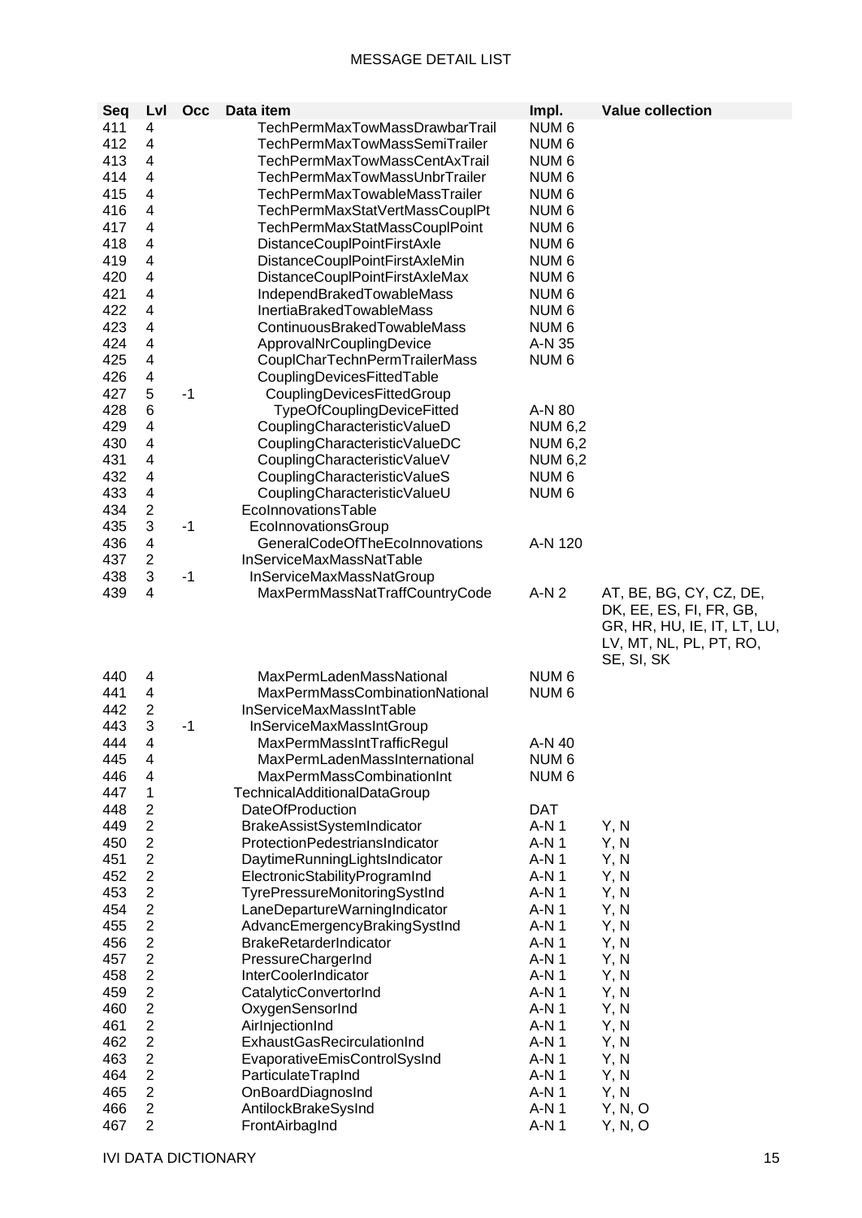MESSAGE DETAIL LIST

| Seq | Lvl | Occ | Data item | Impl. | Value collection |
|---|---|---|---|---|---|
| 411 | 4 | | TechPermMaxTowMassDrawbarTrail | NUM 6 | |
| 412 | 4 | | TechPermMaxTowMassSemiTrailer | NUM 6 | |
| 413 | 4 | | TechPermMaxTowMassCentAxTrail | NUM 6 | |
| 414 | 4 | | TechPermMaxTowMassUnbrTrailer | NUM 6 | |
| 415 | 4 | | TechPermMaxTowableMassTrailer | NUM 6 | |
| 416 | 4 | | TechPermMaxStatVertMassCouplPt | NUM 6 | |
| 417 | 4 | | TechPermMaxStatMassCouplPoint | NUM 6 | |
| 418 | 4 | | DistanceCouplPointFirstAxle | NUM 6 | |
| 419 | 4 | | DistanceCouplPointFirstAxleMin | NUM 6 | |
| 420 | 4 | | DistanceCouplPointFirstAxleMax | NUM 6 | |
| 421 | 4 | | IndependBrakedTowableMass | NUM 6 | |
| 422 | 4 | | InertiaBrakedTowableMass | NUM 6 | |
| 423 | 4 | | ContinuousBrakedTowableMass | NUM 6 | |
| 424 | 4 | | ApprovalNrCouplingDevice | A-N 35 | |
| 425 | 4 | | CouplCharTechnPermTrailerMass | NUM 6 | |
| 426 | 4 | | CouplingDevicesFittedTable | | |
| 427 | 5 | -1 | CouplingDevicesFittedGroup | | |
| 428 | 6 | | TypeOfCouplingDeviceFitted | A-N 80 | |
| 429 | 4 | | CouplingCharacteristicValueD | NUM 6,2 | |
| 430 | 4 | | CouplingCharacteristicValueDC | NUM 6,2 | |
| 431 | 4 | | CouplingCharacteristicValueV | NUM 6,2 | |
| 432 | 4 | | CouplingCharacteristicValueS | NUM 6 | |
| 433 | 4 | | CouplingCharacteristicValueU | NUM 6 | |
| 434 | 2 | | EcoInnovationsTable | | |
| 435 | 3 | -1 | EcoInnovationsGroup | | |
| 436 | 4 | | GeneralCodeOfTheEcoInnovations | A-N 120 | |
| 437 | 2 | | InServiceMaxMassNatTable | | |
| 438 | 3 | -1 | InServiceMaxMassNatGroup | | |
| 439 | 4 | | MaxPermMassNatTraffCountryCode | A-N 2 | AT, BE, BG, CY, CZ, DE, DK, EE, ES, FI, FR, GB, GR, HR, HU, IE, IT, LT, LU, LV, MT, NL, PL, PT, RO, SE, SI, SK |
| 440 | 4 | | MaxPermLadenMassNational | NUM 6 | |
| 441 | 4 | | MaxPermMassCombinationNational | NUM 6 | |
| 442 | 2 | | InServiceMaxMassIntTable | | |
| 443 | 3 | -1 | InServiceMaxMassIntGroup | | |
| 444 | 4 | | MaxPermMassIntTrafficRegul | A-N 40 | |
| 445 | 4 | | MaxPermLadenMassInternational | NUM 6 | |
| 446 | 4 | | MaxPermMassCombinationInt | NUM 6 | |
| 447 | 1 | | TechnicalAdditionalDataGroup | | |
| 448 | 2 | | DateOfProduction | DAT | |
| 449 | 2 | | BrakeAssistSystemIndicator | A-N 1 | Y, N |
| 450 | 2 | | ProtectionPedestriansIndicator | A-N 1 | Y, N |
| 451 | 2 | | DaytimeRunningLightsIndicator | A-N 1 | Y, N |
| 452 | 2 | | ElectronicStabilityProgramInd | A-N 1 | Y, N |
| 453 | 2 | | TyrePressureMonitoringSystInd | A-N 1 | Y, N |
| 454 | 2 | | LaneDepartureWarningIndicator | A-N 1 | Y, N |
| 455 | 2 | | AdvancEmergencyBrakingSystInd | A-N 1 | Y, N |
| 456 | 2 | | BrakeRetarderIndicator | A-N 1 | Y, N |
| 457 | 2 | | PressureChargerInd | A-N 1 | Y, N |
| 458 | 2 | | InterCoolerIndicator | A-N 1 | Y, N |
| 459 | 2 | | CatalyticConvertorInd | A-N 1 | Y, N |
| 460 | 2 | | OxygenSensorInd | A-N 1 | Y, N |
| 461 | 2 | | AirInjectionInd | A-N 1 | Y, N |
| 462 | 2 | | ExhaustGasRecirculationInd | A-N 1 | Y, N |
| 463 | 2 | | EvaporativeEmisControlSysInd | A-N 1 | Y, N |
| 464 | 2 | | ParticulateTrapInd | A-N 1 | Y, N |
| 465 | 2 | | OnBoardDiagnosInd | A-N 1 | Y, N |
| 466 | 2 | | AntilockBrakeSysInd | A-N 1 | Y, N, O |
| 467 | 2 | | FrontAirbagInd | A-N 1 | Y, N, O |

IVI DATA DICTIONARY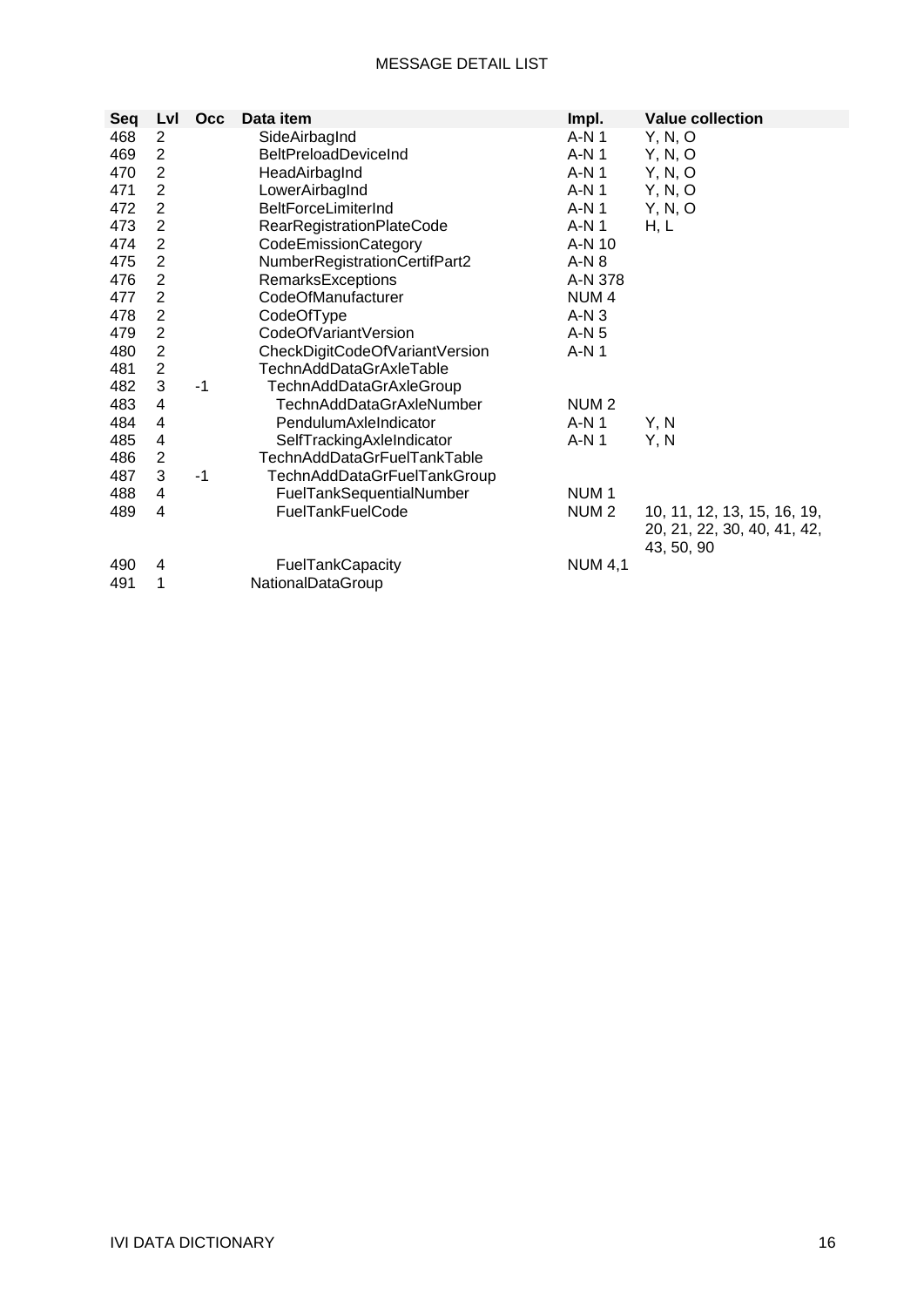MESSAGE DETAIL LIST

| Seq | Lvl | Occ | Data item | Impl. | Value collection |
|---|---|---|---|---|---|
| 468 | 2 | | SideAirbagInd | A-N 1 | Y, N, O |
| 469 | 2 | | BeltPreloadDeviceInd | A-N 1 | Y, N, O |
| 470 | 2 | | HeadAirbagInd | A-N 1 | Y, N, O |
| 471 | 2 | | LowerAirbagInd | A-N 1 | Y, N, O |
| 472 | 2 | | BeltForceLimiterInd | A-N 1 | Y, N, O |
| 473 | 2 | | RearRegistrationPlateCode | A-N 1 | H, L |
| 474 | 2 | | CodeEmissionCategory | A-N 10 | |
| 475 | 2 | | NumberRegistrationCertifPart2 | A-N 8 | |
| 476 | 2 | | RemarksExceptions | A-N 378 | |
| 477 | 2 | | CodeOfManufacturer | NUM 4 | |
| 478 | 2 | | CodeOfType | A-N 3 | |
| 479 | 2 | | CodeOfVariantVersion | A-N 5 | |
| 480 | 2 | | CheckDigitCodeOfVariantVersion | A-N 1 | |
| 481 | 2 | | TechnAddDataGrAxleTable | | |
| 482 | 3 | -1 | TechnAddDataGrAxleGroup | | |
| 483 | 4 | | TechnAddDataGrAxleNumber | NUM 2 | |
| 484 | 4 | | PendulumAxleIndicator | A-N 1 | Y, N |
| 485 | 4 | | SelfTrackingAxleIndicator | A-N 1 | Y, N |
| 486 | 2 | | TechnAddDataGrFuelTankTable | | |
| 487 | 3 | -1 | TechnAddDataGrFuelTankGroup | | |
| 488 | 4 | | FuelTankSequentialNumber | NUM 1 | |
| 489 | 4 | | FuelTankFuelCode | NUM 2 | 10, 11, 12, 13, 15, 16, 19, 20, 21, 22, 30, 40, 41, 42, 43, 50, 90 |
| 490 | 4 | | FuelTankCapacity | NUM 4,1 | |
| 491 | 1 | | NationalDataGroup | | |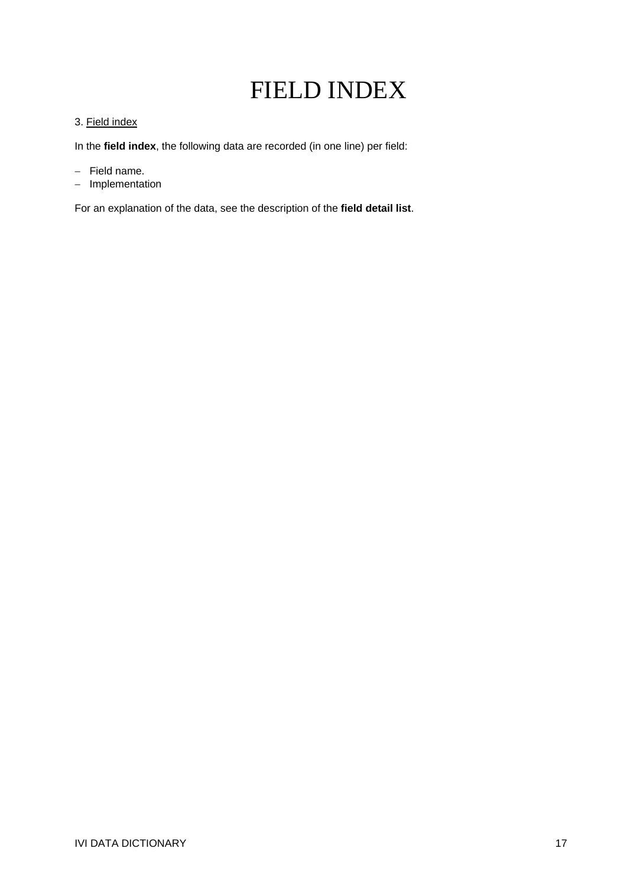# FIELD INDEX

3. Field index

In the **field index**, the following data are recorded (in one line) per field:

- Field name.
- Implementation

For an explanation of the data, see the description of the **field detail list**.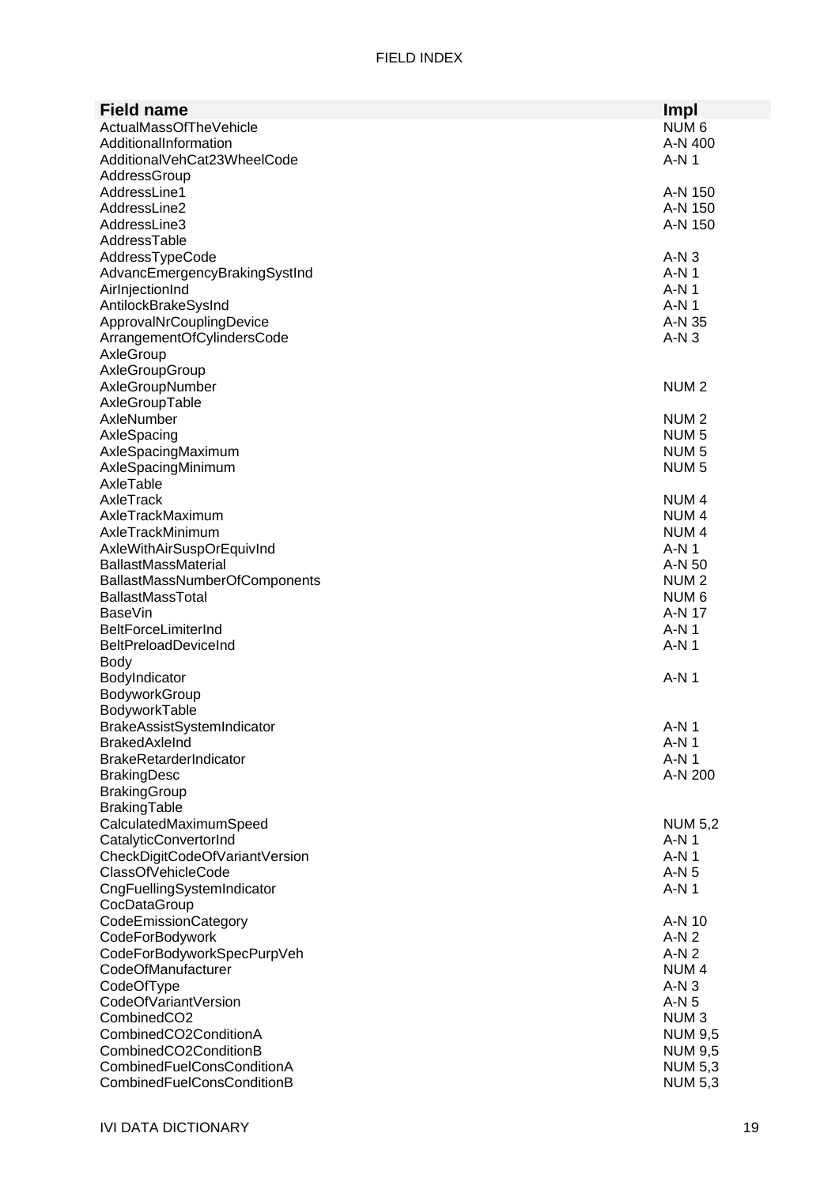| Field name | Impl |
|---|---|
| ActualMassOfTheVehicle | NUM 6 |
| AdditionalInformation | A-N 400 |
| AdditionalVehCat23WheelCode | A-N 1 |
| AddressGroup | |
| AddressLine1 | A-N 150 |
| AddressLine2 | A-N 150 |
| AddressLine3 | A-N 150 |
| AddressTable | |
| AddressTypeCode | A-N 3 |
| AdvancEmergencyBrakingSystInd | A-N 1 |
| AirInjectionInd | A-N 1 |
| AntilockBrakeSysInd | A-N 1 |
| ApprovalNrCouplingDevice | A-N 35 |
| ArrangementOfCylindersCode | A-N 3 |
| AxleGroup | |
| AxleGroupGroup | |
| AxleGroupNumber | NUM 2 |
| AxleGroupTable | |
| AxleNumber | NUM 2 |
| AxleSpacing | NUM 5 |
| AxleSpacingMaximum | NUM 5 |
| AxleSpacingMinimum | NUM 5 |
| AxleTable | |
| AxleTrack | NUM 4 |
| AxleTrackMaximum | NUM 4 |
| AxleTrackMinimum | NUM 4 |
| AxleWithAirSuspOrEquivInd | A-N 1 |
| BallastMassMaterial | A-N 50 |
| BallastMassNumberOfComponents | NUM 2 |
| BallastMassTotal | NUM 6 |
| BaseVin | A-N 17 |
| BeltForceLimiterInd | A-N 1 |
| BeltPreloadDeviceInd | A-N 1 |
| Body | |
| BodyIndicator | A-N 1 |
| BodyworkGroup | |
| BodyworkTable | |
| BrakeAssistSystemIndicator | A-N 1 |
| BrakedAxleInd | A-N 1 |
| BrakeRetarderIndicator | A-N 1 |
| BrakingDesc | A-N 200 |
| BrakingGroup | |
| BrakingTable | |
| CalculatedMaximumSpeed | NUM 5,2 |
| CatalyticConvertorInd | A-N 1 |
| CheckDigitCodeOfVariantVersion | A-N 1 |
| ClassOfVehicleCode | A-N 5 |
| CngFuellingSystemIndicator | A-N 1 |
| CocDataGroup | |
| CodeEmissionCategory | A-N 10 |
| CodeForBodywork | A-N 2 |
| CodeForBodyworkSpecPurpVeh | A-N 2 |
| CodeOfManufacturer | NUM 4 |
| CodeOfType | A-N 3 |
| CodeOfVariantVersion | A-N 5 |
| CombinedCO2 | NUM 3 |
| CombinedCO2ConditionA | NUM 9,5 |
| CombinedCO2ConditionB | NUM 9,5 |
| CombinedFuelConsConditionA | NUM 5,3 |
| CombinedFuelConsConditionB | NUM 5,3 |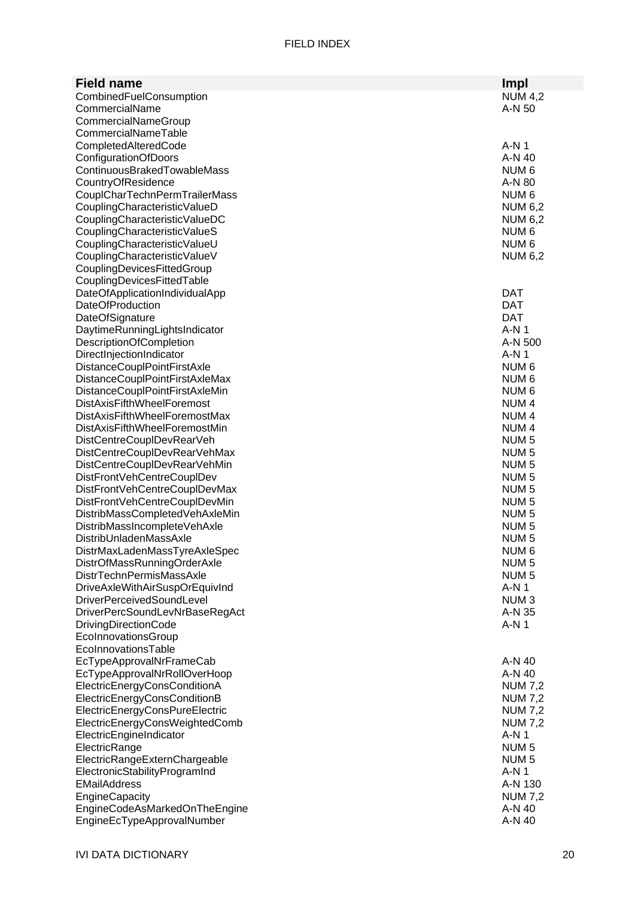# FIELD INDEX

| Field name | Impl |
|---|---|
| CombinedFuelConsumption | NUM 4,2 |
| CommercialName | A-N 50 |
| CommercialNameGroup | |
| CommercialNameTable | |
| CompletedAlteredCode | A-N 1 |
| ConfigurationOfDoors | A-N 40 |
| ContinuousBrakedTowableMass | NUM 6 |
| CountryOfResidence | A-N 80 |
| CouplCharTechnPermTrailerMass | NUM 6 |
| CouplingCharacteristicValueD | NUM 6,2 |
| CouplingCharacteristicValueDC | NUM 6,2 |
| CouplingCharacteristicValueS | NUM 6 |
| CouplingCharacteristicValueU | NUM 6 |
| CouplingCharacteristicValueV | NUM 6,2 |
| CouplingDevicesFittedGroup | |
| CouplingDevicesFittedTable | |
| DateOfApplicationIndividualApp | DAT |
| DateOfProduction | DAT |
| DateOfSignature | DAT |
| DaytimeRunningLightsIndicator | A-N 1 |
| DescriptionOfCompletion | A-N 500 |
| DirectInjectionIndicator | A-N 1 |
| DistanceCouplPointFirstAxle | NUM 6 |
| DistanceCouplPointFirstAxleMax | NUM 6 |
| DistanceCouplPointFirstAxleMin | NUM 6 |
| DistAxisFifthWheelForemost | NUM 4 |
| DistAxisFifthWheelForemostMax | NUM 4 |
| DistAxisFifthWheelForemostMin | NUM 4 |
| DistCentreCouplDevRearVeh | NUM 5 |
| DistCentreCouplDevRearVehMax | NUM 5 |
| DistCentreCouplDevRearVehMin | NUM 5 |
| DistFrontVehCentreCouplDev | NUM 5 |
| DistFrontVehCentreCouplDevMax | NUM 5 |
| DistFrontVehCentreCouplDevMin | NUM 5 |
| DistribMassCompletedVehAxleMin | NUM 5 |
| DistribMassIncompleteVehAxle | NUM 5 |
| DistribUnladenMassAxle | NUM 5 |
| DistrMaxLadenMassTyreAxleSpec | NUM 6 |
| DistrOfMassRunningOrderAxle | NUM 5 |
| DistrTechnPermisMassAxle | NUM 5 |
| DriveAxleWithAirSuspOrEquivInd | A-N 1 |
| DriverPerceivedSoundLevel | NUM 3 |
| DriverPercSoundLevNrBaseRegAct | A-N 35 |
| DrivingDirectionCode | A-N 1 |
| EcoInnovationsGroup | |
| EcoInnovationsTable | |
| EcTypeApprovalNrFrameCab | A-N 40 |
| EcTypeApprovalNrRollOverHoop | A-N 40 |
| ElectricEnergyConsConditionA | NUM 7,2 |
| ElectricEnergyConsConditionB | NUM 7,2 |
| ElectricEnergyConsPureElectric | NUM 7,2 |
| ElectricEnergyConsWeightedComb | NUM 7,2 |
| ElectricEngineIndicator | A-N 1 |
| ElectricRange | NUM 5 |
| ElectricRangeExternChargeable | NUM 5 |
| ElectronicStabilityProgramInd | A-N 1 |
| EMailAddress | A-N 130 |
| EngineCapacity | NUM 7,2 |
| EngineCodeAsMarkedOnTheEngine | A-N 40 |
| EngineEcTypeApprovalNumber | A-N 40 |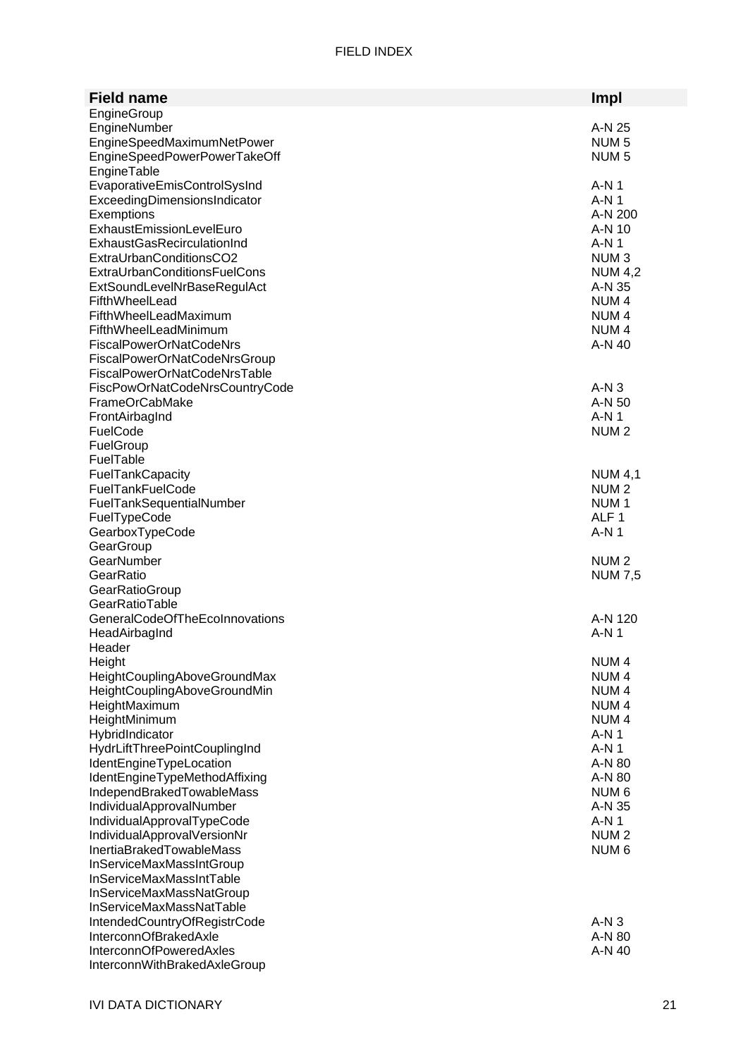| Field name | Impl |
|---|---|
| EngineGroup | |
| EngineNumber | A-N 25 |
| EngineSpeedMaximumNetPower | NUM 5 |
| EngineSpeedPowerPowerTakeOff | NUM 5 |
| EngineTable | |
| EvaporativeEmisControlSysInd | A-N 1 |
| ExceedingDimensionsIndicator | A-N 1 |
| Exemptions | A-N 200 |
| ExhaustEmissionLevelEuro | A-N 10 |
| ExhaustGasRecirculationInd | A-N 1 |
| ExtraUrbanConditionsCO2 | NUM 3 |
| ExtraUrbanConditionsFuelCons | NUM 4,2 |
| ExtSoundLevelNrBaseRegulAct | A-N 35 |
| FifthWheelLead | NUM 4 |
| FifthWheelLeadMaximum | NUM 4 |
| FifthWheelLeadMinimum | NUM 4 |
| FiscalPowerOrNatCodeNrs | A-N 40 |
| FiscalPowerOrNatCodeNrsGroup | |
| FiscalPowerOrNatCodeNrsTable | |
| FiscPowOrNatCodeNrsCountryCode | A-N 3 |
| FrameOrCabMake | A-N 50 |
| FrontAirbagInd | A-N 1 |
| FuelCode | NUM 2 |
| FuelGroup | |
| FuelTable | |
| FuelTankCapacity | NUM 4,1 |
| FuelTankFuelCode | NUM 2 |
| FuelTankSequentialNumber | NUM 1 |
| FuelTypeCode | ALF 1 |
| GearboxTypeCode | A-N 1 |
| GearGroup | |
| GearNumber | NUM 2 |
| GearRatio | NUM 7,5 |
| GearRatioGroup | |
| GearRatioTable | |
| GeneralCodeOfTheEcoInnovations | A-N 120 |
| HeadAirbagInd | A-N 1 |
| Header | |
| Height | NUM 4 |
| HeightCouplingAboveGroundMax | NUM 4 |
| HeightCouplingAboveGroundMin | NUM 4 |
| HeightMaximum | NUM 4 |
| HeightMinimum | NUM 4 |
| HybridIndicator | A-N 1 |
| HydrLiftThreePointCouplingInd | A-N 1 |
| IdentEngineTypeLocation | A-N 80 |
| IdentEngineTypeMethodAffixing | A-N 80 |
| IndependBrakedTowableMass | NUM 6 |
| IndividualApprovalNumber | A-N 35 |
| IndividualApprovalTypeCode | A-N 1 |
| IndividualApprovalVersionNr | NUM 2 |
| InertiaBrakedTowableMass | NUM 6 |
| InServiceMaxMassIntGroup | |
| InServiceMaxMassIntTable | |
| InServiceMaxMassNatGroup | |
| InServiceMaxMassNatTable | |
| IntendedCountryOfRegistrCode | A-N 3 |
| InterconnOfBrakedAxle | A-N 80 |
| InterconnOfPoweredAxles | A-N 40 |
| InterconnWithBrakedAxleGroup | |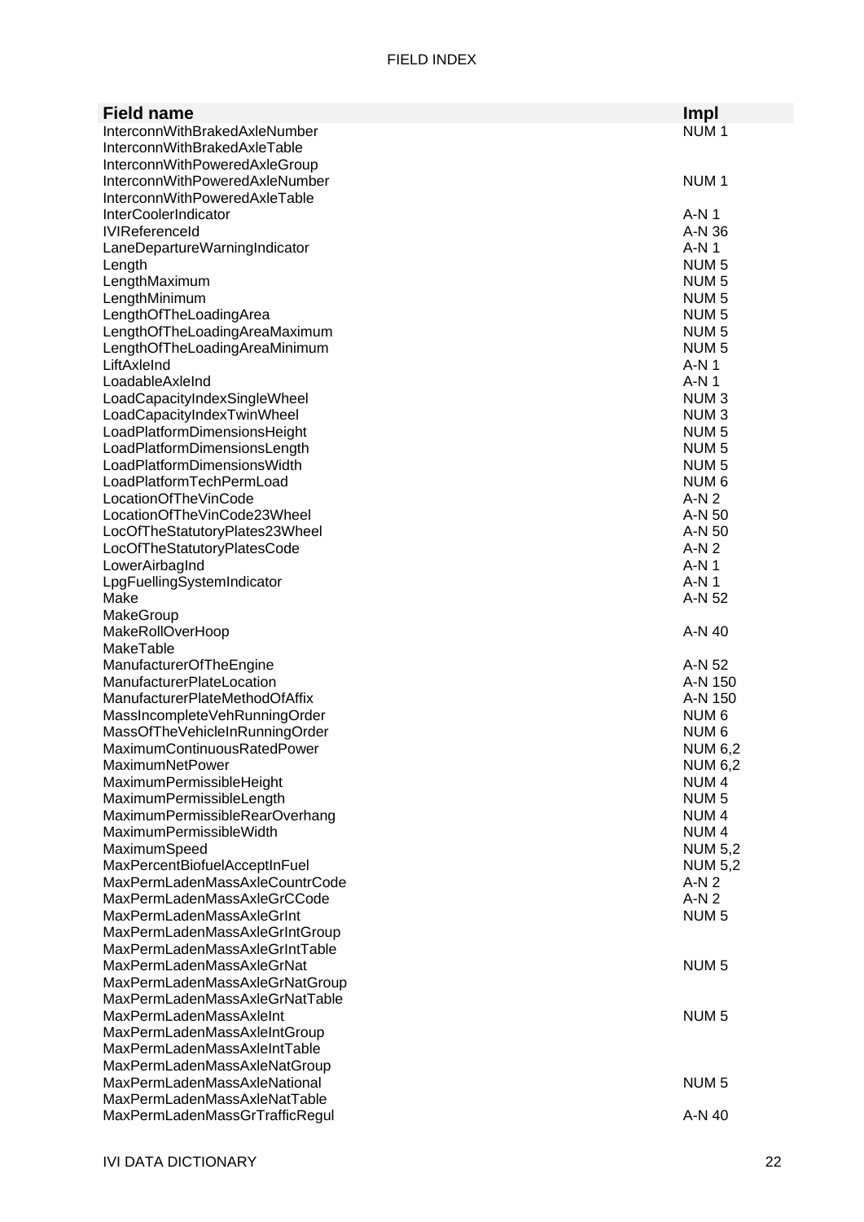| Field name | Impl |
|---|---|
| InterconnWithBrakedAxleNumber | NUM 1 |
| InterconnWithBrakedAxleTable | |
| InterconnWithPoweredAxleGroup | |
| InterconnWithPoweredAxleNumber | NUM 1 |
| InterconnWithPoweredAxleTable | |
| InterCoolerIndicator | A-N 1 |
| IVIReferenceId | A-N 36 |
| LaneDepartureWarningIndicator | A-N 1 |
| Length | NUM 5 |
| LengthMaximum | NUM 5 |
| LengthMinimum | NUM 5 |
| LengthOfTheLoadingArea | NUM 5 |
| LengthOfTheLoadingAreaMaximum | NUM 5 |
| LengthOfTheLoadingAreaMinimum | NUM 5 |
| LiftAxleInd | A-N 1 |
| LoadableAxleInd | A-N 1 |
| LoadCapacityIndexSingleWheel | NUM 3 |
| LoadCapacityIndexTwinWheel | NUM 3 |
| LoadPlatformDimensionsHeight | NUM 5 |
| LoadPlatformDimensionsLength | NUM 5 |
| LoadPlatformDimensionsWidth | NUM 5 |
| LoadPlatformTechPermLoad | NUM 6 |
| LocationOfTheVinCode | A-N 2 |
| LocationOfTheVinCode23Wheel | A-N 50 |
| LocOfTheStatutoryPlates23Wheel | A-N 50 |
| LocOfTheStatutoryPlatesCode | A-N 2 |
| LowerAirbagInd | A-N 1 |
| LpgFuellingSystemIndicator | A-N 1 |
| Make | A-N 52 |
| MakeGroup | |
| MakeRollOverHoop | A-N 40 |
| MakeTable | |
| ManufacturerOfTheEngine | A-N 52 |
| ManufacturerPlateLocation | A-N 150 |
| ManufacturerPlateMethodOfAffix | A-N 150 |
| MassIncompleteVehRunningOrder | NUM 6 |
| MassOfTheVehicleInRunningOrder | NUM 6 |
| MaximumContinuousRatedPower | NUM 6,2 |
| MaximumNetPower | NUM 6,2 |
| MaximumPermissibleHeight | NUM 4 |
| MaximumPermissibleLength | NUM 5 |
| MaximumPermissibleRearOverhang | NUM 4 |
| MaximumPermissibleWidth | NUM 4 |
| MaximumSpeed | NUM 5,2 |
| MaxPercentBiofuelAcceptInFuel | NUM 5,2 |
| MaxPermLadenMassAxleCountrCode | A-N 2 |
| MaxPermLadenMassAxleGrCCode | A-N 2 |
| MaxPermLadenMassAxleGrInt | NUM 5 |
| MaxPermLadenMassAxleGrIntGroup | |
| MaxPermLadenMassAxleGrIntTable | |
| MaxPermLadenMassAxleGrNat | NUM 5 |
| MaxPermLadenMassAxleGrNatGroup | |
| MaxPermLadenMassAxleGrNatTable | |
| MaxPermLadenMassAxleInt | NUM 5 |
| MaxPermLadenMassAxleIntGroup | |
| MaxPermLadenMassAxleIntTable | |
| MaxPermLadenMassAxleNatGroup | |
| MaxPermLadenMassAxleNational | NUM 5 |
| MaxPermLadenMassAxleNatTable | |
| MaxPermLadenMassGrTrafficRegul | A-N 40 |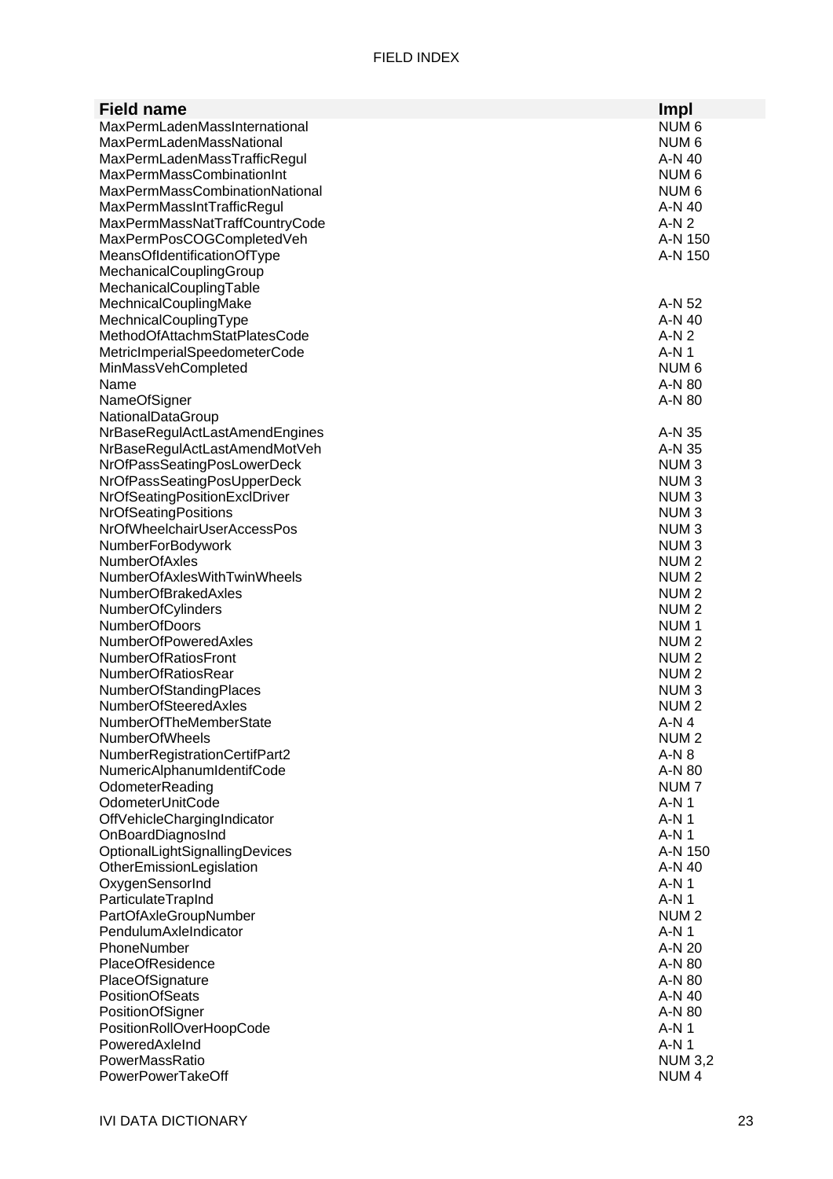| Field name | Impl |
| --- | --- |
| MaxPermLadenMassInternational | NUM 6 |
| MaxPermLadenMassNational | NUM 6 |
| MaxPermLadenMassTrafficRegul | A-N 40 |
| MaxPermMassCombinationInt | NUM 6 |
| MaxPermMassCombinationNational | NUM 6 |
| MaxPermMassIntTrafficRegul | A-N 40 |
| MaxPermMassNatTraffCountryCode | A-N 2 |
| MaxPermPosCOGCompletedVeh | A-N 150 |
| MeansOfIdentificationOfType | A-N 150 |
| MechanicalCouplingGroup | |
| MechanicalCouplingTable | |
| MechnicalCouplingMake | A-N 52 |
| MechnicalCouplingType | A-N 40 |
| MethodOfAttachmStatPlatesCode | A-N 2 |
| MetricImperialSpeedometerCode | A-N 1 |
| MinMassVehCompleted | NUM 6 |
| Name | A-N 80 |
| NameOfSigner | A-N 80 |
| NationalDataGroup | |
| NrBaseRegulActLastAmendEngines | A-N 35 |
| NrBaseRegulActLastAmendMotVeh | A-N 35 |
| NrOfPassSeatingPosLowerDeck | NUM 3 |
| NrOfPassSeatingPosUpperDeck | NUM 3 |
| NrOfSeatingPositionExclDriver | NUM 3 |
| NrOfSeatingPositions | NUM 3 |
| NrOfWheelchairUserAccessPos | NUM 3 |
| NumberForBodywork | NUM 3 |
| NumberOfAxles | NUM 2 |
| NumberOfAxlesWithTwinWheels | NUM 2 |
| NumberOfBrakedAxles | NUM 2 |
| NumberOfCylinders | NUM 2 |
| NumberOfDoors | NUM 1 |
| NumberOfPoweredAxles | NUM 2 |
| NumberOfRatiosFront | NUM 2 |
| NumberOfRatiosRear | NUM 2 |
| NumberOfStandingPlaces | NUM 3 |
| NumberOfSteeredAxles | NUM 2 |
| NumberOfTheMemberState | A-N 4 |
| NumberOfWheels | NUM 2 |
| NumberRegistrationCertifPart2 | A-N 8 |
| NumericAlphanumIdentifCode | A-N 80 |
| OdometerReading | NUM 7 |
| OdometerUnitCode | A-N 1 |
| OffVehicleChargingIndicator | A-N 1 |
| OnBoardDiagnosInd | A-N 1 |
| OptionalLightSignallingDevices | A-N 150 |
| OtherEmissionLegislation | A-N 40 |
| OxygenSensorInd | A-N 1 |
| ParticulateTrapInd | A-N 1 |
| PartOfAxleGroupNumber | NUM 2 |
| PendulumAxleIndicator | A-N 1 |
| PhoneNumber | A-N 20 |
| PlaceOfResidence | A-N 80 |
| PlaceOfSignature | A-N 80 |
| PositionOfSeats | A-N 40 |
| PositionOfSigner | A-N 80 |
| PositionRollOverHoopCode | A-N 1 |
| PoweredAxleInd | A-N 1 |
| PowerMassRatio | NUM 3,2 |
| PowerPowerTakeOff | NUM 4 |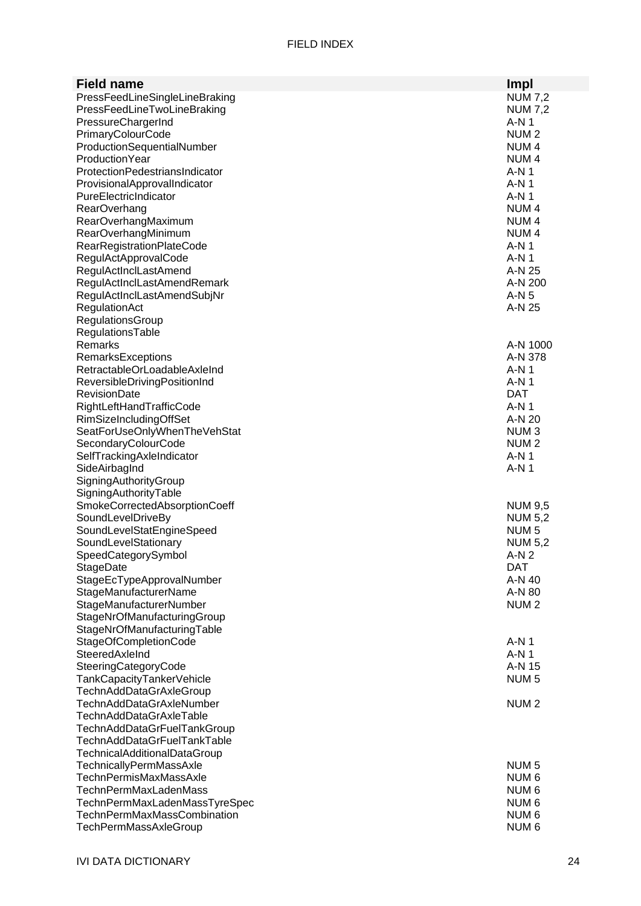| Field name | Impl |
|---|---|
| PressFeedLineSingleLineBraking | NUM 7,2 |
| PressFeedLineTwoLineBraking | NUM 7,2 |
| PressureChargerInd | A-N 1 |
| PrimaryColourCode | NUM 2 |
| ProductionSequentialNumber | NUM 4 |
| ProductionYear | NUM 4 |
| ProtectionPedestriansIndicator | A-N 1 |
| ProvisionalApprovalIndicator | A-N 1 |
| PureElectricIndicator | A-N 1 |
| RearOverhang | NUM 4 |
| RearOverhangMaximum | NUM 4 |
| RearOverhangMinimum | NUM 4 |
| RearRegistrationPlateCode | A-N 1 |
| RegulActApprovalCode | A-N 1 |
| RegulActInclLastAmend | A-N 25 |
| RegulActInclLastAmendRemark | A-N 200 |
| RegulActInclLastAmendSubjNr | A-N 5 |
| RegulationAct | A-N 25 |
| RegulationsGroup | |
| RegulationsTable | |
| Remarks | A-N 1000 |
| RemarksExceptions | A-N 378 |
| RetractableOrLoadableAxleInd | A-N 1 |
| ReversibleDrivingPositionInd | A-N 1 |
| RevisionDate | DAT |
| RightLeftHandTrafficCode | A-N 1 |
| RimSizeIncludingOffSet | A-N 20 |
| SeatForUseOnlyWhenTheVehStat | NUM 3 |
| SecondaryColourCode | NUM 2 |
| SelfTrackingAxleIndicator | A-N 1 |
| SideAirbagInd | A-N 1 |
| SigningAuthorityGroup | |
| SigningAuthorityTable | |
| SmokeCorrectedAbsorptionCoeff | NUM 9,5 |
| SoundLevelDriveBy | NUM 5,2 |
| SoundLevelStatEngineSpeed | NUM 5 |
| SoundLevelStationary | NUM 5,2 |
| SpeedCategorySymbol | A-N 2 |
| StageDate | DAT |
| StageEcTypeApprovalNumber | A-N 40 |
| StageManufacturerName | A-N 80 |
| StageManufacturerNumber | NUM 2 |
| StageNrOfManufacturingGroup | |
| StageNrOfManufacturingTable | |
| StageOfCompletionCode | A-N 1 |
| SteeredAxleInd | A-N 1 |
| SteeringCategoryCode | A-N 15 |
| TankCapacityTankerVehicle | NUM 5 |
| TechnAddDataGrAxleGroup | |
| TechnAddDataGrAxleNumber | NUM 2 |
| TechnAddDataGrAxleTable | |
| TechnAddDataGrFuelTankGroup | |
| TechnAddDataGrFuelTankTable | |
| TechnicalAdditionalDataGroup | |
| TechnicallyPermMassAxle | NUM 5 |
| TechnPermisMaxMassAxle | NUM 6 |
| TechnPermMaxLadenMass | NUM 6 |
| TechnPermMaxLadenMassTyreSpec | NUM 6 |
| TechnPermMaxMassCombination | NUM 6 |
| TechPermMassAxleGroup | NUM 6 |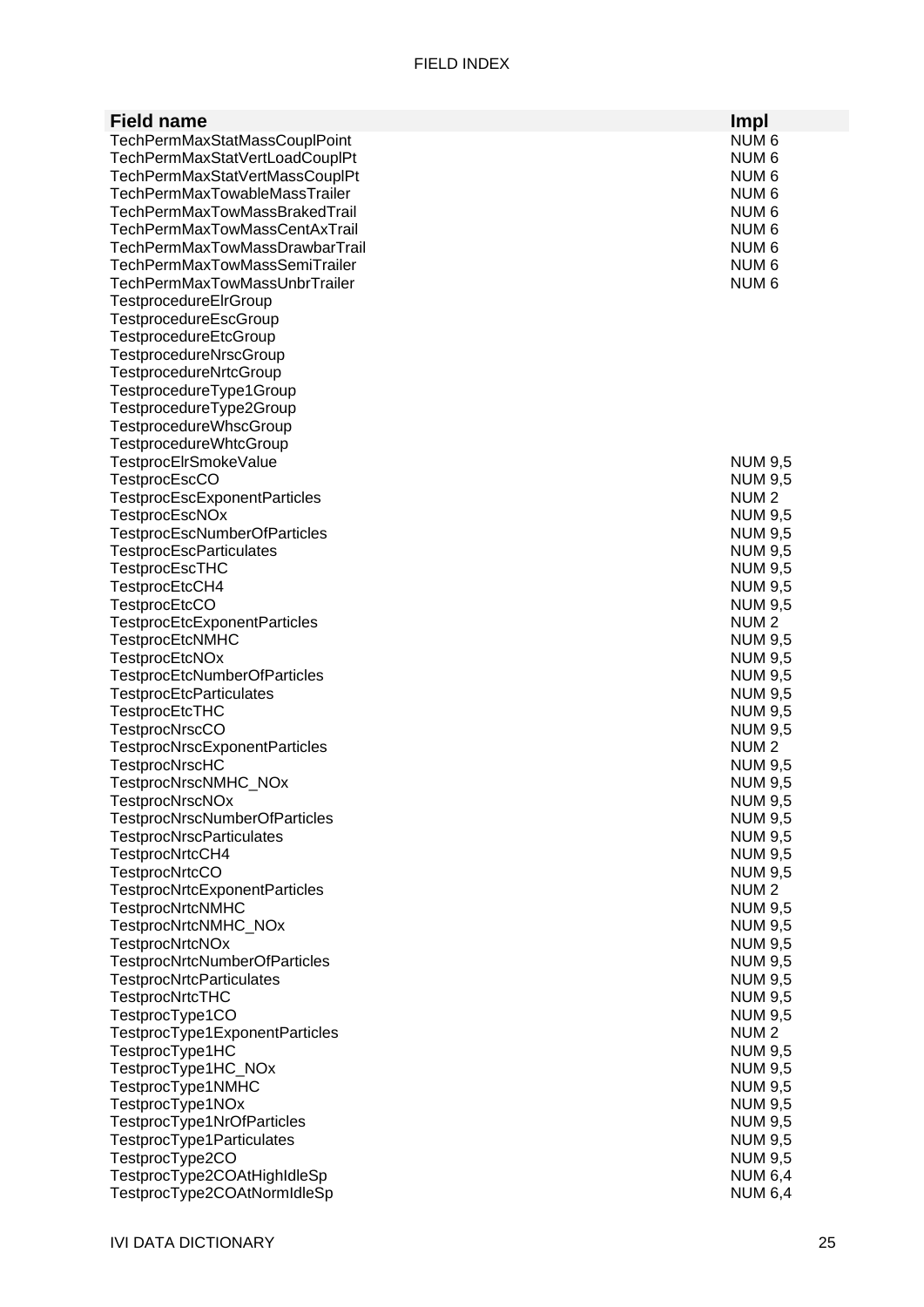| Field name | Impl |
|---|---|
| TechPermMaxStatMassCouplPoint | NUM 6 |
| TechPermMaxStatVertLoadCouplPt | NUM 6 |
| TechPermMaxStatVertMassCouplPt | NUM 6 |
| TechPermMaxTowableMassTrailer | NUM 6 |
| TechPermMaxTowMassBrakedTrail | NUM 6 |
| TechPermMaxTowMassCentAxTrail | NUM 6 |
| TechPermMaxTowMassDrawbarTrail | NUM 6 |
| TechPermMaxTowMassSemiTrailer | NUM 6 |
| TechPermMaxTowMassUnbrTrailer | NUM 6 |
| TestprocedureElrGroup | |
| TestprocedureEscGroup | |
| TestprocedureEtcGroup | |
| TestprocedureNrscGroup | |
| TestprocedureNrtcGroup | |
| TestprocedureType1Group | |
| TestprocedureType2Group | |
| TestprocedureWhscGroup | |
| TestprocedureWhtcGroup | |
| TestprocElrSmokeValue | NUM 9,5 |
| TestprocEscCO | NUM 9,5 |
| TestprocEscExponentParticles | NUM 2 |
| TestprocEscNOx | NUM 9,5 |
| TestprocEscNumberOfParticles | NUM 9,5 |
| TestprocEscParticulates | NUM 9,5 |
| TestprocEscTHC | NUM 9,5 |
| TestprocEtcCH4 | NUM 9,5 |
| TestprocEtcCO | NUM 9,5 |
| TestprocEtcExponentParticles | NUM 2 |
| TestprocEtcNMHC | NUM 9,5 |
| TestprocEtcNOx | NUM 9,5 |
| TestprocEtcNumberOfParticles | NUM 9,5 |
| TestprocEtcParticulates | NUM 9,5 |
| TestprocEtcTHC | NUM 9,5 |
| TestprocNrscCO | NUM 9,5 |
| TestprocNrscExponentParticles | NUM 2 |
| TestprocNrscHC | NUM 9,5 |
| TestprocNrscNMHC_NOx | NUM 9,5 |
| TestprocNrscNOx | NUM 9,5 |
| TestprocNrscNumberOfParticles | NUM 9,5 |
| TestprocNrscParticulates | NUM 9,5 |
| TestprocNrtcCH4 | NUM 9,5 |
| TestprocNrtcCO | NUM 9,5 |
| TestprocNrtcExponentParticles | NUM 2 |
| TestprocNrtcNMHC | NUM 9,5 |
| TestprocNrtcNMHC_NOx | NUM 9,5 |
| TestprocNrtcNOx | NUM 9,5 |
| TestprocNrtcNumberOfParticles | NUM 9,5 |
| TestprocNrtcParticulates | NUM 9,5 |
| TestprocNrtcTHC | NUM 9,5 |
| TestprocType1CO | NUM 9,5 |
| TestprocType1ExponentParticles | NUM 2 |
| TestprocType1HC | NUM 9,5 |
| TestprocType1HC_NOx | NUM 9,5 |
| TestprocType1NMHC | NUM 9,5 |
| TestprocType1NOx | NUM 9,5 |
| TestprocType1NrOfParticles | NUM 9,5 |
| TestprocType1Particulates | NUM 9,5 |
| TestprocType2CO | NUM 9,5 |
| TestprocType2COAtHighIdleSp | NUM 6,4 |
| TestprocType2COAtNormIdleSp | NUM 6,4 |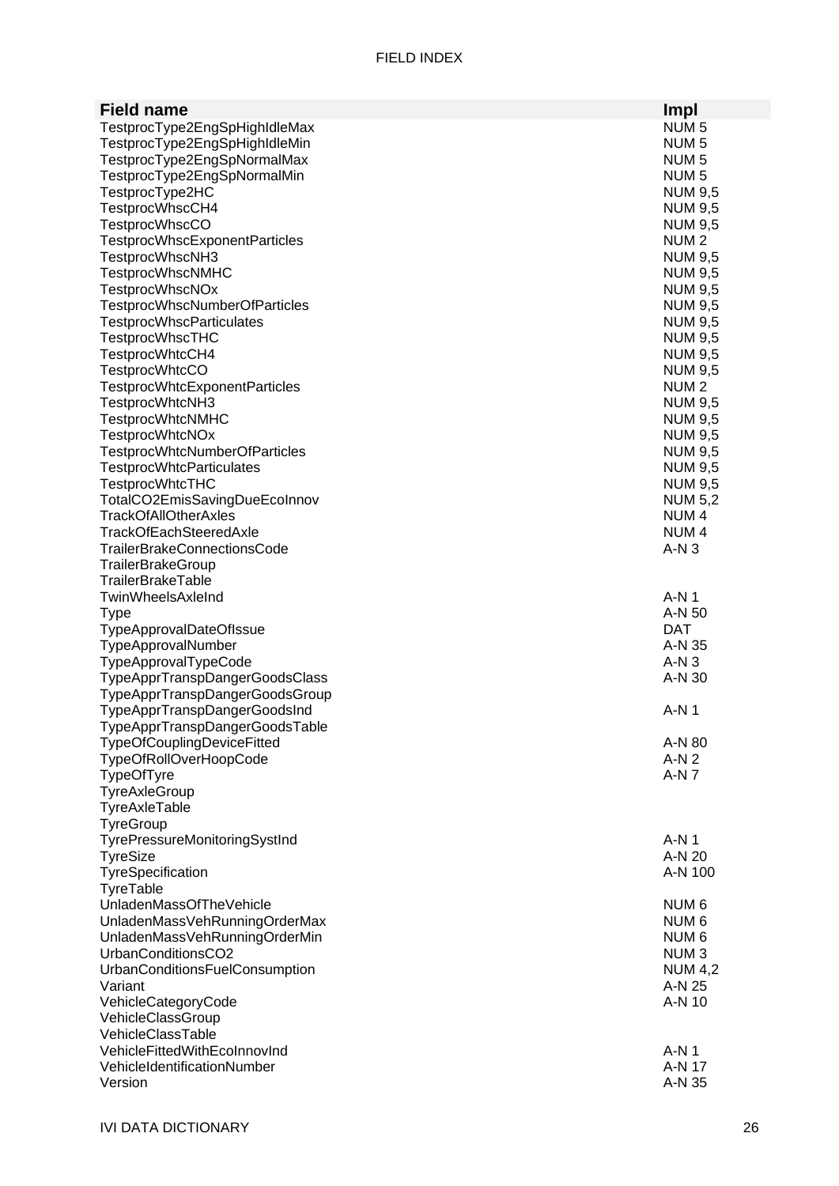| Field name | Impl |
|---|---|
| TestprocType2EngSpHighIdleMax | NUM 5 |
| TestprocType2EngSpHighIdleMin | NUM 5 |
| TestprocType2EngSpNormalMax | NUM 5 |
| TestprocType2EngSpNormalMin | NUM 5 |
| TestprocType2HC | NUM 9,5 |
| TestprocWhscCH4 | NUM 9,5 |
| TestprocWhscCO | NUM 9,5 |
| TestprocWhscExponentParticles | NUM 2 |
| TestprocWhscNH3 | NUM 9,5 |
| TestprocWhscNMHC | NUM 9,5 |
| TestprocWhscNOx | NUM 9,5 |
| TestprocWhscNumberOfParticles | NUM 9,5 |
| TestprocWhscParticulates | NUM 9,5 |
| TestprocWhscTHC | NUM 9,5 |
| TestprocWhtcCH4 | NUM 9,5 |
| TestprocWhtcCO | NUM 9,5 |
| TestprocWhtcExponentParticles | NUM 2 |
| TestprocWhtcNH3 | NUM 9,5 |
| TestprocWhtcNMHC | NUM 9,5 |
| TestprocWhtcNOx | NUM 9,5 |
| TestprocWhtcNumberOfParticles | NUM 9,5 |
| TestprocWhtcParticulates | NUM 9,5 |
| TestprocWhtcTHC | NUM 9,5 |
| TotalCO2EmisSavingDueEcoInnov | NUM 5,2 |
| TrackOfAllOtherAxles | NUM 4 |
| TrackOfEachSteeredAxle | NUM 4 |
| TrailerBrakeConnectionsCode | A-N 3 |
| TrailerBrakeGroup | |
| TrailerBrakeTable | |
| TwinWheelsAxleInd | A-N 1 |
| Type | A-N 50 |
| TypeApprovalDateOfIssue | DAT |
| TypeApprovalNumber | A-N 35 |
| TypeApprovalTypeCode | A-N 3 |
| TypeApprTranspDangerGoodsClass | A-N 30 |
| TypeApprTranspDangerGoodsGroup | |
| TypeApprTranspDangerGoodsInd | A-N 1 |
| TypeApprTranspDangerGoodsTable | |
| TypeOfCouplingDeviceFitted | A-N 80 |
| TypeOfRollOverHoopCode | A-N 2 |
| TypeOfTyre | A-N 7 |
| TyreAxleGroup | |
| TyreAxleTable | |
| TyreGroup | |
| TyrePressureMonitoringSystInd | A-N 1 |
| TyreSize | A-N 20 |
| TyreSpecification | A-N 100 |
| TyreTable | |
| UnladenMassOfTheVehicle | NUM 6 |
| UnladenMassVehRunningOrderMax | NUM 6 |
| UnladenMassVehRunningOrderMin | NUM 6 |
| UrbanConditionsCO2 | NUM 3 |
| UrbanConditionsFuelConsumption | NUM 4,2 |
| Variant | A-N 25 |
| VehicleCategoryCode | A-N 10 |
| VehicleClassGroup | |
| VehicleClassTable | |
| VehicleFittedWithEcoInnovInd | A-N 1 |
| VehicleIdentificationNumber | A-N 17 |
| Version | A-N 35 |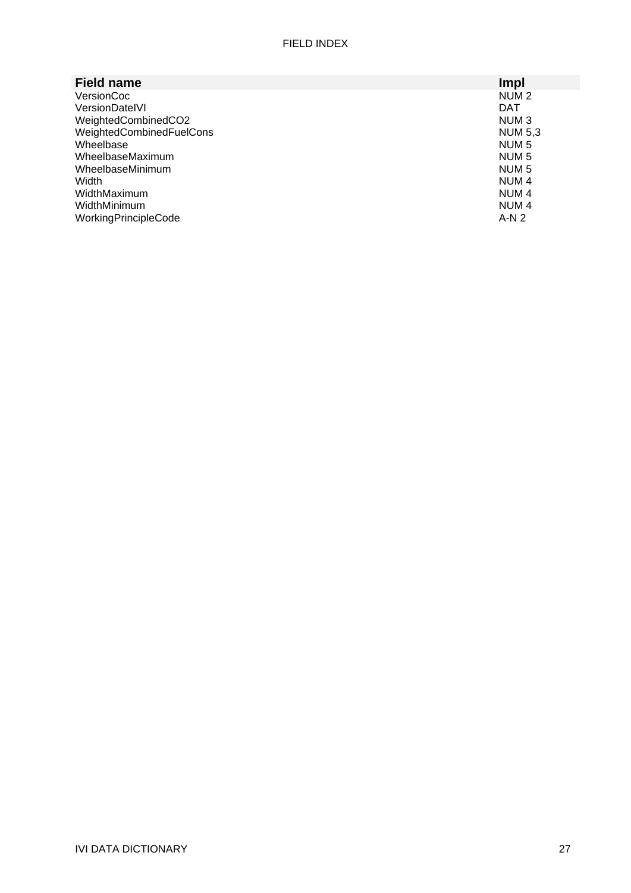| Field name | Impl |
| --- | --- |
| VersionCoc | NUM 2 |
| VersionDateIVI | DAT |
| WeightedCombinedCO2 | NUM 3 |
| WeightedCombinedFuelCons | NUM 5,3 |
| Wheelbase | NUM 5 |
| WheelbaseMaximum | NUM 5 |
| WheelbaseMinimum | NUM 5 |
| Width | NUM 4 |
| WidthMaximum | NUM 4 |
| WidthMinimum | NUM 4 |
| WorkingPrincipleCode | A-N 2 |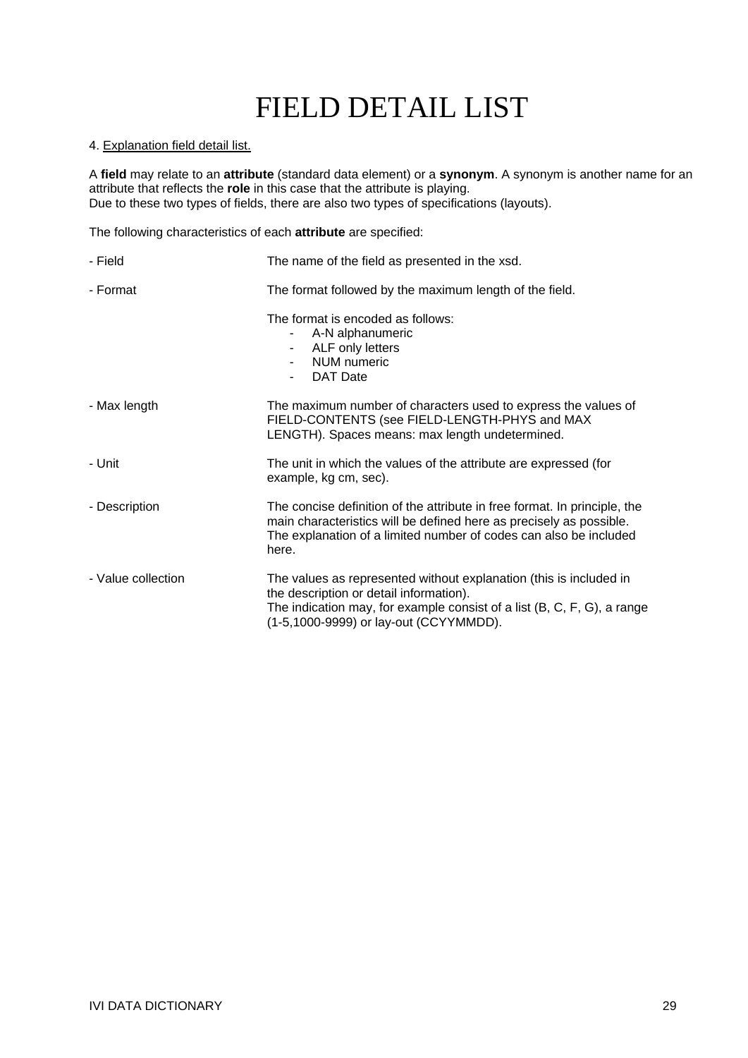# FIELD DETAIL LIST

4. <u>Explanation field detail list.</u>

A **field** may relate to an **attribute** (standard data element) or a **synonym**. A synonym is another name for an attribute that reflects the **role** in this case that the attribute is playing.
Due to these two types of fields, there are also two types of specifications (layouts).

The following characteristics of each **attribute** are specified:

| | |
|---|---|
| - Field | The name of the field as presented in the xsd. |
| - Format | The format followed by the maximum length of the field.<br><br>The format is encoded as follows:<br>- A-N alphanumeric<br>- ALF only letters<br>- NUM numeric<br>- DAT Date |
| - Max length | The maximum number of characters used to express the values of FIELD-CONTENTS (see FIELD-LENGTH-PHYS and MAX LENGTH). Spaces means: max length undetermined. |
| - Unit | The unit in which the values of the attribute are expressed (for example, kg cm, sec). |
| - Description | The concise definition of the attribute in free format. In principle, the main characteristics will be defined here as precisely as possible. The explanation of a limited number of codes can also be included here. |
| - Value collection | The values as represented without explanation (this is included in the description or detail information).<br>The indication may, for example consist of a list (B, C, F, G), a range (1-5,1000-9999) or lay-out (CCYYMMDD). |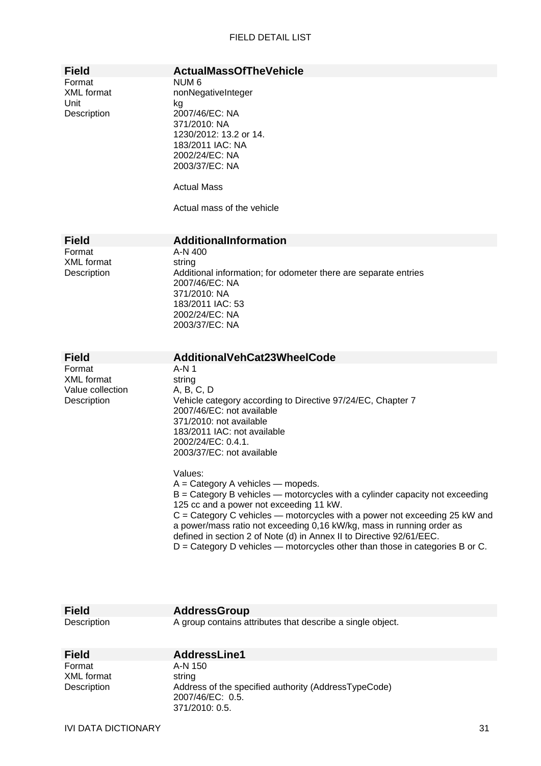| Field | ActualMassOfTheVehicle |
|---|---|
| Format | NUM 6 |
| XML format | nonNegativeInteger |
| Unit | kg |
| Description | 2007/46/EC: NA<br>371/2010: NA<br>1230/2012: 13.2 or 14.<br>183/2011 IAC: NA<br>2002/24/EC: NA<br>2003/37/EC: NA<br><br>Actual Mass<br><br>Actual mass of the vehicle |

| Field | AdditionalInformation |
|---|---|
| Format | A-N 400 |
| XML format | string |
| Description | Additional information; for odometer there are separate entries<br>2007/46/EC: NA<br>371/2010: NA<br>183/2011 IAC: 53<br>2002/24/EC: NA<br>2003/37/EC: NA |

| Field | AdditionalVehCat23WheelCode |
|---|---|
| Format | A-N 1 |
| XML format | string |
| Value collection | A, B, C, D |
| Description | Vehicle category according to Directive 97/24/EC, Chapter 7<br>2007/46/EC: not available<br>371/2010: not available<br>183/2011 IAC: not available<br>2002/24/EC: 0.4.1.<br>2003/37/EC: not available<br><br>Values:<br>A = Category A vehicles — mopeds.<br>B = Category B vehicles — motorcycles with a cylinder capacity not exceeding 125 cc and a power not exceeding 11 kW.<br>C = Category C vehicles — motorcycles with a power not exceeding 25 kW and a power/mass ratio not exceeding 0,16 kW/kg, mass in running order as defined in section 2 of Note (d) in Annex II to Directive 92/61/EEC.<br>D = Category D vehicles — motorcycles other than those in categories B or C. |

| Field | AddressGroup |
|---|---|
| Description | A group contains attributes that describe a single object. |

| Field | AddressLine1 |
|---|---|
| Format | A-N 150 |
| XML format | string |
| Description | Address of the specified authority (AddressTypeCode)<br>2007/46/EC: 0.5.<br>371/2010: 0.5. |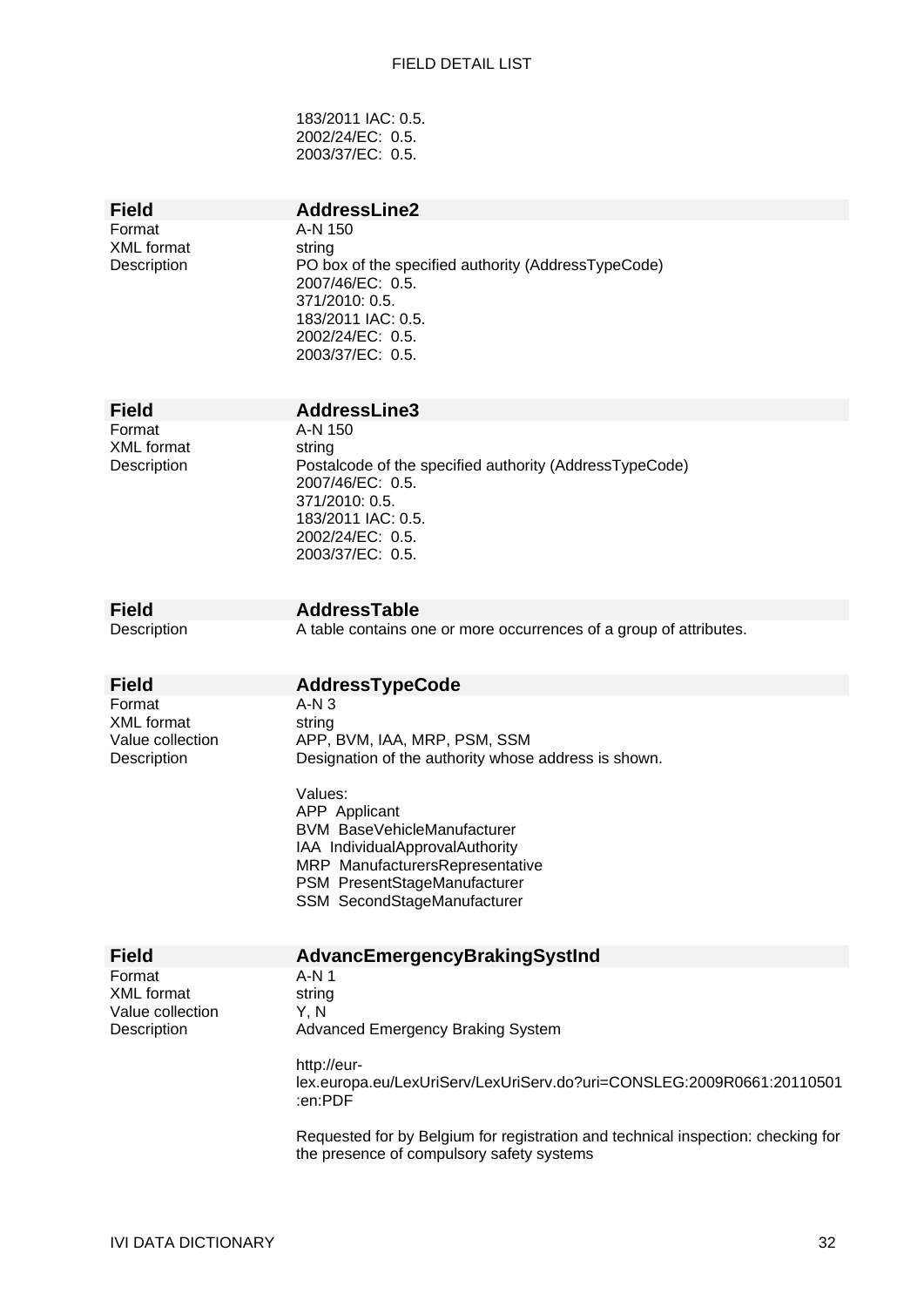183/2011 IAC: 0.5.
2002/24/EC: 0.5.
2003/37/EC: 0.5.

| **Field** | **AddressLine2** |
|---|---|
| Format | A-N 150 |
| XML format | string |
| Description | PO box of the specified authority (AddressTypeCode)<br>2007/46/EC: 0.5.<br>371/2010: 0.5.<br>183/2011 IAC: 0.5.<br>2002/24/EC: 0.5.<br>2003/37/EC: 0.5. |

| **Field** | **AddressLine3** |
|---|---|
| Format | A-N 150 |
| XML format | string |
| Description | Postalcode of the specified authority (AddressTypeCode)<br>2007/46/EC: 0.5.<br>371/2010: 0.5.<br>183/2011 IAC: 0.5.<br>2002/24/EC: 0.5.<br>2003/37/EC: 0.5. |

| **Field** | **AddressTable** |
|---|---|
| Description | A table contains one or more occurrences of a group of attributes. |

| **Field** | **AddressTypeCode** |
|---|---|
| Format | A-N 3 |
| XML format | string |
| Value collection | APP, BVM, IAA, MRP, PSM, SSM |
| Description | Designation of the authority whose address is shown.<br><br>Values:<br>APP Applicant<br>BVM BaseVehicleManufacturer<br>IAA IndividualApprovalAuthority<br>MRP ManufacturersRepresentative<br>PSM PresentStageManufacturer<br>SSM SecondStageManufacturer |

| **Field** | **AdvancEmergencyBrakingSystInd** |
|---|---|
| Format | A-N 1 |
| XML format | string |
| Value collection | Y, N |
| Description | Advanced Emergency Braking System<br><br>http://eur-lex.europa.eu/LexUriServ/LexUriServ.do?uri=CONSLEG:2009R0661:20110501:en:PDF<br><br>Requested for by Belgium for registration and technical inspection: checking for the presence of compulsory safety systems |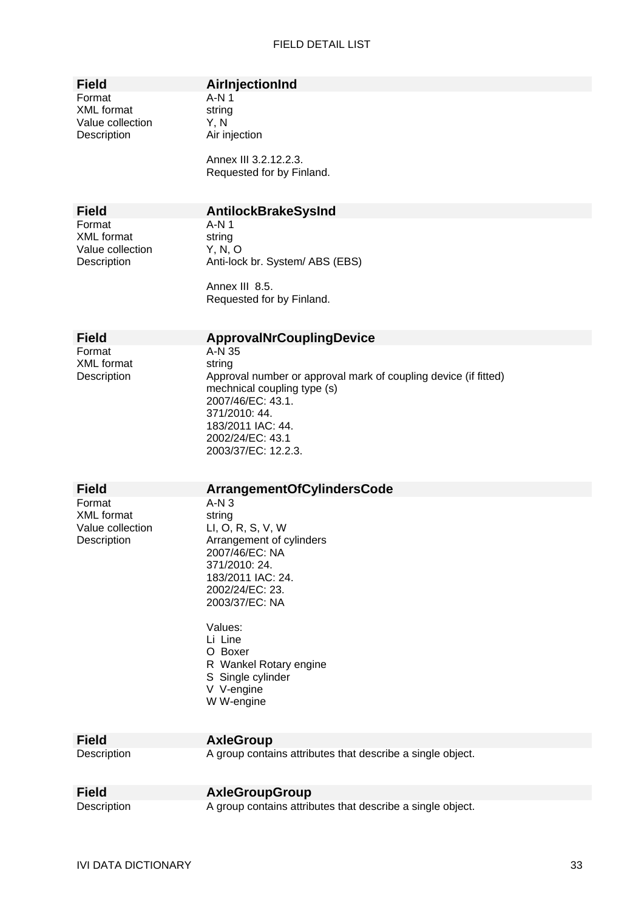| Field | AirInjectionInd |
|---|---|
| Format | A-N 1 |
| XML format | string |
| Value collection | Y, N |
| Description | Air injection<br><br>Annex III 3.2.12.2.3.<br>Requested for by Finland. |

| Field | AntilockBrakeSysInd |
|---|---|
| Format | A-N 1 |
| XML format | string |
| Value collection | Y, N, O |
| Description | Anti-lock br. System/ ABS (EBS)<br><br>Annex III 8.5.<br>Requested for by Finland. |

| Field | ApprovalNrCouplingDevice |
|---|---|
| Format | A-N 35 |
| XML format | string |
| Description | Approval number or approval mark of coupling device (if fitted)<br>mechnical coupling type (s)<br>2007/46/EC: 43.1.<br>371/2010: 44.<br>183/2011 IAC: 44.<br>2002/24/EC: 43.1<br>2003/37/EC: 12.2.3. |

| Field | ArrangementOfCylindersCode |
|---|---|
| Format | A-N 3 |
| XML format | string |
| Value collection | LI, O, R, S, V, W |
| Description | Arrangement of cylinders<br>2007/46/EC: NA<br>371/2010: 24.<br>183/2011 IAC: 24.<br>2002/24/EC: 23.<br>2003/37/EC: NA<br><br>Values:<br>Li Line<br>O Boxer<br>R Wankel Rotary engine<br>S Single cylinder<br>V V-engine<br>W W-engine |

| Field | AxleGroup |
|---|---|
| Description | A group contains attributes that describe a single object. |

| Field | AxleGroupGroup |
|---|---|
| Description | A group contains attributes that describe a single object. |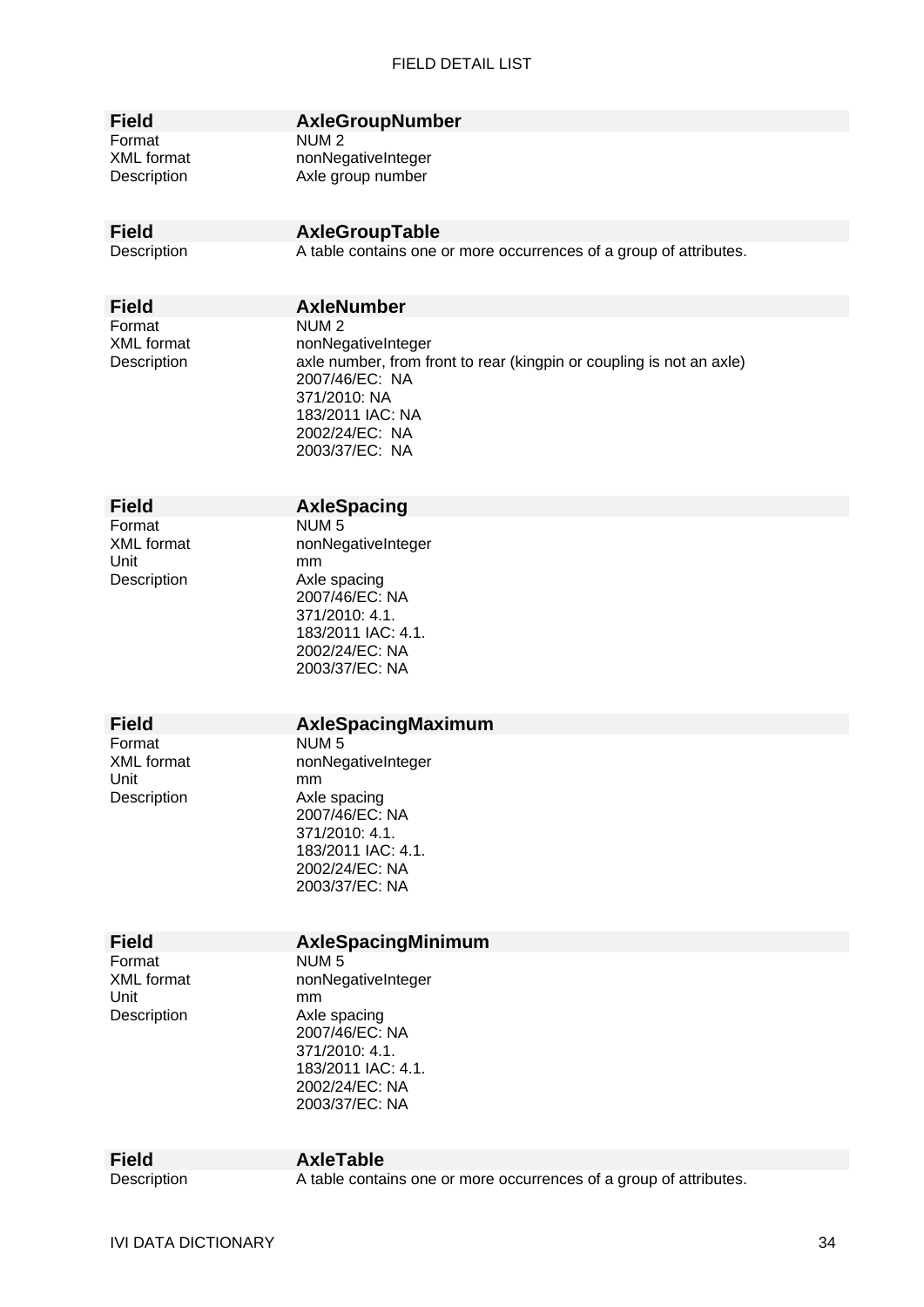| Field | AxleGroupNumber |
|---|---|
| Format | NUM 2 |
| XML format | nonNegativeInteger |
| Description | Axle group number |

| Field | AxleGroupTable |
|---|---|
| Description | A table contains one or more occurrences of a group of attributes. |

| Field | AxleNumber |
|---|---|
| Format | NUM 2 |
| XML format | nonNegativeInteger |
| Description | axle number, from front to rear (kingpin or coupling is not an axle)<br>2007/46/EC: NA<br>371/2010: NA<br>183/2011 IAC: NA<br>2002/24/EC: NA<br>2003/37/EC: NA |

| Field | AxleSpacing |
|---|---|
| Format | NUM 5 |
| XML format | nonNegativeInteger |
| Unit | mm |
| Description | Axle spacing<br>2007/46/EC: NA<br>371/2010: 4.1.<br>183/2011 IAC: 4.1.<br>2002/24/EC: NA<br>2003/37/EC: NA |

| Field | AxleSpacingMaximum |
|---|---|
| Format | NUM 5 |
| XML format | nonNegativeInteger |
| Unit | mm |
| Description | Axle spacing<br>2007/46/EC: NA<br>371/2010: 4.1.<br>183/2011 IAC: 4.1.<br>2002/24/EC: NA<br>2003/37/EC: NA |

| Field | AxleSpacingMinimum |
|---|---|
| Format | NUM 5 |
| XML format | nonNegativeInteger |
| Unit | mm |
| Description | Axle spacing<br>2007/46/EC: NA<br>371/2010: 4.1.<br>183/2011 IAC: 4.1.<br>2002/24/EC: NA<br>2003/37/EC: NA |

| Field | AxleTable |
|---|---|
| Description | A table contains one or more occurrences of a group of attributes. |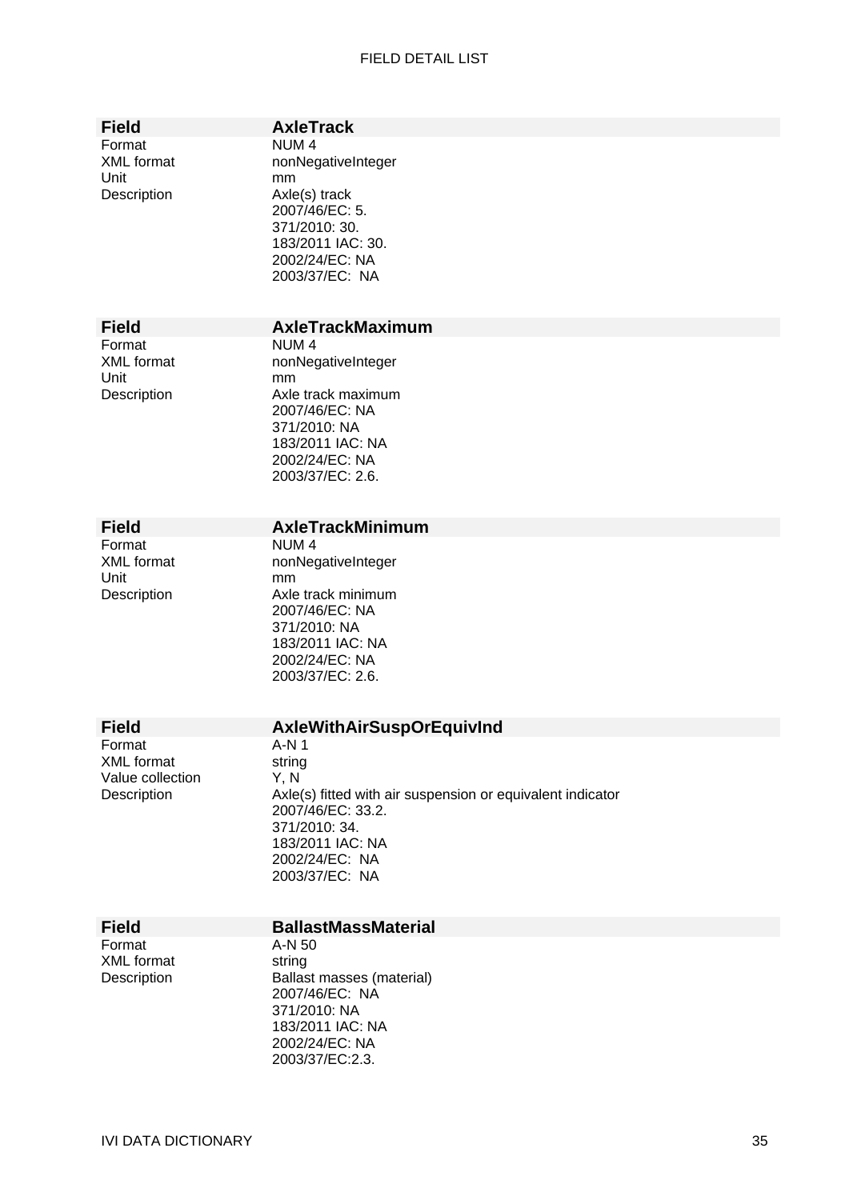| **Field** | **AxleTrack** |
|---|---|
| Format | NUM 4 |
| XML format | nonNegativeInteger |
| Unit | mm |
| Description | Axle(s) track<br>2007/46/EC: 5.<br>371/2010: 30.<br>183/2011 IAC: 30.<br>2002/24/EC: NA<br>2003/37/EC:  NA |

| **Field** | **AxleTrackMaximum** |
|---|---|
| Format | NUM 4 |
| XML format | nonNegativeInteger |
| Unit | mm |
| Description | Axle track maximum<br>2007/46/EC: NA<br>371/2010: NA<br>183/2011 IAC: NA<br>2002/24/EC: NA<br>2003/37/EC: 2.6. |

| **Field** | **AxleTrackMinimum** |
|---|---|
| Format | NUM 4 |
| XML format | nonNegativeInteger |
| Unit | mm |
| Description | Axle track minimum<br>2007/46/EC: NA<br>371/2010: NA<br>183/2011 IAC: NA<br>2002/24/EC: NA<br>2003/37/EC: 2.6. |

| **Field** | **AxleWithAirSuspOrEquivInd** |
|---|---|
| Format | A-N 1 |
| XML format | string |
| Value collection | Y, N |
| Description | Axle(s) fitted with air suspension or equivalent indicator<br>2007/46/EC: 33.2.<br>371/2010: 34.<br>183/2011 IAC: NA<br>2002/24/EC:  NA<br>2003/37/EC:  NA |

| **Field** | **BallastMassMaterial** |
|---|---|
| Format | A-N 50 |
| XML format | string |
| Description | Ballast masses (material)<br>2007/46/EC:  NA<br>371/2010: NA<br>183/2011 IAC: NA<br>2002/24/EC: NA<br>2003/37/EC:2.3. |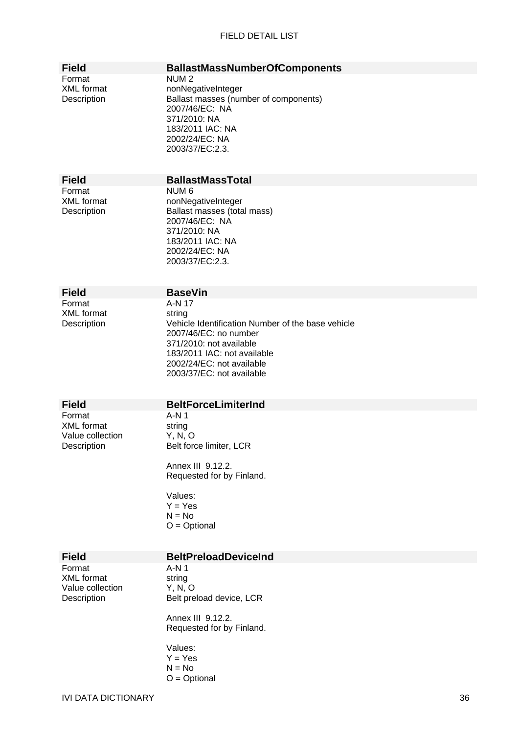| Field | BallastMassNumberOfComponents |
|---|---|
| Format | NUM 2 |
| XML format | nonNegativeInteger |
| Description | Ballast masses (number of components)<br>2007/46/EC:  NA<br>371/2010: NA<br>183/2011 IAC: NA<br>2002/24/EC: NA<br>2003/37/EC:2.3. |

| Field | BallastMassTotal |
|---|---|
| Format | NUM 6 |
| XML format | nonNegativeInteger |
| Description | Ballast masses (total mass)<br>2007/46/EC:  NA<br>371/2010: NA<br>183/2011 IAC: NA<br>2002/24/EC: NA<br>2003/37/EC:2.3. |

| Field | BaseVin |
|---|---|
| Format | A-N 17 |
| XML format | string |
| Description | Vehicle Identification Number of the base vehicle<br>2007/46/EC: no number<br>371/2010: not available<br>183/2011 IAC: not available<br>2002/24/EC: not available<br>2003/37/EC: not available |

| Field | BeltForceLimiterInd |
|---|---|
| Format | A-N 1 |
| XML format | string |
| Value collection | Y, N, O |
| Description | Belt force limiter, LCR<br><br>Annex III  9.12.2.<br>Requested for by Finland.<br><br>Values:<br>Y = Yes<br>N = No<br>O = Optional |

| Field | BeltPreloadDeviceInd |
|---|---|
| Format | A-N 1 |
| XML format | string |
| Value collection | Y, N, O |
| Description | Belt preload device, LCR<br><br>Annex III  9.12.2.<br>Requested for by Finland.<br><br>Values:<br>Y = Yes<br>N = No<br>O = Optional |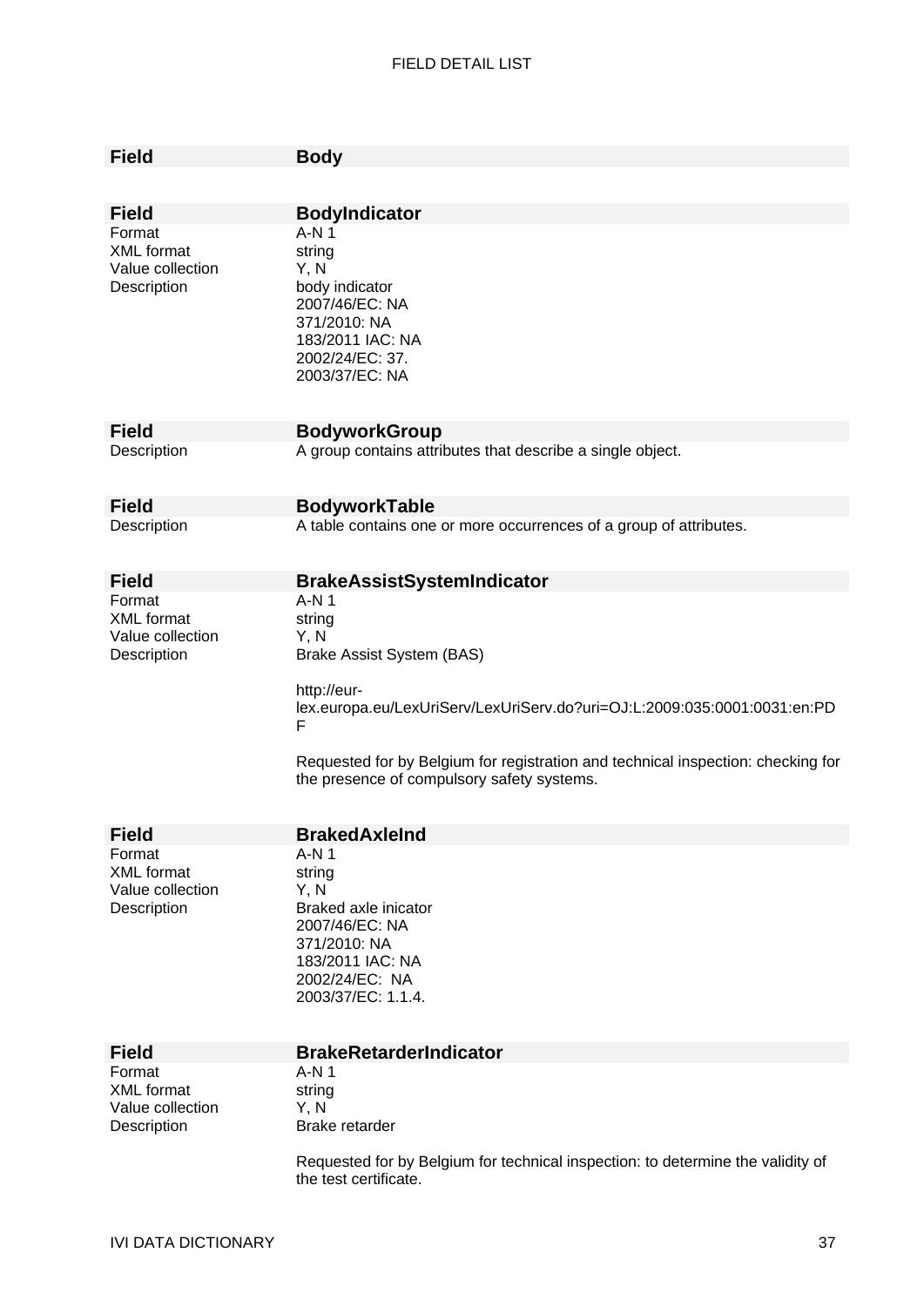| Field | Body |
|---|---|

| Field | BodyIndicator |
|---|---|
| Format | A-N 1 |
| XML format | string |
| Value collection | Y, N |
| Description | body indicator<br>2007/46/EC: NA<br>371/2010: NA<br>183/2011 IAC: NA<br>2002/24/EC: 37.<br>2003/37/EC: NA |

| Field | BodyworkGroup |
|---|---|
| Description | A group contains attributes that describe a single object. |

| Field | BodyworkTable |
|---|---|
| Description | A table contains one or more occurrences of a group of attributes. |

| Field | BrakeAssistSystemIndicator |
|---|---|
| Format | A-N 1 |
| XML format | string |
| Value collection | Y, N |
| Description | Brake Assist System (BAS)<br><br>http://eur-lex.europa.eu/LexUriServ/LexUriServ.do?uri=OJ:L:2009:035:0001:0031:en:PDF<br><br>Requested for by Belgium for registration and technical inspection: checking for the presence of compulsory safety systems. |

| Field | BrakedAxleInd |
|---|---|
| Format | A-N 1 |
| XML format | string |
| Value collection | Y, N |
| Description | Braked axle inicator<br>2007/46/EC: NA<br>371/2010: NA<br>183/2011 IAC: NA<br>2002/24/EC: NA<br>2003/37/EC: 1.1.4. |

| Field | BrakeRetarderIndicator |
|---|---|
| Format | A-N 1 |
| XML format | string |
| Value collection | Y, N |
| Description | Brake retarder<br><br>Requested for by Belgium for technical inspection: to determine the validity of the test certificate. |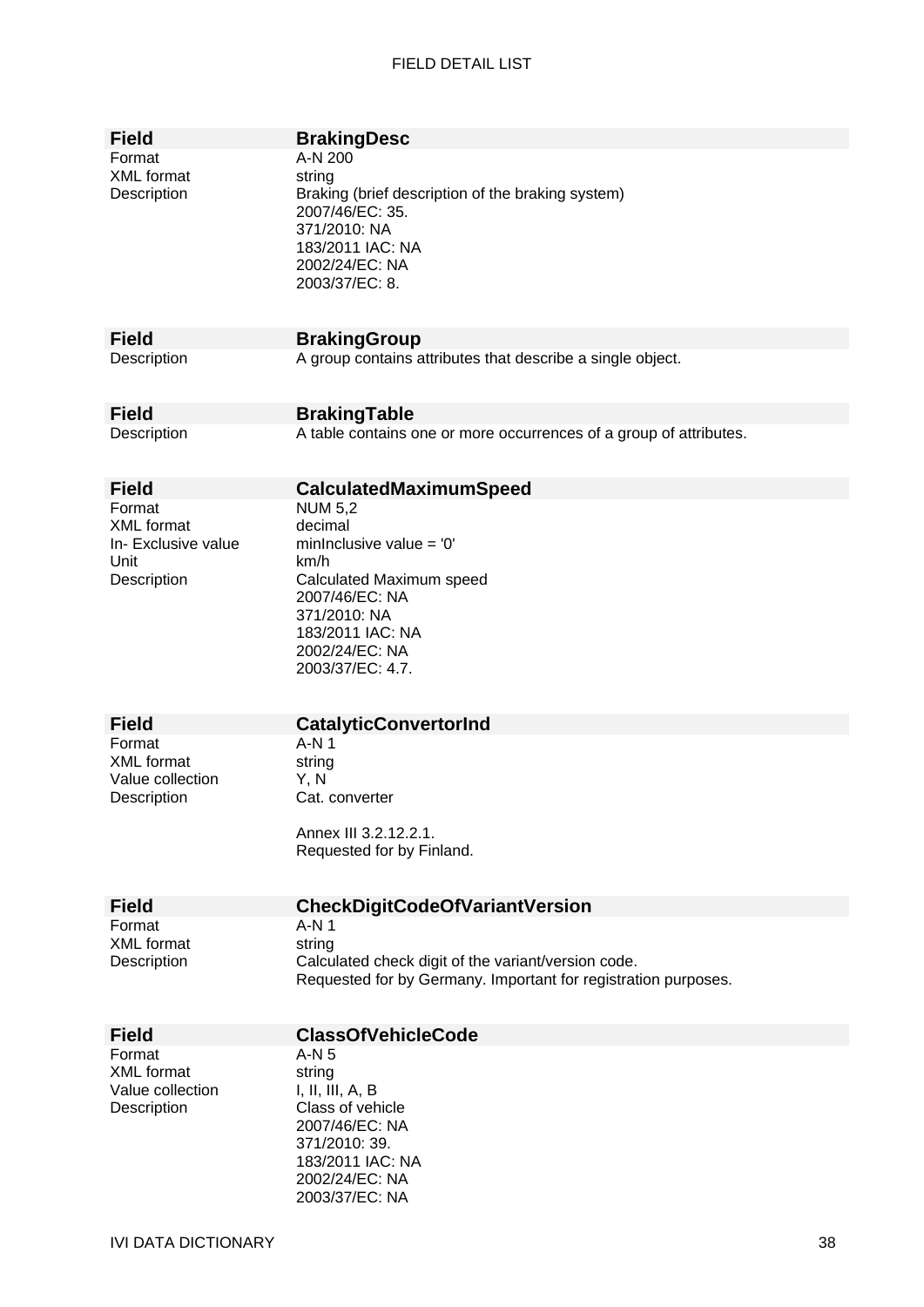| Field | BrakingDesc |
|---|---|
| Format | A-N 200 |
| XML format | string |
| Description | Braking (brief description of the braking system)<br>2007/46/EC: 35.<br>371/2010: NA<br>183/2011 IAC: NA<br>2002/24/EC: NA<br>2003/37/EC: 8. |

| Field | BrakingGroup |
|---|---|
| Description | A group contains attributes that describe a single object. |

| Field | BrakingTable |
|---|---|
| Description | A table contains one or more occurrences of a group of attributes. |

| Field | CalculatedMaximumSpeed |
|---|---|
| Format | NUM 5,2 |
| XML format | decimal |
| In- Exclusive value | minInclusive value = '0' |
| Unit | km/h |
| Description | Calculated Maximum speed<br>2007/46/EC: NA<br>371/2010: NA<br>183/2011 IAC: NA<br>2002/24/EC: NA<br>2003/37/EC: 4.7. |

| Field | CatalyticConvertorInd |
|---|---|
| Format | A-N 1 |
| XML format | string |
| Value collection | Y, N |
| Description | Cat. converter<br><br>Annex III 3.2.12.2.1.<br>Requested for by Finland. |

| Field | CheckDigitCodeOfVariantVersion |
|---|---|
| Format | A-N 1 |
| XML format | string |
| Description | Calculated check digit of the variant/version code.<br>Requested for by Germany. Important for registration purposes. |

| Field | ClassOfVehicleCode |
|---|---|
| Format | A-N 5 |
| XML format | string |
| Value collection | I, II, III, A, B |
| Description | Class of vehicle<br>2007/46/EC: NA<br>371/2010: 39.<br>183/2011 IAC: NA<br>2002/24/EC: NA<br>2003/37/EC: NA |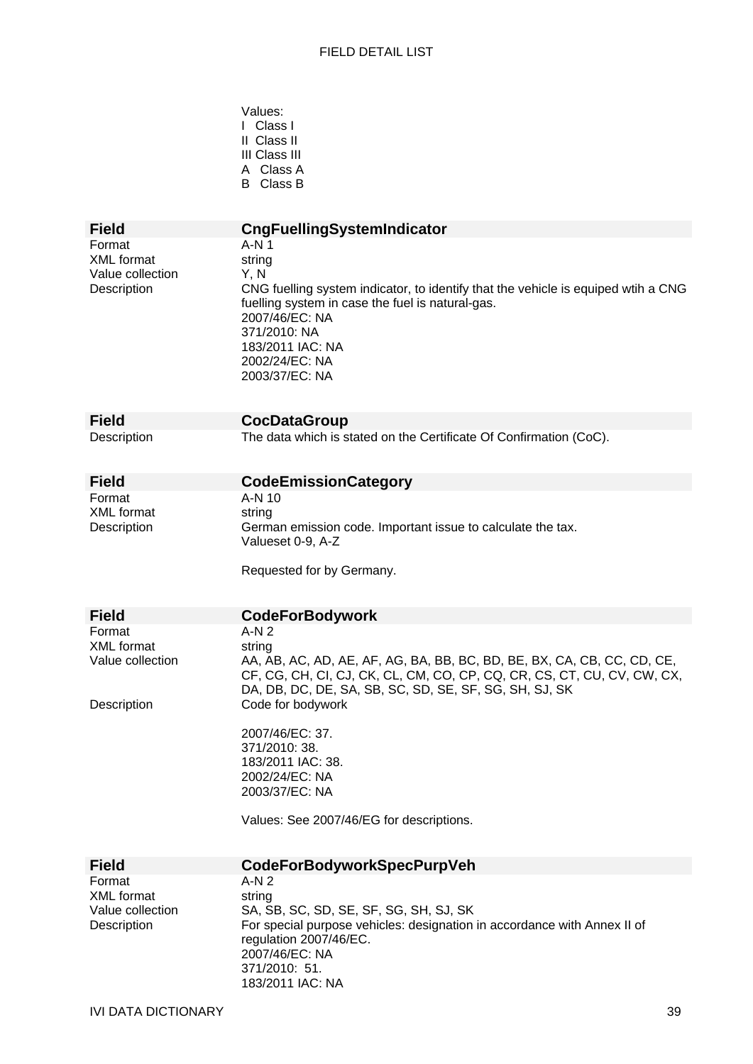Values:
I Class I
II Class II
III Class III
A Class A
B Class B

| **Field** | **CngFuellingSystemIndicator** |
|---|---|
| Format | A-N 1 |
| XML format | string |
| Value collection | Y, N |
| Description | CNG fuelling system indicator, to identify that the vehicle is equiped wtih a CNG fuelling system in case the fuel is natural-gas.<br>2007/46/EC: NA<br>371/2010: NA<br>183/2011 IAC: NA<br>2002/24/EC: NA<br>2003/37/EC: NA |

| **Field** | **CocDataGroup** |
|---|---|
| Description | The data which is stated on the Certificate Of Confirmation (CoC). |

| **Field** | **CodeEmissionCategory** |
|---|---|
| Format | A-N 10 |
| XML format | string |
| Description | German emission code. Important issue to calculate the tax.<br>Valueset 0-9, A-Z<br><br>Requested for by Germany. |

| **Field** | **CodeForBodywork** |
|---|---|
| Format | A-N 2 |
| XML format | string |
| Value collection | AA, AB, AC, AD, AE, AF, AG, BA, BB, BC, BD, BE, BX, CA, CB, CC, CD, CE, CF, CG, CH, CI, CJ, CK, CL, CM, CO, CP, CQ, CR, CS, CT, CU, CV, CW, CX, DA, DB, DC, DE, SA, SB, SC, SD, SE, SF, SG, SH, SJ, SK |
| Description | Code for bodywork<br><br>2007/46/EC: 37.<br>371/2010: 38.<br>183/2011 IAC: 38.<br>2002/24/EC: NA<br>2003/37/EC: NA<br><br>Values: See 2007/46/EG for descriptions. |

| **Field** | **CodeForBodyworkSpecPurpVeh** |
|---|---|
| Format | A-N 2 |
| XML format | string |
| Value collection | SA, SB, SC, SD, SE, SF, SG, SH, SJ, SK |
| Description | For special purpose vehicles: designation in accordance with Annex II of regulation 2007/46/EC.<br>2007/46/EC: NA<br>371/2010: 51.<br>183/2011 IAC: NA |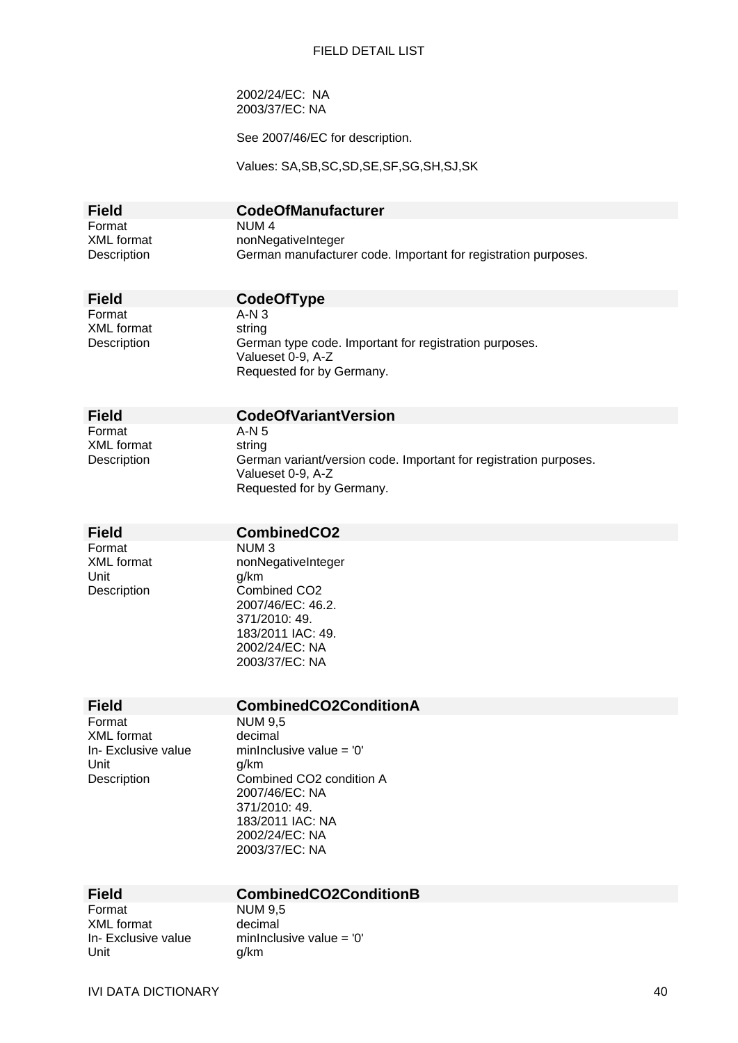2002/24/EC: NA
2003/37/EC: NA

See 2007/46/EC for description.

Values: SA,SB,SC,SD,SE,SF,SG,SH,SJ,SK

| Field | CodeOfManufacturer |
|---|---|
| Format | NUM 4 |
| XML format | nonNegativeInteger |
| Description | German manufacturer code. Important for registration purposes. |

| Field | CodeOfType |
|---|---|
| Format | A-N 3 |
| XML format | string |
| Description | German type code. Important for registration purposes.<br>Valueset 0-9, A-Z<br>Requested for by Germany. |

| Field | CodeOfVariantVersion |
|---|---|
| Format | A-N 5 |
| XML format | string |
| Description | German variant/version code. Important for registration purposes.<br>Valueset 0-9, A-Z<br>Requested for by Germany. |

| Field | CombinedCO2 |
|---|---|
| Format | NUM 3 |
| XML format | nonNegativeInteger |
| Unit | g/km |
| Description | Combined CO2<br>2007/46/EC: 46.2.<br>371/2010: 49.<br>183/2011 IAC: 49.<br>2002/24/EC: NA<br>2003/37/EC: NA |

| Field | CombinedCO2ConditionA |
|---|---|
| Format | NUM 9,5 |
| XML format | decimal |
| In- Exclusive value | minInclusive value = '0' |
| Unit | g/km |
| Description | Combined CO2 condition A<br>2007/46/EC: NA<br>371/2010: 49.<br>183/2011 IAC: NA<br>2002/24/EC: NA<br>2003/37/EC: NA |

| Field | CombinedCO2ConditionB |
|---|---|
| Format | NUM 9,5 |
| XML format | decimal |
| In- Exclusive value | minInclusive value = '0' |
| Unit | g/km |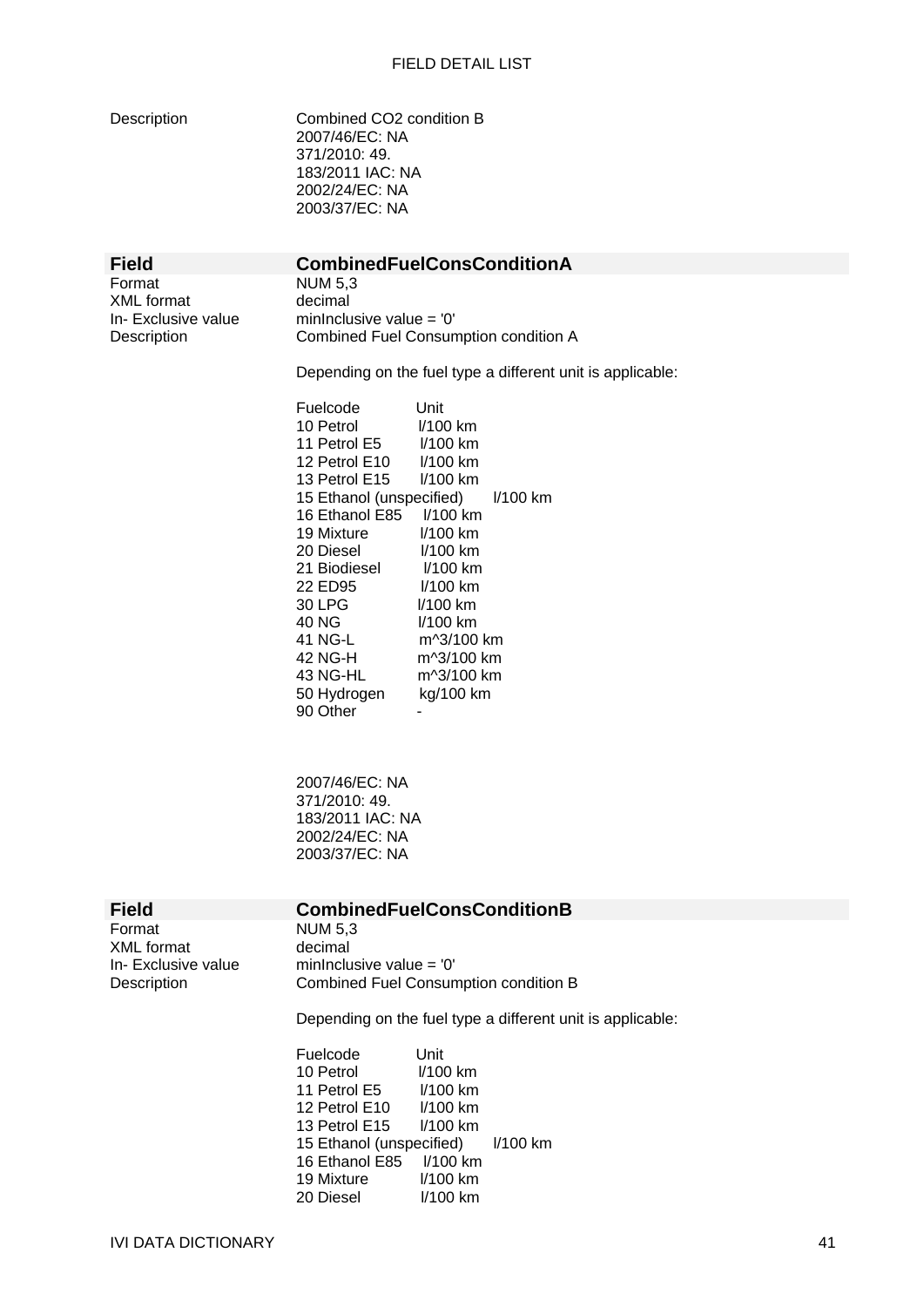| | |
|---|---|
| Description | Combined $CO_2$ condition B<br>2007/46/EC: NA<br>371/2010: 49.<br>183/2011 IAC: NA<br>2002/24/EC: NA<br>2003/37/EC: NA |

| **Field** | **CombinedFuelConsConditionA** |
|---|---|
| Format | NUM 5,3 |
| XML format | decimal |
| In- Exclusive value | minInclusive value = '0' |
| Description | Combined Fuel Consumption condition A |

Depending on the fuel type a different unit is applicable:

| Fuelcode | Unit |
|---|---|
| 10 Petrol | l/100 km |
| 11 Petrol E5 | l/100 km |
| 12 Petrol E10 | l/100 km |
| 13 Petrol E15 | l/100 km |
| 15 Ethanol (unspecified) | l/100 km |
| 16 Ethanol E85 | l/100 km |
| 19 Mixture | l/100 km |
| 20 Diesel | l/100 km |
| 21 Biodiesel | l/100 km |
| 22 ED95 | l/100 km |
| 30 LPG | l/100 km |
| 40 NG | l/100 km |
| 41 NG-L | m^3/100 km |
| 42 NG-H | m^3/100 km |
| 43 NG-HL | m^3/100 km |
| 50 Hydrogen | kg/100 km |
| 90 Other | - |

2007/46/EC: NA
371/2010: 49.
183/2011 IAC: NA
2002/24/EC: NA
2003/37/EC: NA

| **Field** | **CombinedFuelConsConditionB** |
|---|---|
| Format | NUM 5,3 |
| XML format | decimal |
| In- Exclusive value | minInclusive value = '0' |
| Description | Combined Fuel Consumption condition B |

Depending on the fuel type a different unit is applicable:

| Fuelcode | Unit |
|---|---|
| 10 Petrol | l/100 km |
| 11 Petrol E5 | l/100 km |
| 12 Petrol E10 | l/100 km |
| 13 Petrol E15 | l/100 km |
| 15 Ethanol (unspecified) | l/100 km |
| 16 Ethanol E85 | l/100 km |
| 19 Mixture | l/100 km |
| 20 Diesel | l/100 km |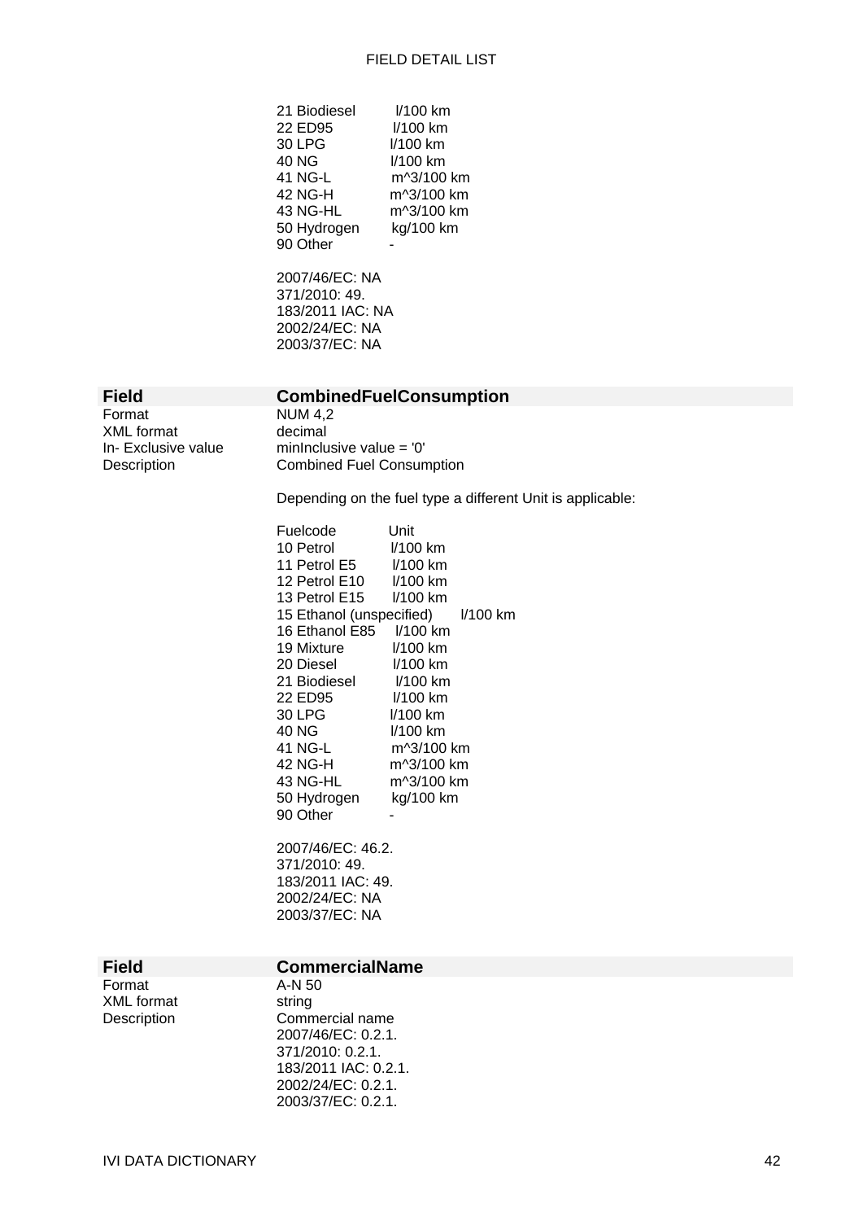21 Biodiesel l/100 km
22 ED95 l/100 km
30 LPG l/100 km
40 NG l/100 km
41 NG-L m^3/100 km
42 NG-H m^3/100 km
43 NG-HL m^3/100 km
50 Hydrogen kg/100 km
90 Other -

2007/46/EC: NA
371/2010: 49.
183/2011 IAC: NA
2002/24/EC: NA
2003/37/EC: NA

| **Field** | **CombinedFuelConsumption** |
|---|---|
| Format | NUM 4,2 |
| XML format | decimal |
| In- Exclusive value | minInclusive value = '0' |
| Description | Combined Fuel Consumption |

Depending on the fuel type a different Unit is applicable:

| Fuelcode | Unit |
|---|---|
| 10 Petrol | l/100 km |
| 11 Petrol E5 | l/100 km |
| 12 Petrol E10 | l/100 km |
| 13 Petrol E15 | l/100 km |
| 15 Ethanol (unspecified) | l/100 km |
| 16 Ethanol E85 | l/100 km |
| 19 Mixture | l/100 km |
| 20 Diesel | l/100 km |
| 21 Biodiesel | l/100 km |
| 22 ED95 | l/100 km |
| 30 LPG | l/100 km |
| 40 NG | l/100 km |
| 41 NG-L | m^3/100 km |
| 42 NG-H | m^3/100 km |
| 43 NG-HL | m^3/100 km |
| 50 Hydrogen | kg/100 km |
| 90 Other | - |

2007/46/EC: 46.2.
371/2010: 49.
183/2011 IAC: 49.
2002/24/EC: NA
2003/37/EC: NA

| **Field** | **CommercialName** |
|---|---|
| Format | A-N 50 |
| XML format | string |
| Description | Commercial name |

2007/46/EC: 0.2.1.
371/2010: 0.2.1.
183/2011 IAC: 0.2.1.
2002/24/EC: 0.2.1.
2003/37/EC: 0.2.1.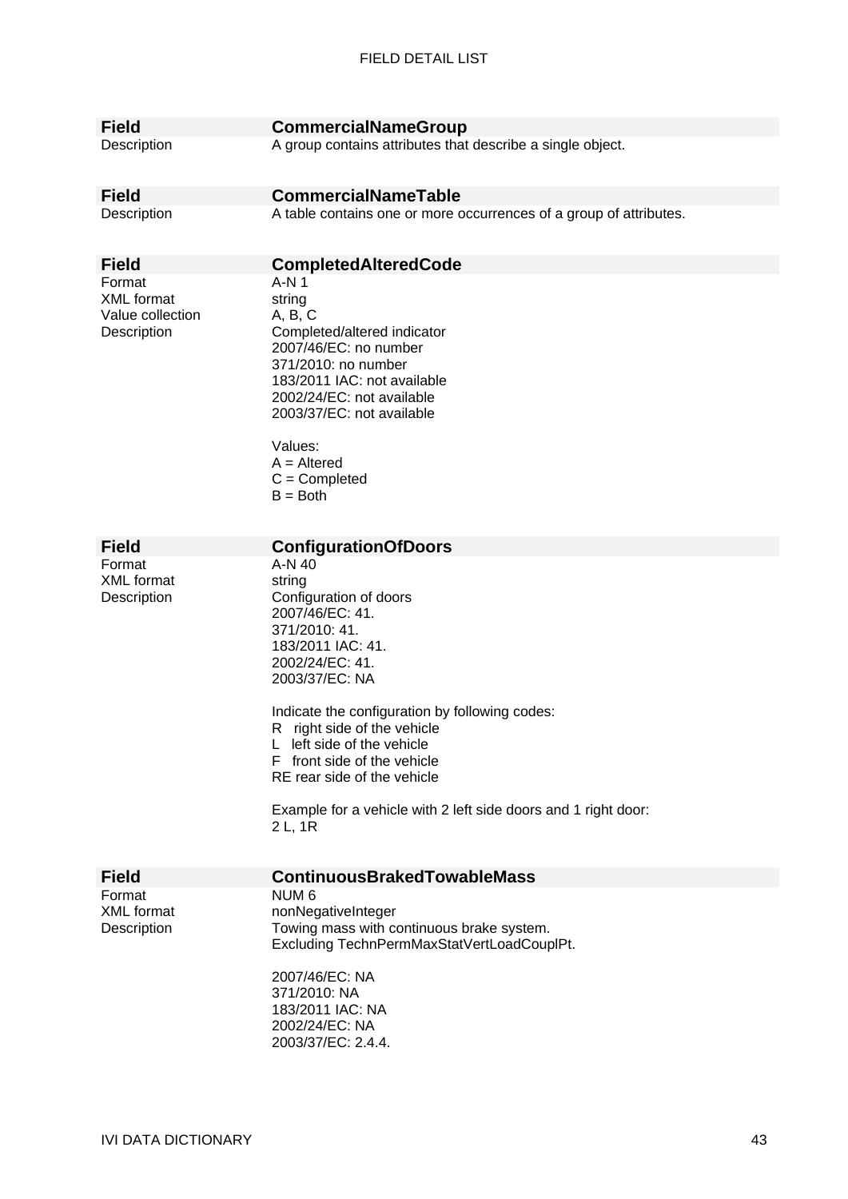| **Field** | **CommercialNameGroup** |
|---|---|
| Description | A group contains attributes that describe a single object. |

| **Field** | **CommercialNameTable** |
|---|---|
| Description | A table contains one or more occurrences of a group of attributes. |

| **Field** | **CompletedAlteredCode** |
|---|---|
| Format | A-N 1 |
| XML format | string |
| Value collection | A, B, C |
| Description | Completed/altered indicator<br>2007/46/EC: no number<br>371/2010: no number<br>183/2011 IAC: not available<br>2002/24/EC: not available<br>2003/37/EC: not available<br><br>Values:<br>A = Altered<br>C = Completed<br>B = Both |

| **Field** | **ConfigurationOfDoors** |
|---|---|
| Format | A-N 40 |
| XML format | string |
| Description | Configuration of doors<br>2007/46/EC: 41.<br>371/2010: 41.<br>183/2011 IAC: 41.<br>2002/24/EC: 41.<br>2003/37/EC: NA<br><br>Indicate the configuration by following codes:<br>R right side of the vehicle<br>L left side of the vehicle<br>F front side of the vehicle<br>RE rear side of the vehicle<br><br>Example for a vehicle with 2 left side doors and 1 right door:<br>2 L, 1R |

| **Field** | **ContinuousBrakedTowableMass** |
|---|---|
| Format | NUM 6 |
| XML format | nonNegativeInteger |
| Description | Towing mass with continuous brake system.<br>Excluding TechnPermMaxStatVertLoadCouplPt.<br><br>2007/46/EC: NA<br>371/2010: NA<br>183/2011 IAC: NA<br>2002/24/EC: NA<br>2003/37/EC: 2.4.4. |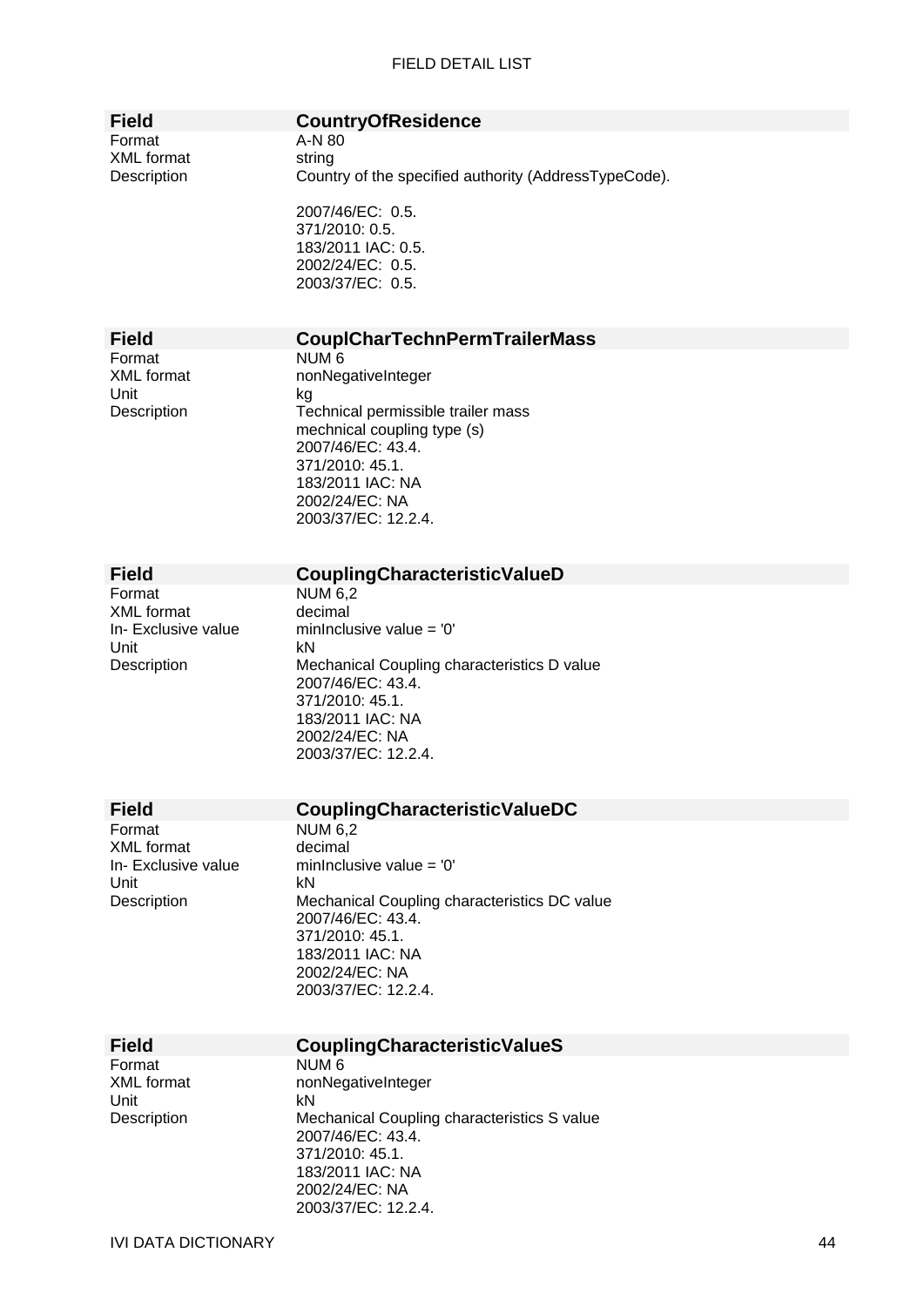| Field | CountryOfResidence |
|---|---|
| Format | A-N 80 |
| XML format | string |
| Description | Country of the specified authority (AddressTypeCode).<br><br>2007/46/EC: 0.5.<br>371/2010: 0.5.<br>183/2011 IAC: 0.5.<br>2002/24/EC: 0.5.<br>2003/37/EC: 0.5. |

| Field | CouplCharTechnPermTrailerMass |
|---|---|
| Format | NUM 6 |
| XML format | nonNegativeInteger |
| Unit | kg |
| Description | Technical permissible trailer mass<br>mechnical coupling type (s)<br>2007/46/EC: 43.4.<br>371/2010: 45.1.<br>183/2011 IAC: NA<br>2002/24/EC: NA<br>2003/37/EC: 12.2.4. |

| Field | CouplingCharacteristicValueD |
|---|---|
| Format | NUM 6,2 |
| XML format | decimal |
| In- Exclusive value | minInclusive value = '0' |
| Unit | kN |
| Description | Mechanical Coupling characteristics D value<br>2007/46/EC: 43.4.<br>371/2010: 45.1.<br>183/2011 IAC: NA<br>2002/24/EC: NA<br>2003/37/EC: 12.2.4. |

| Field | CouplingCharacteristicValueDC |
|---|---|
| Format | NUM 6,2 |
| XML format | decimal |
| In- Exclusive value | minInclusive value = '0' |
| Unit | kN |
| Description | Mechanical Coupling characteristics DC value<br>2007/46/EC: 43.4.<br>371/2010: 45.1.<br>183/2011 IAC: NA<br>2002/24/EC: NA<br>2003/37/EC: 12.2.4. |

| Field | CouplingCharacteristicValueS |
|---|---|
| Format | NUM 6 |
| XML format | nonNegativeInteger |
| Unit | kN |
| Description | Mechanical Coupling characteristics S value<br>2007/46/EC: 43.4.<br>371/2010: 45.1.<br>183/2011 IAC: NA<br>2002/24/EC: NA<br>2003/37/EC: 12.2.4. |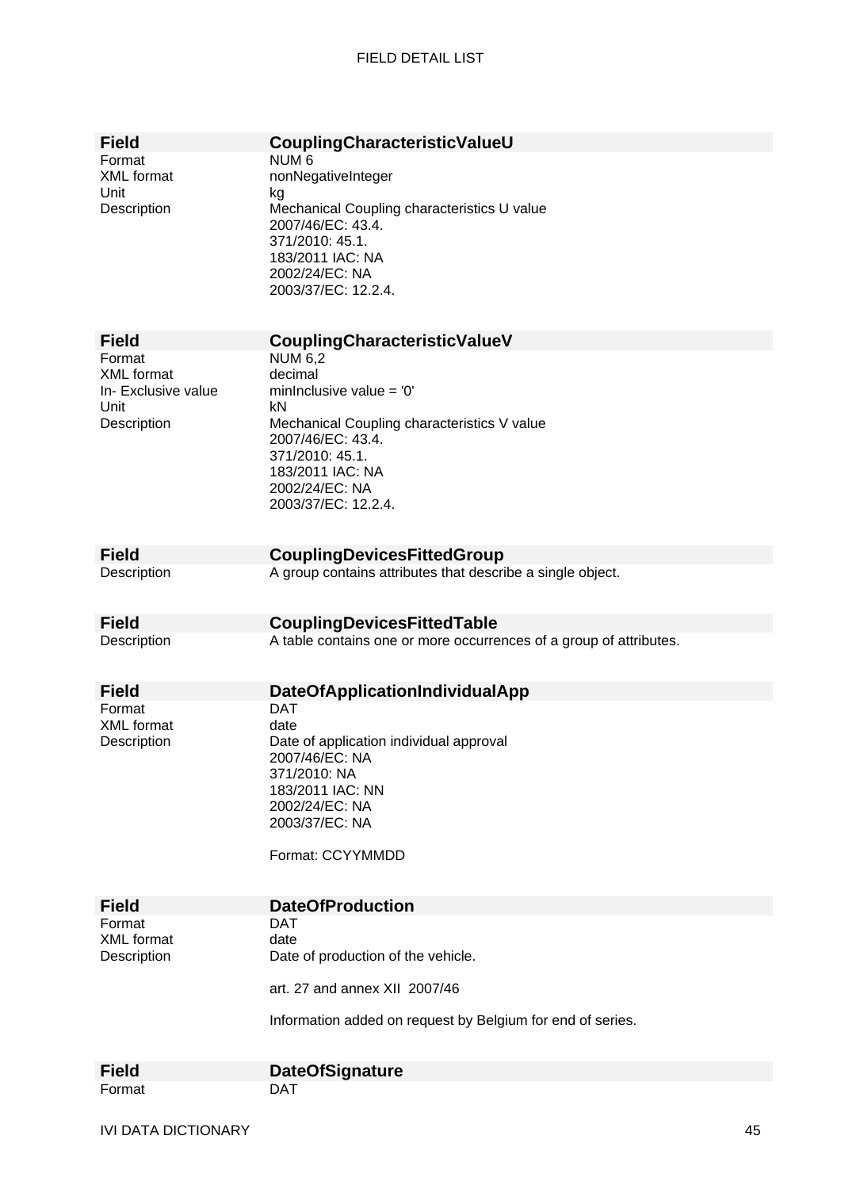| Field | CouplingCharacteristicValueU |
|---|---|
| Format | NUM 6 |
| XML format | nonNegativeInteger |
| Unit | kg |
| Description | Mechanical Coupling characteristics U value<br>2007/46/EC: 43.4.<br>371/2010: 45.1.<br>183/2011 IAC: NA<br>2002/24/EC: NA<br>2003/37/EC: 12.2.4. |

| Field | CouplingCharacteristicValueV |
|---|---|
| Format | NUM 6,2 |
| XML format | decimal |
| In- Exclusive value | minInclusive value = '0' |
| Unit | kN |
| Description | Mechanical Coupling characteristics V value<br>2007/46/EC: 43.4.<br>371/2010: 45.1.<br>183/2011 IAC: NA<br>2002/24/EC: NA<br>2003/37/EC: 12.2.4. |

| Field | CouplingDevicesFittedGroup |
|---|---|
| Description | A group contains attributes that describe a single object. |

| Field | CouplingDevicesFittedTable |
|---|---|
| Description | A table contains one or more occurrences of a group of attributes. |

| Field | DateOfApplicationIndividualApp |
|---|---|
| Format | DAT |
| XML format | date |
| Description | Date of application individual approval<br>2007/46/EC: NA<br>371/2010: NA<br>183/2011 IAC: NN<br>2002/24/EC: NA<br>2003/37/EC: NA<br><br>Format: CCYYMMDD |

| Field | DateOfProduction |
|---|---|
| Format | DAT |
| XML format | date |
| Description | Date of production of the vehicle.<br><br>art. 27 and annex XII 2007/46<br><br>Information added on request by Belgium for end of series. |

| Field | DateOfSignature |
|---|---|
| Format | DAT |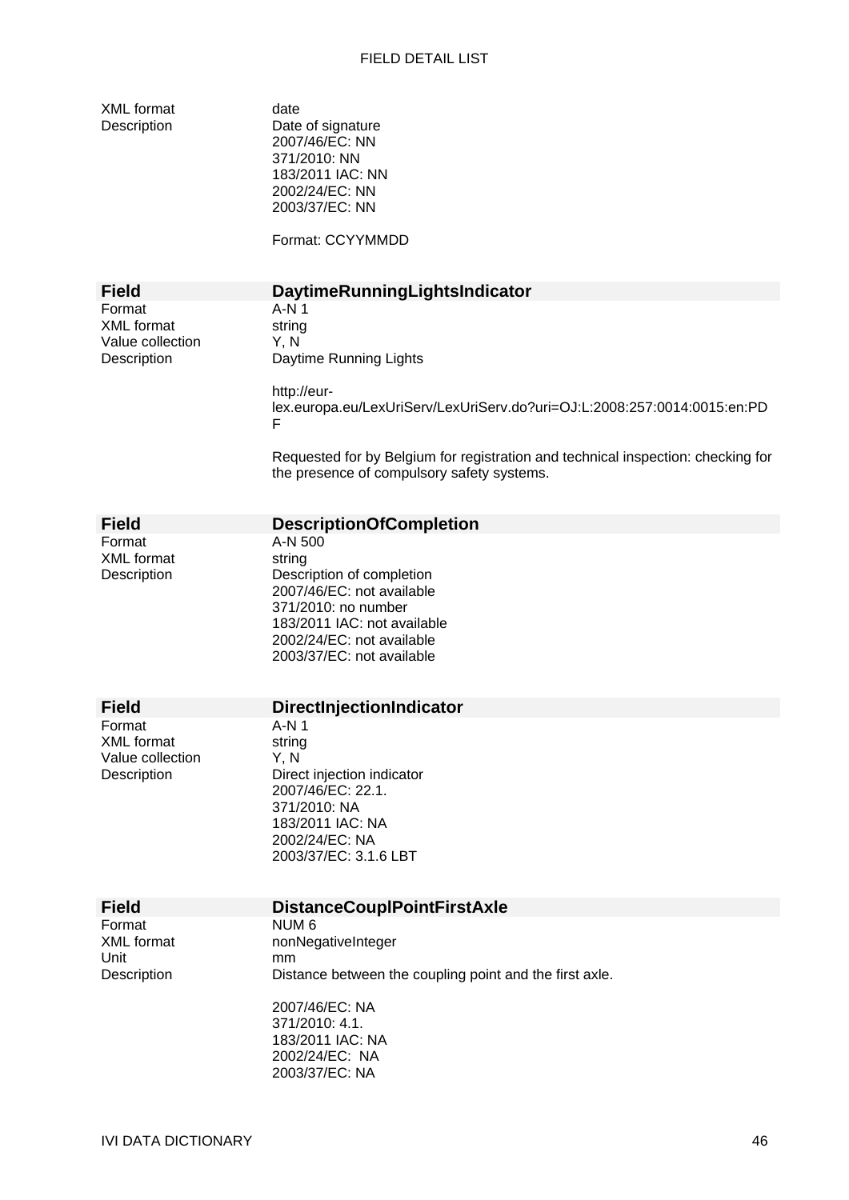| | |
|---|---|
| XML format | date |
| Description | Date of signature<br>2007/46/EC: NN<br>371/2010: NN<br>183/2011 IAC: NN<br>2002/24/EC: NN<br>2003/37/EC: NN<br><br>Format: CCYYMMDD |

| **Field** | **DaytimeRunningLightsIndicator** |
|---|---|
| Format | A-N 1 |
| XML format | string |
| Value collection | Y, N |
| Description | Daytime Running Lights<br><br>http://eur-lex.europa.eu/LexUriServ/LexUriServ.do?uri=OJ:L:2008:257:0014:0015:en:PDF<br><br>Requested for by Belgium for registration and technical inspection: checking for the presence of compulsory safety systems. |

| **Field** | **DescriptionOfCompletion** |
|---|---|
| Format | A-N 500 |
| XML format | string |
| Description | Description of completion<br>2007/46/EC: not available<br>371/2010: no number<br>183/2011 IAC: not available<br>2002/24/EC: not available<br>2003/37/EC: not available |

| **Field** | **DirectInjectionIndicator** |
|---|---|
| Format | A-N 1 |
| XML format | string |
| Value collection | Y, N |
| Description | Direct injection indicator<br>2007/46/EC: 22.1.<br>371/2010: NA<br>183/2011 IAC: NA<br>2002/24/EC: NA<br>2003/37/EC: 3.1.6 LBT |

| **Field** | **DistanceCouplPointFirstAxle** |
|---|---|
| Format | NUM 6 |
| XML format | nonNegativeInteger |
| Unit | mm |
| Description | Distance between the coupling point and the first axle.<br><br>2007/46/EC: NA<br>371/2010: 4.1.<br>183/2011 IAC: NA<br>2002/24/EC: NA<br>2003/37/EC: NA |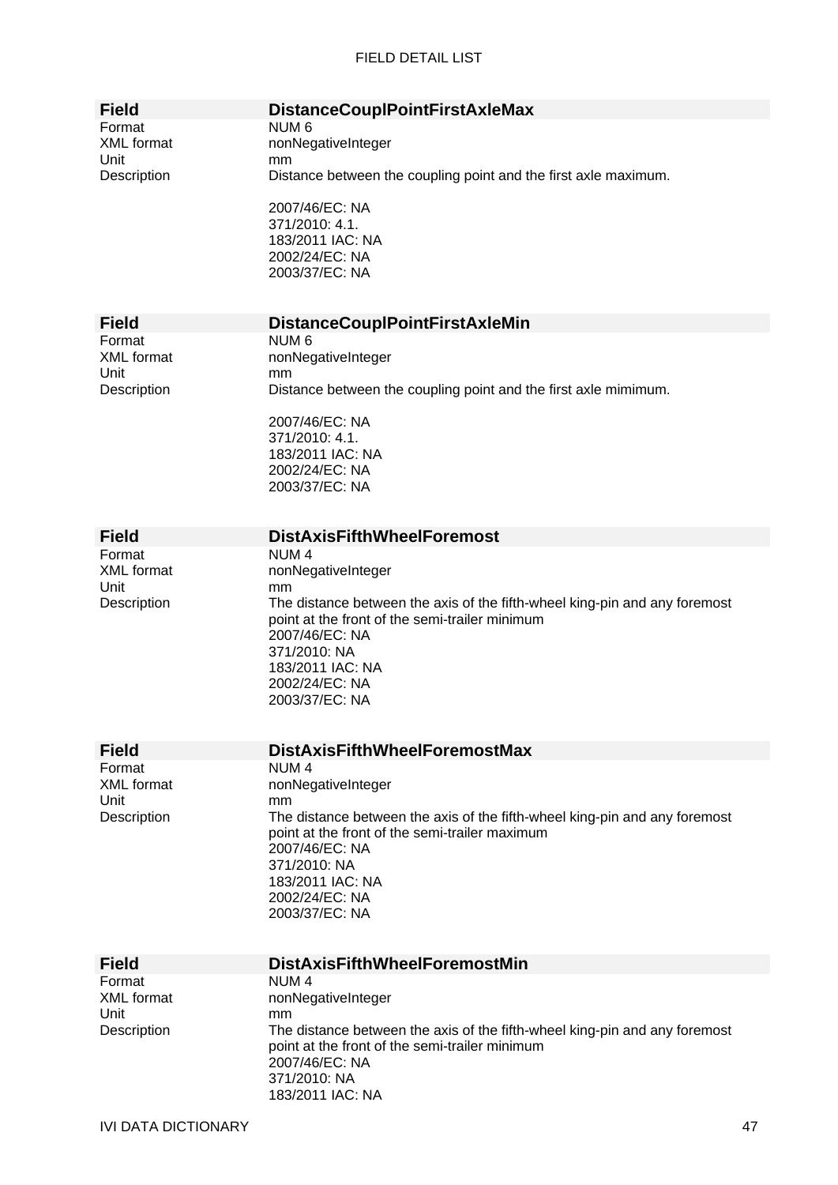| Field | DistanceCouplPointFirstAxleMax |
|---|---|
| Format | NUM 6 |
| XML format | nonNegativeInteger |
| Unit | mm |
| Description | Distance between the coupling point and the first axle maximum.<br><br>2007/46/EC: NA<br>371/2010: 4.1.<br>183/2011 IAC: NA<br>2002/24/EC: NA<br>2003/37/EC: NA |

| Field | DistanceCouplPointFirstAxleMin |
|---|---|
| Format | NUM 6 |
| XML format | nonNegativeInteger |
| Unit | mm |
| Description | Distance between the coupling point and the first axle mimimum.<br><br>2007/46/EC: NA<br>371/2010: 4.1.<br>183/2011 IAC: NA<br>2002/24/EC: NA<br>2003/37/EC: NA |

| Field | DistAxisFifthWheelForemost |
|---|---|
| Format | NUM 4 |
| XML format | nonNegativeInteger |
| Unit | mm |
| Description | The distance between the axis of the fifth-wheel king-pin and any foremost point at the front of the semi-trailer minimum<br>2007/46/EC: NA<br>371/2010: NA<br>183/2011 IAC: NA<br>2002/24/EC: NA<br>2003/37/EC: NA |

| Field | DistAxisFifthWheelForemostMax |
|---|---|
| Format | NUM 4 |
| XML format | nonNegativeInteger |
| Unit | mm |
| Description | The distance between the axis of the fifth-wheel king-pin and any foremost point at the front of the semi-trailer maximum<br>2007/46/EC: NA<br>371/2010: NA<br>183/2011 IAC: NA<br>2002/24/EC: NA<br>2003/37/EC: NA |

| Field | DistAxisFifthWheelForemostMin |
|---|---|
| Format | NUM 4 |
| XML format | nonNegativeInteger |
| Unit | mm |
| Description | The distance between the axis of the fifth-wheel king-pin and any foremost point at the front of the semi-trailer minimum<br>2007/46/EC: NA<br>371/2010: NA<br>183/2011 IAC: NA |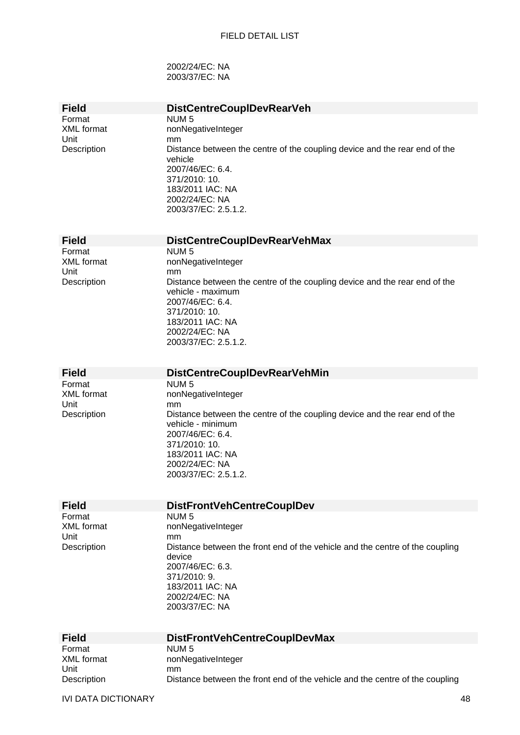2002/24/EC: NA
2003/37/EC: NA

| Field | DistCentreCouplDevRearVeh |
|---|---|
| Format | NUM 5 |
| XML format | nonNegativeInteger |
| Unit | mm |
| Description | Distance between the centre of the coupling device and the rear end of the vehicle<br>2007/46/EC: 6.4.<br>371/2010: 10.<br>183/2011 IAC: NA<br>2002/24/EC: NA<br>2003/37/EC: 2.5.1.2. |

| Field | DistCentreCouplDevRearVehMax |
|---|---|
| Format | NUM 5 |
| XML format | nonNegativeInteger |
| Unit | mm |
| Description | Distance between the centre of the coupling device and the rear end of the vehicle - maximum<br>2007/46/EC: 6.4.<br>371/2010: 10.<br>183/2011 IAC: NA<br>2002/24/EC: NA<br>2003/37/EC: 2.5.1.2. |

| Field | DistCentreCouplDevRearVehMin |
|---|---|
| Format | NUM 5 |
| XML format | nonNegativeInteger |
| Unit | mm |
| Description | Distance between the centre of the coupling device and the rear end of the vehicle - minimum<br>2007/46/EC: 6.4.<br>371/2010: 10.<br>183/2011 IAC: NA<br>2002/24/EC: NA<br>2003/37/EC: 2.5.1.2. |

| Field | DistFrontVehCentreCouplDev |
|---|---|
| Format | NUM 5 |
| XML format | nonNegativeInteger |
| Unit | mm |
| Description | Distance between the front end of the vehicle and the centre of the coupling device<br>2007/46/EC: 6.3.<br>371/2010: 9.<br>183/2011 IAC: NA<br>2002/24/EC: NA<br>2003/37/EC: NA |

| Field | DistFrontVehCentreCouplDevMax |
|---|---|
| Format | NUM 5 |
| XML format | nonNegativeInteger |
| Unit | mm |
| Description | Distance between the front end of the vehicle and the centre of the coupling |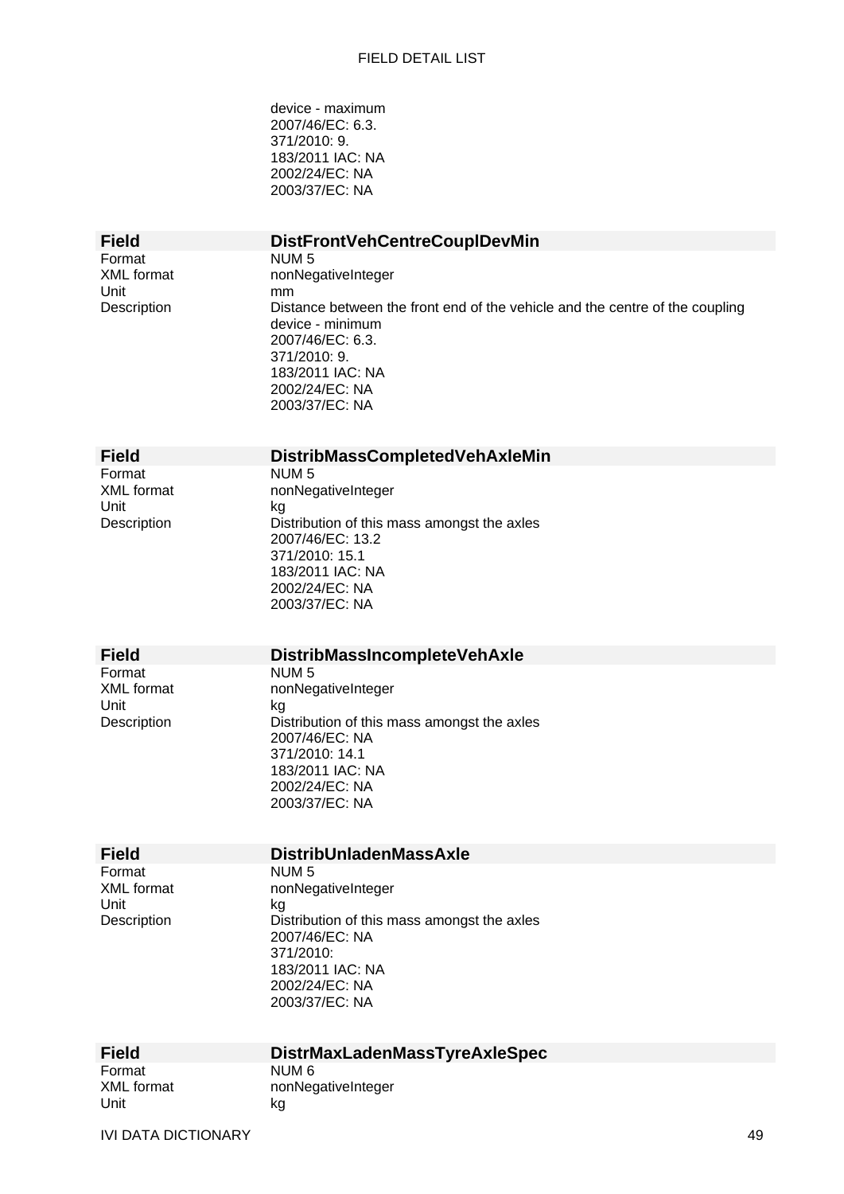device - maximum
2007/46/EC: 6.3.
371/2010: 9.
183/2011 IAC: NA
2002/24/EC: NA
2003/37/EC: NA

| **Field** | **DistFrontVehCentreCouplDevMin** |
|---|---|
| Format | NUM 5 |
| XML format | nonNegativeInteger |
| Unit | mm |
| Description | Distance between the front end of the vehicle and the centre of the coupling device - minimum<br>2007/46/EC: 6.3.<br>371/2010: 9.<br>183/2011 IAC: NA<br>2002/24/EC: NA<br>2003/37/EC: NA |

| **Field** | **DistribMassCompletedVehAxleMin** |
|---|---|
| Format | NUM 5 |
| XML format | nonNegativeInteger |
| Unit | kg |
| Description | Distribution of this mass amongst the axles<br>2007/46/EC: 13.2<br>371/2010: 15.1<br>183/2011 IAC: NA<br>2002/24/EC: NA<br>2003/37/EC: NA |

| **Field** | **DistribMassIncompleteVehAxle** |
|---|---|
| Format | NUM 5 |
| XML format | nonNegativeInteger |
| Unit | kg |
| Description | Distribution of this mass amongst the axles<br>2007/46/EC: NA<br>371/2010: 14.1<br>183/2011 IAC: NA<br>2002/24/EC: NA<br>2003/37/EC: NA |

| **Field** | **DistribUnladenMassAxle** |
|---|---|
| Format | NUM 5 |
| XML format | nonNegativeInteger |
| Unit | kg |
| Description | Distribution of this mass amongst the axles<br>2007/46/EC: NA<br>371/2010:<br>183/2011 IAC: NA<br>2002/24/EC: NA<br>2003/37/EC: NA |

| **Field** | **DistrMaxLadenMassTyreAxleSpec** |
|---|---|
| Format | NUM 6 |
| XML format | nonNegativeInteger |
| Unit | kg |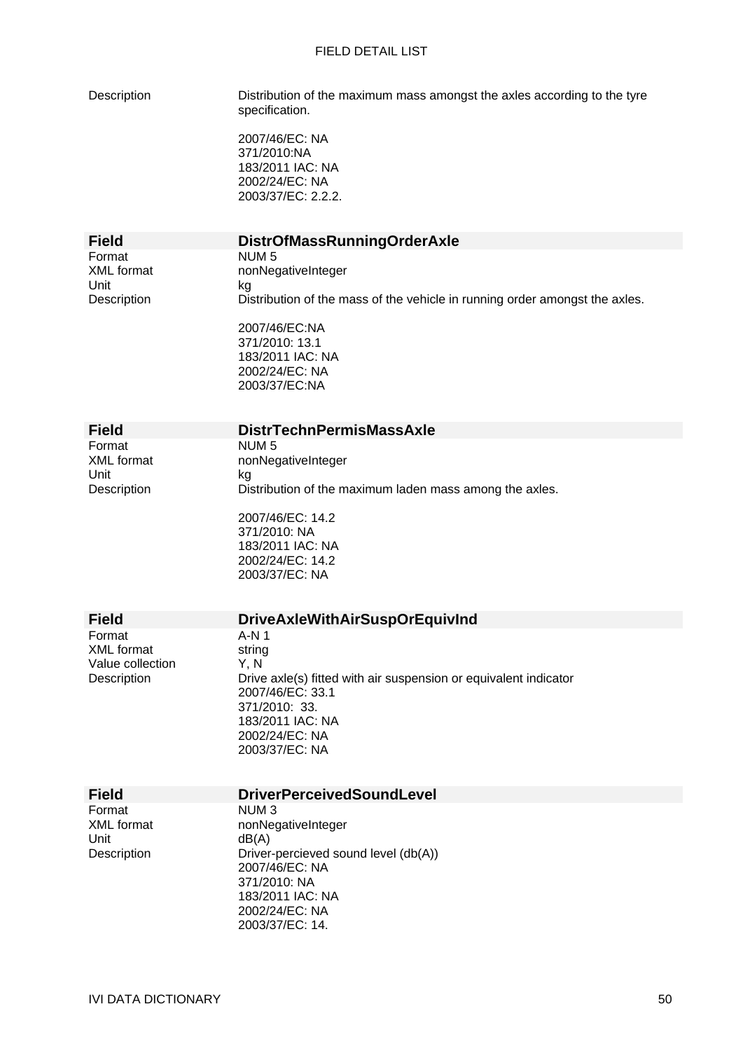| | |
|---|---|
| Description | Distribution of the maximum mass amongst the axles according to the tyre specification.<br><br>2007/46/EC: NA<br>371/2010:NA<br>183/2011 IAC: NA<br>2002/24/EC: NA<br>2003/37/EC: 2.2.2. |

| **Field** | **DistrOfMassRunningOrderAxle** |
|---|---|
| Format | NUM 5 |
| XML format | nonNegativeInteger |
| Unit | kg |
| Description | Distribution of the mass of the vehicle in running order amongst the axles.<br><br>2007/46/EC:NA<br>371/2010: 13.1<br>183/2011 IAC: NA<br>2002/24/EC: NA<br>2003/37/EC:NA |

| **Field** | **DistrTechnPermisMassAxle** |
|---|---|
| Format | NUM 5 |
| XML format | nonNegativeInteger |
| Unit | kg |
| Description | Distribution of the maximum laden mass among the axles.<br><br>2007/46/EC: 14.2<br>371/2010: NA<br>183/2011 IAC: NA<br>2002/24/EC: 14.2<br>2003/37/EC: NA |

| **Field** | **DriveAxleWithAirSuspOrEquivInd** |
|---|---|
| Format | A-N 1 |
| XML format | string |
| Value collection | Y, N |
| Description | Drive axle(s) fitted with air suspension or equivalent indicator<br>2007/46/EC: 33.1<br>371/2010: 33.<br>183/2011 IAC: NA<br>2002/24/EC: NA<br>2003/37/EC: NA |

| **Field** | **DriverPerceivedSoundLevel** |
|---|---|
| Format | NUM 3 |
| XML format | nonNegativeInteger |
| Unit | dB(A) |
| Description | Driver-percieved sound level (db(A))<br>2007/46/EC: NA<br>371/2010: NA<br>183/2011 IAC: NA<br>2002/24/EC: NA<br>2003/37/EC: 14. |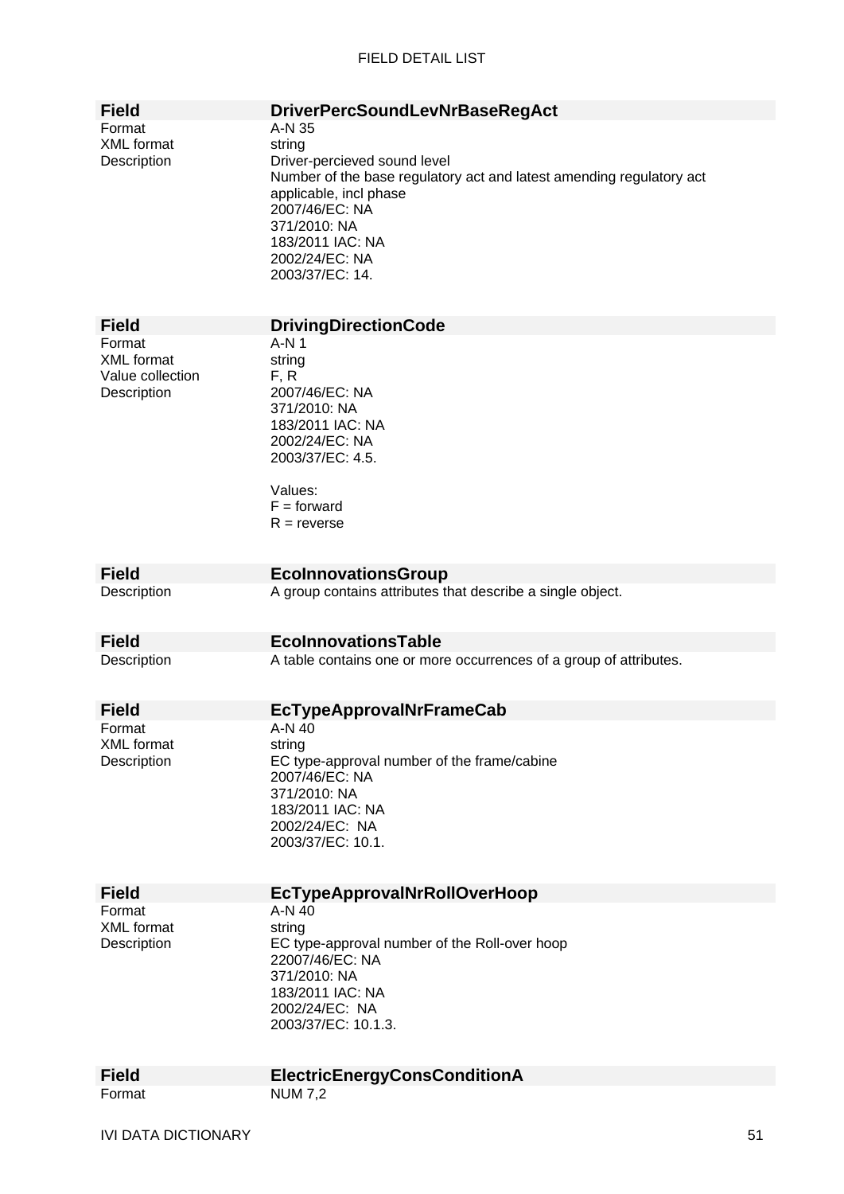| Field | DriverPercSoundLevNrBaseRegAct |
|---|---|
| Format | A-N 35 |
| XML format | string |
| Description | Driver-percieved sound level<br>Number of the base regulatory act and latest amending regulatory act applicable, incl phase<br>2007/46/EC: NA<br>371/2010: NA<br>183/2011 IAC: NA<br>2002/24/EC: NA<br>2003/37/EC: 14. |

| Field | DrivingDirectionCode |
|---|---|
| Format | A-N 1 |
| XML format | string |
| Value collection | F, R |
| Description | 2007/46/EC: NA<br>371/2010: NA<br>183/2011 IAC: NA<br>2002/24/EC: NA<br>2003/37/EC: 4.5.<br><br>Values:<br>F = forward<br>R = reverse |

| Field | EcoInnovationsGroup |
|---|---|
| Description | A group contains attributes that describe a single object. |

| Field | EcoInnovationsTable |
|---|---|
| Description | A table contains one or more occurrences of a group of attributes. |

| Field | EcTypeApprovalNrFrameCab |
|---|---|
| Format | A-N 40 |
| XML format | string |
| Description | EC type-approval number of the frame/cabine<br>2007/46/EC: NA<br>371/2010: NA<br>183/2011 IAC: NA<br>2002/24/EC: NA<br>2003/37/EC: 10.1. |

| Field | EcTypeApprovalNrRollOverHoop |
|---|---|
| Format | A-N 40 |
| XML format | string |
| Description | EC type-approval number of the Roll-over hoop<br>22007/46/EC: NA<br>371/2010: NA<br>183/2011 IAC: NA<br>2002/24/EC: NA<br>2003/37/EC: 10.1.3. |

| Field | ElectricEnergyConsConditionA |
|---|---|
| Format | NUM 7,2 |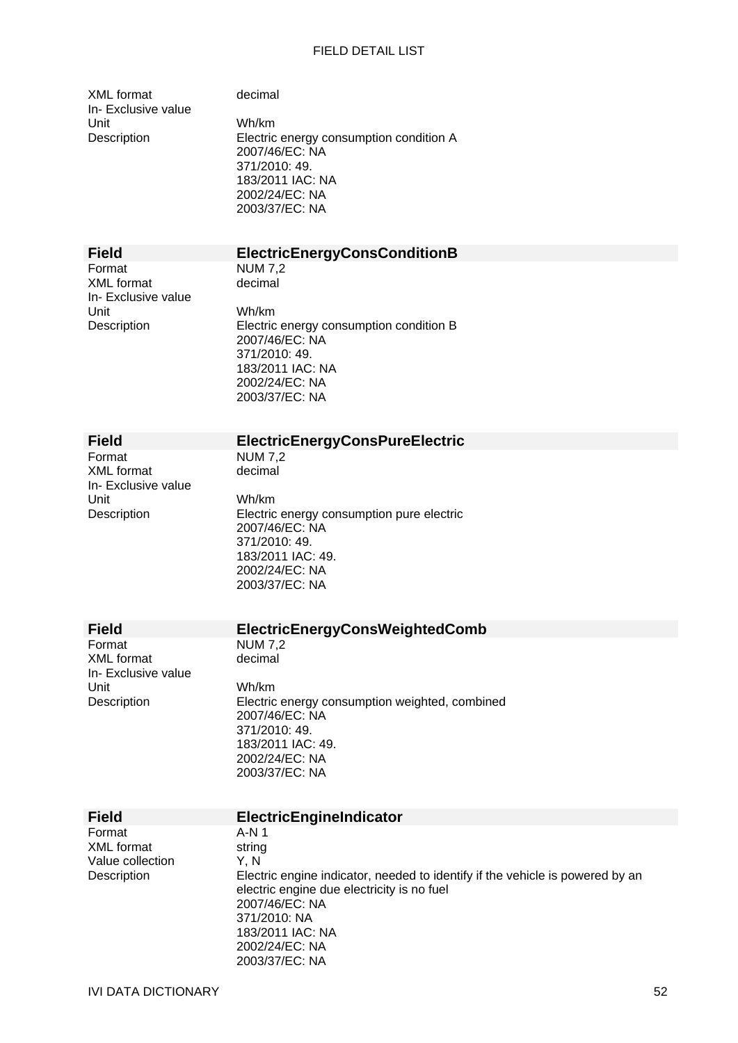| | |
|---|---|
| XML format | decimal |
| In- Exclusive value | |
| Unit | Wh/km |
| Description | Electric energy consumption condition A<br>2007/46/EC: NA<br>371/2010: 49.<br>183/2011 IAC: NA<br>2002/24/EC: NA<br>2003/37/EC: NA |

| **Field** | **ElectricEnergyConsConditionB** |
|---|---|
| Format | NUM 7,2 |
| XML format | decimal |
| In- Exclusive value | |
| Unit | Wh/km |
| Description | Electric energy consumption condition B<br>2007/46/EC: NA<br>371/2010: 49.<br>183/2011 IAC: NA<br>2002/24/EC: NA<br>2003/37/EC: NA |

| **Field** | **ElectricEnergyConsPureElectric** |
|---|---|
| Format | NUM 7,2 |
| XML format | decimal |
| In- Exclusive value | |
| Unit | Wh/km |
| Description | Electric energy consumption pure electric<br>2007/46/EC: NA<br>371/2010: 49.<br>183/2011 IAC: 49.<br>2002/24/EC: NA<br>2003/37/EC: NA |

| **Field** | **ElectricEnergyConsWeightedComb** |
|---|---|
| Format | NUM 7,2 |
| XML format | decimal |
| In- Exclusive value | |
| Unit | Wh/km |
| Description | Electric energy consumption weighted, combined<br>2007/46/EC: NA<br>371/2010: 49.<br>183/2011 IAC: 49.<br>2002/24/EC: NA<br>2003/37/EC: NA |

| **Field** | **ElectricEngineIndicator** |
|---|---|
| Format | A-N 1 |
| XML format | string |
| Value collection | Y, N |
| Description | Electric engine indicator, needed to identify if the vehicle is powered by an electric engine due electricity is no fuel<br>2007/46/EC: NA<br>371/2010: NA<br>183/2011 IAC: NA<br>2002/24/EC: NA<br>2003/37/EC: NA |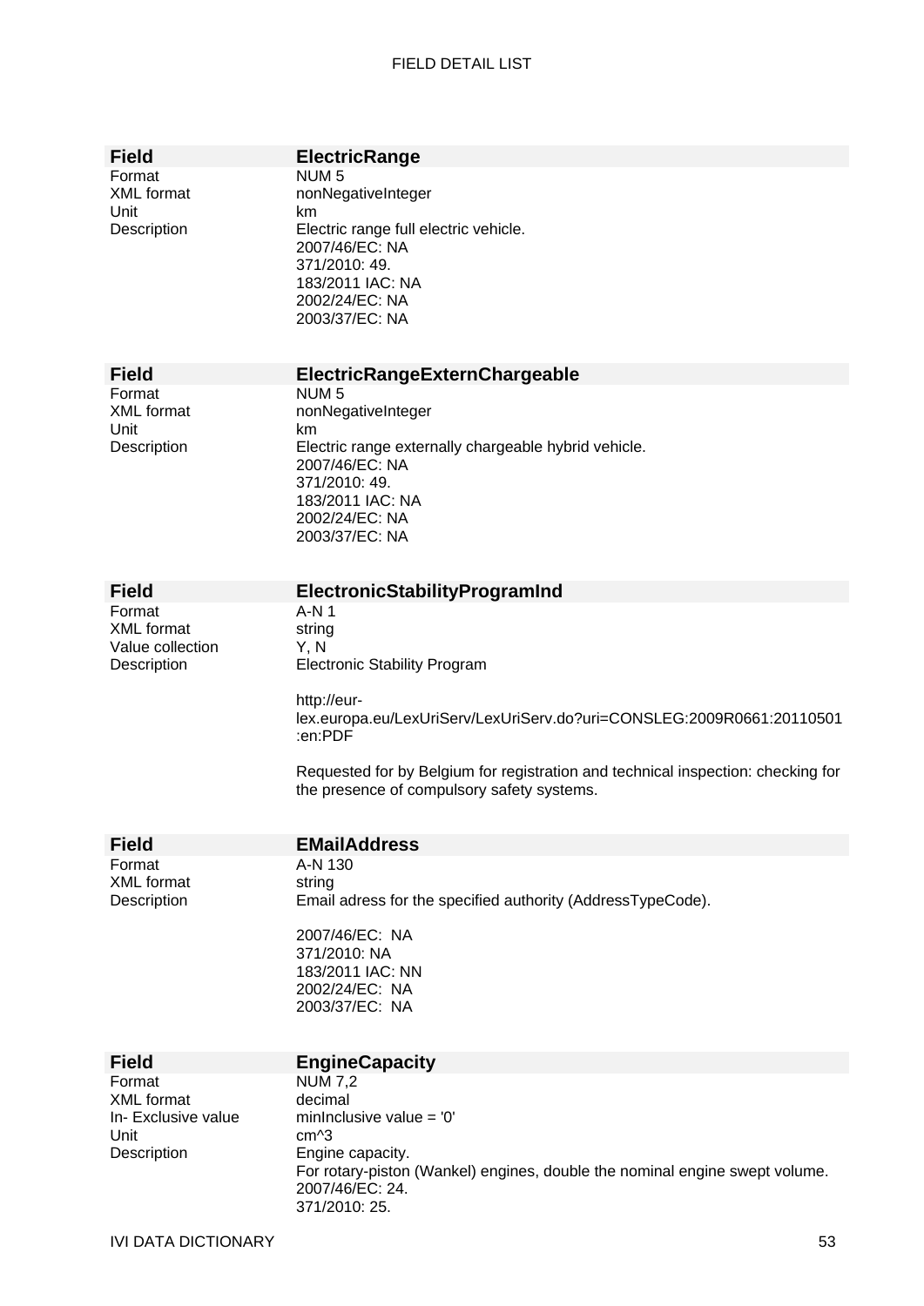| Field | ElectricRange |
|---|---|
| Format | NUM 5 |
| XML format | nonNegativeInteger |
| Unit | km |
| Description | Electric range full electric vehicle.<br>2007/46/EC: NA<br>371/2010: 49.<br>183/2011 IAC: NA<br>2002/24/EC: NA<br>2003/37/EC: NA |

| Field | ElectricRangeExternChargeable |
|---|---|
| Format | NUM 5 |
| XML format | nonNegativeInteger |
| Unit | km |
| Description | Electric range externally chargeable hybrid vehicle.<br>2007/46/EC: NA<br>371/2010: 49.<br>183/2011 IAC: NA<br>2002/24/EC: NA<br>2003/37/EC: NA |

| Field | ElectronicStabilityProgramInd |
|---|---|
| Format | A-N 1 |
| XML format | string |
| Value collection | Y, N |
| Description | Electronic Stability Program<br><br>http://eur-lex.europa.eu/LexUriServ/LexUriServ.do?uri=CONSLEG:2009R0661:20110501:en:PDF<br><br>Requested for by Belgium for registration and technical inspection: checking for the presence of compulsory safety systems. |

| Field | EMailAddress |
|---|---|
| Format | A-N 130 |
| XML format | string |
| Description | Email adress for the specified authority (AddressTypeCode).<br><br>2007/46/EC: NA<br>371/2010: NA<br>183/2011 IAC: NN<br>2002/24/EC: NA<br>2003/37/EC: NA |

| Field | EngineCapacity |
|---|---|
| Format | NUM 7,2 |
| XML format | decimal |
| In- Exclusive value | minInclusive value = '0' |
| Unit | cm^3 |
| Description | Engine capacity.<br>For rotary-piston (Wankel) engines, double the nominal engine swept volume.<br>2007/46/EC: 24.<br>371/2010: 25. |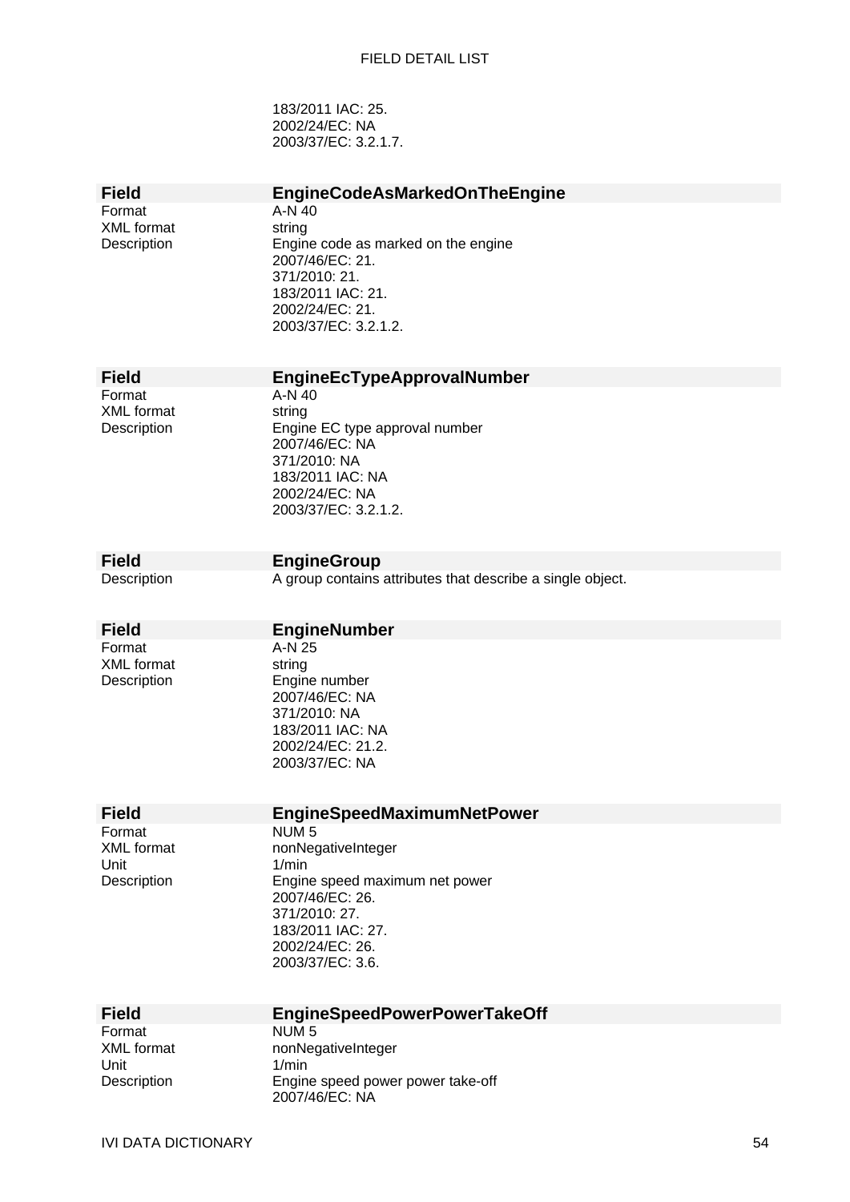183/2011 IAC: 25.
2002/24/EC: NA
2003/37/EC: 3.2.1.7.

| **Field** | **EngineCodeAsMarkedOnTheEngine** |
|---|---|
| Format | A-N 40 |
| XML format | string |
| Description | Engine code as marked on the engine<br>2007/46/EC: 21.<br>371/2010: 21.<br>183/2011 IAC: 21.<br>2002/24/EC: 21.<br>2003/37/EC: 3.2.1.2. |

| **Field** | **EngineEcTypeApprovalNumber** |
|---|---|
| Format | A-N 40 |
| XML format | string |
| Description | Engine EC type approval number<br>2007/46/EC: NA<br>371/2010: NA<br>183/2011 IAC: NA<br>2002/24/EC: NA<br>2003/37/EC: 3.2.1.2. |

| **Field** | **EngineGroup** |
|---|---|
| Description | A group contains attributes that describe a single object. |

| **Field** | **EngineNumber** |
|---|---|
| Format | A-N 25 |
| XML format | string |
| Description | Engine number<br>2007/46/EC: NA<br>371/2010: NA<br>183/2011 IAC: NA<br>2002/24/EC: 21.2.<br>2003/37/EC: NA |

| **Field** | **EngineSpeedMaximumNetPower** |
|---|---|
| Format | NUM 5 |
| XML format | nonNegativeInteger |
| Unit | 1/min |
| Description | Engine speed maximum net power<br>2007/46/EC: 26.<br>371/2010: 27.<br>183/2011 IAC: 27.<br>2002/24/EC: 26.<br>2003/37/EC: 3.6. |

| **Field** | **EngineSpeedPowerPowerTakeOff** |
|---|---|
| Format | NUM 5 |
| XML format | nonNegativeInteger |
| Unit | 1/min |
| Description | Engine speed power power take-off<br>2007/46/EC: NA |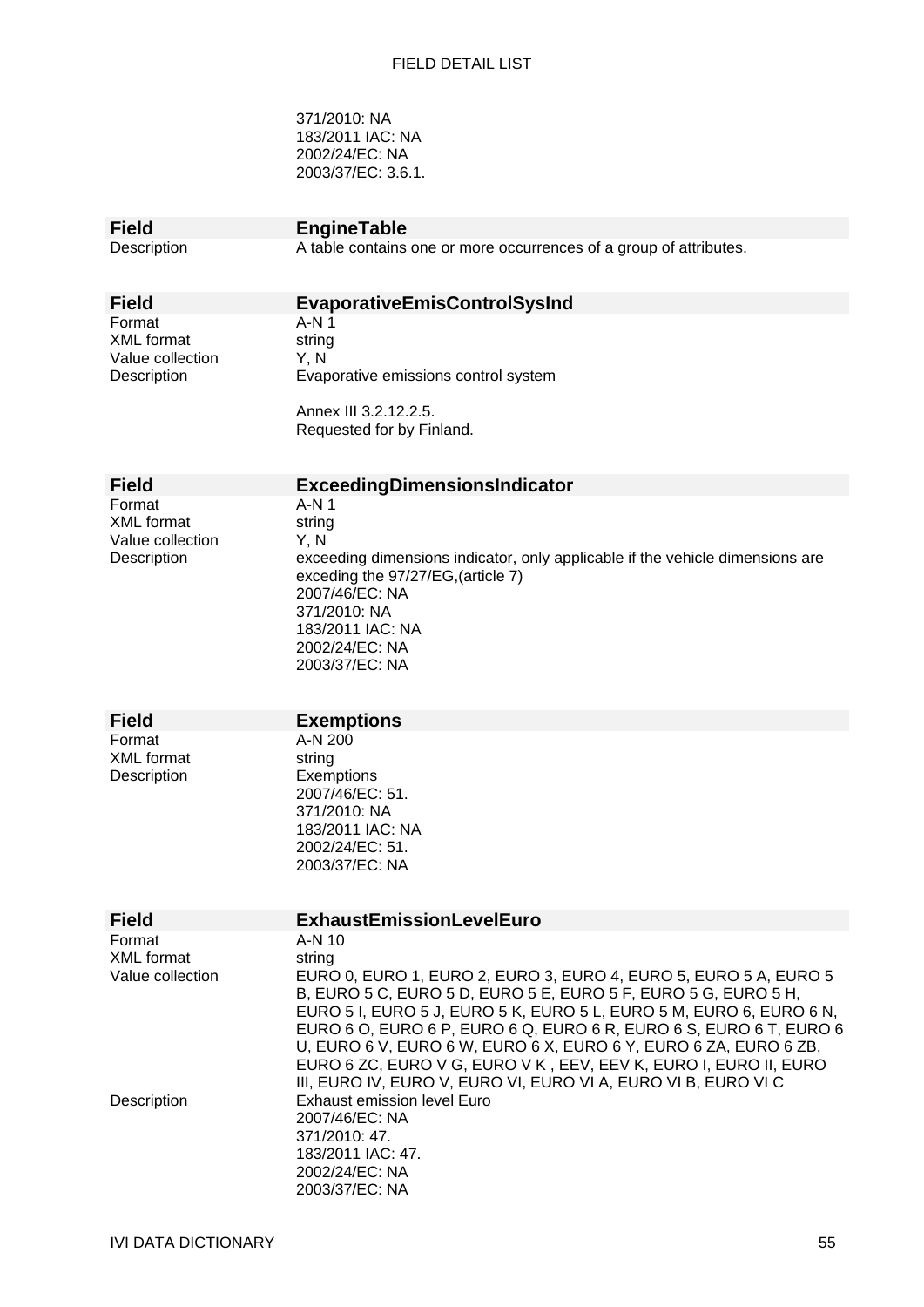371/2010: NA
183/2011 IAC: NA
2002/24/EC: NA
2003/37/EC: 3.6.1.

| Field | EngineTable |
|---|---|
| Description | A table contains one or more occurrences of a group of attributes. |

| Field | EvaporativeEmisControlSysInd |
|---|---|
| Format | A-N 1 |
| XML format | string |
| Value collection | Y, N |
| Description | Evaporative emissions control system<br><br>Annex III 3.2.12.2.5.<br>Requested for by Finland. |

| Field | ExceedingDimensionsIndicator |
|---|---|
| Format | A-N 1 |
| XML format | string |
| Value collection | Y, N |
| Description | exceeding dimensions indicator, only applicable if the vehicle dimensions are exceding the 97/27/EG,(article 7)<br>2007/46/EC: NA<br>371/2010: NA<br>183/2011 IAC: NA<br>2002/24/EC: NA<br>2003/37/EC: NA |

| Field | Exemptions |
|---|---|
| Format | A-N 200 |
| XML format | string |
| Description | Exemptions<br>2007/46/EC: 51.<br>371/2010: NA<br>183/2011 IAC: NA<br>2002/24/EC: 51.<br>2003/37/EC: NA |

| Field | ExhaustEmissionLevelEuro |
|---|---|
| Format | A-N 10 |
| XML format | string |
| Value collection | EURO 0, EURO 1, EURO 2, EURO 3, EURO 4, EURO 5, EURO 5 A, EURO 5 B, EURO 5 C, EURO 5 D, EURO 5 E, EURO 5 F, EURO 5 G, EURO 5 H, EURO 5 I, EURO 5 J, EURO 5 K, EURO 5 L, EURO 5 M, EURO 6, EURO 6 N, EURO 6 O, EURO 6 P, EURO 6 Q, EURO 6 R, EURO 6 S, EURO 6 T, EURO 6 U, EURO 6 V, EURO 6 W, EURO 6 X, EURO 6 Y, EURO 6 ZA, EURO 6 ZB, EURO 6 ZC, EURO V G, EURO V K , EEV, EEV K, EURO I, EURO II, EURO III, EURO IV, EURO V, EURO VI, EURO VI A, EURO VI B, EURO VI C |
| Description | Exhaust emission level Euro<br>2007/46/EC: NA<br>371/2010: 47.<br>183/2011 IAC: 47.<br>2002/24/EC: NA<br>2003/37/EC: NA |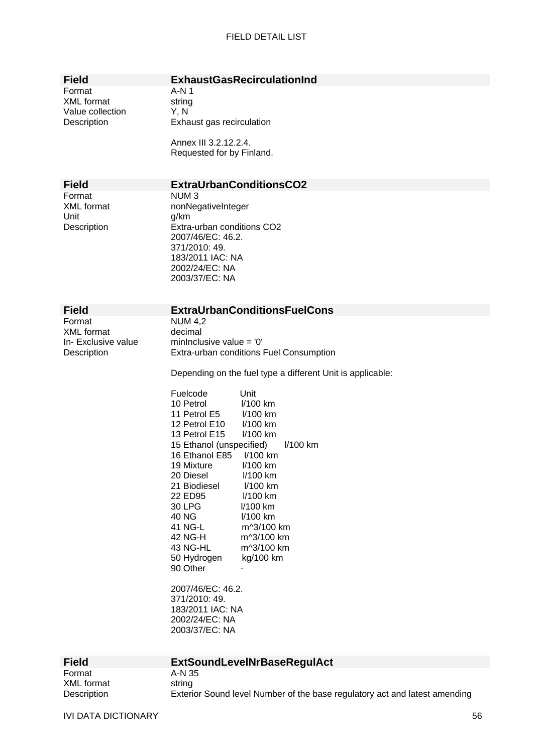| Field | ExhaustGasRecirculationInd |
|---|---|
| Format | A-N 1 |
| XML format | string |
| Value collection | Y, N |
| Description | Exhaust gas recirculation<br><br>Annex III 3.2.12.2.4.<br>Requested for by Finland. |

| Field | ExtraUrbanConditionsCO2 |
|---|---|
| Format | NUM 3 |
| XML format | nonNegativeInteger |
| Unit | g/km |
| Description | Extra-urban conditions CO2<br>2007/46/EC: 46.2.<br>371/2010: 49.<br>183/2011 IAC: NA<br>2002/24/EC: NA<br>2003/37/EC: NA |

| Field | ExtraUrbanConditionsFuelCons |
|---|---|
| Format | NUM 4,2 |
| XML format | decimal |
| In- Exclusive value | minInclusive value = '0' |
| Description | Extra-urban conditions Fuel Consumption<br><br>Depending on the fuel type a different Unit is applicable:<br><br>Fuelcode Unit<br>10 Petrol l/100 km<br>11 Petrol E5 l/100 km<br>12 Petrol E10 l/100 km<br>13 Petrol E15 l/100 km<br>15 Ethanol (unspecified) l/100 km<br>16 Ethanol E85 l/100 km<br>19 Mixture l/100 km<br>20 Diesel l/100 km<br>21 Biodiesel l/100 km<br>22 ED95 l/100 km<br>30 LPG l/100 km<br>40 NG l/100 km<br>41 NG-L m^3/100 km<br>42 NG-H m^3/100 km<br>43 NG-HL m^3/100 km<br>50 Hydrogen kg/100 km<br>90 Other -<br><br>2007/46/EC: 46.2.<br>371/2010: 49.<br>183/2011 IAC: NA<br>2002/24/EC: NA<br>2003/37/EC: NA |

| Field | ExtSoundLevelNrBaseRegulAct |
|---|---|
| Format | A-N 35 |
| XML format | string |
| Description | Exterior Sound level Number of the base regulatory act and latest amending |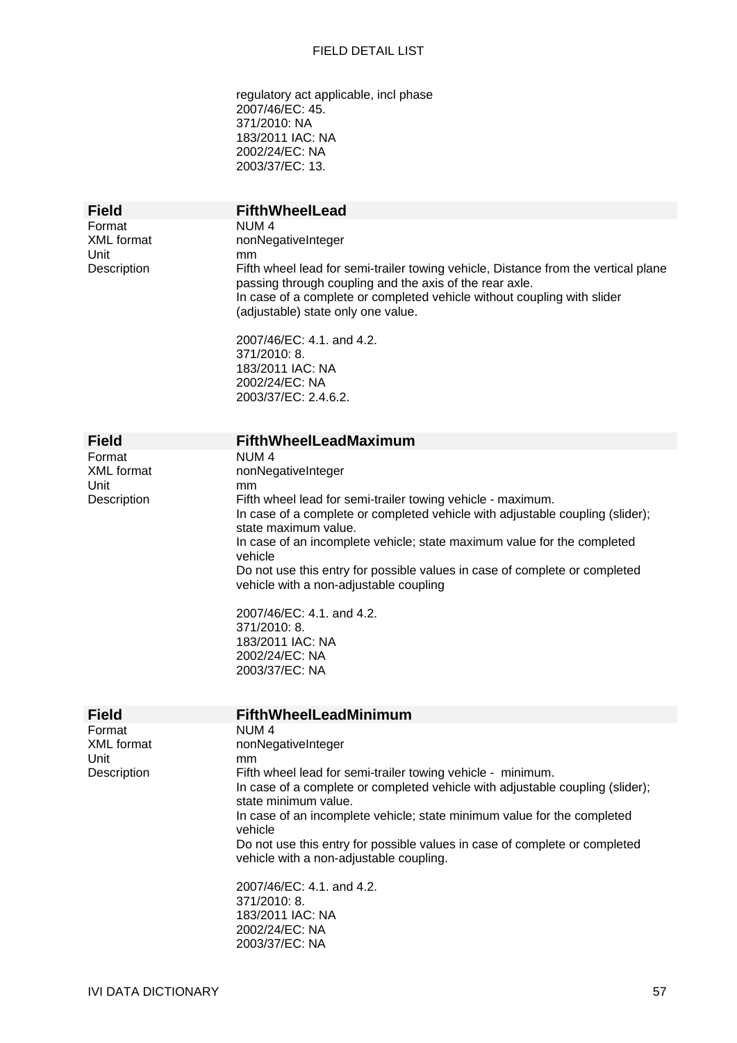regulatory act applicable, incl phase
2007/46/EC: 45.
371/2010: NA
183/2011 IAC: NA
2002/24/EC: NA
2003/37/EC: 13.

| **Field** | **FifthWheelLead** |
|---|---|
| Format | NUM 4 |
| XML format | nonNegativeInteger |
| Unit | mm |
| Description | Fifth wheel lead for semi-trailer towing vehicle, Distance from the vertical plane passing through coupling and the axis of the rear axle.<br>In case of a complete or completed vehicle without coupling with slider (adjustable) state only one value.<br><br>2007/46/EC: 4.1. and 4.2.<br>371/2010: 8.<br>183/2011 IAC: NA<br>2002/24/EC: NA<br>2003/37/EC: 2.4.6.2. |

| **Field** | **FifthWheelLeadMaximum** |
|---|---|
| Format | NUM 4 |
| XML format | nonNegativeInteger |
| Unit | mm |
| Description | Fifth wheel lead for semi-trailer towing vehicle - maximum.<br>In case of a complete or completed vehicle with adjustable coupling (slider); state maximum value.<br>In case of an incomplete vehicle; state maximum value for the completed vehicle<br>Do not use this entry for possible values in case of complete or completed vehicle with a non-adjustable coupling<br><br>2007/46/EC: 4.1. and 4.2.<br>371/2010: 8.<br>183/2011 IAC: NA<br>2002/24/EC: NA<br>2003/37/EC: NA |

| **Field** | **FifthWheelLeadMinimum** |
|---|---|
| Format | NUM 4 |
| XML format | nonNegativeInteger |
| Unit | mm |
| Description | Fifth wheel lead for semi-trailer towing vehicle - minimum.<br>In case of a complete or completed vehicle with adjustable coupling (slider); state minimum value.<br>In case of an incomplete vehicle; state minimum value for the completed vehicle<br>Do not use this entry for possible values in case of complete or completed vehicle with a non-adjustable coupling.<br><br>2007/46/EC: 4.1. and 4.2.<br>371/2010: 8.<br>183/2011 IAC: NA<br>2002/24/EC: NA<br>2003/37/EC: NA |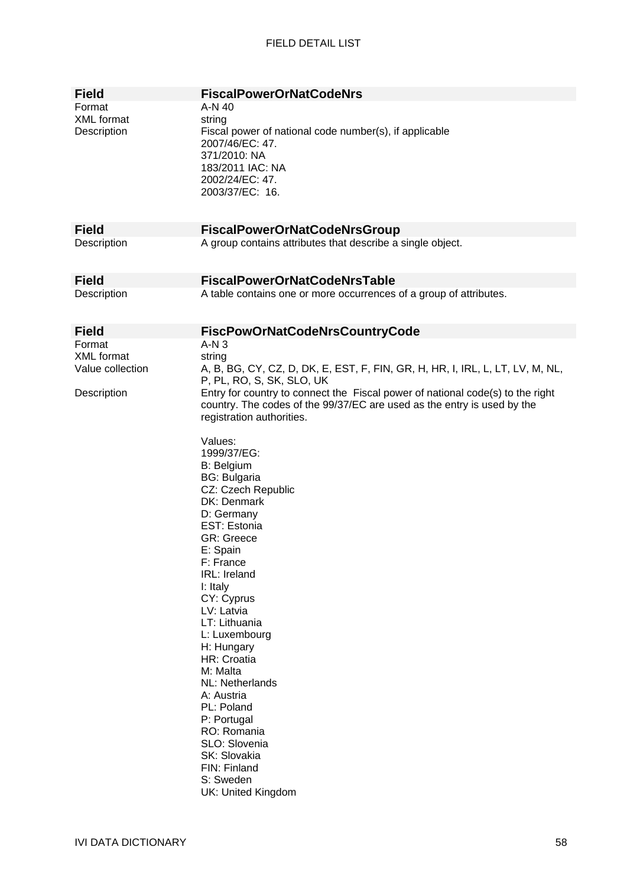| **Field** | **FiscalPowerOrNatCodeNrs** |
|---|---|
| Format | A-N 40 |
| XML format | string |
| Description | Fiscal power of national code number(s), if applicable<br>2007/46/EC: 47.<br>371/2010: NA<br>183/2011 IAC: NA<br>2002/24/EC: 47.<br>2003/37/EC:  16. |

| **Field** | **FiscalPowerOrNatCodeNrsGroup** |
|---|---|
| Description | A group contains attributes that describe a single object. |

| **Field** | **FiscalPowerOrNatCodeNrsTable** |
|---|---|
| Description | A table contains one or more occurrences of a group of attributes. |

| **Field** | **FiscPowOrNatCodeNrsCountryCode** |
|---|---|
| Format | A-N 3 |
| XML format | string |
| Value collection | A, B, BG, CY, CZ, D, DK, E, EST, F, FIN, GR, H, HR, I, IRL, L, LT, LV, M, NL, P, PL, RO, S, SK, SLO, UK |
| Description | Entry for country to connect the  Fiscal power of national code(s) to the right country. The codes of the 99/37/EC are used as the entry is used by the registration authorities.<br><br>Values:<br>1999/37/EG:<br>B: Belgium<br>BG: Bulgaria<br>CZ: Czech Republic<br>DK: Denmark<br>D: Germany<br>EST: Estonia<br>GR: Greece<br>E: Spain<br>F: France<br>IRL: Ireland<br>I: Italy<br>CY: Cyprus<br>LV: Latvia<br>LT: Lithuania<br>L: Luxembourg<br>H: Hungary<br>HR: Croatia<br>M: Malta<br>NL: Netherlands<br>A: Austria<br>PL: Poland<br>P: Portugal<br>RO: Romania<br>SLO: Slovenia<br>SK: Slovakia<br>FIN: Finland<br>S: Sweden<br>UK: United Kingdom |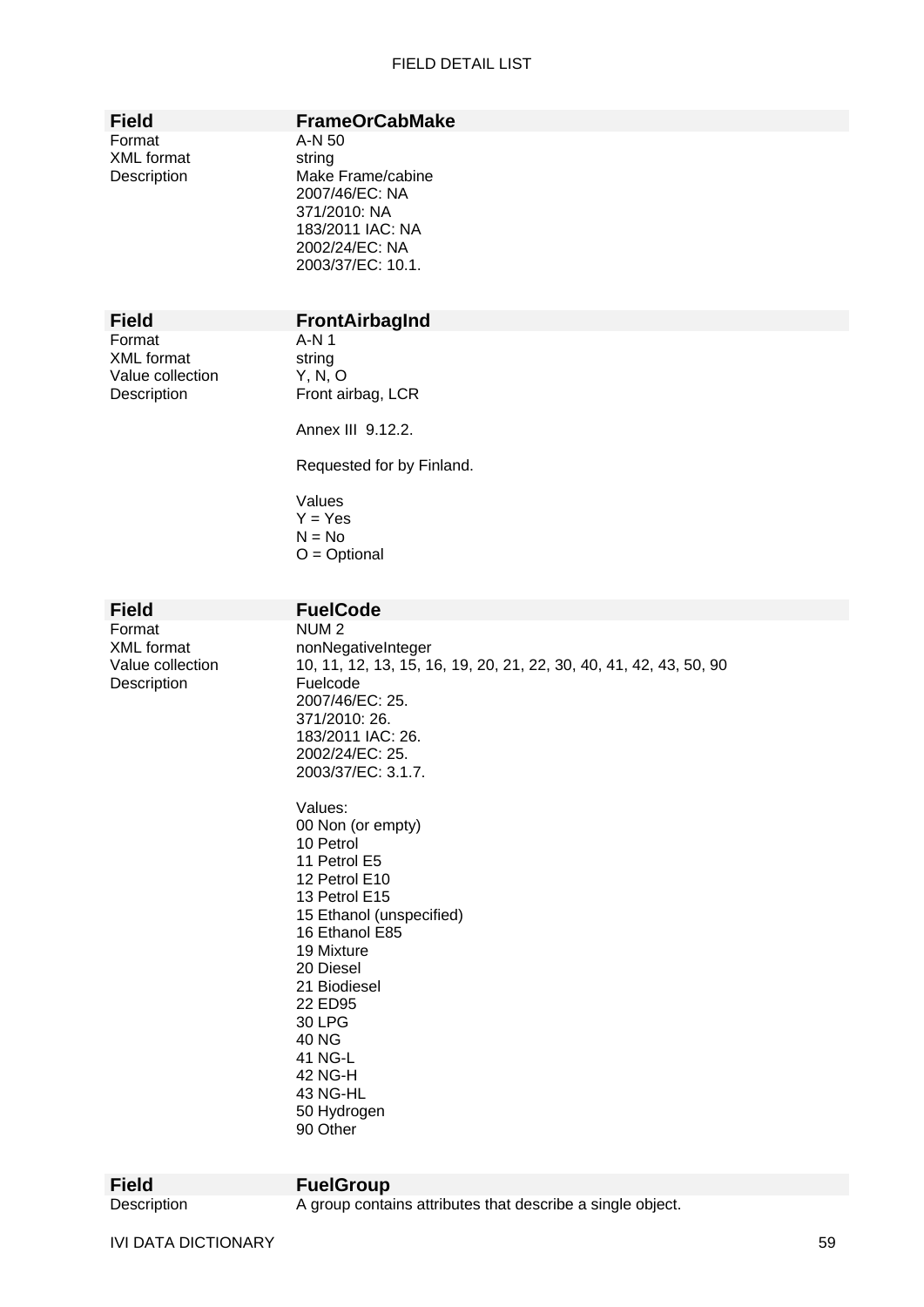| Field | FrameOrCabMake |
| --- | --- |
| Format | A-N 50 |
| XML format | string |
| Description | Make Frame/cabine<br>2007/46/EC: NA<br>371/2010: NA<br>183/2011 IAC: NA<br>2002/24/EC: NA<br>2003/37/EC: 10.1. |

| Field | FrontAirbagInd |
| --- | --- |
| Format | A-N 1 |
| XML format | string |
| Value collection | Y, N, O |
| Description | Front airbag, LCR<br><br>Annex III 9.12.2.<br><br>Requested for by Finland.<br><br>Values<br>Y = Yes<br>N = No<br>O = Optional |

| Field | FuelCode |
| --- | --- |
| Format | NUM 2 |
| XML format | nonNegativeInteger |
| Value collection | 10, 11, 12, 13, 15, 16, 19, 20, 21, 22, 30, 40, 41, 42, 43, 50, 90 |
| Description | Fuelcode<br>2007/46/EC: 25.<br>371/2010: 26.<br>183/2011 IAC: 26.<br>2002/24/EC: 25.<br>2003/37/EC: 3.1.7.<br><br>Values:<br>00 Non (or empty)<br>10 Petrol<br>11 Petrol E5<br>12 Petrol E10<br>13 Petrol E15<br>15 Ethanol (unspecified)<br>16 Ethanol E85<br>19 Mixture<br>20 Diesel<br>21 Biodiesel<br>22 ED95<br>30 LPG<br>40 NG<br>41 NG-L<br>42 NG-H<br>43 NG-HL<br>50 Hydrogen<br>90 Other |

| Field | FuelGroup |
| --- | --- |
| Description | A group contains attributes that describe a single object. |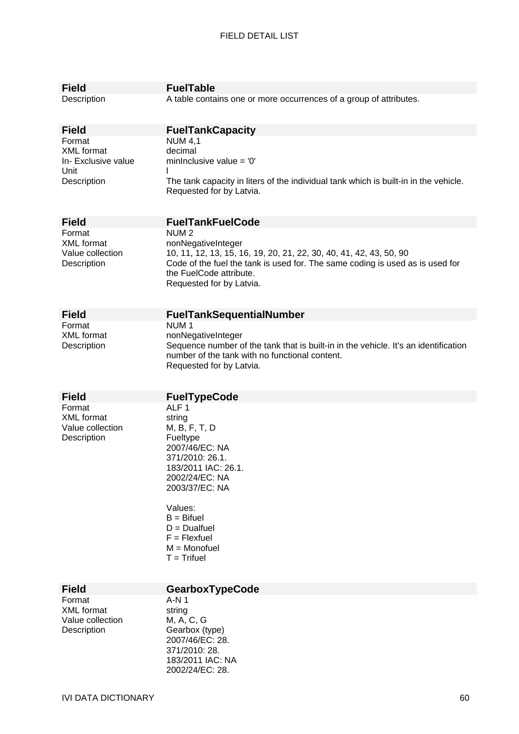| Field | FuelTable |
|---|---|
| Description | A table contains one or more occurrences of a group of attributes. |

| Field | FuelTankCapacity |
|---|---|
| Format | NUM 4,1 |
| XML format | decimal |
| In- Exclusive value | minInclusive value = '0' |
| Unit | l |
| Description | The tank capacity in liters of the individual tank which is built-in in the vehicle.<br>Requested for by Latvia. |

| Field | FuelTankFuelCode |
|---|---|
| Format | NUM 2 |
| XML format | nonNegativeInteger |
| Value collection | 10, 11, 12, 13, 15, 16, 19, 20, 21, 22, 30, 40, 41, 42, 43, 50, 90 |
| Description | Code of the fuel the tank is used for. The same coding is used as is used for the FuelCode attribute.<br>Requested for by Latvia. |

| Field | FuelTankSequentialNumber |
|---|---|
| Format | NUM 1 |
| XML format | nonNegativeInteger |
| Description | Sequence number of the tank that is built-in in the vehicle. It's an identification number of the tank with no functional content.<br>Requested for by Latvia. |

| Field | FuelTypeCode |
|---|---|
| Format | ALF 1 |
| XML format | string |
| Value collection | M, B, F, T, D |
| Description | Fueltype<br>2007/46/EC: NA<br>371/2010: 26.1.<br>183/2011 IAC: 26.1.<br>2002/24/EC: NA<br>2003/37/EC: NA<br><br>Values:<br>B = Bifuel<br>D = Dualfuel<br>F = Flexfuel<br>M = Monofuel<br>T = Trifuel |

| Field | GearboxTypeCode |
|---|---|
| Format | A-N 1 |
| XML format | string |
| Value collection | M, A, C, G |
| Description | Gearbox (type)<br>2007/46/EC: 28.<br>371/2010: 28.<br>183/2011 IAC: NA<br>2002/24/EC: 28. |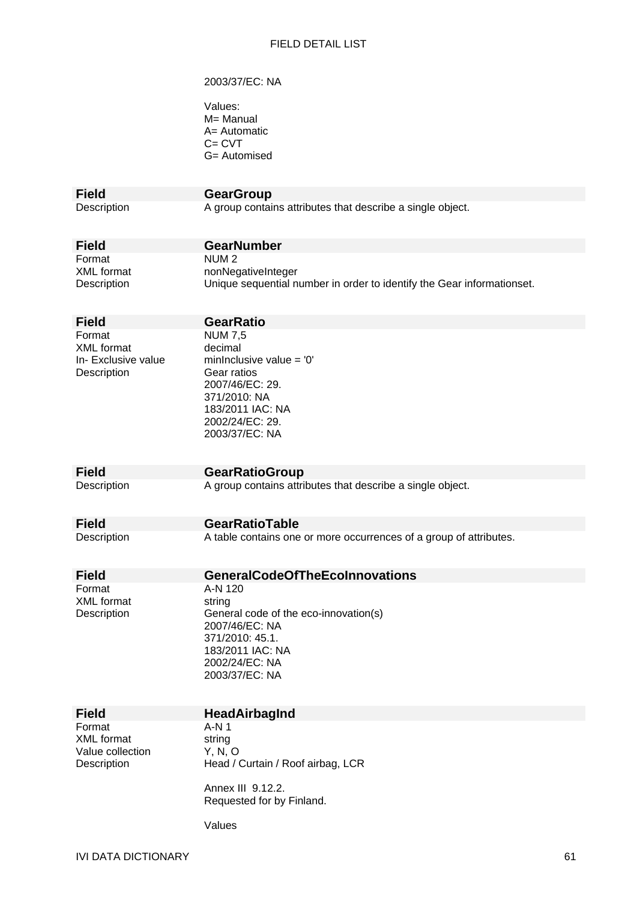2003/37/EC: NA

Values:
M= Manual
A= Automatic
C= CVT
G= Automised

| **Field** | **GearGroup** |
|---|---|
| Description | A group contains attributes that describe a single object. |

| **Field** | **GearNumber** |
|---|---|
| Format | NUM 2 |
| XML format | nonNegativeInteger |
| Description | Unique sequential number in order to identify the Gear informationset. |

| **Field** | **GearRatio** |
|---|---|
| Format | NUM 7,5 |
| XML format | decimal |
| In- Exclusive value | minInclusive value = '0' |
| Description | Gear ratios<br>2007/46/EC: 29.<br>371/2010: NA<br>183/2011 IAC: NA<br>2002/24/EC: 29.<br>2003/37/EC: NA |

| **Field** | **GearRatioGroup** |
|---|---|
| Description | A group contains attributes that describe a single object. |

| **Field** | **GearRatioTable** |
|---|---|
| Description | A table contains one or more occurrences of a group of attributes. |

| **Field** | **GeneralCodeOfTheEcoInnovations** |
|---|---|
| Format | A-N 120 |
| XML format | string |
| Description | General code of the eco-innovation(s)<br>2007/46/EC: NA<br>371/2010: 45.1.<br>183/2011 IAC: NA<br>2002/24/EC: NA<br>2003/37/EC: NA |

| **Field** | **HeadAirbagInd** |
|---|---|
| Format | A-N 1 |
| XML format | string |
| Value collection | Y, N, O |
| Description | Head / Curtain / Roof airbag, LCR<br><br>Annex III 9.12.2.<br>Requested for by Finland.<br><br>Values |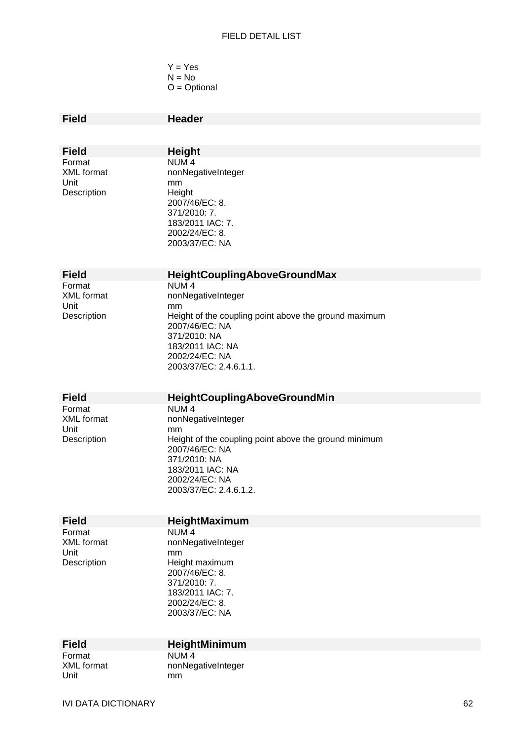Y = Yes
N = No
O = Optional

| Field | Header |
|---|---|

| Field | **Height** |
|---|---|
| Format | NUM 4 |
| XML format | nonNegativeInteger |
| Unit | mm |
| Description | Height<br>2007/46/EC: 8.<br>371/2010: 7.<br>183/2011 IAC: 7.<br>2002/24/EC: 8.<br>2003/37/EC: NA |

| Field | **HeightCouplingAboveGroundMax** |
|---|---|
| Format | NUM 4 |
| XML format | nonNegativeInteger |
| Unit | mm |
| Description | Height of the coupling point above the ground maximum<br>2007/46/EC: NA<br>371/2010: NA<br>183/2011 IAC: NA<br>2002/24/EC: NA<br>2003/37/EC: 2.4.6.1.1. |

| Field | **HeightCouplingAboveGroundMin** |
|---|---|
| Format | NUM 4 |
| XML format | nonNegativeInteger |
| Unit | mm |
| Description | Height of the coupling point above the ground minimum<br>2007/46/EC: NA<br>371/2010: NA<br>183/2011 IAC: NA<br>2002/24/EC: NA<br>2003/37/EC: 2.4.6.1.2. |

| Field | **HeightMaximum** |
|---|---|
| Format | NUM 4 |
| XML format | nonNegativeInteger |
| Unit | mm |
| Description | Height maximum<br>2007/46/EC: 8.<br>371/2010: 7.<br>183/2011 IAC: 7.<br>2002/24/EC: 8.<br>2003/37/EC: NA |

| Field | **HeightMinimum** |
|---|---|
| Format | NUM 4 |
| XML format | nonNegativeInteger |
| Unit | mm |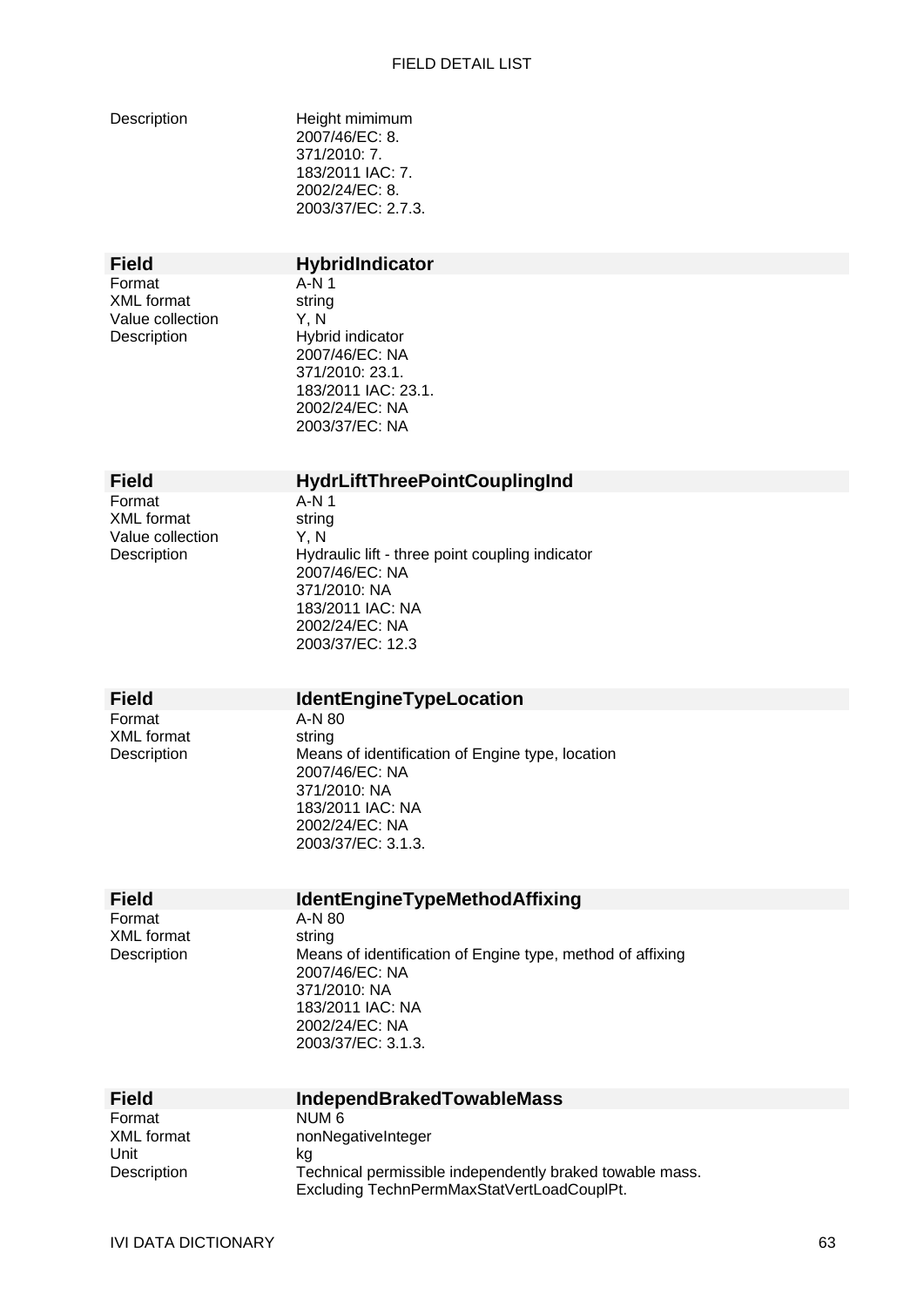| | |
|---|---|
| Description | Height mimimum<br>2007/46/EC: 8.<br>371/2010: 7.<br>183/2011 IAC: 7.<br>2002/24/EC: 8.<br>2003/37/EC: 2.7.3. |

| **Field** | **HybridIndicator** |
|---|---|
| Format | A-N 1 |
| XML format | string |
| Value collection | Y, N |
| Description | Hybrid indicator<br>2007/46/EC: NA<br>371/2010: 23.1.<br>183/2011 IAC: 23.1.<br>2002/24/EC: NA<br>2003/37/EC: NA |

| **Field** | **HydrLiftThreePointCouplingInd** |
|---|---|
| Format | A-N 1 |
| XML format | string |
| Value collection | Y, N |
| Description | Hydraulic lift - three point coupling indicator<br>2007/46/EC: NA<br>371/2010: NA<br>183/2011 IAC: NA<br>2002/24/EC: NA<br>2003/37/EC: 12.3 |

| **Field** | **IdentEngineTypeLocation** |
|---|---|
| Format | A-N 80 |
| XML format | string |
| Description | Means of identification of Engine type, location<br>2007/46/EC: NA<br>371/2010: NA<br>183/2011 IAC: NA<br>2002/24/EC: NA<br>2003/37/EC: 3.1.3. |

| **Field** | **IdentEngineTypeMethodAffixing** |
|---|---|
| Format | A-N 80 |
| XML format | string |
| Description | Means of identification of Engine type, method of affixing<br>2007/46/EC: NA<br>371/2010: NA<br>183/2011 IAC: NA<br>2002/24/EC: NA<br>2003/37/EC: 3.1.3. |

| **Field** | **IndependBrakedTowableMass** |
|---|---|
| Format | NUM 6 |
| XML format | nonNegativeInteger |
| Unit | kg |
| Description | Technical permissible independently braked towable mass.<br>Excluding TechnPermMaxStatVertLoadCouplPt. |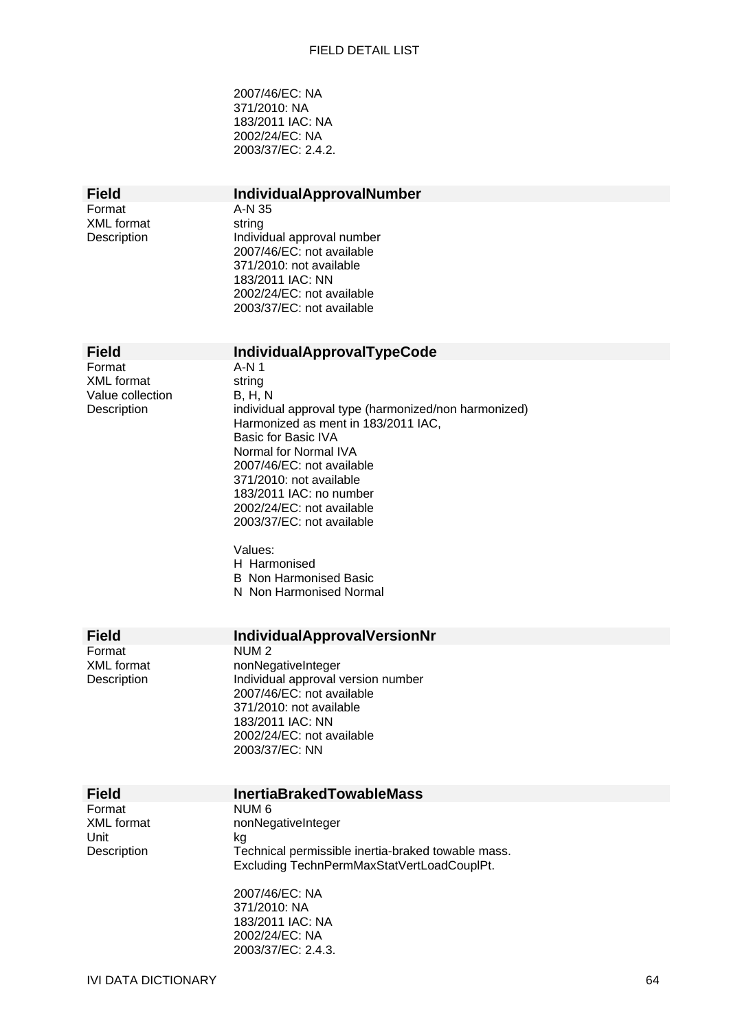2007/46/EC: NA
371/2010: NA
183/2011 IAC: NA
2002/24/EC: NA
2003/37/EC: 2.4.2.

| **Field** | **IndividualApprovalNumber** |
|---|---|
| Format | A-N 35 |
| XML format | string |
| Description | Individual approval number<br>2007/46/EC: not available<br>371/2010: not available<br>183/2011 IAC: NN<br>2002/24/EC: not available<br>2003/37/EC: not available |

| **Field** | **IndividualApprovalTypeCode** |
|---|---|
| Format | A-N 1 |
| XML format | string |
| Value collection | B, H, N |
| Description | individual approval type (harmonized/non harmonized)<br>Harmonized as ment in 183/2011 IAC,<br>Basic for Basic IVA<br>Normal for Normal IVA<br>2007/46/EC: not available<br>371/2010: not available<br>183/2011 IAC: no number<br>2002/24/EC: not available<br>2003/37/EC: not available<br><br>Values:<br>H Harmonised<br>B Non Harmonised Basic<br>N Non Harmonised Normal |

| **Field** | **IndividualApprovalVersionNr** |
|---|---|
| Format | NUM 2 |
| XML format | nonNegativeInteger |
| Description | Individual approval version number<br>2007/46/EC: not available<br>371/2010: not available<br>183/2011 IAC: NN<br>2002/24/EC: not available<br>2003/37/EC: NN |

| **Field** | **InertiaBrakedTowableMass** |
|---|---|
| Format | NUM 6 |
| XML format | nonNegativeInteger |
| Unit | kg |
| Description | Technical permissible inertia-braked towable mass.<br>Excluding TechnPermMaxStatVertLoadCouplPt.<br><br>2007/46/EC: NA<br>371/2010: NA<br>183/2011 IAC: NA<br>2002/24/EC: NA<br>2003/37/EC: 2.4.3. |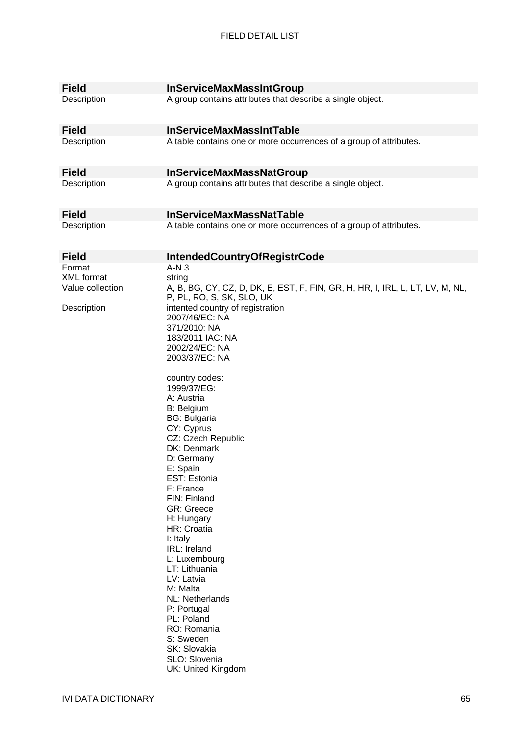| Field | InServiceMaxMassIntGroup |
| --- | --- |
| Description | A group contains attributes that describe a single object. |

| Field | InServiceMaxMassIntTable |
| --- | --- |
| Description | A table contains one or more occurrences of a group of attributes. |

| Field | InServiceMaxMassNatGroup |
| --- | --- |
| Description | A group contains attributes that describe a single object. |

| Field | InServiceMaxMassNatTable |
| --- | --- |
| Description | A table contains one or more occurrences of a group of attributes. |

| Field | IntendedCountryOfRegistrCode |
| --- | --- |
| Format | A-N 3 |
| XML format | string |
| Value collection | A, B, BG, CY, CZ, D, DK, E, EST, F, FIN, GR, H, HR, I, IRL, L, LT, LV, M, NL, P, PL, RO, S, SK, SLO, UK |
| Description | intented country of registration<br>2007/46/EC: NA<br>371/2010: NA<br>183/2011 IAC: NA<br>2002/24/EC: NA<br>2003/37/EC: NA<br><br>country codes:<br>1999/37/EG:<br>A: Austria<br>B: Belgium<br>BG: Bulgaria<br>CY: Cyprus<br>CZ: Czech Republic<br>DK: Denmark<br>D: Germany<br>E: Spain<br>EST: Estonia<br>F: France<br>FIN: Finland<br>GR: Greece<br>H: Hungary<br>HR: Croatia<br>I: Italy<br>IRL: Ireland<br>L: Luxembourg<br>LT: Lithuania<br>LV: Latvia<br>M: Malta<br>NL: Netherlands<br>P: Portugal<br>PL: Poland<br>RO: Romania<br>S: Sweden<br>SK: Slovakia<br>SLO: Slovenia<br>UK: United Kingdom |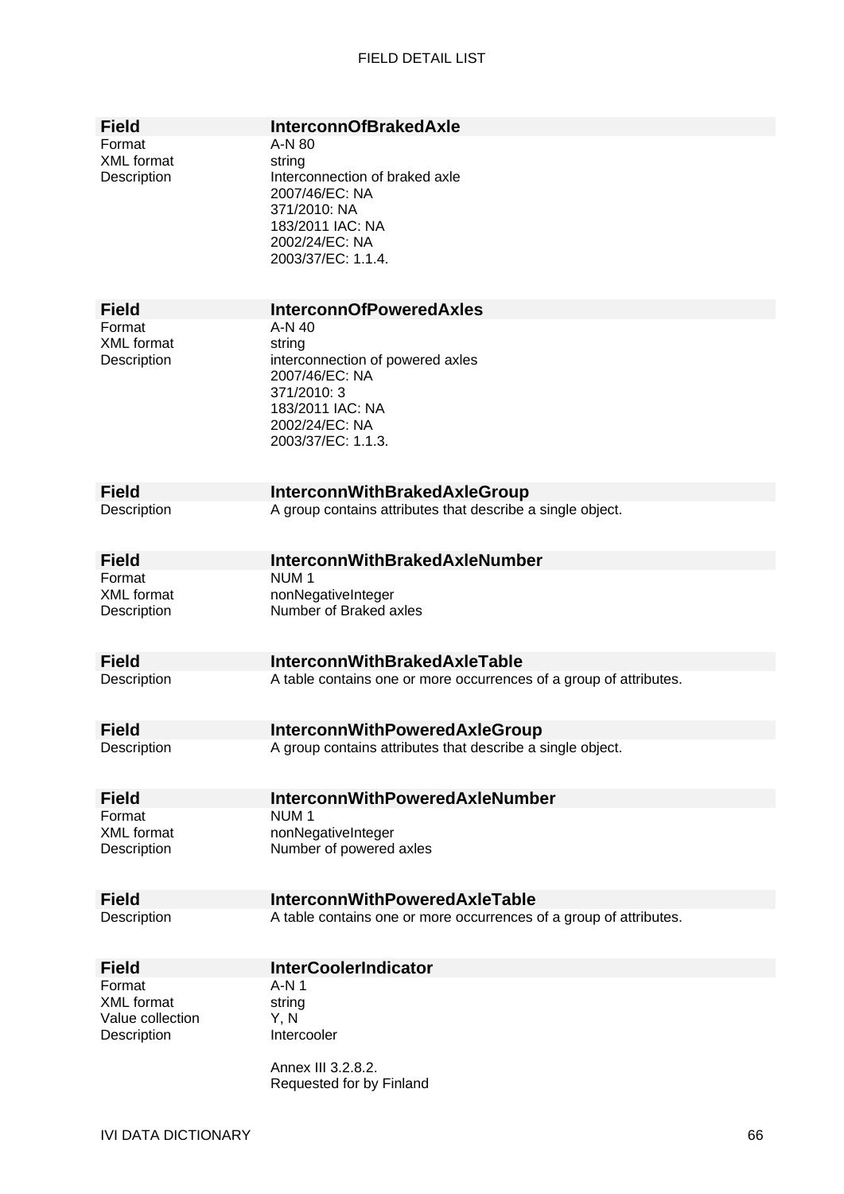| Field | InterconnOfBrakedAxle |
|---|---|
| Format | A-N 80 |
| XML format | string |
| Description | Interconnection of braked axle<br>2007/46/EC: NA<br>371/2010: NA<br>183/2011 IAC: NA<br>2002/24/EC: NA<br>2003/37/EC: 1.1.4. |

| Field | InterconnOfPoweredAxles |
|---|---|
| Format | A-N 40 |
| XML format | string |
| Description | interconnection of powered axles<br>2007/46/EC: NA<br>371/2010: 3<br>183/2011 IAC: NA<br>2002/24/EC: NA<br>2003/37/EC: 1.1.3. |

| Field | InterconnWithBrakedAxleGroup |
|---|---|
| Description | A group contains attributes that describe a single object. |

| Field | InterconnWithBrakedAxleNumber |
|---|---|
| Format | NUM 1 |
| XML format | nonNegativeInteger |
| Description | Number of Braked axles |

| Field | InterconnWithBrakedAxleTable |
|---|---|
| Description | A table contains one or more occurrences of a group of attributes. |

| Field | InterconnWithPoweredAxleGroup |
|---|---|
| Description | A group contains attributes that describe a single object. |

| Field | InterconnWithPoweredAxleNumber |
|---|---|
| Format | NUM 1 |
| XML format | nonNegativeInteger |
| Description | Number of powered axles |

| Field | InterconnWithPoweredAxleTable |
|---|---|
| Description | A table contains one or more occurrences of a group of attributes. |

| Field | InterCoolerIndicator |
|---|---|
| Format | A-N 1 |
| XML format | string |
| Value collection | Y, N |
| Description | Intercooler<br><br>Annex III 3.2.8.2.<br>Requested for by Finland |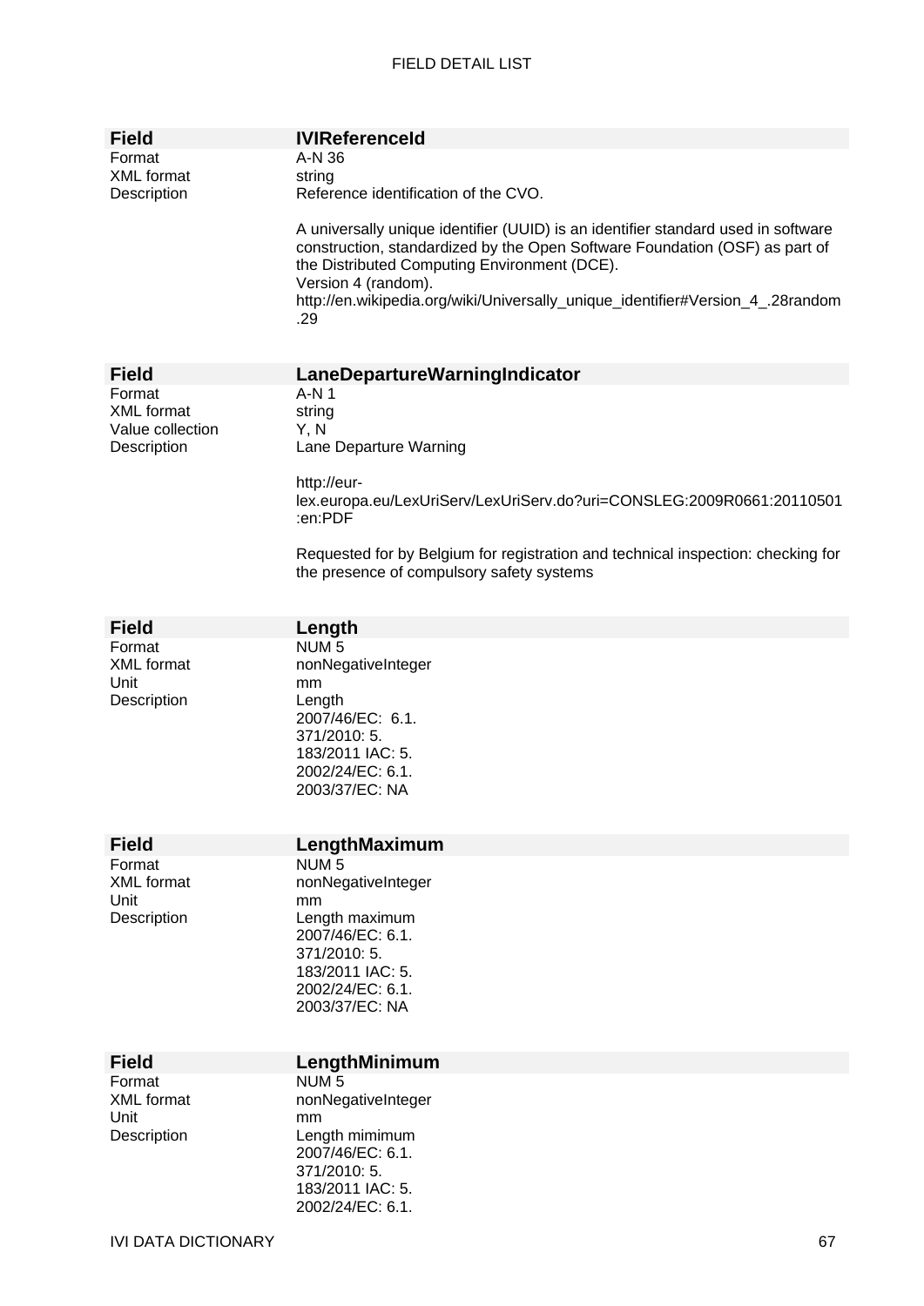| Field | IVIReferenceId |
|---|---|
| Format | A-N 36 |
| XML format | string |
| Description | Reference identification of the CVO.<br><br>A universally unique identifier (UUID) is an identifier standard used in software construction, standardized by the Open Software Foundation (OSF) as part of the Distributed Computing Environment (DCE).<br>Version 4 (random).<br>http://en.wikipedia.org/wiki/Universally_unique_identifier#Version_4_.28random.29 |

| Field | LaneDepartureWarningIndicator |
|---|---|
| Format | A-N 1 |
| XML format | string |
| Value collection | Y, N |
| Description | Lane Departure Warning<br><br>http://eur-lex.europa.eu/LexUriServ/LexUriServ.do?uri=CONSLEG:2009R0661:20110501:en:PDF<br><br>Requested for by Belgium for registration and technical inspection: checking for the presence of compulsory safety systems |

| Field | Length |
|---|---|
| Format | NUM 5 |
| XML format | nonNegativeInteger |
| Unit | mm |
| Description | Length<br>2007/46/EC:  6.1.<br>371/2010: 5.<br>183/2011 IAC: 5.<br>2002/24/EC: 6.1.<br>2003/37/EC: NA |

| Field | LengthMaximum |
|---|---|
| Format | NUM 5 |
| XML format | nonNegativeInteger |
| Unit | mm |
| Description | Length maximum<br>2007/46/EC: 6.1.<br>371/2010: 5.<br>183/2011 IAC: 5.<br>2002/24/EC: 6.1.<br>2003/37/EC: NA |

| Field | LengthMinimum |
|---|---|
| Format | NUM 5 |
| XML format | nonNegativeInteger |
| Unit | mm |
| Description | Length mimimum<br>2007/46/EC: 6.1.<br>371/2010: 5.<br>183/2011 IAC: 5.<br>2002/24/EC: 6.1. |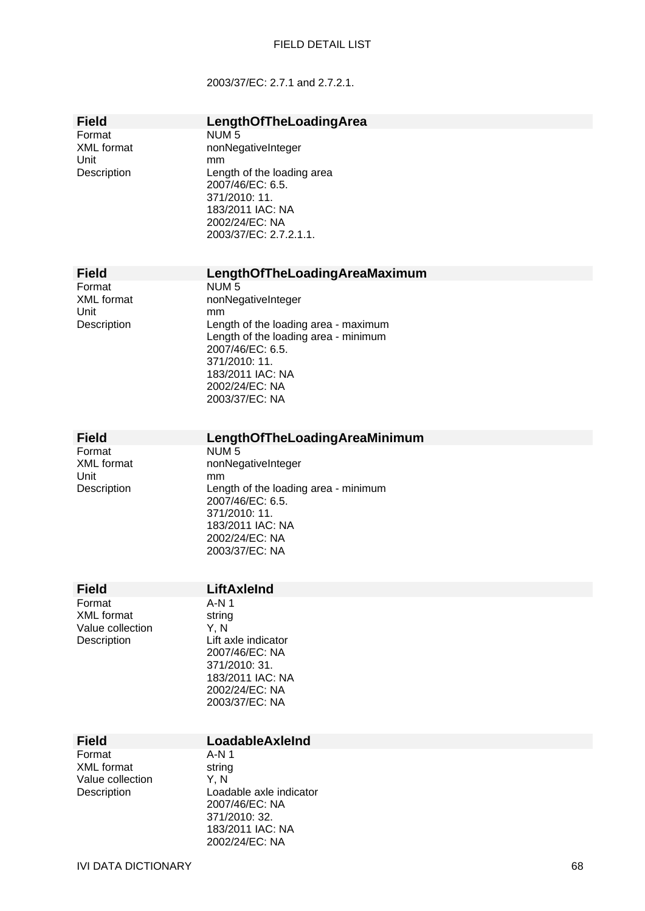2003/37/EC: 2.7.1 and 2.7.2.1.

| Field | LengthOfTheLoadingArea |
|---|---|
| Format | NUM 5 |
| XML format | nonNegativeInteger |
| Unit | mm |
| Description | Length of the loading area<br>2007/46/EC: 6.5.<br>371/2010: 11.<br>183/2011 IAC: NA<br>2002/24/EC: NA<br>2003/37/EC: 2.7.2.1.1. |

| Field | LengthOfTheLoadingAreaMaximum |
|---|---|
| Format | NUM 5 |
| XML format | nonNegativeInteger |
| Unit | mm |
| Description | Length of the loading area - maximum<br>Length of the loading area - minimum<br>2007/46/EC: 6.5.<br>371/2010: 11.<br>183/2011 IAC: NA<br>2002/24/EC: NA<br>2003/37/EC: NA |

| Field | LengthOfTheLoadingAreaMinimum |
|---|---|
| Format | NUM 5 |
| XML format | nonNegativeInteger |
| Unit | mm |
| Description | Length of the loading area - minimum<br>2007/46/EC: 6.5.<br>371/2010: 11.<br>183/2011 IAC: NA<br>2002/24/EC: NA<br>2003/37/EC: NA |

| Field | LiftAxleInd |
|---|---|
| Format | A-N 1 |
| XML format | string |
| Value collection | Y, N |
| Description | Lift axle indicator<br>2007/46/EC: NA<br>371/2010: 31.<br>183/2011 IAC: NA<br>2002/24/EC: NA<br>2003/37/EC: NA |

| Field | LoadableAxleInd |
|---|---|
| Format | A-N 1 |
| XML format | string |
| Value collection | Y, N |
| Description | Loadable axle indicator<br>2007/46/EC: NA<br>371/2010: 32.<br>183/2011 IAC: NA<br>2002/24/EC: NA |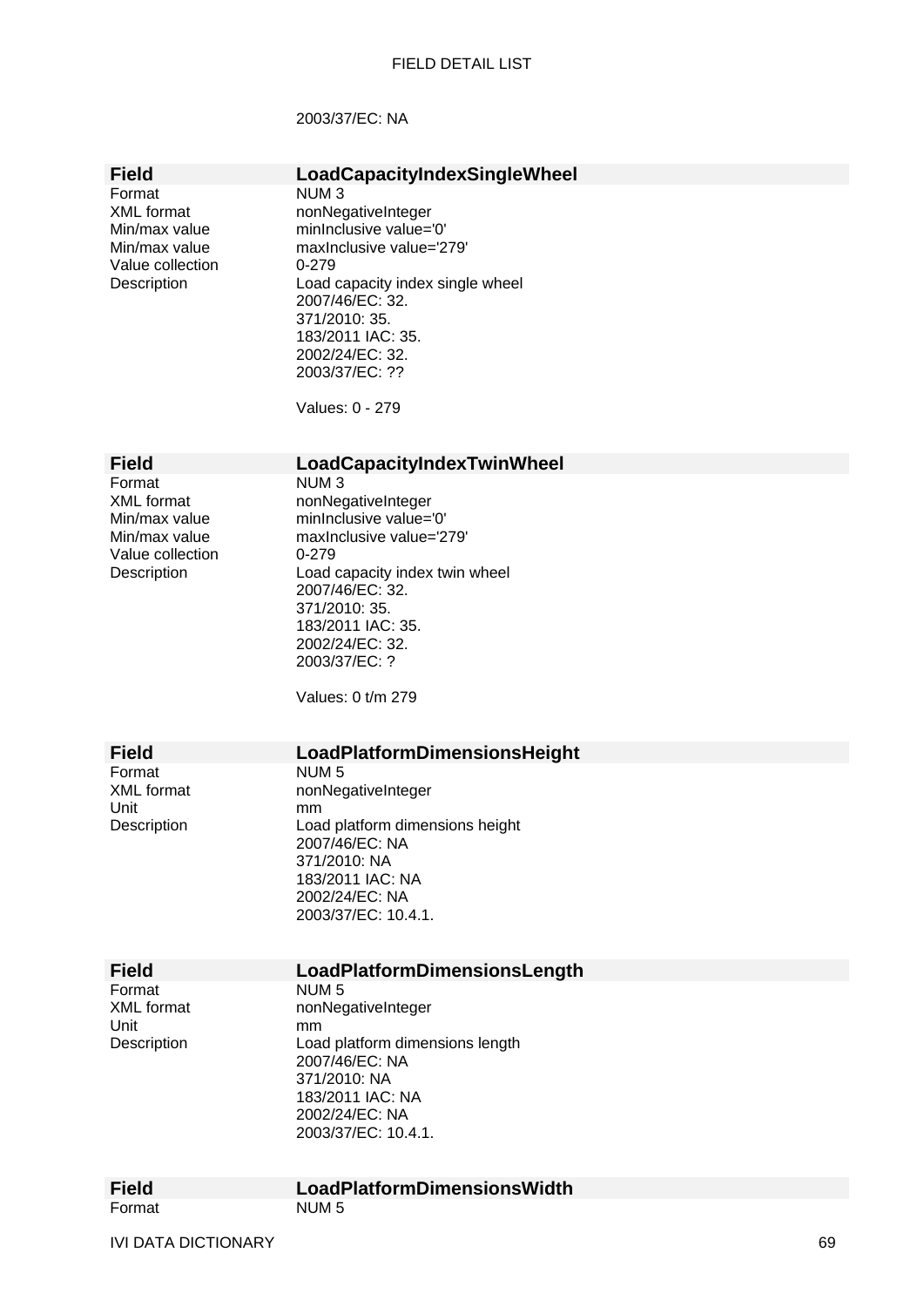2003/37/EC: NA

| **Field** | **LoadCapacityIndexSingleWheel** |
|---|---|
| Format | NUM 3 |
| XML format | nonNegativeInteger |
| Min/max value | minInclusive value='0' |
| Min/max value | maxInclusive value='279' |
| Value collection | 0-279 |
| Description | Load capacity index single wheel<br>2007/46/EC: 32.<br>371/2010: 35.<br>183/2011 IAC: 35.<br>2002/24/EC: 32.<br>2003/37/EC: ??<br><br>Values: 0 - 279 |

| **Field** | **LoadCapacityIndexTwinWheel** |
|---|---|
| Format | NUM 3 |
| XML format | nonNegativeInteger |
| Min/max value | minInclusive value='0' |
| Min/max value | maxInclusive value='279' |
| Value collection | 0-279 |
| Description | Load capacity index twin wheel<br>2007/46/EC: 32.<br>371/2010: 35.<br>183/2011 IAC: 35.<br>2002/24/EC: 32.<br>2003/37/EC: ?<br><br>Values: 0 t/m 279 |

| **Field** | **LoadPlatformDimensionsHeight** |
|---|---|
| Format | NUM 5 |
| XML format | nonNegativeInteger |
| Unit | mm |
| Description | Load platform dimensions height<br>2007/46/EC: NA<br>371/2010: NA<br>183/2011 IAC: NA<br>2002/24/EC: NA<br>2003/37/EC: 10.4.1. |

| **Field** | **LoadPlatformDimensionsLength** |
|---|---|
| Format | NUM 5 |
| XML format | nonNegativeInteger |
| Unit | mm |
| Description | Load platform dimensions length<br>2007/46/EC: NA<br>371/2010: NA<br>183/2011 IAC: NA<br>2002/24/EC: NA<br>2003/37/EC: 10.4.1. |

| **Field** | **LoadPlatformDimensionsWidth** |
|---|---|
| Format | NUM 5 |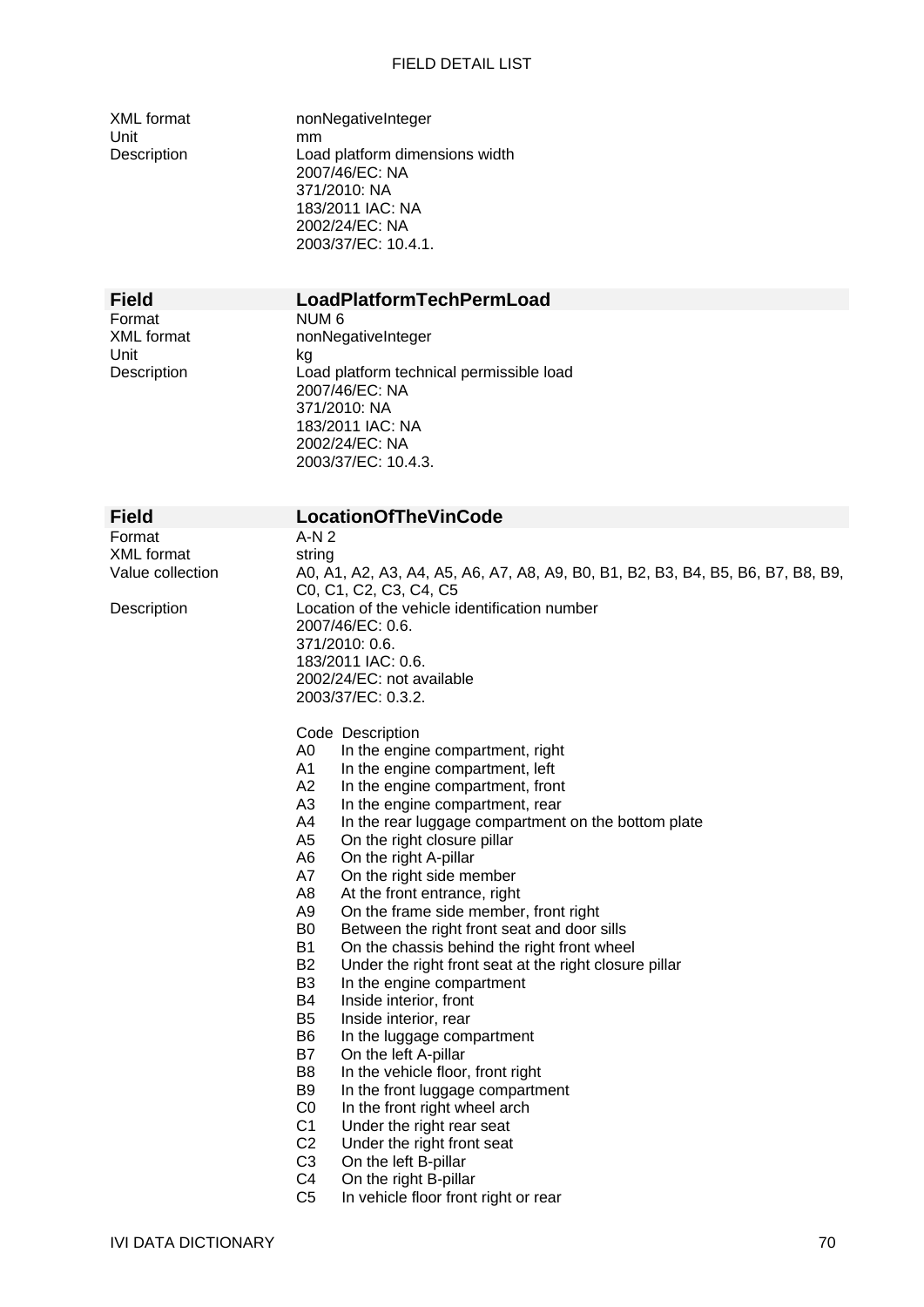| | |
|---|---|
| XML format | nonNegativeInteger |
| Unit | mm |
| Description | Load platform dimensions width<br>2007/46/EC: NA<br>371/2010: NA<br>183/2011 IAC: NA<br>2002/24/EC: NA<br>2003/37/EC: 10.4.1. |

| **Field** | **LoadPlatformTechPermLoad** |
|---|---|
| Format | NUM 6 |
| XML format | nonNegativeInteger |
| Unit | kg |
| Description | Load platform technical permissible load<br>2007/46/EC: NA<br>371/2010: NA<br>183/2011 IAC: NA<br>2002/24/EC: NA<br>2003/37/EC: 10.4.3. |

| **Field** | **LocationOfTheVinCode** |
|---|---|
| Format | A-N 2 |
| XML format | string |
| Value collection | A0, A1, A2, A3, A4, A5, A6, A7, A8, A9, B0, B1, B2, B3, B4, B5, B6, B7, B8, B9, C0, C1, C2, C3, C4, C5 |
| Description | Location of the vehicle identification number<br>2007/46/EC: 0.6.<br>371/2010: 0.6.<br>183/2011 IAC: 0.6.<br>2002/24/EC: not available<br>2003/37/EC: 0.3.2. |

| Code | Description |
|---|---|
| A0 | In the engine compartment, right |
| A1 | In the engine compartment, left |
| A2 | In the engine compartment, front |
| A3 | In the engine compartment, rear |
| A4 | In the rear luggage compartment on the bottom plate |
| A5 | On the right closure pillar |
| A6 | On the right A-pillar |
| A7 | On the right side member |
| A8 | At the front entrance, right |
| A9 | On the frame side member, front right |
| B0 | Between the right front seat and door sills |
| B1 | On the chassis behind the right front wheel |
| B2 | Under the right front seat at the right closure pillar |
| B3 | In the engine compartment |
| B4 | Inside interior, front |
| B5 | Inside interior, rear |
| B6 | In the luggage compartment |
| B7 | On the left A-pillar |
| B8 | In the vehicle floor, front right |
| B9 | In the front luggage compartment |
| C0 | In the front right wheel arch |
| C1 | Under the right rear seat |
| C2 | Under the right front seat |
| C3 | On the left B-pillar |
| C4 | On the right B-pillar |
| C5 | In vehicle floor front right or rear |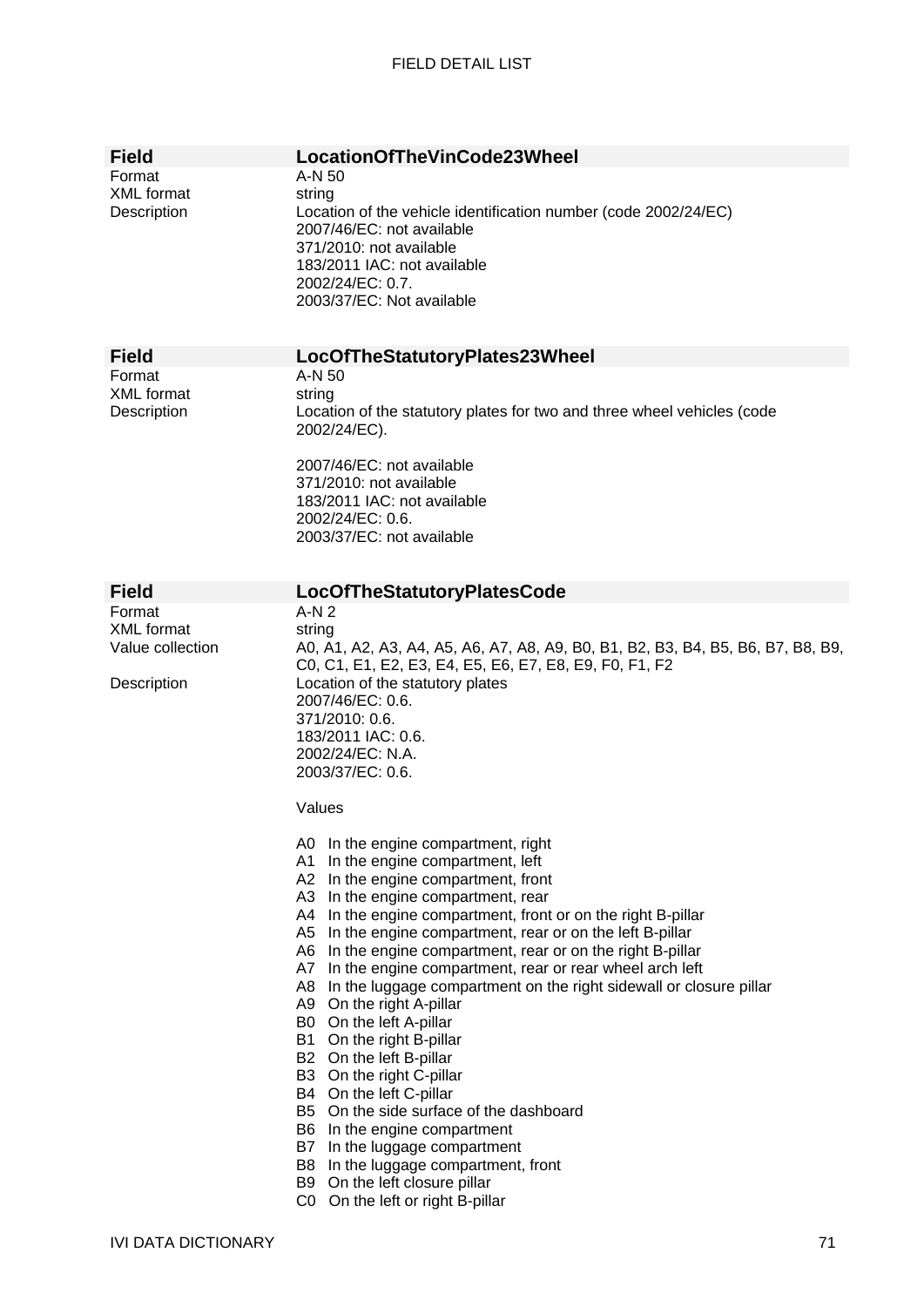| Field | LocationOfTheVinCode23Wheel |
|---|---|
| Format | A-N 50 |
| XML format | string |
| Description | Location of the vehicle identification number (code 2002/24/EC)<br>2007/46/EC: not available<br>371/2010: not available<br>183/2011 IAC: not available<br>2002/24/EC: 0.7.<br>2003/37/EC: Not available |

| Field | LocOfTheStatutoryPlates23Wheel |
|---|---|
| Format | A-N 50 |
| XML format | string |
| Description | Location of the statutory plates for two and three wheel vehicles (code 2002/24/EC).<br><br>2007/46/EC: not available<br>371/2010: not available<br>183/2011 IAC: not available<br>2002/24/EC: 0.6.<br>2003/37/EC: not available |

| Field | LocOfTheStatutoryPlatesCode |
|---|---|
| Format | A-N 2 |
| XML format | string |
| Value collection | A0, A1, A2, A3, A4, A5, A6, A7, A8, A9, B0, B1, B2, B3, B4, B5, B6, B7, B8, B9, C0, C1, E1, E2, E3, E4, E5, E6, E7, E8, E9, F0, F1, F2 |
| Description | Location of the statutory plates<br>2007/46/EC: 0.6.<br>371/2010: 0.6.<br>183/2011 IAC: 0.6.<br>2002/24/EC: N.A.<br>2003/37/EC: 0.6.<br><br>Values<br><br>A0 In the engine compartment, right<br>A1 In the engine compartment, left<br>A2 In the engine compartment, front<br>A3 In the engine compartment, rear<br>A4 In the engine compartment, front or on the right B-pillar<br>A5 In the engine compartment, rear or on the left B-pillar<br>A6 In the engine compartment, rear or on the right B-pillar<br>A7 In the engine compartment, rear or rear wheel arch left<br>A8 In the luggage compartment on the right sidewall or closure pillar<br>A9 On the right A-pillar<br>B0 On the left A-pillar<br>B1 On the right B-pillar<br>B2 On the left B-pillar<br>B3 On the right C-pillar<br>B4 On the left C-pillar<br>B5 On the side surface of the dashboard<br>B6 In the engine compartment<br>B7 In the luggage compartment<br>B8 In the luggage compartment, front<br>B9 On the left closure pillar<br>C0 On the left or right B-pillar |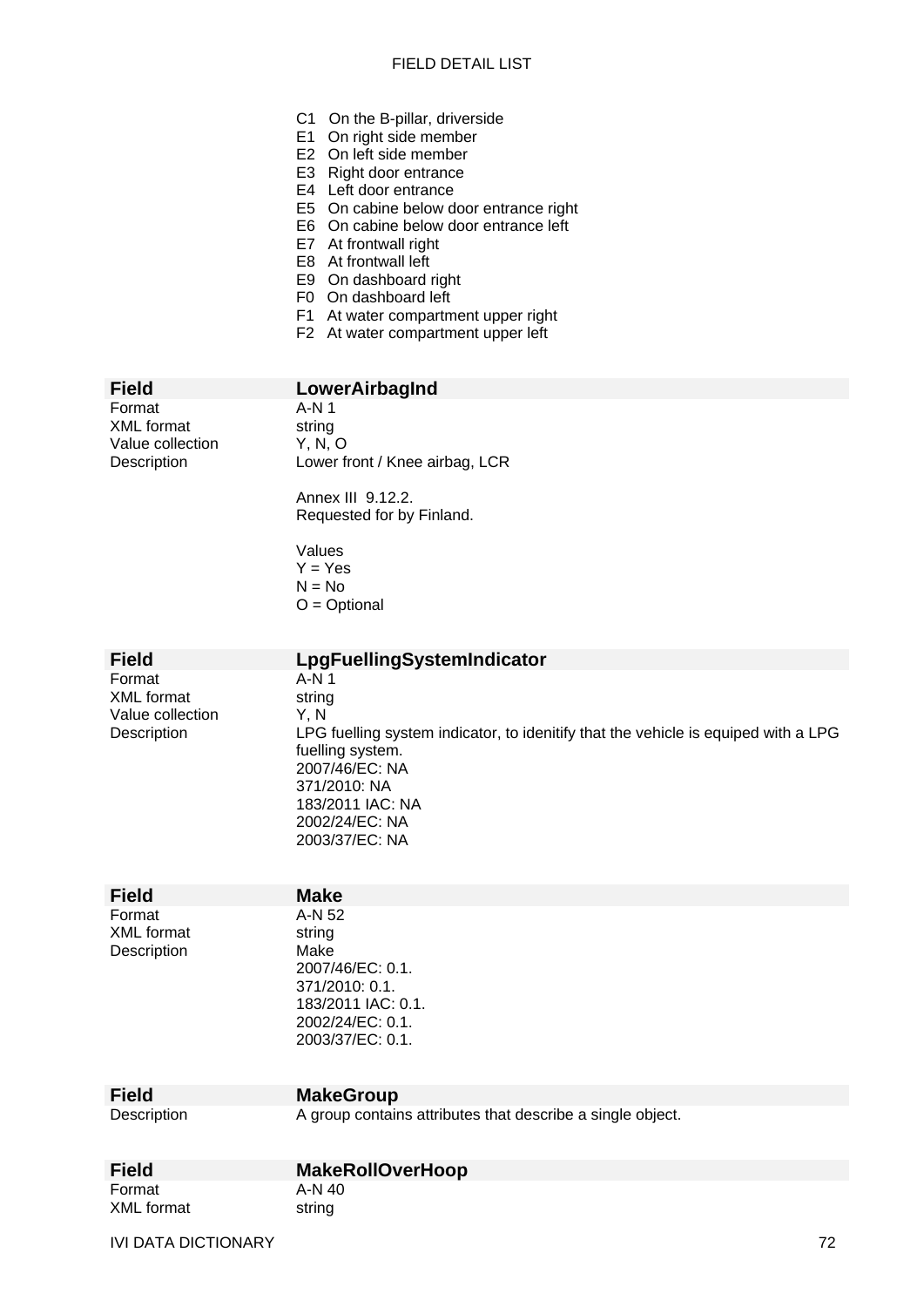- C1 On the B-pillar, driverside
- E1 On right side member
- E2 On left side member
- E3 Right door entrance
- E4 Left door entrance
- E5 On cabine below door entrance right
- E6 On cabine below door entrance left
- E7 At frontwall right
- E8 At frontwall left
- E9 On dashboard right
- F0 On dashboard left
- F1 At water compartment upper right
- F2 At water compartment upper left

| Field | LowerAirbagInd |
|---|---|
| Format | A-N 1 |
| XML format | string |
| Value collection | Y, N, O |
| Description | Lower front / Knee airbag, LCR<br><br>Annex III 9.12.2.<br>Requested for by Finland.<br><br>Values<br>Y = Yes<br>N = No<br>O = Optional |

| Field | LpgFuellingSystemIndicator |
|---|---|
| Format | A-N 1 |
| XML format | string |
| Value collection | Y, N |
| Description | LPG fuelling system indicator, to idenitify that the vehicle is equiped with a LPG fuelling system.<br>2007/46/EC: NA<br>371/2010: NA<br>183/2011 IAC: NA<br>2002/24/EC: NA<br>2003/37/EC: NA |

| Field | Make |
|---|---|
| Format | A-N 52 |
| XML format | string |
| Description | Make<br>2007/46/EC: 0.1.<br>371/2010: 0.1.<br>183/2011 IAC: 0.1.<br>2002/24/EC: 0.1.<br>2003/37/EC: 0.1. |

| Field | MakeGroup |
|---|---|
| Description | A group contains attributes that describe a single object. |

| Field | MakeRollOverHoop |
|---|---|
| Format | A-N 40 |
| XML format | string |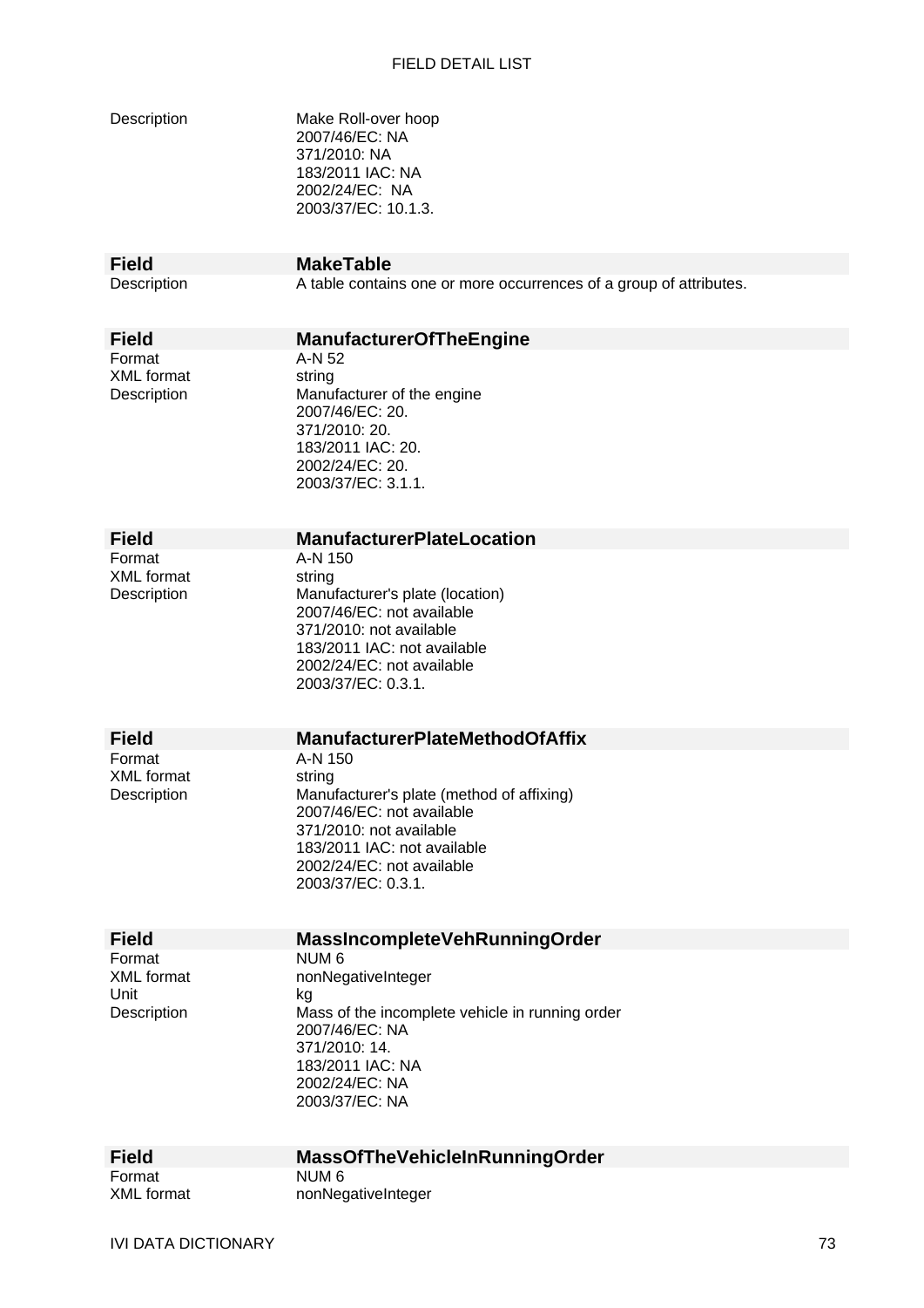| | |
|---|---|
| Description | Make Roll-over hoop<br>2007/46/EC: NA<br>371/2010: NA<br>183/2011 IAC: NA<br>2002/24/EC: NA<br>2003/37/EC: 10.1.3. |

| **Field** | **MakeTable** |
|---|---|
| Description | A table contains one or more occurrences of a group of attributes. |

| **Field** | **ManufacturerOfTheEngine** |
|---|---|
| Format | A-N 52 |
| XML format | string |
| Description | Manufacturer of the engine<br>2007/46/EC: 20.<br>371/2010: 20.<br>183/2011 IAC: 20.<br>2002/24/EC: 20.<br>2003/37/EC: 3.1.1. |

| **Field** | **ManufacturerPlateLocation** |
|---|---|
| Format | A-N 150 |
| XML format | string |
| Description | Manufacturer's plate (location)<br>2007/46/EC: not available<br>371/2010: not available<br>183/2011 IAC: not available<br>2002/24/EC: not available<br>2003/37/EC: 0.3.1. |

| **Field** | **ManufacturerPlateMethodOfAffix** |
|---|---|
| Format | A-N 150 |
| XML format | string |
| Description | Manufacturer's plate (method of affixing)<br>2007/46/EC: not available<br>371/2010: not available<br>183/2011 IAC: not available<br>2002/24/EC: not available<br>2003/37/EC: 0.3.1. |

| **Field** | **MassIncompleteVehRunningOrder** |
|---|---|
| Format | NUM 6 |
| XML format | nonNegativeInteger |
| Unit | kg |
| Description | Mass of the incomplete vehicle in running order<br>2007/46/EC: NA<br>371/2010: 14.<br>183/2011 IAC: NA<br>2002/24/EC: NA<br>2003/37/EC: NA |

| **Field** | **MassOfTheVehicleInRunningOrder** |
|---|---|
| Format | NUM 6 |
| XML format | nonNegativeInteger |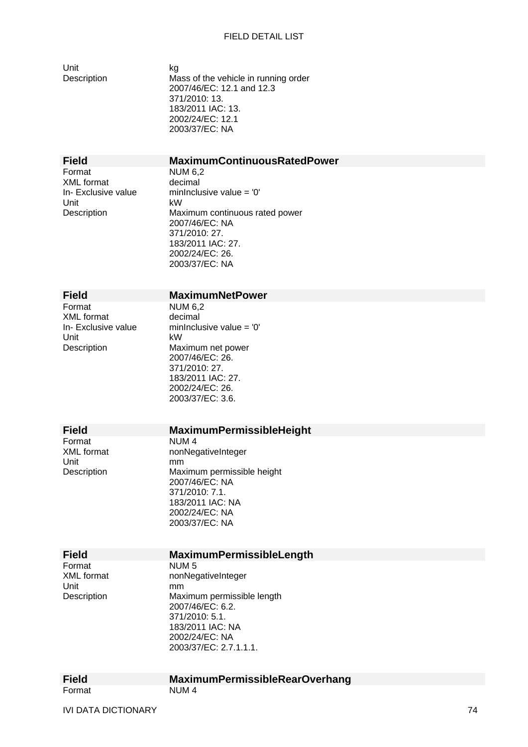| | |
|---|---|
| Unit | kg |
| Description | Mass of the vehicle in running order<br>2007/46/EC: 12.1 and 12.3<br>371/2010: 13.<br>183/2011 IAC: 13.<br>2002/24/EC: 12.1<br>2003/37/EC: NA |

| **Field** | **MaximumContinuousRatedPower** |
|---|---|
| Format | NUM 6,2 |
| XML format | decimal |
| In- Exclusive value | minInclusive value = '0' |
| Unit | kW |
| Description | Maximum continuous rated power<br>2007/46/EC: NA<br>371/2010: 27.<br>183/2011 IAC: 27.<br>2002/24/EC: 26.<br>2003/37/EC: NA |

| **Field** | **MaximumNetPower** |
|---|---|
| Format | NUM 6,2 |
| XML format | decimal |
| In- Exclusive value | minInclusive value = '0' |
| Unit | kW |
| Description | Maximum net power<br>2007/46/EC: 26.<br>371/2010: 27.<br>183/2011 IAC: 27.<br>2002/24/EC: 26.<br>2003/37/EC: 3.6. |

| **Field** | **MaximumPermissibleHeight** |
|---|---|
| Format | NUM 4 |
| XML format | nonNegativeInteger |
| Unit | mm |
| Description | Maximum permissible height<br>2007/46/EC: NA<br>371/2010: 7.1.<br>183/2011 IAC: NA<br>2002/24/EC: NA<br>2003/37/EC: NA |

| **Field** | **MaximumPermissibleLength** |
|---|---|
| Format | NUM 5 |
| XML format | nonNegativeInteger |
| Unit | mm |
| Description | Maximum permissible length<br>2007/46/EC: 6.2.<br>371/2010: 5.1.<br>183/2011 IAC: NA<br>2002/24/EC: NA<br>2003/37/EC: 2.7.1.1.1. |

| **Field** | **MaximumPermissibleRearOverhang** |
|---|---|
| Format | NUM 4 |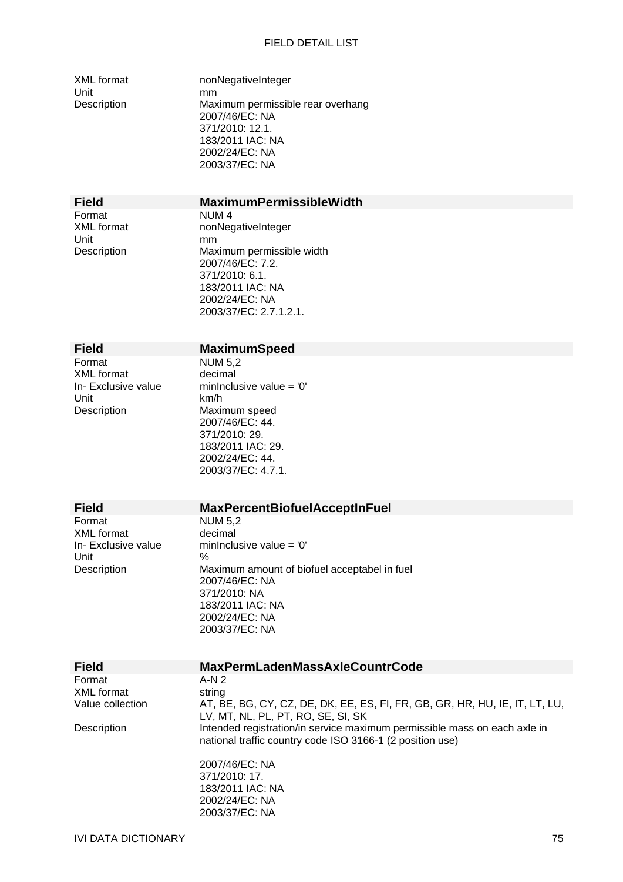| | |
|---|---|
| XML format | nonNegativeInteger |
| Unit | mm |
| Description | Maximum permissible rear overhang<br>2007/46/EC: NA<br>371/2010: 12.1.<br>183/2011 IAC: NA<br>2002/24/EC: NA<br>2003/37/EC: NA |

| **Field** | **MaximumPermissibleWidth** |
|---|---|
| Format | NUM 4 |
| XML format | nonNegativeInteger |
| Unit | mm |
| Description | Maximum permissible width<br>2007/46/EC: 7.2.<br>371/2010: 6.1.<br>183/2011 IAC: NA<br>2002/24/EC: NA<br>2003/37/EC: 2.7.1.2.1. |

| **Field** | **MaximumSpeed** |
|---|---|
| Format | NUM 5,2 |
| XML format | decimal |
| In- Exclusive value | minInclusive value = '0' |
| Unit | km/h |
| Description | Maximum speed<br>2007/46/EC: 44.<br>371/2010: 29.<br>183/2011 IAC: 29.<br>2002/24/EC: 44.<br>2003/37/EC: 4.7.1. |

| **Field** | **MaxPercentBiofuelAcceptInFuel** |
|---|---|
| Format | NUM 5,2 |
| XML format | decimal |
| In- Exclusive value | minInclusive value = '0' |
| Unit | % |
| Description | Maximum amount of biofuel acceptabel in fuel<br>2007/46/EC: NA<br>371/2010: NA<br>183/2011 IAC: NA<br>2002/24/EC: NA<br>2003/37/EC: NA |

| **Field** | **MaxPermLadenMassAxleCountrCode** |
|---|---|
| Format | A-N 2 |
| XML format | string |
| Value collection | AT, BE, BG, CY, CZ, DE, DK, EE, ES, FI, FR, GB, GR, HR, HU, IE, IT, LT, LU, LV, MT, NL, PL, PT, RO, SE, SI, SK |
| Description | Intended registration/in service maximum permissible mass on each axle in national traffic country code ISO 3166-1 (2 position use)<br><br>2007/46/EC: NA<br>371/2010: 17.<br>183/2011 IAC: NA<br>2002/24/EC: NA<br>2003/37/EC: NA |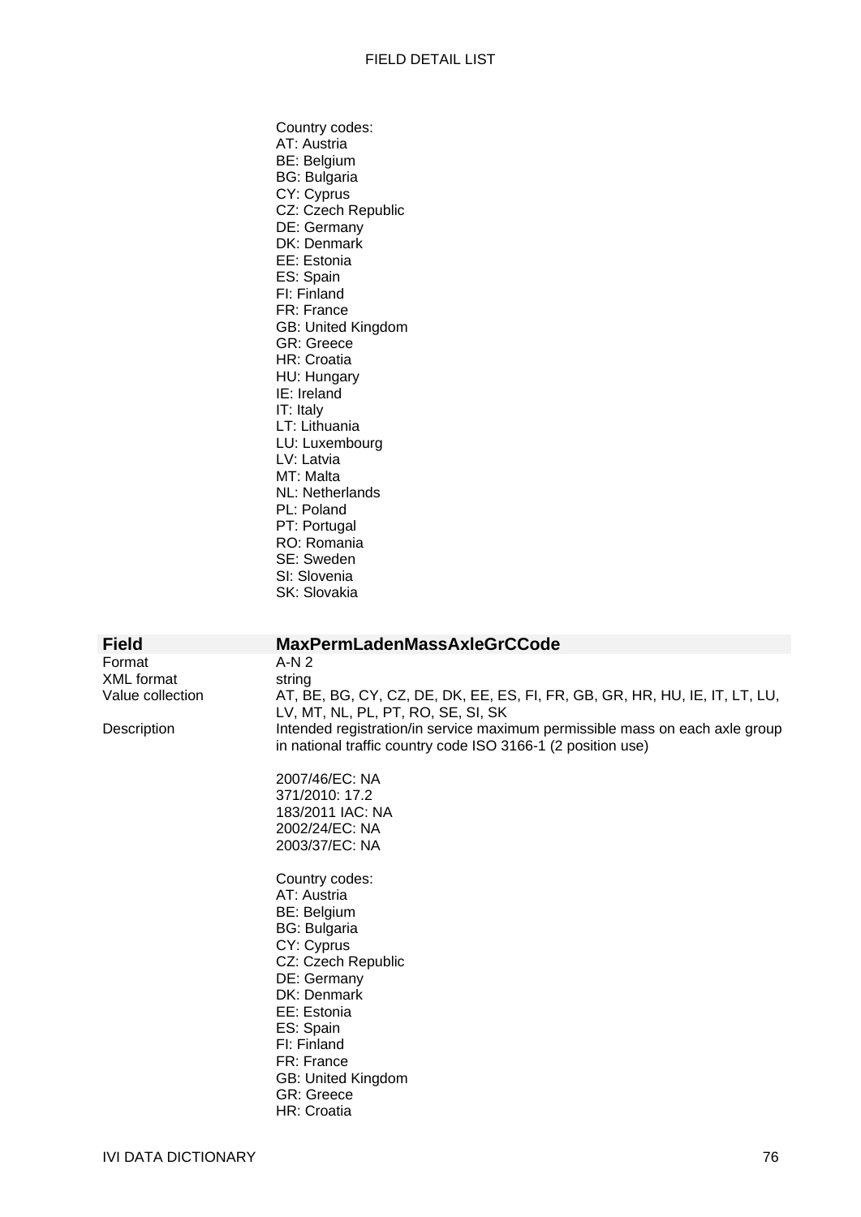Country codes:
AT: Austria
BE: Belgium
BG: Bulgaria
CY: Cyprus
CZ: Czech Republic
DE: Germany
DK: Denmark
EE: Estonia
ES: Spain
FI: Finland
FR: France
GB: United Kingdom
GR: Greece
HR: Croatia
HU: Hungary
IE: Ireland
IT: Italy
LT: Lithuania
LU: Luxembourg
LV: Latvia
MT: Malta
NL: Netherlands
PL: Poland
PT: Portugal
RO: Romania
SE: Sweden
SI: Slovenia
SK: Slovakia

| **Field** | **MaxPermLadenMassAxleGrCCode** |
|---|---|
| Format | A-N 2 |
| XML format | string |
| Value collection | AT, BE, BG, CY, CZ, DE, DK, EE, ES, FI, FR, GB, GR, HR, HU, IE, IT, LT, LU, LV, MT, NL, PL, PT, RO, SE, SI, SK |
| Description | Intended registration/in service maximum permissible mass on each axle group in national traffic country code ISO 3166-1 (2 position use) |

2007/46/EC: NA
371/2010: 17.2
183/2011 IAC: NA
2002/24/EC: NA
2003/37/EC: NA

Country codes:
AT: Austria
BE: Belgium
BG: Bulgaria
CY: Cyprus
CZ: Czech Republic
DE: Germany
DK: Denmark
EE: Estonia
ES: Spain
FI: Finland
FR: France
GB: United Kingdom
GR: Greece
HR: Croatia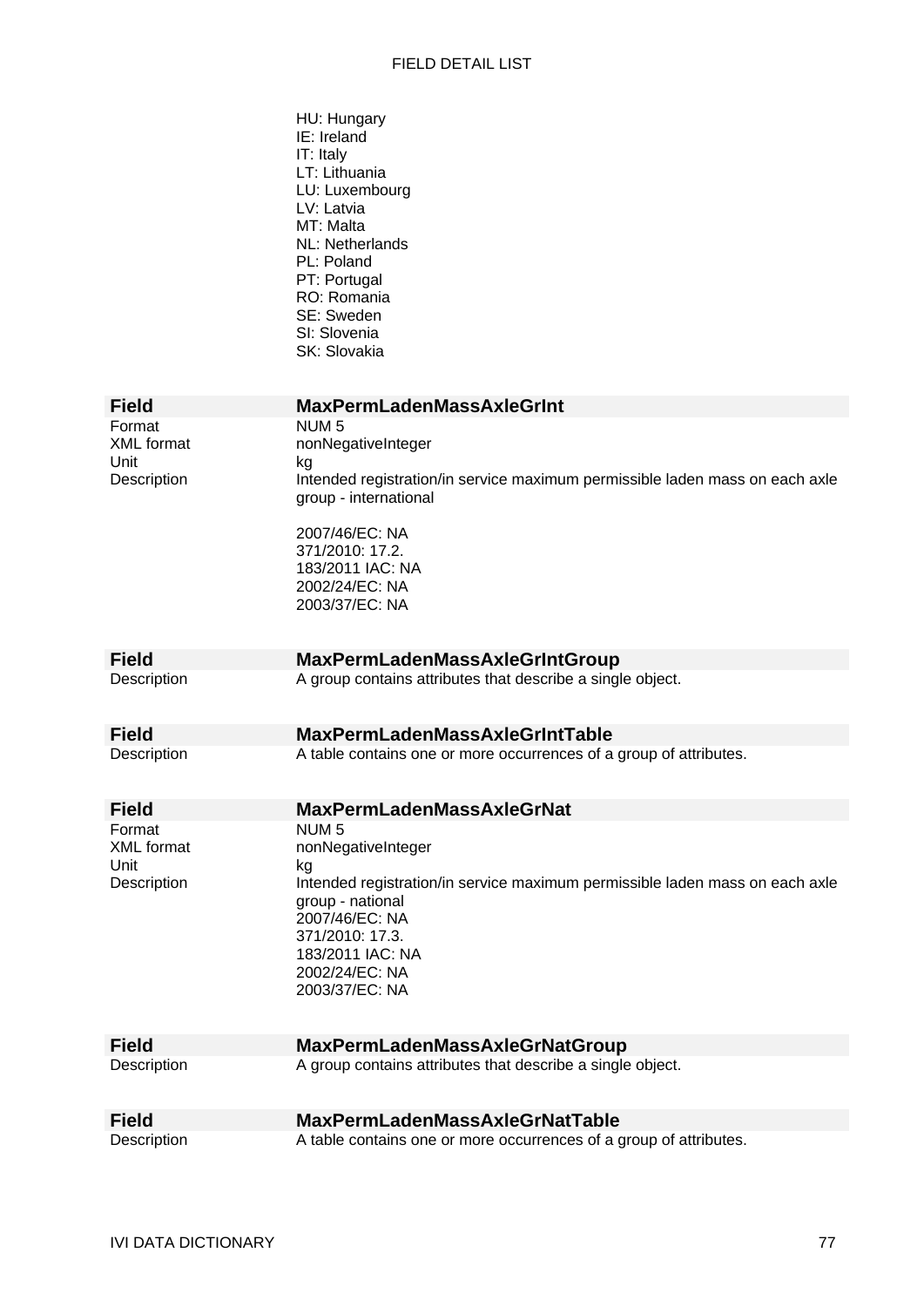HU: Hungary
IE: Ireland
IT: Italy
LT: Lithuania
LU: Luxembourg
LV: Latvia
MT: Malta
NL: Netherlands
PL: Poland
PT: Portugal
RO: Romania
SE: Sweden
SI: Slovenia
SK: Slovakia

| **Field** | **MaxPermLadenMassAxleGrInt** |
|---|---|
| Format | NUM 5 |
| XML format | nonNegativeInteger |
| Unit | kg |
| Description | Intended registration/in service maximum permissible laden mass on each axle group - international<br><br>2007/46/EC: NA<br>371/2010: 17.2.<br>183/2011 IAC: NA<br>2002/24/EC: NA<br>2003/37/EC: NA |

| **Field** | **MaxPermLadenMassAxleGrIntGroup** |
|---|---|
| Description | A group contains attributes that describe a single object. |

| **Field** | **MaxPermLadenMassAxleGrIntTable** |
|---|---|
| Description | A table contains one or more occurrences of a group of attributes. |

| **Field** | **MaxPermLadenMassAxleGrNat** |
|---|---|
| Format | NUM 5 |
| XML format | nonNegativeInteger |
| Unit | kg |
| Description | Intended registration/in service maximum permissible laden mass on each axle group - national<br>2007/46/EC: NA<br>371/2010: 17.3.<br>183/2011 IAC: NA<br>2002/24/EC: NA<br>2003/37/EC: NA |

| **Field** | **MaxPermLadenMassAxleGrNatGroup** |
|---|---|
| Description | A group contains attributes that describe a single object. |

| **Field** | **MaxPermLadenMassAxleGrNatTable** |
|---|---|
| Description | A table contains one or more occurrences of a group of attributes. |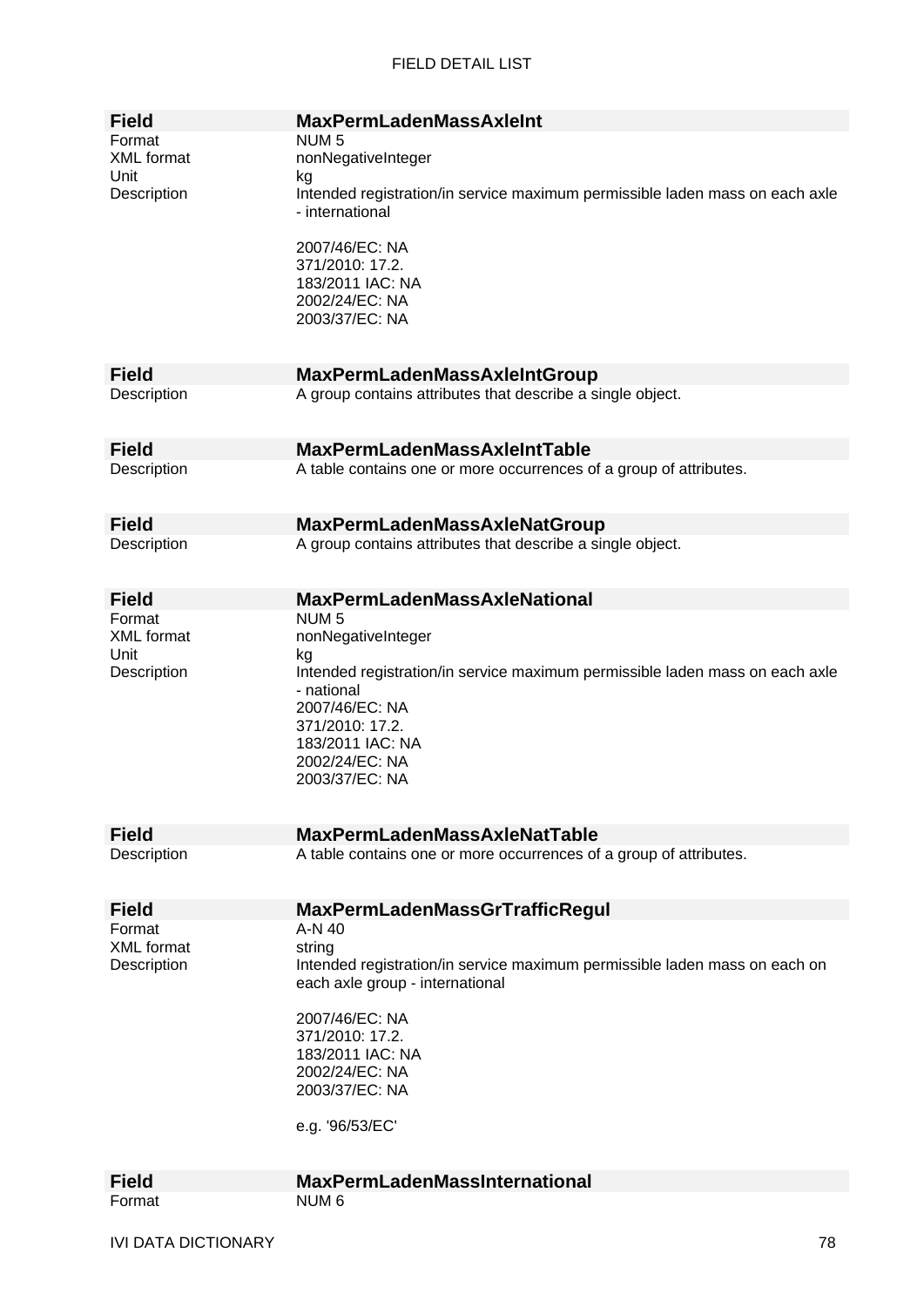| **Field** | **MaxPermLadenMassAxleInt** |
|---|---|
| Format | NUM 5 |
| XML format | nonNegativeInteger |
| Unit | kg |
| Description | Intended registration/in service maximum permissible laden mass on each axle - international<br><br>2007/46/EC: NA<br>371/2010: 17.2.<br>183/2011 IAC: NA<br>2002/24/EC: NA<br>2003/37/EC: NA |

| **Field** | **MaxPermLadenMassAxleIntGroup** |
|---|---|
| Description | A group contains attributes that describe a single object. |

| **Field** | **MaxPermLadenMassAxleIntTable** |
|---|---|
| Description | A table contains one or more occurrences of a group of attributes. |

| **Field** | **MaxPermLadenMassAxleNatGroup** |
|---|---|
| Description | A group contains attributes that describe a single object. |

| **Field** | **MaxPermLadenMassAxleNational** |
|---|---|
| Format | NUM 5 |
| XML format | nonNegativeInteger |
| Unit | kg |
| Description | Intended registration/in service maximum permissible laden mass on each axle - national<br>2007/46/EC: NA<br>371/2010: 17.2.<br>183/2011 IAC: NA<br>2002/24/EC: NA<br>2003/37/EC: NA |

| **Field** | **MaxPermLadenMassAxleNatTable** |
|---|---|
| Description | A table contains one or more occurrences of a group of attributes. |

| **Field** | **MaxPermLadenMassGrTrafficRegul** |
|---|---|
| Format | A-N 40 |
| XML format | string |
| Description | Intended registration/in service maximum permissible laden mass on each on each axle group - international<br><br>2007/46/EC: NA<br>371/2010: 17.2.<br>183/2011 IAC: NA<br>2002/24/EC: NA<br>2003/37/EC: NA<br><br>e.g. '96/53/EC' |

| **Field** | **MaxPermLadenMassInternational** |
|---|---|
| Format | NUM 6 |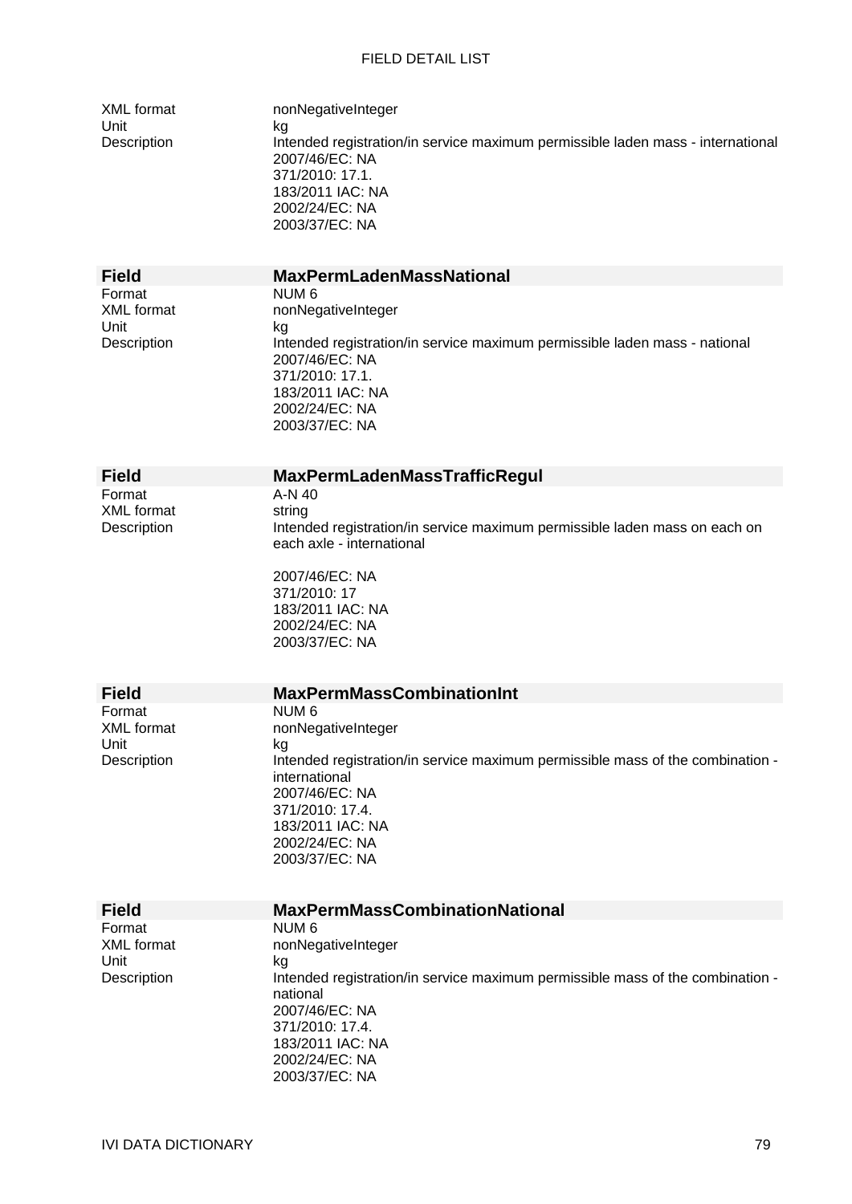| | |
|---|---|
| XML format | nonNegativeInteger |
| Unit | kg |
| Description | Intended registration/in service maximum permissible laden mass - international<br>2007/46/EC: NA<br>371/2010: 17.1.<br>183/2011 IAC: NA<br>2002/24/EC: NA<br>2003/37/EC: NA |

| **Field** | **MaxPermLadenMassNational** |
|---|---|
| Format | NUM 6 |
| XML format | nonNegativeInteger |
| Unit | kg |
| Description | Intended registration/in service maximum permissible laden mass - national<br>2007/46/EC: NA<br>371/2010: 17.1.<br>183/2011 IAC: NA<br>2002/24/EC: NA<br>2003/37/EC: NA |

| **Field** | **MaxPermLadenMassTrafficRegul** |
|---|---|
| Format | A-N 40 |
| XML format | string |
| Description | Intended registration/in service maximum permissible laden mass on each on each axle - international<br><br>2007/46/EC: NA<br>371/2010: 17<br>183/2011 IAC: NA<br>2002/24/EC: NA<br>2003/37/EC: NA |

| **Field** | **MaxPermMassCombinationInt** |
|---|---|
| Format | NUM 6 |
| XML format | nonNegativeInteger |
| Unit | kg |
| Description | Intended registration/in service maximum permissible mass of the combination - international<br>2007/46/EC: NA<br>371/2010: 17.4.<br>183/2011 IAC: NA<br>2002/24/EC: NA<br>2003/37/EC: NA |

| **Field** | **MaxPermMassCombinationNational** |
|---|---|
| Format | NUM 6 |
| XML format | nonNegativeInteger |
| Unit | kg |
| Description | Intended registration/in service maximum permissible mass of the combination - national<br>2007/46/EC: NA<br>371/2010: 17.4.<br>183/2011 IAC: NA<br>2002/24/EC: NA<br>2003/37/EC: NA |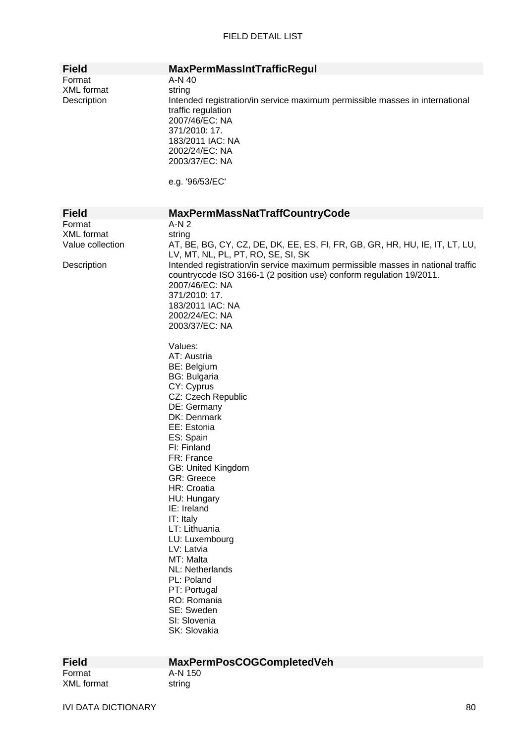| Field | MaxPermMassIntTrafficRegul |
| --- | --- |
| Format | A-N 40 |
| XML format | string |
| Description | Intended registration/in service maximum permissible masses in international traffic regulation<br>2007/46/EC: NA<br>371/2010: 17.<br>183/2011 IAC: NA<br>2002/24/EC: NA<br>2003/37/EC: NA<br><br>e.g. '96/53/EC' |

| Field | MaxPermMassNatTraffCountryCode |
| --- | --- |
| Format | A-N 2 |
| XML format | string |
| Value collection | AT, BE, BG, CY, CZ, DE, DK, EE, ES, FI, FR, GB, GR, HR, HU, IE, IT, LT, LU, LV, MT, NL, PL, PT, RO, SE, SI, SK |
| Description | Intended registration/in service maximum permissible masses in national traffic countrycode ISO 3166-1 (2 position use) conform regulation 19/2011.<br>2007/46/EC: NA<br>371/2010: 17.<br>183/2011 IAC: NA<br>2002/24/EC: NA<br>2003/37/EC: NA<br><br>Values:<br>AT: Austria<br>BE: Belgium<br>BG: Bulgaria<br>CY: Cyprus<br>CZ: Czech Republic<br>DE: Germany<br>DK: Denmark<br>EE: Estonia<br>ES: Spain<br>FI: Finland<br>FR: France<br>GB: United Kingdom<br>GR: Greece<br>HR: Croatia<br>HU: Hungary<br>IE: Ireland<br>IT: Italy<br>LT: Lithuania<br>LU: Luxembourg<br>LV: Latvia<br>MT: Malta<br>NL: Netherlands<br>PL: Poland<br>PT: Portugal<br>RO: Romania<br>SE: Sweden<br>SI: Slovenia<br>SK: Slovakia |

| Field | MaxPermPosCOGCompletedVeh |
| --- | --- |
| Format | A-N 150 |
| XML format | string |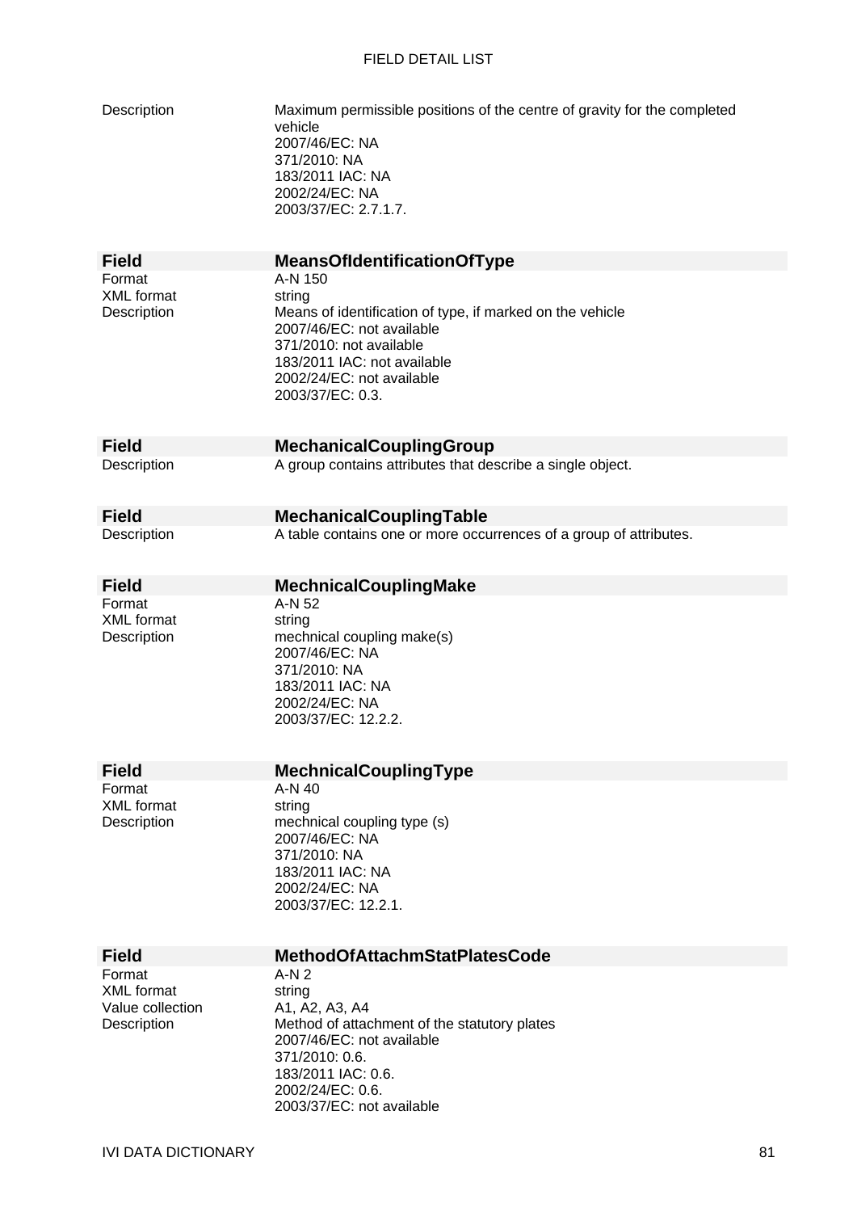| | |
|---|---|
| Description | Maximum permissible positions of the centre of gravity for the completed vehicle<br>2007/46/EC: NA<br>371/2010: NA<br>183/2011 IAC: NA<br>2002/24/EC: NA<br>2003/37/EC: 2.7.1.7. |

| **Field** | **MeansOfIdentificationOfType** |
|---|---|
| Format | A-N 150 |
| XML format | string |
| Description | Means of identification of type, if marked on the vehicle<br>2007/46/EC: not available<br>371/2010: not available<br>183/2011 IAC: not available<br>2002/24/EC: not available<br>2003/37/EC: 0.3. |

| **Field** | **MechanicalCouplingGroup** |
|---|---|
| Description | A group contains attributes that describe a single object. |

| **Field** | **MechanicalCouplingTable** |
|---|---|
| Description | A table contains one or more occurrences of a group of attributes. |

| **Field** | **MechnicalCouplingMake** |
|---|---|
| Format | A-N 52 |
| XML format | string |
| Description | mechnical coupling make(s)<br>2007/46/EC: NA<br>371/2010: NA<br>183/2011 IAC: NA<br>2002/24/EC: NA<br>2003/37/EC: 12.2.2. |

| **Field** | **MechnicalCouplingType** |
|---|---|
| Format | A-N 40 |
| XML format | string |
| Description | mechnical coupling type (s)<br>2007/46/EC: NA<br>371/2010: NA<br>183/2011 IAC: NA<br>2002/24/EC: NA<br>2003/37/EC: 12.2.1. |

| **Field** | **MethodOfAttachmStatPlatesCode** |
|---|---|
| Format | A-N 2 |
| XML format | string |
| Value collection | A1, A2, A3, A4 |
| Description | Method of attachment of the statutory plates<br>2007/46/EC: not available<br>371/2010: 0.6.<br>183/2011 IAC: 0.6.<br>2002/24/EC: 0.6.<br>2003/37/EC: not available |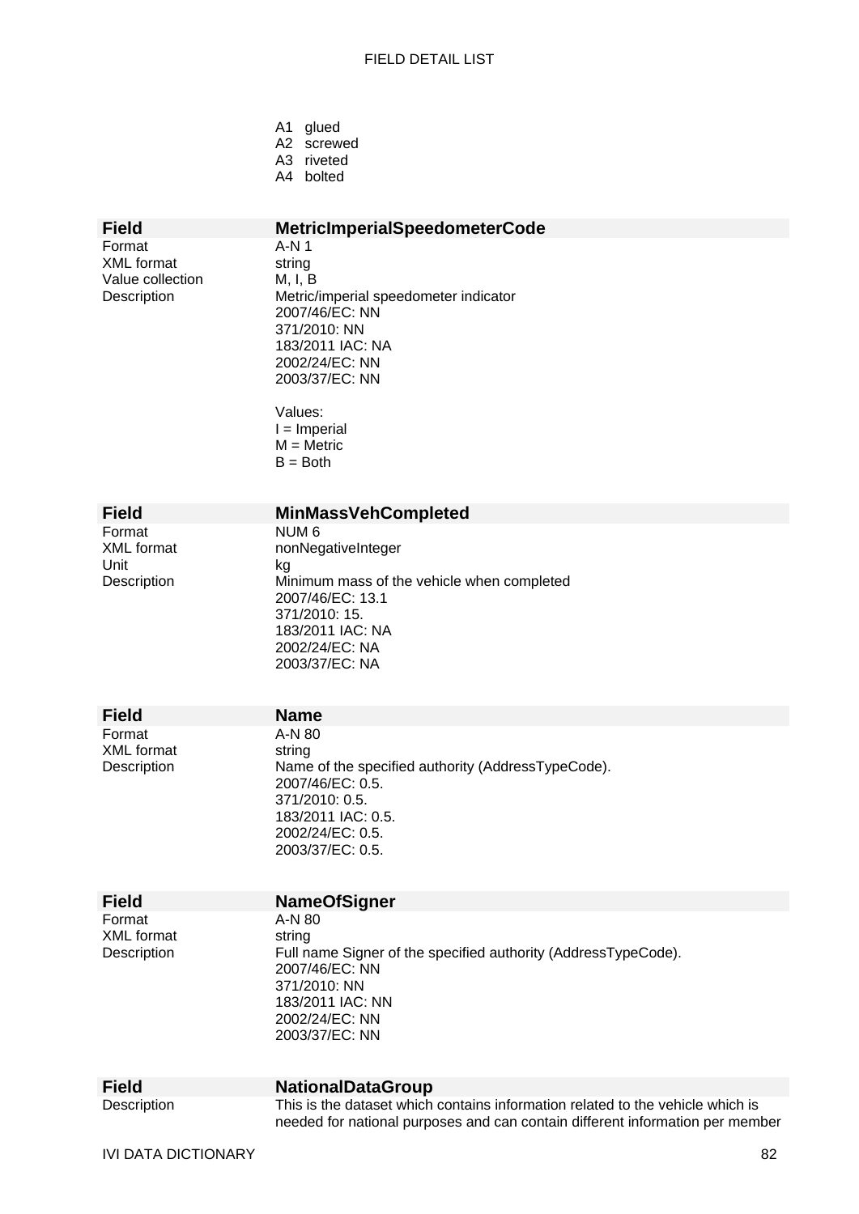A1 glued
A2 screwed
A3 riveted
A4 bolted

| Field | MetricImperialSpeedometerCode |
|---|---|
| Format | A-N 1 |
| XML format | string |
| Value collection | M, I, B |
| Description | Metric/imperial speedometer indicator<br>2007/46/EC: NN<br>371/2010: NN<br>183/2011 IAC: NA<br>2002/24/EC: NN<br>2003/37/EC: NN<br><br>Values:<br>I = Imperial<br>M = Metric<br>B = Both |

| Field | MinMassVehCompleted |
|---|---|
| Format | NUM 6 |
| XML format | nonNegativeInteger |
| Unit | kg |
| Description | Minimum mass of the vehicle when completed<br>2007/46/EC: 13.1<br>371/2010: 15.<br>183/2011 IAC: NA<br>2002/24/EC: NA<br>2003/37/EC: NA |

| Field | Name |
|---|---|
| Format | A-N 80 |
| XML format | string |
| Description | Name of the specified authority (AddressTypeCode).<br>2007/46/EC: 0.5.<br>371/2010: 0.5.<br>183/2011 IAC: 0.5.<br>2002/24/EC: 0.5.<br>2003/37/EC: 0.5. |

| Field | NameOfSigner |
|---|---|
| Format | A-N 80 |
| XML format | string |
| Description | Full name Signer of the specified authority (AddressTypeCode).<br>2007/46/EC: NN<br>371/2010: NN<br>183/2011 IAC: NN<br>2002/24/EC: NN<br>2003/37/EC: NN |

| Field | NationalDataGroup |
|---|---|
| Description | This is the dataset which contains information related to the vehicle which is needed for national purposes and can contain different information per member |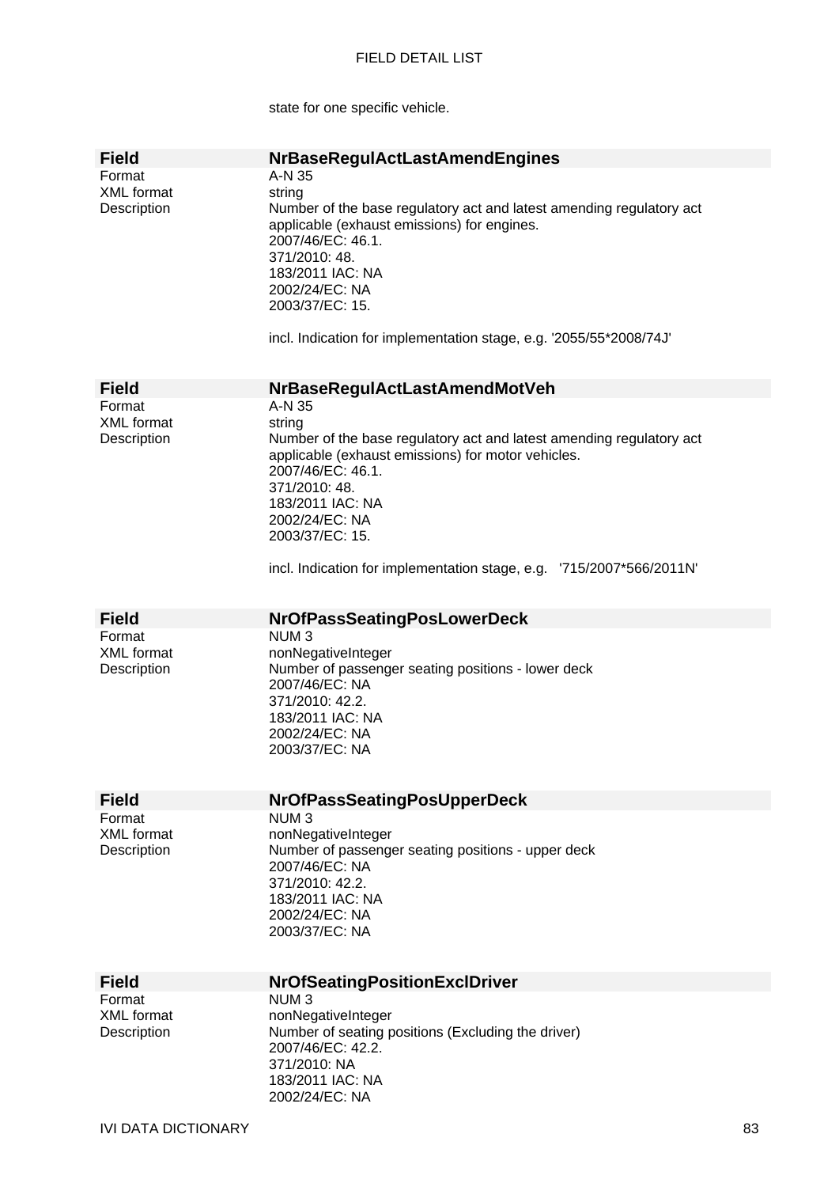state for one specific vehicle.

## Field NrBaseRegulActLastAmendEngines

Format: A-N 35
XML format: string
Description: Number of the base regulatory act and latest amending regulatory act applicable (exhaust emissions) for engines.
2007/46/EC: 46.1.
371/2010: 48.
183/2011 IAC: NA
2002/24/EC: NA
2003/37/EC: 15.

incl. Indication for implementation stage, e.g. '2055/55*2008/74J'

## Field NrBaseRegulActLastAmendMotVeh

Format: A-N 35
XML format: string
Description: Number of the base regulatory act and latest amending regulatory act applicable (exhaust emissions) for motor vehicles.
2007/46/EC: 46.1.
371/2010: 48.
183/2011 IAC: NA
2002/24/EC: NA
2003/37/EC: 15.

incl. Indication for implementation stage, e.g. '715/2007*566/2011N'

## Field NrOfPassSeatingPosLowerDeck

Format: NUM 3
XML format: nonNegativeInteger
Description: Number of passenger seating positions - lower deck
2007/46/EC: NA
371/2010: 42.2.
183/2011 IAC: NA
2002/24/EC: NA
2003/37/EC: NA

## Field NrOfPassSeatingPosUpperDeck

Format: NUM 3
XML format: nonNegativeInteger
Description: Number of passenger seating positions - upper deck
2007/46/EC: NA
371/2010: 42.2.
183/2011 IAC: NA
2002/24/EC: NA
2003/37/EC: NA

## Field NrOfSeatingPositionExclDriver

Format: NUM 3
XML format: nonNegativeInteger
Description: Number of seating positions (Excluding the driver)
2007/46/EC: 42.2.
371/2010: NA
183/2011 IAC: NA
2002/24/EC: NA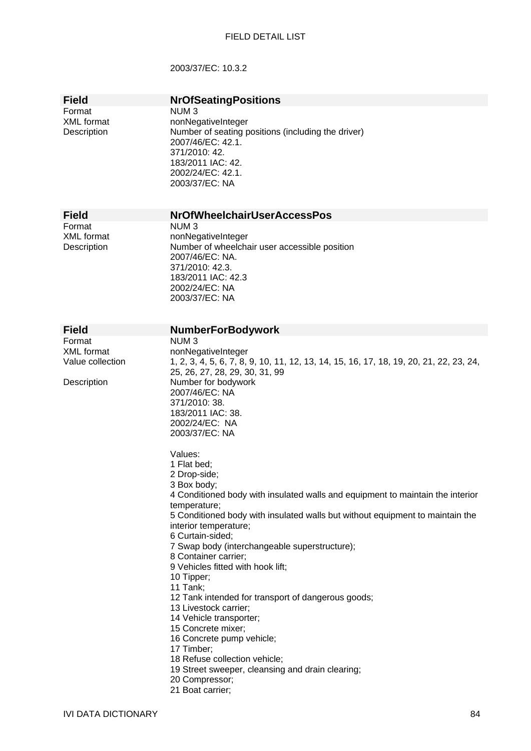2003/37/EC: 10.3.2

| Field | NrOfSeatingPositions |
|---|---|
| Format | NUM 3 |
| XML format | nonNegativeInteger |
| Description | Number of seating positions (including the driver)<br>2007/46/EC: 42.1.<br>371/2010: 42.<br>183/2011 IAC: 42.<br>2002/24/EC: 42.1.<br>2003/37/EC: NA |

| Field | NrOfWheelchairUserAccessPos |
|---|---|
| Format | NUM 3 |
| XML format | nonNegativeInteger |
| Description | Number of wheelchair user accessible position<br>2007/46/EC: NA.<br>371/2010: 42.3.<br>183/2011 IAC: 42.3<br>2002/24/EC: NA<br>2003/37/EC: NA |

| Field | NumberForBodywork |
|---|---|
| Format | NUM 3 |
| XML format | nonNegativeInteger |
| Value collection | 1, 2, 3, 4, 5, 6, 7, 8, 9, 10, 11, 12, 13, 14, 15, 16, 17, 18, 19, 20, 21, 22, 23, 24, 25, 26, 27, 28, 29, 30, 31, 99 |
| Description | Number for bodywork<br>2007/46/EC: NA<br>371/2010: 38.<br>183/2011 IAC: 38.<br>2002/24/EC: NA<br>2003/37/EC: NA<br><br>Values:<br>1 Flat bed;<br>2 Drop-side;<br>3 Box body;<br>4 Conditioned body with insulated walls and equipment to maintain the interior temperature;<br>5 Conditioned body with insulated walls but without equipment to maintain the interior temperature;<br>6 Curtain-sided;<br>7 Swap body (interchangeable superstructure);<br>8 Container carrier;<br>9 Vehicles fitted with hook lift;<br>10 Tipper;<br>11 Tank;<br>12 Tank intended for transport of dangerous goods;<br>13 Livestock carrier;<br>14 Vehicle transporter;<br>15 Concrete mixer;<br>16 Concrete pump vehicle;<br>17 Timber;<br>18 Refuse collection vehicle;<br>19 Street sweeper, cleansing and drain clearing;<br>20 Compressor;<br>21 Boat carrier; |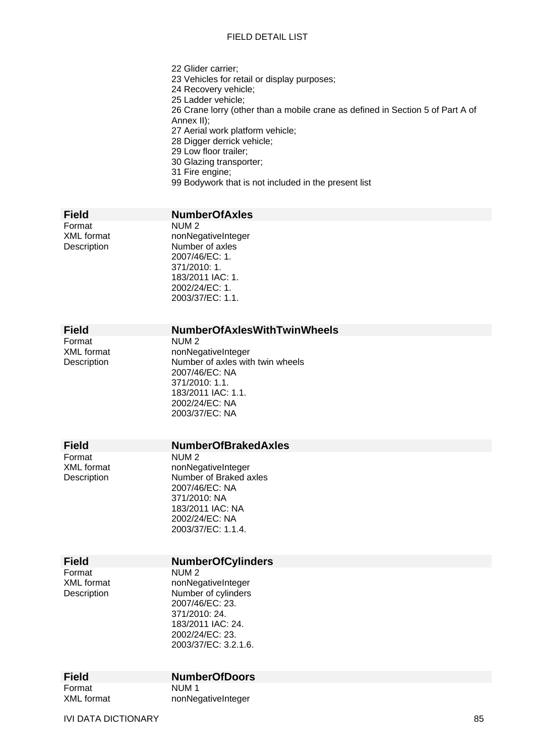22 Glider carrier;
23 Vehicles for retail or display purposes;
24 Recovery vehicle;
25 Ladder vehicle;
26 Crane lorry (other than a mobile crane as defined in Section 5 of Part A of Annex II);
27 Aerial work platform vehicle;
28 Digger derrick vehicle;
29 Low floor trailer;
30 Glazing transporter;
31 Fire engine;
99 Bodywork that is not included in the present list

| **Field** | **NumberOfAxles** |
|---|---|
| Format | NUM 2 |
| XML format | nonNegativeInteger |
| Description | Number of axles<br>2007/46/EC: 1.<br>371/2010: 1.<br>183/2011 IAC: 1.<br>2002/24/EC: 1.<br>2003/37/EC: 1.1. |

| **Field** | **NumberOfAxlesWithTwinWheels** |
|---|---|
| Format | NUM 2 |
| XML format | nonNegativeInteger |
| Description | Number of axles with twin wheels<br>2007/46/EC: NA<br>371/2010: 1.1.<br>183/2011 IAC: 1.1.<br>2002/24/EC: NA<br>2003/37/EC: NA |

| **Field** | **NumberOfBrakedAxles** |
|---|---|
| Format | NUM 2 |
| XML format | nonNegativeInteger |
| Description | Number of Braked axles<br>2007/46/EC: NA<br>371/2010: NA<br>183/2011 IAC: NA<br>2002/24/EC: NA<br>2003/37/EC: 1.1.4. |

| **Field** | **NumberOfCylinders** |
|---|---|
| Format | NUM 2 |
| XML format | nonNegativeInteger |
| Description | Number of cylinders<br>2007/46/EC: 23.<br>371/2010: 24.<br>183/2011 IAC: 24.<br>2002/24/EC: 23.<br>2003/37/EC: 3.2.1.6. |

| **Field** | **NumberOfDoors** |
|---|---|
| Format | NUM 1 |
| XML format | nonNegativeInteger |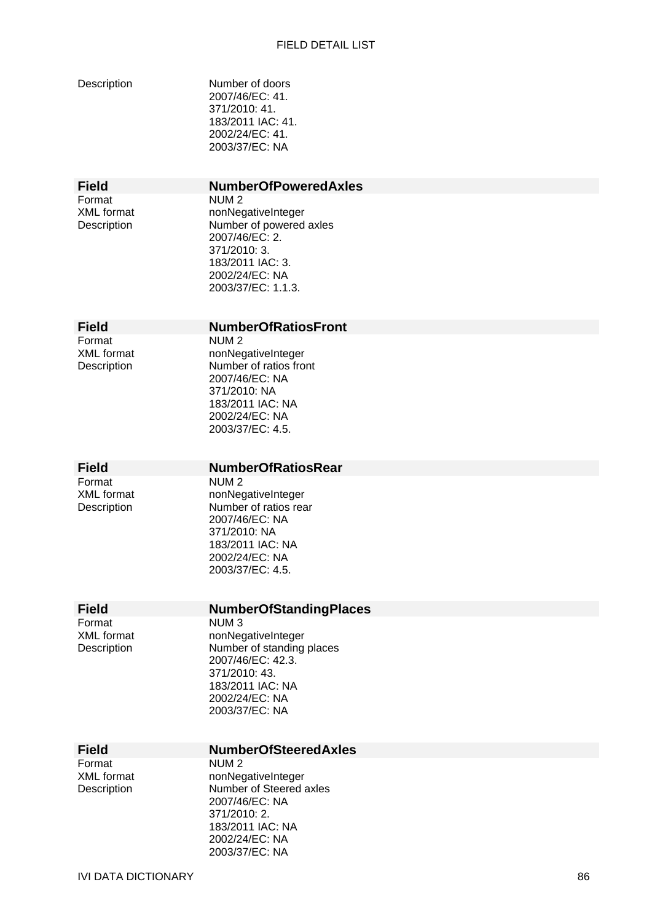| | |
|---|---|
| Description | Number of doors<br>2007/46/EC: 41.<br>371/2010: 41.<br>183/2011 IAC: 41.<br>2002/24/EC: 41.<br>2003/37/EC: NA |

| **Field** | **NumberOfPoweredAxles** |
|---|---|
| Format | NUM 2 |
| XML format | nonNegativeInteger |
| Description | Number of powered axles<br>2007/46/EC: 2.<br>371/2010: 3.<br>183/2011 IAC: 3.<br>2002/24/EC: NA<br>2003/37/EC: 1.1.3. |

| **Field** | **NumberOfRatiosFront** |
|---|---|
| Format | NUM 2 |
| XML format | nonNegativeInteger |
| Description | Number of ratios front<br>2007/46/EC: NA<br>371/2010: NA<br>183/2011 IAC: NA<br>2002/24/EC: NA<br>2003/37/EC: 4.5. |

| **Field** | **NumberOfRatiosRear** |
|---|---|
| Format | NUM 2 |
| XML format | nonNegativeInteger |
| Description | Number of ratios rear<br>2007/46/EC: NA<br>371/2010: NA<br>183/2011 IAC: NA<br>2002/24/EC: NA<br>2003/37/EC: 4.5. |

| **Field** | **NumberOfStandingPlaces** |
|---|---|
| Format | NUM 3 |
| XML format | nonNegativeInteger |
| Description | Number of standing places<br>2007/46/EC: 42.3.<br>371/2010: 43.<br>183/2011 IAC: NA<br>2002/24/EC: NA<br>2003/37/EC: NA |

| **Field** | **NumberOfSteeredAxles** |
|---|---|
| Format | NUM 2 |
| XML format | nonNegativeInteger |
| Description | Number of Steered axles<br>2007/46/EC: NA<br>371/2010: 2.<br>183/2011 IAC: NA<br>2002/24/EC: NA<br>2003/37/EC: NA |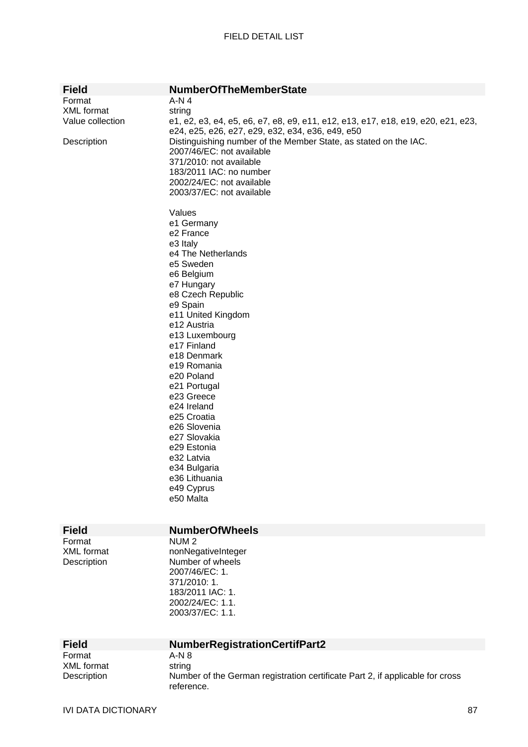| Field | NumberOfTheMemberState |
|---|---|
| Format | A-N 4 |
| XML format | string |
| Value collection | e1, e2, e3, e4, e5, e6, e7, e8, e9, e11, e12, e13, e17, e18, e19, e20, e21, e23, e24, e25, e26, e27, e29, e32, e34, e36, e49, e50 |
| Description | Distinguishing number of the Member State, as stated on the IAC.<br>2007/46/EC: not available<br>371/2010: not available<br>183/2011 IAC: no number<br>2002/24/EC: not available<br>2003/37/EC: not available<br><br>Values<br>e1 Germany<br>e2 France<br>e3 Italy<br>e4 The Netherlands<br>e5 Sweden<br>e6 Belgium<br>e7 Hungary<br>e8 Czech Republic<br>e9 Spain<br>e11 United Kingdom<br>e12 Austria<br>e13 Luxembourg<br>e17 Finland<br>e18 Denmark<br>e19 Romania<br>e20 Poland<br>e21 Portugal<br>e23 Greece<br>e24 Ireland<br>e25 Croatia<br>e26 Slovenia<br>e27 Slovakia<br>e29 Estonia<br>e32 Latvia<br>e34 Bulgaria<br>e36 Lithuania<br>e49 Cyprus<br>e50 Malta |

| Field | NumberOfWheels |
|---|---|
| Format | NUM 2 |
| XML format | nonNegativeInteger |
| Description | Number of wheels<br>2007/46/EC: 1.<br>371/2010: 1.<br>183/2011 IAC: 1.<br>2002/24/EC: 1.1.<br>2003/37/EC: 1.1. |

| Field | NumberRegistrationCertifPart2 |
|---|---|
| Format | A-N 8 |
| XML format | string |
| Description | Number of the German registration certificate Part 2, if applicable for cross reference. |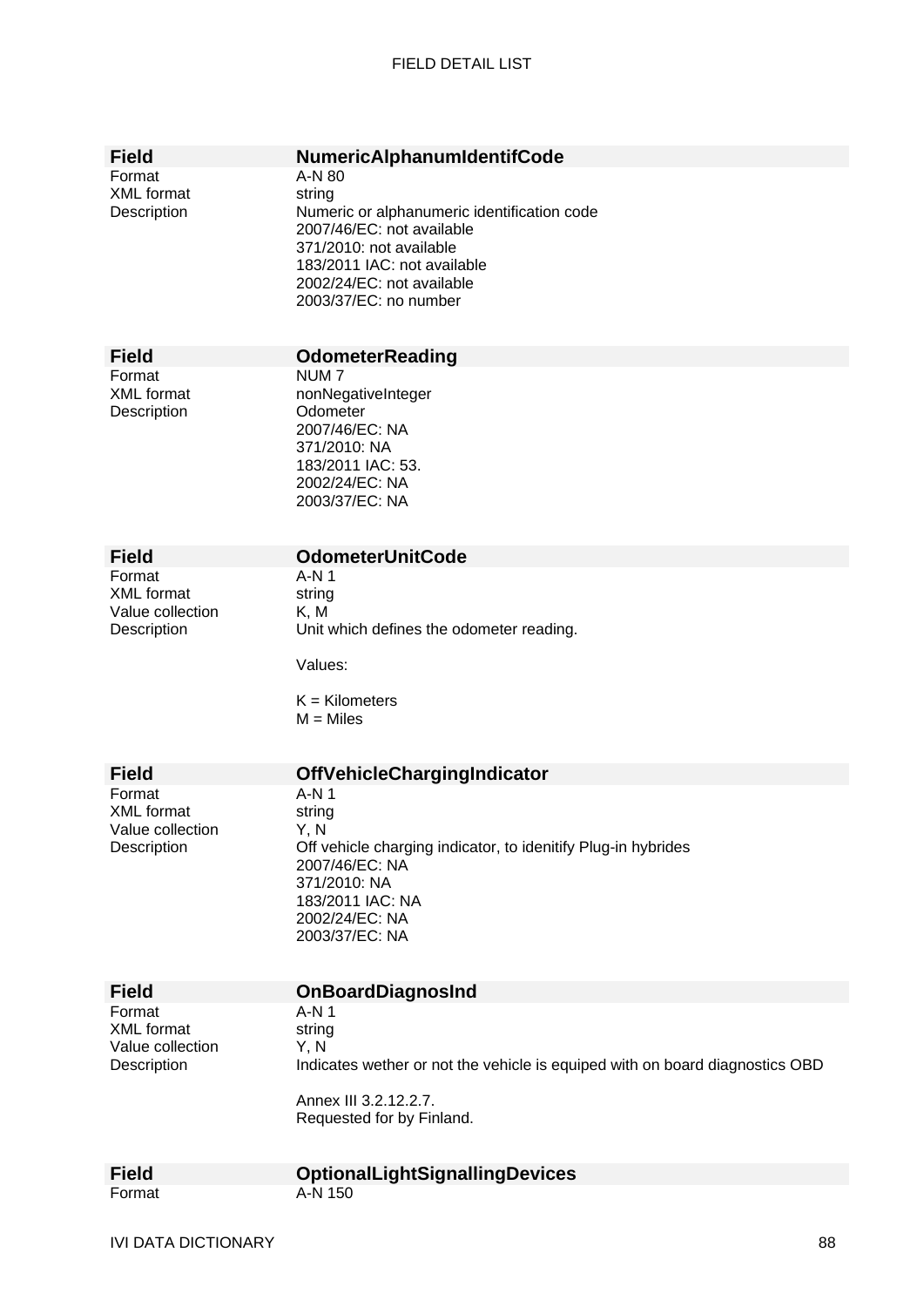| Field | NumericAlphanumIdentifCode |
|---|---|
| Format | A-N 80 |
| XML format | string |
| Description | Numeric or alphanumeric identification code<br>2007/46/EC: not available<br>371/2010: not available<br>183/2011 IAC: not available<br>2002/24/EC: not available<br>2003/37/EC: no number |

| Field | OdometerReading |
|---|---|
| Format | NUM 7 |
| XML format | nonNegativeInteger |
| Description | Odometer<br>2007/46/EC: NA<br>371/2010: NA<br>183/2011 IAC: 53.<br>2002/24/EC: NA<br>2003/37/EC: NA |

| Field | OdometerUnitCode |
|---|---|
| Format | A-N 1 |
| XML format | string |
| Value collection | K, M |
| Description | Unit which defines the odometer reading.<br><br>Values:<br><br>K = Kilometers<br>M = Miles |

| Field | OffVehicleChargingIndicator |
|---|---|
| Format | A-N 1 |
| XML format | string |
| Value collection | Y, N |
| Description | Off vehicle charging indicator, to idenitify Plug-in hybrides<br>2007/46/EC: NA<br>371/2010: NA<br>183/2011 IAC: NA<br>2002/24/EC: NA<br>2003/37/EC: NA |

| Field | OnBoardDiagnosInd |
|---|---|
| Format | A-N 1 |
| XML format | string |
| Value collection | Y, N |
| Description | Indicates wether or not the vehicle is equiped with on board diagnostics OBD<br><br>Annex III 3.2.12.2.7.<br>Requested for by Finland. |

| Field | OptionalLightSignallingDevices |
|---|---|
| Format | A-N 150 |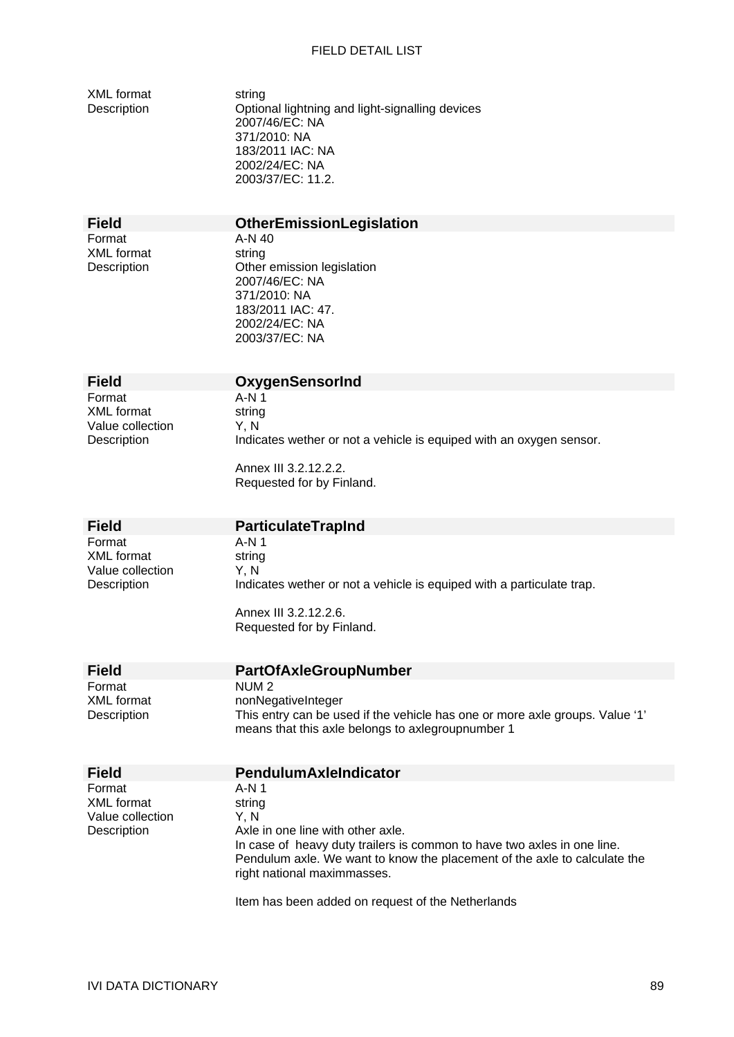| | |
|---|---|
| XML format | string |
| Description | Optional lightning and light-signalling devices<br>2007/46/EC: NA<br>371/2010: NA<br>183/2011 IAC: NA<br>2002/24/EC: NA<br>2003/37/EC: 11.2. |

| **Field** | **OtherEmissionLegislation** |
|---|---|
| Format | A-N 40 |
| XML format | string |
| Description | Other emission legislation<br>2007/46/EC: NA<br>371/2010: NA<br>183/2011 IAC: 47.<br>2002/24/EC: NA<br>2003/37/EC: NA |

| **Field** | **OxygenSensorInd** |
|---|---|
| Format | A-N 1 |
| XML format | string |
| Value collection | Y, N |
| Description | Indicates wether or not a vehicle is equiped with an oxygen sensor.<br><br>Annex III 3.2.12.2.2.<br>Requested for by Finland. |

| **Field** | **ParticulateTrapInd** |
|---|---|
| Format | A-N 1 |
| XML format | string |
| Value collection | Y, N |
| Description | Indicates wether or not a vehicle is equiped with a particulate trap.<br><br>Annex III 3.2.12.2.6.<br>Requested for by Finland. |

| **Field** | **PartOfAxleGroupNumber** |
|---|---|
| Format | NUM 2 |
| XML format | nonNegativeInteger |
| Description | This entry can be used if the vehicle has one or more axle groups. Value '1' means that this axle belongs to axlegroupnumber 1 |

| **Field** | **PendulumAxleIndicator** |
|---|---|
| Format | A-N 1 |
| XML format | string |
| Value collection | Y, N |
| Description | Axle in one line with other axle.<br>In case of heavy duty trailers is common to have two axles in one line.<br>Pendulum axle. We want to know the placement of the axle to calculate the right national maximmasses.<br><br>Item has been added on request of the Netherlands |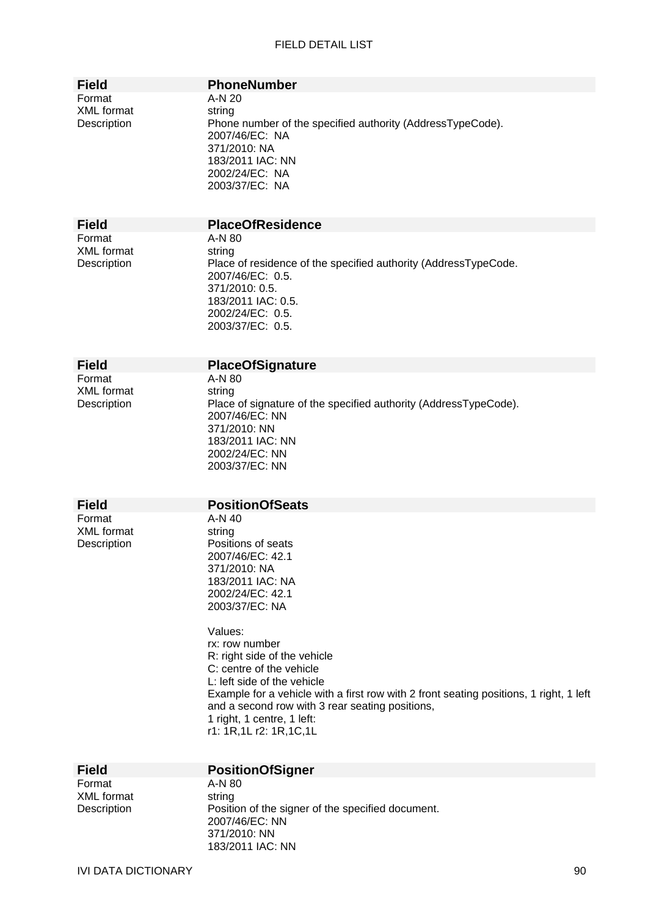| Field | PhoneNumber |
|---|---|
| Format | A-N 20 |
| XML format | string |
| Description | Phone number of the specified authority (AddressTypeCode).<br>2007/46/EC: NA<br>371/2010: NA<br>183/2011 IAC: NN<br>2002/24/EC: NA<br>2003/37/EC: NA |

| Field | PlaceOfResidence |
|---|---|
| Format | A-N 80 |
| XML format | string |
| Description | Place of residence of the specified authority (AddressTypeCode.<br>2007/46/EC: 0.5.<br>371/2010: 0.5.<br>183/2011 IAC: 0.5.<br>2002/24/EC: 0.5.<br>2003/37/EC: 0.5. |

| Field | PlaceOfSignature |
|---|---|
| Format | A-N 80 |
| XML format | string |
| Description | Place of signature of the specified authority (AddressTypeCode).<br>2007/46/EC: NN<br>371/2010: NN<br>183/2011 IAC: NN<br>2002/24/EC: NN<br>2003/37/EC: NN |

| Field | PositionOfSeats |
|---|---|
| Format | A-N 40 |
| XML format | string |
| Description | Positions of seats<br>2007/46/EC: 42.1<br>371/2010: NA<br>183/2011 IAC: NA<br>2002/24/EC: 42.1<br>2003/37/EC: NA<br><br>Values:<br>rx: row number<br>R: right side of the vehicle<br>C: centre of the vehicle<br>L: left side of the vehicle<br>Example for a vehicle with a first row with 2 front seating positions, 1 right, 1 left and a second row with 3 rear seating positions,<br>1 right, 1 centre, 1 left:<br>r1: 1R,1L r2: 1R,1C,1L |

| Field | PositionOfSigner |
|---|---|
| Format | A-N 80 |
| XML format | string |
| Description | Position of the signer of the specified document.<br>2007/46/EC: NN<br>371/2010: NN<br>183/2011 IAC: NN |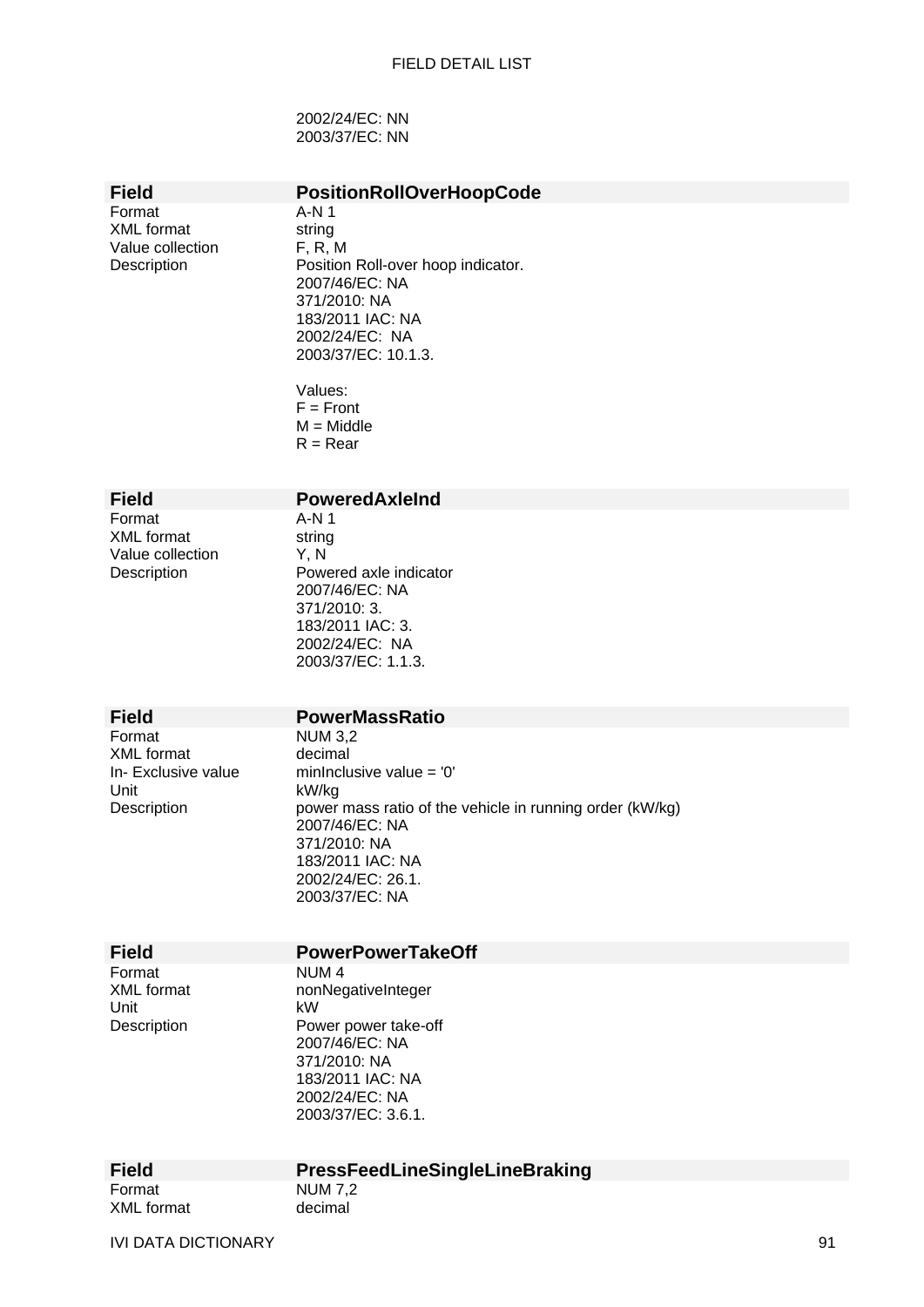2002/24/EC: NN
2003/37/EC: NN

| Field | PositionRollOverHoopCode |
|---|---|
| Format | A-N 1 |
| XML format | string |
| Value collection | F, R, M |
| Description | Position Roll-over hoop indicator.<br>2007/46/EC: NA<br>371/2010: NA<br>183/2011 IAC: NA<br>2002/24/EC: NA<br>2003/37/EC: 10.1.3.<br><br>Values:<br>F = Front<br>M = Middle<br>R = Rear |

| Field | PoweredAxleInd |
|---|---|
| Format | A-N 1 |
| XML format | string |
| Value collection | Y, N |
| Description | Powered axle indicator<br>2007/46/EC: NA<br>371/2010: 3.<br>183/2011 IAC: 3.<br>2002/24/EC: NA<br>2003/37/EC: 1.1.3. |

| Field | PowerMassRatio |
|---|---|
| Format | NUM 3,2 |
| XML format | decimal |
| In- Exclusive value | minInclusive value = '0' |
| Unit | kW/kg |
| Description | power mass ratio of the vehicle in running order (kW/kg)<br>2007/46/EC: NA<br>371/2010: NA<br>183/2011 IAC: NA<br>2002/24/EC: 26.1.<br>2003/37/EC: NA |

| Field | PowerPowerTakeOff |
|---|---|
| Format | NUM 4 |
| XML format | nonNegativeInteger |
| Unit | kW |
| Description | Power power take-off<br>2007/46/EC: NA<br>371/2010: NA<br>183/2011 IAC: NA<br>2002/24/EC: NA<br>2003/37/EC: 3.6.1. |

| Field | PressFeedLineSingleLineBraking |
|---|---|
| Format | NUM 7,2 |
| XML format | decimal |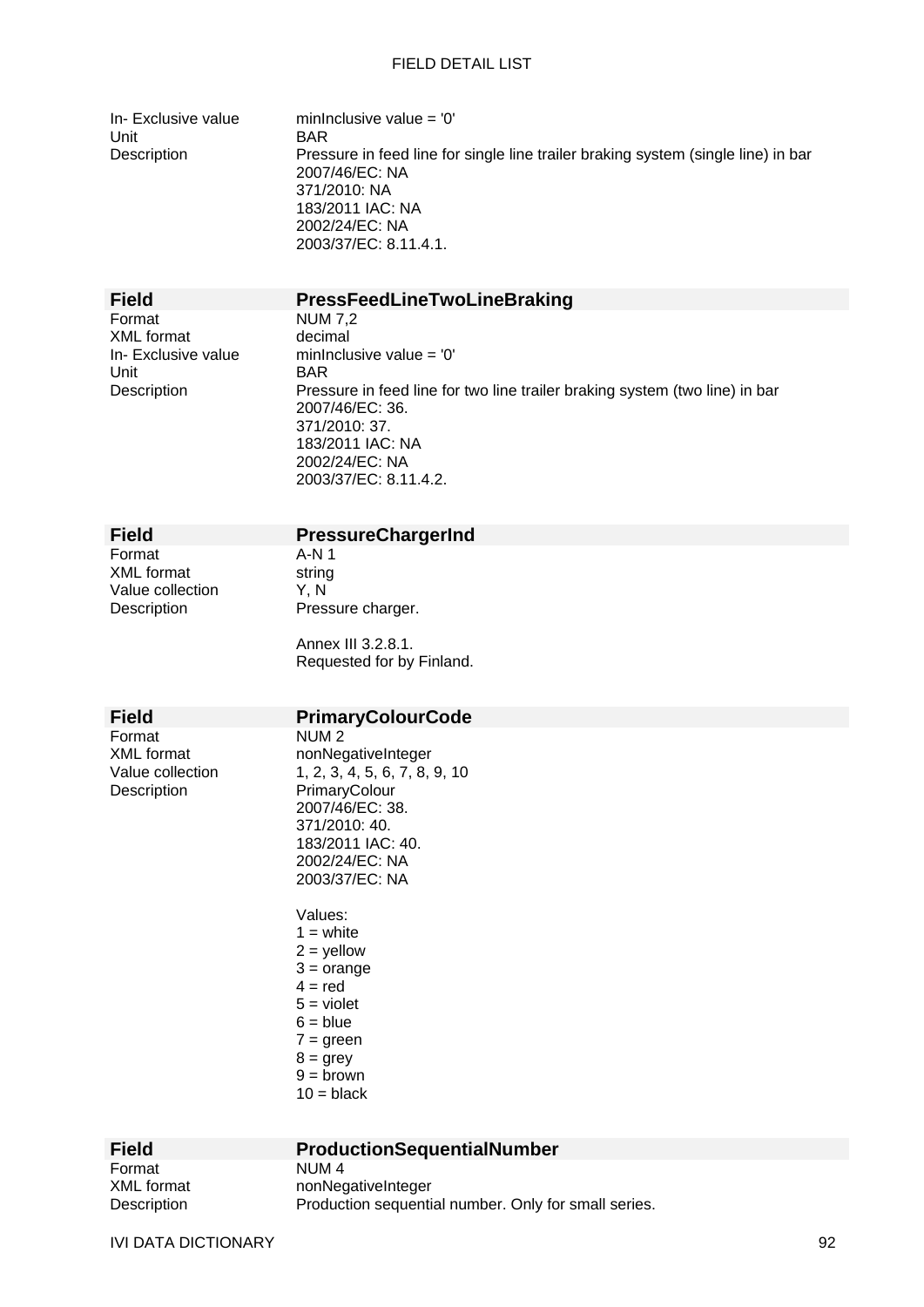| | |
|---|---|
| In- Exclusive value | minInclusive value = '0' |
| Unit | BAR |
| Description | Pressure in feed line for single line trailer braking system (single line) in bar<br>2007/46/EC: NA<br>371/2010: NA<br>183/2011 IAC: NA<br>2002/24/EC: NA<br>2003/37/EC: 8.11.4.1. |

| **Field** | **PressFeedLineTwoLineBraking** |
|---|---|
| Format | NUM 7,2 |
| XML format | decimal |
| In- Exclusive value | minInclusive value = '0' |
| Unit | BAR |
| Description | Pressure in feed line for two line trailer braking system (two line) in bar<br>2007/46/EC: 36.<br>371/2010: 37.<br>183/2011 IAC: NA<br>2002/24/EC: NA<br>2003/37/EC: 8.11.4.2. |

| **Field** | **PressureChargerInd** |
|---|---|
| Format | A-N 1 |
| XML format | string |
| Value collection | Y, N |
| Description | Pressure charger.<br><br>Annex III 3.2.8.1.<br>Requested for by Finland. |

| **Field** | **PrimaryColourCode** |
|---|---|
| Format | NUM 2 |
| XML format | nonNegativeInteger |
| Value collection | 1, 2, 3, 4, 5, 6, 7, 8, 9, 10 |
| Description | PrimaryColour<br>2007/46/EC: 38.<br>371/2010: 40.<br>183/2011 IAC: 40.<br>2002/24/EC: NA<br>2003/37/EC: NA<br><br>Values:<br>1 = white<br>2 = yellow<br>3 = orange<br>4 = red<br>5 = violet<br>6 = blue<br>7 = green<br>8 = grey<br>9 = brown<br>10 = black |

| **Field** | **ProductionSequentialNumber** |
|---|---|
| Format | NUM 4 |
| XML format | nonNegativeInteger |
| Description | Production sequential number. Only for small series. |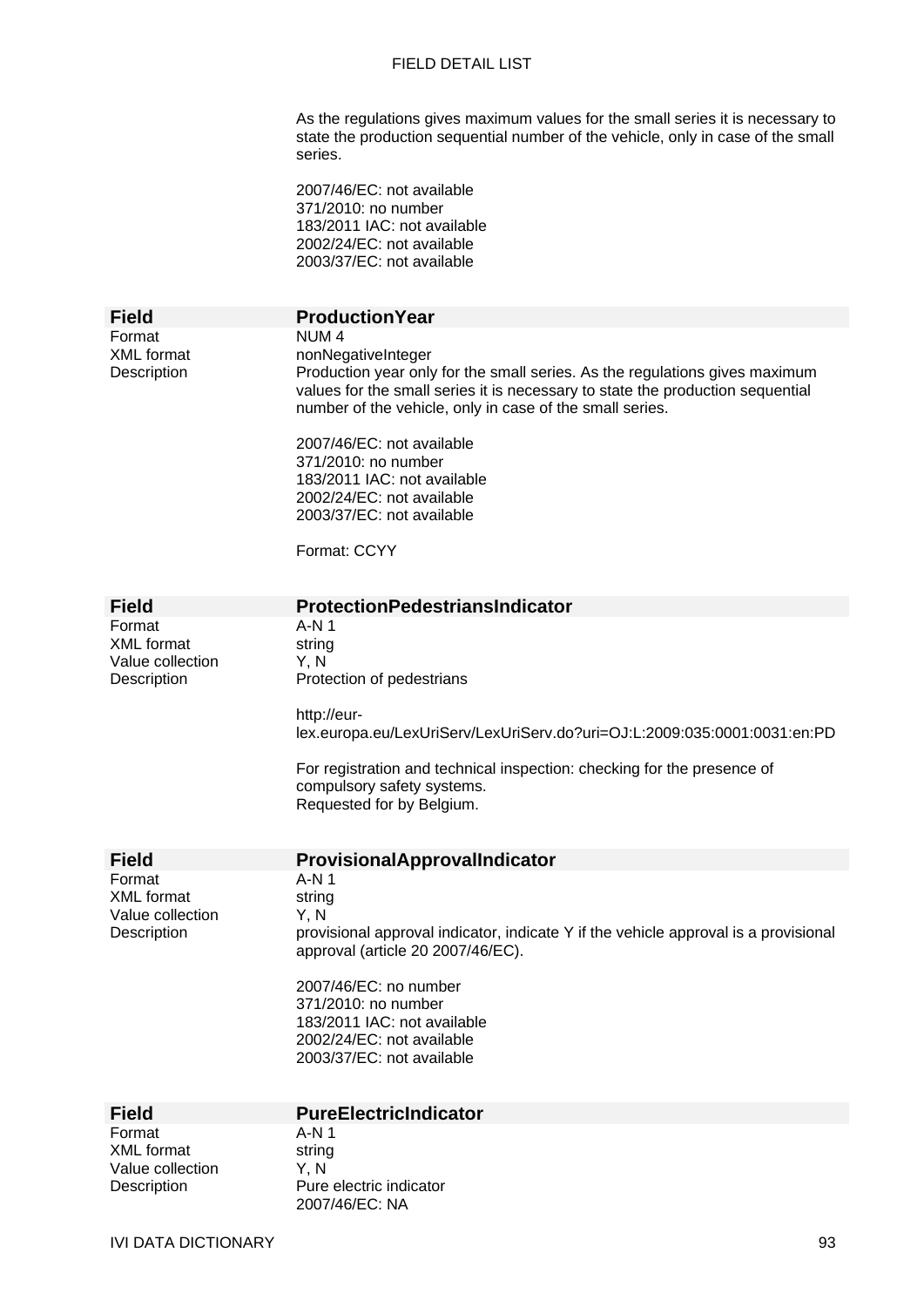As the regulations gives maximum values for the small series it is necessary to state the production sequential number of the vehicle, only in case of the small series.

2007/46/EC: not available
371/2010: no number
183/2011 IAC: not available
2002/24/EC: not available
2003/37/EC: not available

| Field | ProductionYear |
|---|---|
| Format | NUM 4 |
| XML format | nonNegativeInteger |
| Description | Production year only for the small series. As the regulations gives maximum values for the small series it is necessary to state the production sequential number of the vehicle, only in case of the small series.<br><br>2007/46/EC: not available<br>371/2010: no number<br>183/2011 IAC: not available<br>2002/24/EC: not available<br>2003/37/EC: not available<br><br>Format: CCYY |

| Field | ProtectionPedestriansIndicator |
|---|---|
| Format | A-N 1 |
| XML format | string |
| Value collection | Y, N |
| Description | Protection of pedestrians<br><br>http://eur-lex.europa.eu/LexUriServ/LexUriServ.do?uri=OJ:L:2009:035:0001:0031:en:PD<br><br>For registration and technical inspection: checking for the presence of compulsory safety systems.<br>Requested for by Belgium. |

| Field | ProvisionalApprovalIndicator |
|---|---|
| Format | A-N 1 |
| XML format | string |
| Value collection | Y, N |
| Description | provisional approval indicator, indicate Y if the vehicle approval is a provisional approval (article 20 2007/46/EC).<br><br>2007/46/EC: no number<br>371/2010: no number<br>183/2011 IAC: not available<br>2002/24/EC: not available<br>2003/37/EC: not available |

| Field | PureElectricIndicator |
|---|---|
| Format | A-N 1 |
| XML format | string |
| Value collection | Y, N |
| Description | Pure electric indicator<br>2007/46/EC: NA |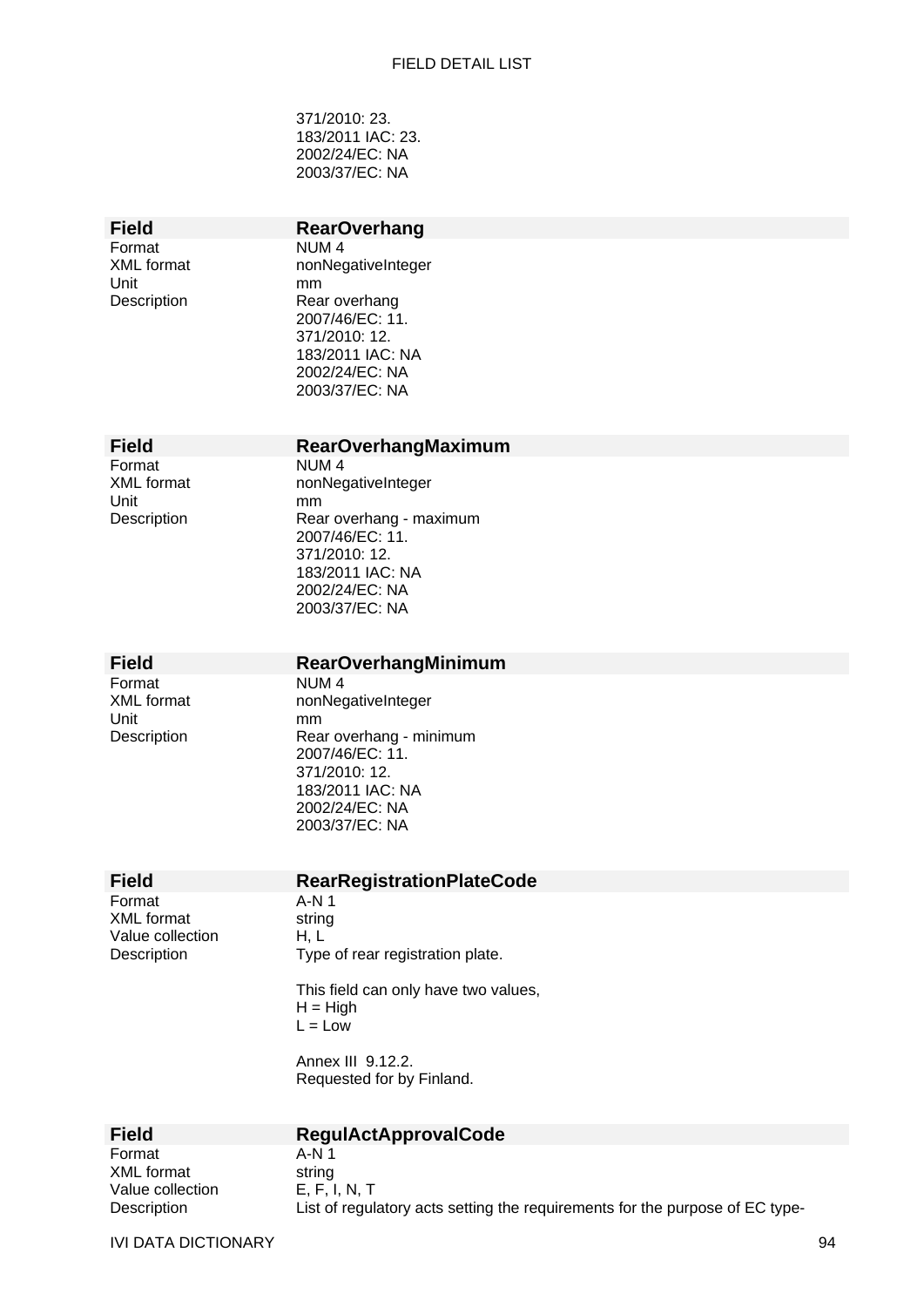371/2010: 23.
183/2011 IAC: 23.
2002/24/EC: NA
2003/37/EC: NA

| **Field** | **RearOverhang** |
|---|---|
| Format | NUM 4 |
| XML format | nonNegativeInteger |
| Unit | mm |
| Description | Rear overhang<br>2007/46/EC: 11.<br>371/2010: 12.<br>183/2011 IAC: NA<br>2002/24/EC: NA<br>2003/37/EC: NA |

| **Field** | **RearOverhangMaximum** |
|---|---|
| Format | NUM 4 |
| XML format | nonNegativeInteger |
| Unit | mm |
| Description | Rear overhang - maximum<br>2007/46/EC: 11.<br>371/2010: 12.<br>183/2011 IAC: NA<br>2002/24/EC: NA<br>2003/37/EC: NA |

| **Field** | **RearOverhangMinimum** |
|---|---|
| Format | NUM 4 |
| XML format | nonNegativeInteger |
| Unit | mm |
| Description | Rear overhang - minimum<br>2007/46/EC: 11.<br>371/2010: 12.<br>183/2011 IAC: NA<br>2002/24/EC: NA<br>2003/37/EC: NA |

| **Field** | **RearRegistrationPlateCode** |
|---|---|
| Format | A-N 1 |
| XML format | string |
| Value collection | H, L |
| Description | Type of rear registration plate.<br><br>This field can only have two values,<br>H = High<br>L = Low<br><br>Annex III 9.12.2.<br>Requested for by Finland. |

| **Field** | **RegulActApprovalCode** |
|---|---|
| Format | A-N 1 |
| XML format | string |
| Value collection | E, F, I, N, T |
| Description | List of regulatory acts setting the requirements for the purpose of EC type- |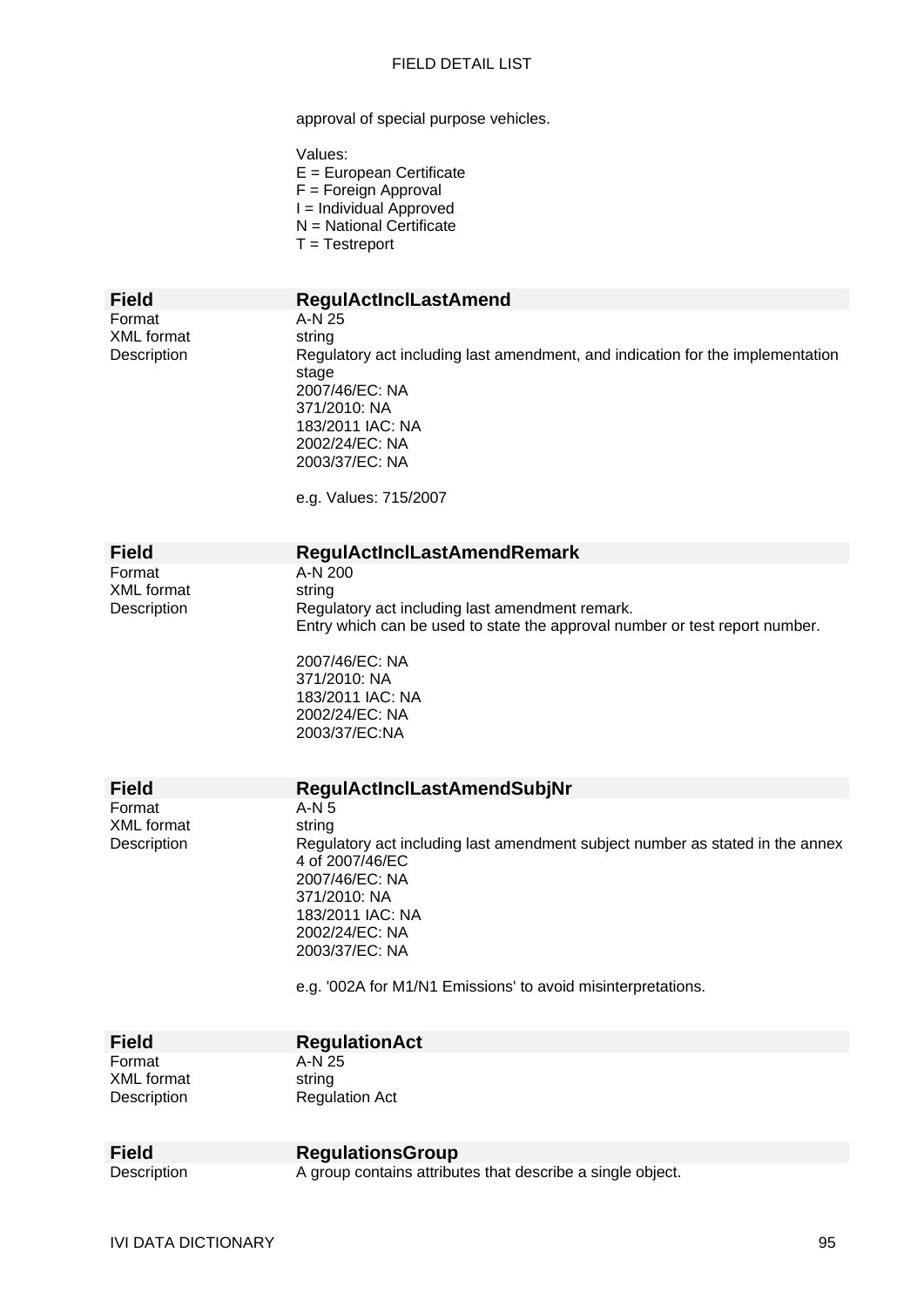approval of special purpose vehicles.

Values:
E = European Certificate
F = Foreign Approval
I = Individual Approved
N = National Certificate
T = Testreport

| **Field** | **RegulActInclLastAmend** |
|---|---|
| Format | A-N 25 |
| XML format | string |
| Description | Regulatory act including last amendment, and indication for the implementation stage<br>2007/46/EC: NA<br>371/2010: NA<br>183/2011 IAC: NA<br>2002/24/EC: NA<br>2003/37/EC: NA<br><br>e.g. Values: 715/2007 |

| **Field** | **RegulActInclLastAmendRemark** |
|---|---|
| Format | A-N 200 |
| XML format | string |
| Description | Regulatory act including last amendment remark.<br>Entry which can be used to state the approval number or test report number.<br><br>2007/46/EC: NA<br>371/2010: NA<br>183/2011 IAC: NA<br>2002/24/EC: NA<br>2003/37/EC:NA |

| **Field** | **RegulActInclLastAmendSubjNr** |
|---|---|
| Format | A-N 5 |
| XML format | string |
| Description | Regulatory act including last amendment subject number as stated in the annex 4 of 2007/46/EC<br>2007/46/EC: NA<br>371/2010: NA<br>183/2011 IAC: NA<br>2002/24/EC: NA<br>2003/37/EC: NA<br><br>e.g. '002A for M1/N1 Emissions' to avoid misinterpretations. |

| **Field** | **RegulationAct** |
|---|---|
| Format | A-N 25 |
| XML format | string |
| Description | Regulation Act |

| **Field** | **RegulationsGroup** |
|---|---|
| Description | A group contains attributes that describe a single object. |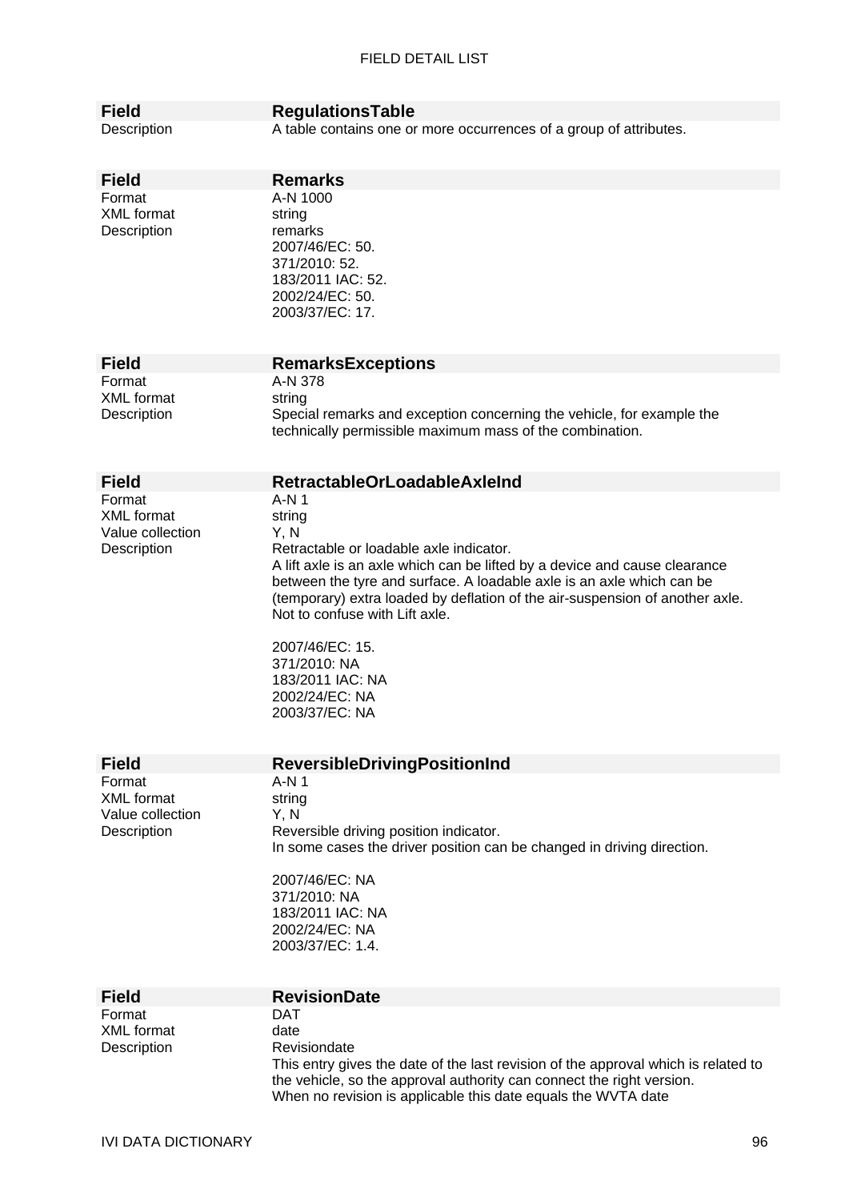FIELD DETAIL LIST

| Field | RegulationsTable |
|---|---|
| Description | A table contains one or more occurrences of a group of attributes. |

| Field | Remarks |
|---|---|
| Format | A-N 1000 |
| XML format | string |
| Description | remarks<br>2007/46/EC: 50.<br>371/2010: 52.<br>183/2011 IAC: 52.<br>2002/24/EC: 50.<br>2003/37/EC: 17. |

| Field | RemarksExceptions |
|---|---|
| Format | A-N 378 |
| XML format | string |
| Description | Special remarks and exception concerning the vehicle, for example the technically permissible maximum mass of the combination. |

| Field | RetractableOrLoadableAxleInd |
|---|---|
| Format | A-N 1 |
| XML format | string |
| Value collection | Y, N |
| Description | Retractable or loadable axle indicator.<br>A lift axle is an axle which can be lifted by a device and cause clearance between the tyre and surface. A loadable axle is an axle which can be (temporary) extra loaded by deflation of the air-suspension of another axle. Not to confuse with Lift axle.<br><br>2007/46/EC: 15.<br>371/2010: NA<br>183/2011 IAC: NA<br>2002/24/EC: NA<br>2003/37/EC: NA |

| Field | ReversibleDrivingPositionInd |
|---|---|
| Format | A-N 1 |
| XML format | string |
| Value collection | Y, N |
| Description | Reversible driving position indicator.<br>In some cases the driver position can be changed in driving direction.<br><br>2007/46/EC: NA<br>371/2010: NA<br>183/2011 IAC: NA<br>2002/24/EC: NA<br>2003/37/EC: 1.4. |

| Field | RevisionDate |
|---|---|
| Format | DAT |
| XML format | date |
| Description | Revisiondate<br>This entry gives the date of the last revision of the approval which is related to the vehicle, so the approval authority can connect the right version.<br>When no revision is applicable this date equals the WVTA date |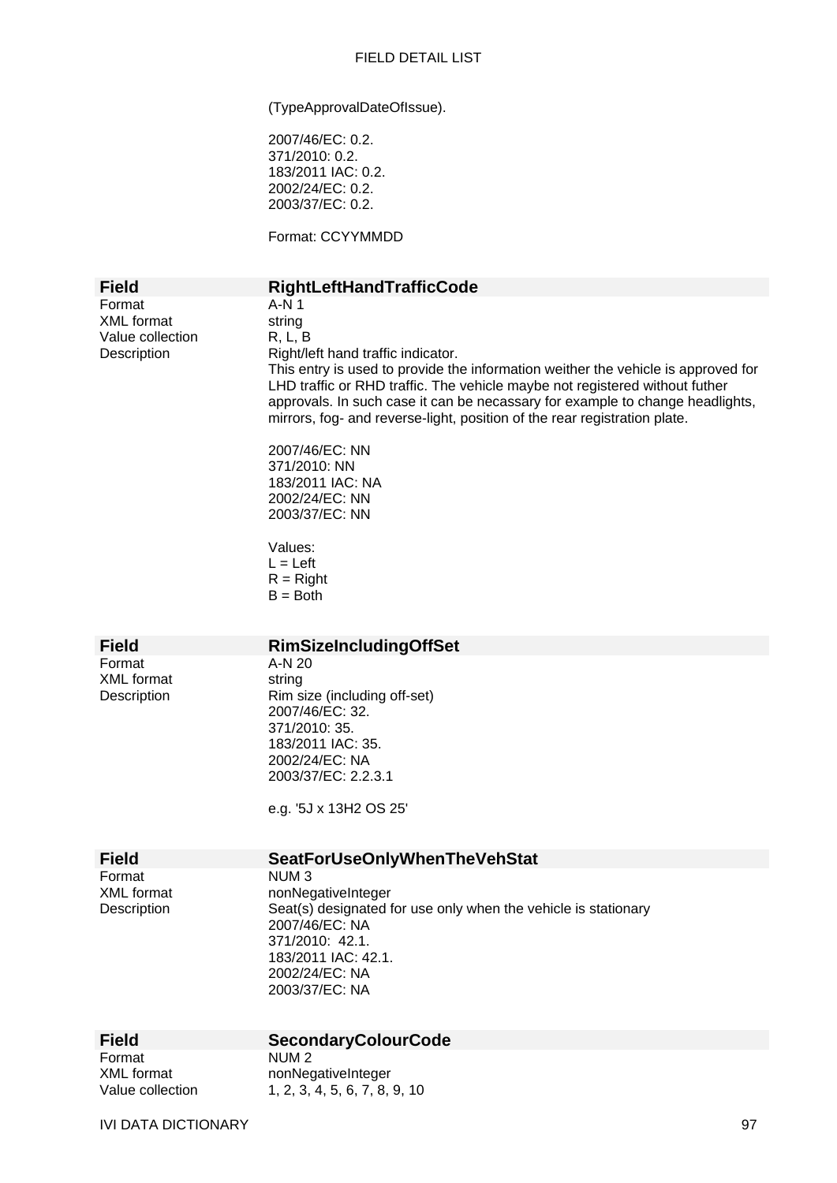(TypeApprovalDateOfIssue).

2007/46/EC: 0.2.
371/2010: 0.2.
183/2011 IAC: 0.2.
2002/24/EC: 0.2.
2003/37/EC: 0.2.

Format: CCYYMMDD

| **Field** | **RightLeftHandTrafficCode** |
|---|---|
| Format | A-N 1 |
| XML format | string |
| Value collection | R, L, B |
| Description | Right/left hand traffic indicator.<br>This entry is used to provide the information weither the vehicle is approved for LHD traffic or RHD traffic. The vehicle maybe not registered without futher approvals. In such case it can be necassary for example to change headlights, mirrors, fog- and reverse-light, position of the rear registration plate.<br><br>2007/46/EC: NN<br>371/2010: NN<br>183/2011 IAC: NA<br>2002/24/EC: NN<br>2003/37/EC: NN<br><br>Values:<br>L = Left<br>R = Right<br>B = Both |

| **Field** | **RimSizeIncludingOffSet** |
|---|---|
| Format | A-N 20 |
| XML format | string |
| Description | Rim size (including off-set)<br>2007/46/EC: 32.<br>371/2010: 35.<br>183/2011 IAC: 35.<br>2002/24/EC: NA<br>2003/37/EC: 2.2.3.1<br><br>e.g. '5J x 13H2 OS 25' |

| **Field** | **SeatForUseOnlyWhenTheVehStat** |
|---|---|
| Format | NUM 3 |
| XML format | nonNegativeInteger |
| Description | Seat(s) designated for use only when the vehicle is stationary<br>2007/46/EC: NA<br>371/2010: 42.1.<br>183/2011 IAC: 42.1.<br>2002/24/EC: NA<br>2003/37/EC: NA |

| **Field** | **SecondaryColourCode** |
|---|---|
| Format | NUM 2 |
| XML format | nonNegativeInteger |
| Value collection | 1, 2, 3, 4, 5, 6, 7, 8, 9, 10 |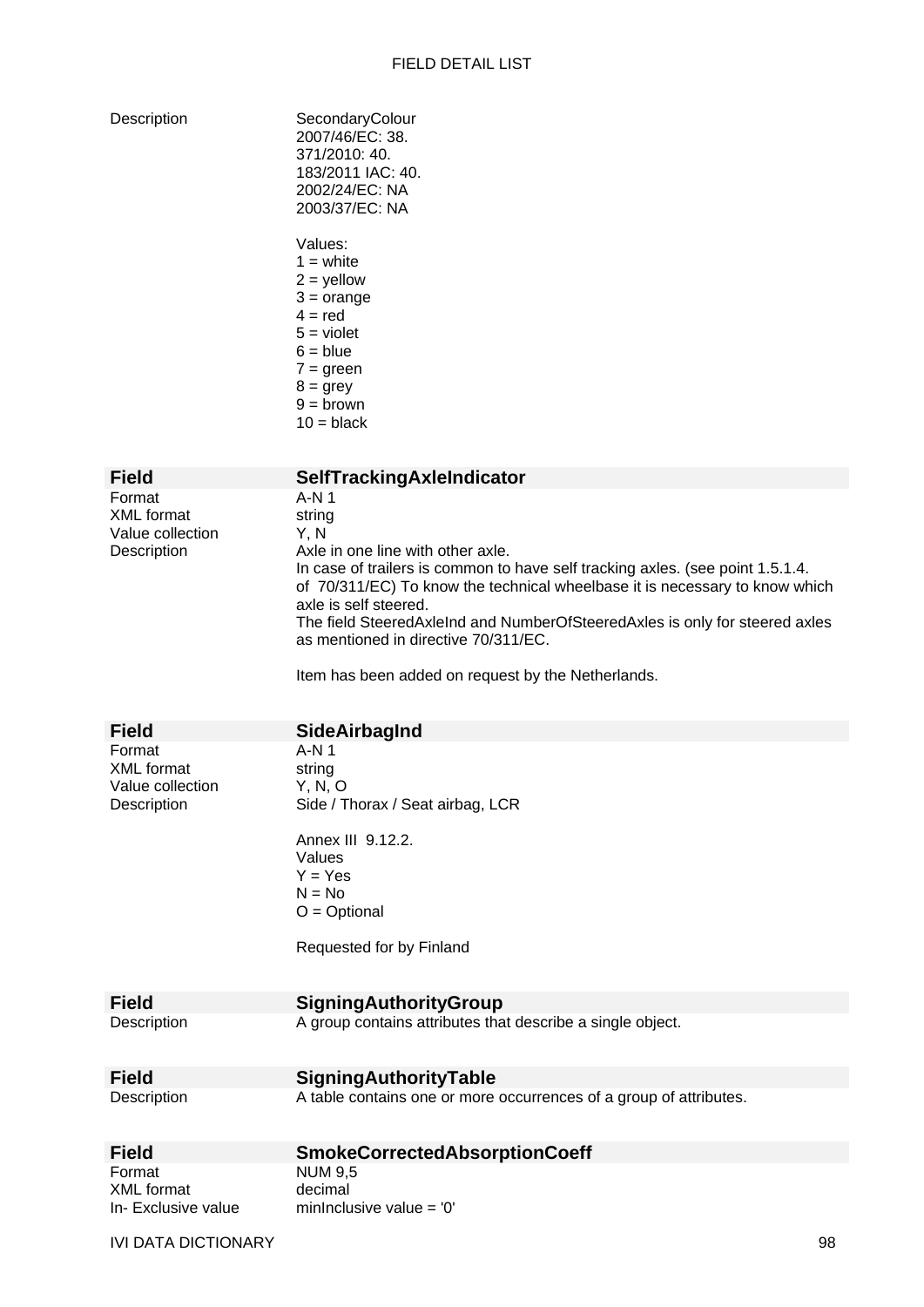| | |
|---|---|
| Description | SecondaryColour<br>2007/46/EC: 38.<br>371/2010: 40.<br>183/2011 IAC: 40.<br>2002/24/EC: NA<br>2003/37/EC: NA<br><br>Values:<br>1 = white<br>2 = yellow<br>3 = orange<br>4 = red<br>5 = violet<br>6 = blue<br>7 = green<br>8 = grey<br>9 = brown<br>10 = black |

| **Field** | **SelfTrackingAxleIndicator** |
|---|---|
| Format | A-N 1 |
| XML format | string |
| Value collection | Y, N |
| Description | Axle in one line with other axle.<br>In case of trailers is common to have self tracking axles. (see point 1.5.1.4. of 70/311/EC) To know the technical wheelbase it is necessary to know which axle is self steered.<br>The field SteeredAxleInd and NumberOfSteeredAxles is only for steered axles as mentioned in directive 70/311/EC.<br><br>Item has been added on request by the Netherlands. |

| **Field** | **SideAirbagInd** |
|---|---|
| Format | A-N 1 |
| XML format | string |
| Value collection | Y, N, O |
| Description | Side / Thorax / Seat airbag, LCR<br><br>Annex III 9.12.2.<br>Values<br>Y = Yes<br>N = No<br>O = Optional<br><br>Requested for by Finland |

| **Field** | **SigningAuthorityGroup** |
|---|---|
| Description | A group contains attributes that describe a single object. |

| **Field** | **SigningAuthorityTable** |
|---|---|
| Description | A table contains one or more occurrences of a group of attributes. |

| **Field** | **SmokeCorrectedAbsorptionCoeff** |
|---|---|
| Format | NUM 9,5 |
| XML format | decimal |
| In- Exclusive value | minInclusive value = '0' |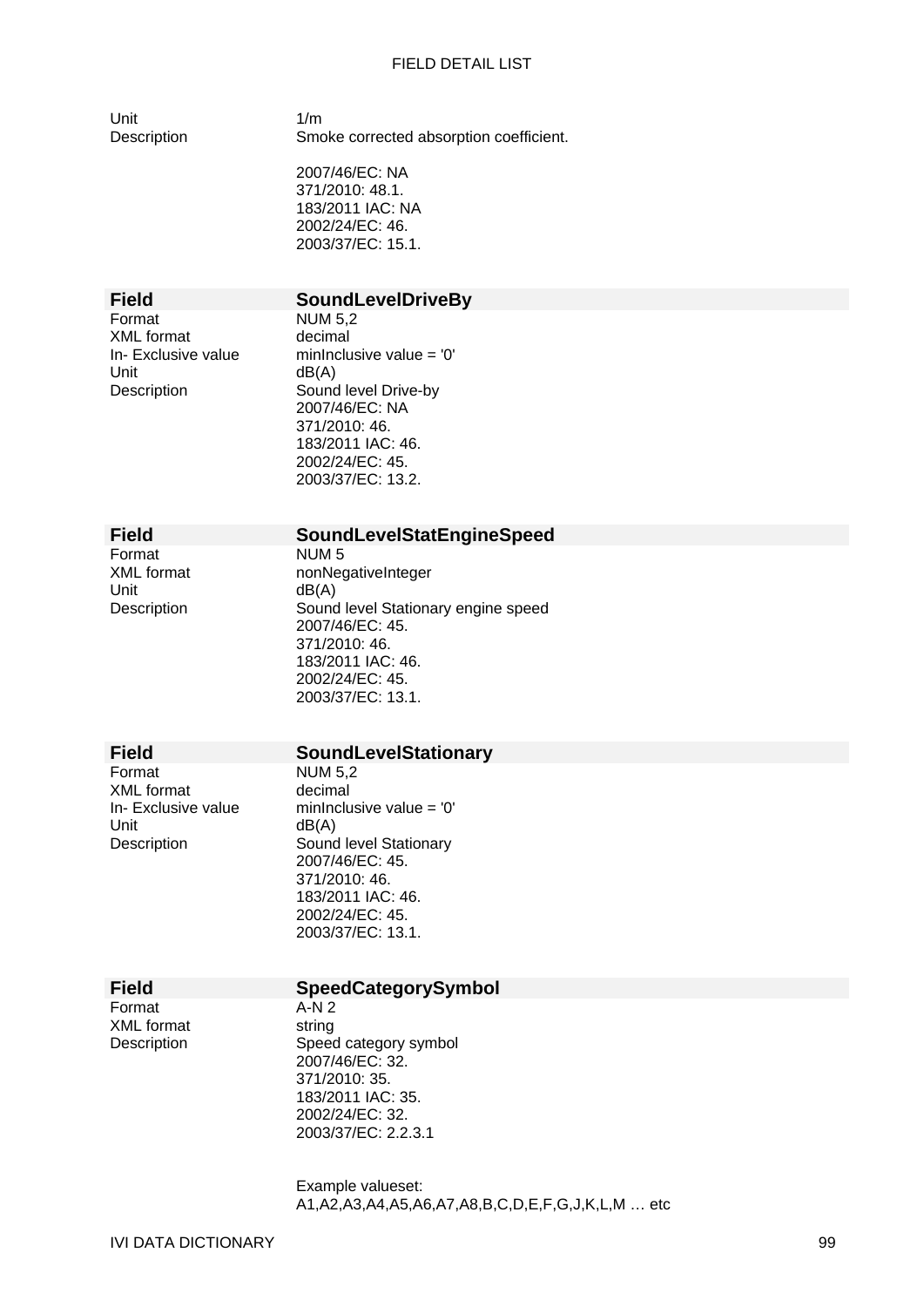| | |
|---|---|
| Unit | 1/m |
| Description | Smoke corrected absorption coefficient.<br><br>2007/46/EC: NA<br>371/2010: 48.1.<br>183/2011 IAC: NA<br>2002/24/EC: 46.<br>2003/37/EC: 15.1. |

| **Field** | **SoundLevelDriveBy** |
|---|---|
| Format | NUM 5,2 |
| XML format | decimal |
| In- Exclusive value | minInclusive value = '0' |
| Unit | dB(A) |
| Description | Sound level Drive-by<br>2007/46/EC: NA<br>371/2010: 46.<br>183/2011 IAC: 46.<br>2002/24/EC: 45.<br>2003/37/EC: 13.2. |

| **Field** | **SoundLevelStatEngineSpeed** |
|---|---|
| Format | NUM 5 |
| XML format | nonNegativeInteger |
| Unit | dB(A) |
| Description | Sound level Stationary engine speed<br>2007/46/EC: 45.<br>371/2010: 46.<br>183/2011 IAC: 46.<br>2002/24/EC: 45.<br>2003/37/EC: 13.1. |

| **Field** | **SoundLevelStationary** |
|---|---|
| Format | NUM 5,2 |
| XML format | decimal |
| In- Exclusive value | minInclusive value = '0' |
| Unit | dB(A) |
| Description | Sound level Stationary<br>2007/46/EC: 45.<br>371/2010: 46.<br>183/2011 IAC: 46.<br>2002/24/EC: 45.<br>2003/37/EC: 13.1. |

| **Field** | **SpeedCategorySymbol** |
|---|---|
| Format | A-N 2 |
| XML format | string |
| Description | Speed category symbol<br>2007/46/EC: 32.<br>371/2010: 35.<br>183/2011 IAC: 35.<br>2002/24/EC: 32.<br>2003/37/EC: 2.2.3.1<br><br>Example valueset:<br>A1,A2,A3,A4,A5,A6,A7,A8,B,C,D,E,F,G,J,K,L,M … etc |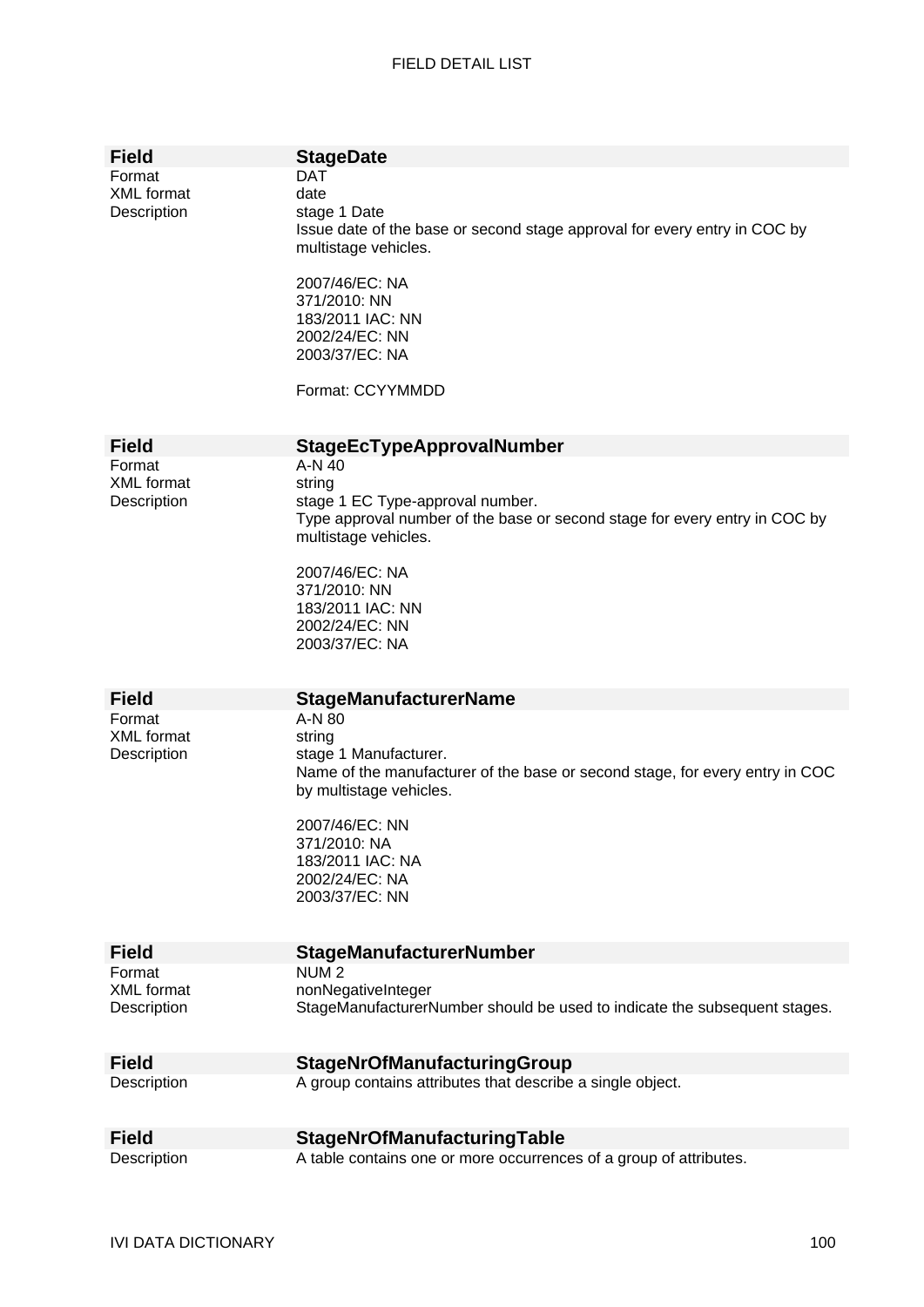| Field | StageDate |
|---|---|
| Format | DAT |
| XML format | date |
| Description | stage 1 Date<br>Issue date of the base or second stage approval for every entry in COC by multistage vehicles.<br><br>2007/46/EC: NA<br>371/2010: NN<br>183/2011 IAC: NN<br>2002/24/EC: NN<br>2003/37/EC: NA<br><br>Format: CCYYMMDD |

| Field | StageEcTypeApprovalNumber |
|---|---|
| Format | A-N 40 |
| XML format | string |
| Description | stage 1 EC Type-approval number.<br>Type approval number of the base or second stage for every entry in COC by multistage vehicles.<br><br>2007/46/EC: NA<br>371/2010: NN<br>183/2011 IAC: NN<br>2002/24/EC: NN<br>2003/37/EC: NA |

| Field | StageManufacturerName |
|---|---|
| Format | A-N 80 |
| XML format | string |
| Description | stage 1 Manufacturer.<br>Name of the manufacturer of the base or second stage, for every entry in COC by multistage vehicles.<br><br>2007/46/EC: NN<br>371/2010: NA<br>183/2011 IAC: NA<br>2002/24/EC: NA<br>2003/37/EC: NN |

| Field | StageManufacturerNumber |
|---|---|
| Format | NUM 2 |
| XML format | nonNegativeInteger |
| Description | StageManufacturerNumber should be used to indicate the subsequent stages. |

| Field | StageNrOfManufacturingGroup |
|---|---|
| Description | A group contains attributes that describe a single object. |

| Field | StageNrOfManufacturingTable |
|---|---|
| Description | A table contains one or more occurrences of a group of attributes. |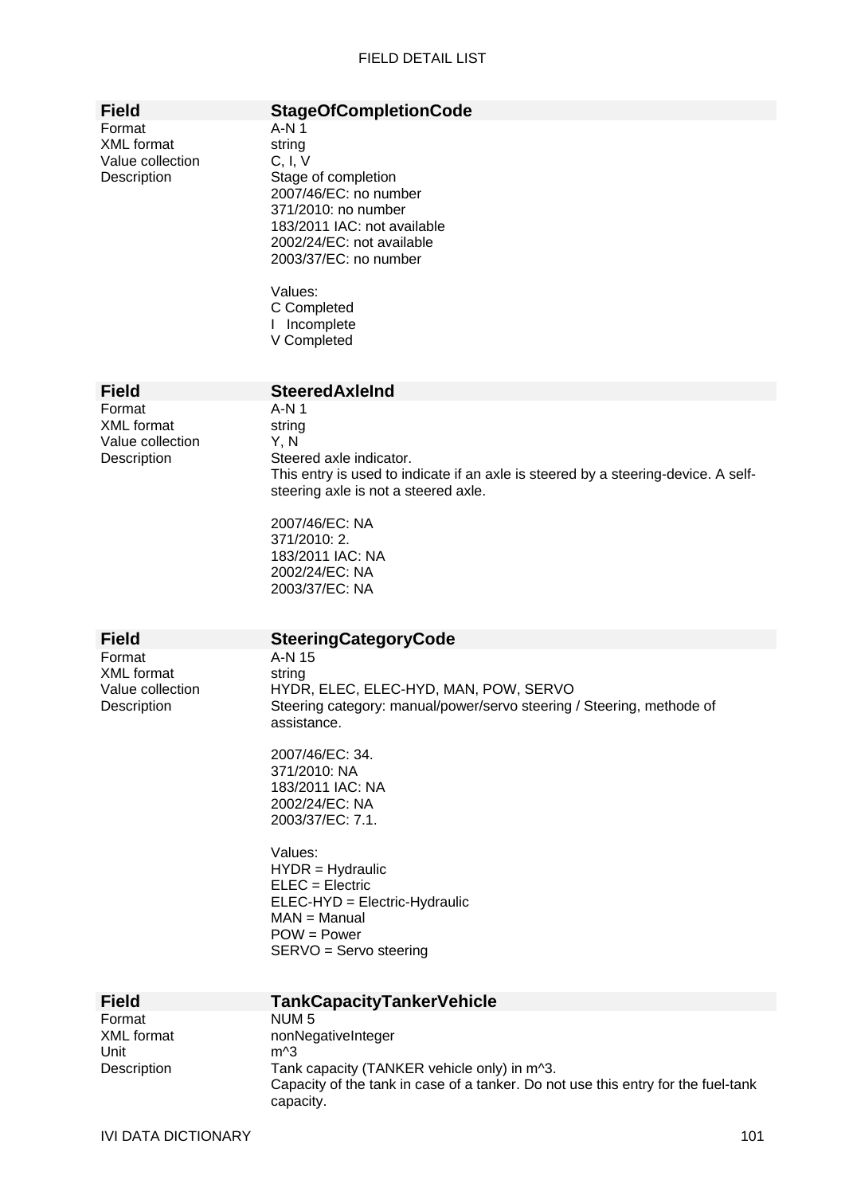| Field | StageOfCompletionCode |
|---|---|
| Format | A-N 1 |
| XML format | string |
| Value collection | C, I, V |
| Description | Stage of completion<br>2007/46/EC: no number<br>371/2010: no number<br>183/2011 IAC: not available<br>2002/24/EC: not available<br>2003/37/EC: no number<br><br>Values:<br>C Completed<br>I Incomplete<br>V Completed |

| Field | SteeredAxleInd |
|---|---|
| Format | A-N 1 |
| XML format | string |
| Value collection | Y, N |
| Description | Steered axle indicator.<br>This entry is used to indicate if an axle is steered by a steering-device. A self-steering axle is not a steered axle.<br><br>2007/46/EC: NA<br>371/2010: 2.<br>183/2011 IAC: NA<br>2002/24/EC: NA<br>2003/37/EC: NA |

| Field | SteeringCategoryCode |
|---|---|
| Format | A-N 15 |
| XML format | string |
| Value collection | HYDR, ELEC, ELEC-HYD, MAN, POW, SERVO |
| Description | Steering category: manual/power/servo steering / Steering, methode of assistance.<br><br>2007/46/EC: 34.<br>371/2010: NA<br>183/2011 IAC: NA<br>2002/24/EC: NA<br>2003/37/EC: 7.1.<br><br>Values:<br>HYDR = Hydraulic<br>ELEC = Electric<br>ELEC-HYD = Electric-Hydraulic<br>MAN = Manual<br>POW = Power<br>SERVO = Servo steering |

| Field | TankCapacityTankerVehicle |
|---|---|
| Format | NUM 5 |
| XML format | nonNegativeInteger |
| Unit | m^3 |
| Description | Tank capacity (TANKER vehicle only) in m^3.<br>Capacity of the tank in case of a tanker. Do not use this entry for the fuel-tank capacity. |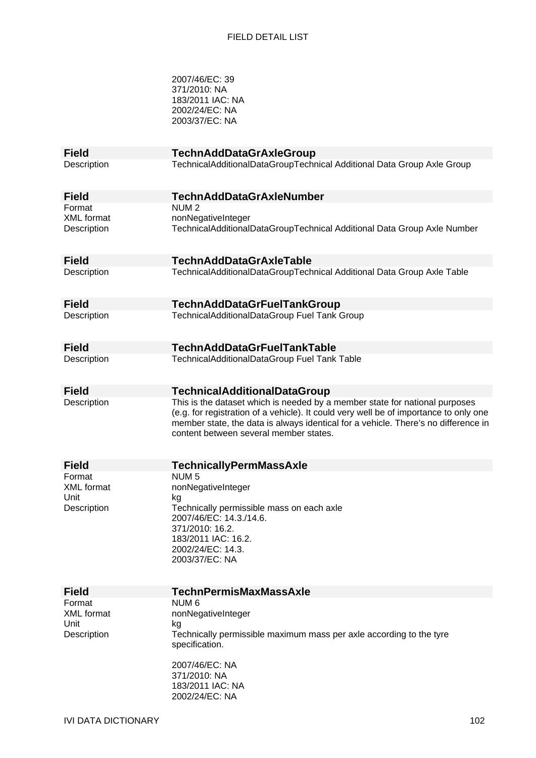2007/46/EC: 39
371/2010: NA
183/2011 IAC: NA
2002/24/EC: NA
2003/37/EC: NA

| **Field** | **TechnAddDataGrAxleGroup** |
|---|---|
| Description | TechnicalAdditionalDataGroupTechnical Additional Data Group Axle Group |

| **Field** | **TechnAddDataGrAxleNumber** |
|---|---|
| Format | NUM 2 |
| XML format | nonNegativeInteger |
| Description | TechnicalAdditionalDataGroupTechnical Additional Data Group Axle Number |

| **Field** | **TechnAddDataGrAxleTable** |
|---|---|
| Description | TechnicalAdditionalDataGroupTechnical Additional Data Group Axle Table |

| **Field** | **TechnAddDataGrFuelTankGroup** |
|---|---|
| Description | TechnicalAdditionalDataGroup Fuel Tank Group |

| **Field** | **TechnAddDataGrFuelTankTable** |
|---|---|
| Description | TechnicalAdditionalDataGroup Fuel Tank Table |

| **Field** | **TechnicalAdditionalDataGroup** |
|---|---|
| Description | This is the dataset which is needed by a member state for national purposes (e.g. for registration of a vehicle). It could very well be of importance to only one member state, the data is always identical for a vehicle. There's no difference in content between several member states. |

| **Field** | **TechnicallyPermMassAxle** |
|---|---|
| Format | NUM 5 |
| XML format | nonNegativeInteger |
| Unit | kg |
| Description | Technically permissible mass on each axle<br>2007/46/EC: 14.3./14.6.<br>371/2010: 16.2.<br>183/2011 IAC: 16.2.<br>2002/24/EC: 14.3.<br>2003/37/EC: NA |

| **Field** | **TechnPermisMaxMassAxle** |
|---|---|
| Format | NUM 6 |
| XML format | nonNegativeInteger |
| Unit | kg |
| Description | Technically permissible maximum mass per axle according to the tyre specification.<br><br>2007/46/EC: NA<br>371/2010: NA<br>183/2011 IAC: NA<br>2002/24/EC: NA |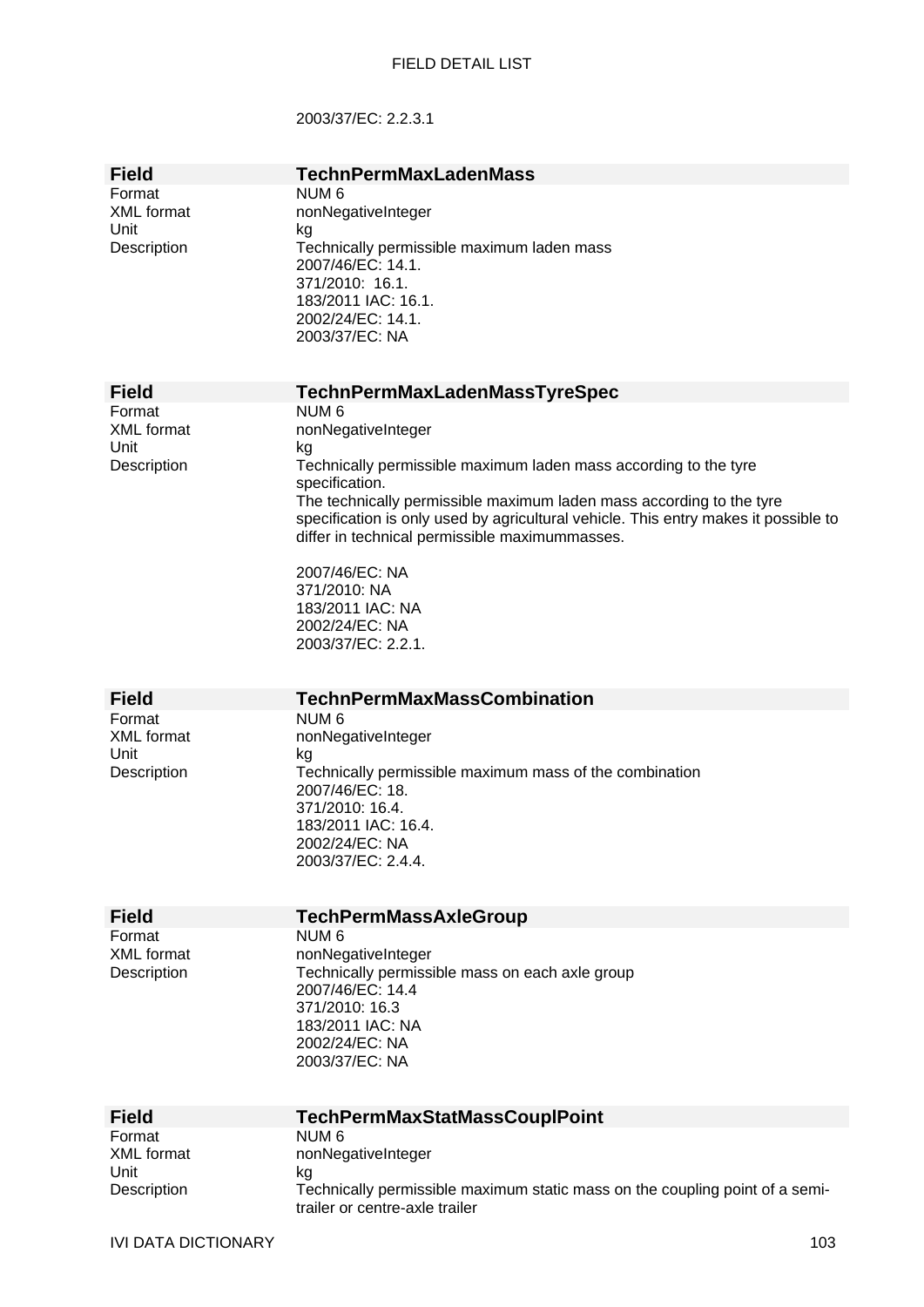2003/37/EC: 2.2.3.1

| Field | TechnPermMaxLadenMass |
|---|---|
| Format | NUM 6 |
| XML format | nonNegativeInteger |
| Unit | kg |
| Description | Technically permissible maximum laden mass<br>2007/46/EC: 14.1.<br>371/2010: 16.1.<br>183/2011 IAC: 16.1.<br>2002/24/EC: 14.1.<br>2003/37/EC: NA |

| Field | TechnPermMaxLadenMassTyreSpec |
|---|---|
| Format | NUM 6 |
| XML format | nonNegativeInteger |
| Unit | kg |
| Description | Technically permissible maximum laden mass according to the tyre specification.<br>The technically permissible maximum laden mass according to the tyre specification is only used by agricultural vehicle. This entry makes it possible to differ in technical permissible maximummasses.<br><br>2007/46/EC: NA<br>371/2010: NA<br>183/2011 IAC: NA<br>2002/24/EC: NA<br>2003/37/EC: 2.2.1. |

| Field | TechnPermMaxMassCombination |
|---|---|
| Format | NUM 6 |
| XML format | nonNegativeInteger |
| Unit | kg |
| Description | Technically permissible maximum mass of the combination<br>2007/46/EC: 18.<br>371/2010: 16.4.<br>183/2011 IAC: 16.4.<br>2002/24/EC: NA<br>2003/37/EC: 2.4.4. |

| Field | TechPermMassAxleGroup |
|---|---|
| Format | NUM 6 |
| XML format | nonNegativeInteger |
| Description | Technically permissible mass on each axle group<br>2007/46/EC: 14.4<br>371/2010: 16.3<br>183/2011 IAC: NA<br>2002/24/EC: NA<br>2003/37/EC: NA |

| Field | TechPermMaxStatMassCouplPoint |
|---|---|
| Format | NUM 6 |
| XML format | nonNegativeInteger |
| Unit | kg |
| Description | Technically permissible maximum static mass on the coupling point of a semi-trailer or centre-axle trailer |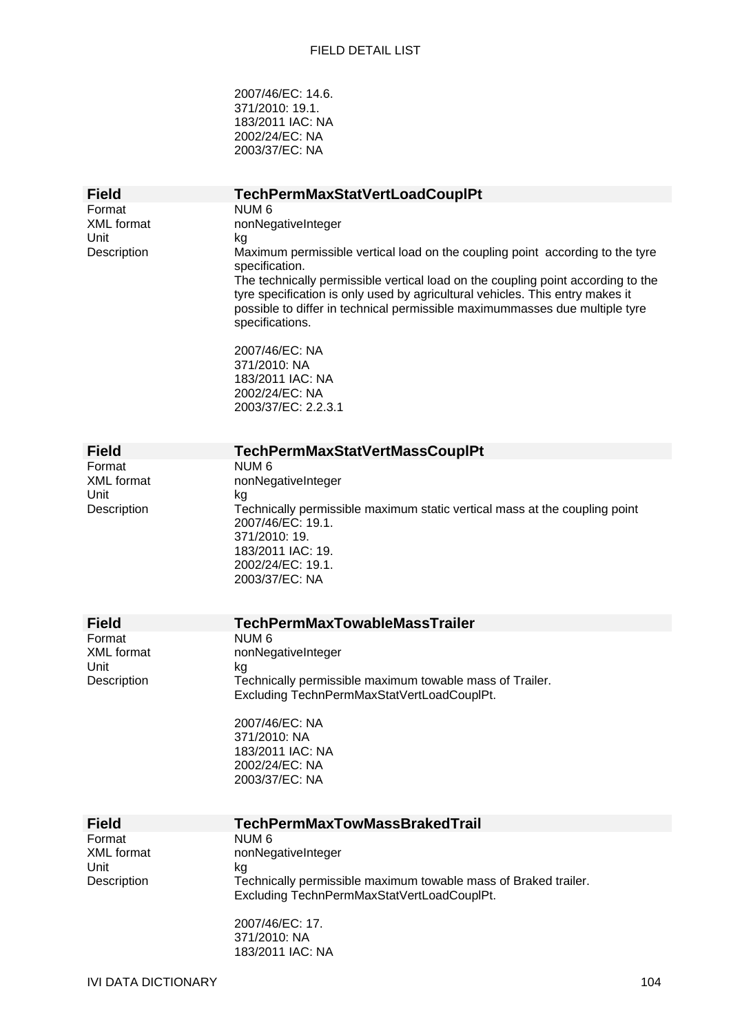2007/46/EC: 14.6.
371/2010: 19.1.
183/2011 IAC: NA
2002/24/EC: NA
2003/37/EC: NA

| Field | TechPermMaxStatVertLoadCouplPt |
|---|---|
| Format | NUM 6 |
| XML format | nonNegativeInteger |
| Unit | kg |
| Description | Maximum permissible vertical load on the coupling point according to the tyre specification.<br>The technically permissible vertical load on the coupling point according to the tyre specification is only used by agricultural vehicles. This entry makes it possible to differ in technical permissible maximummasses due multiple tyre specifications.<br><br>2007/46/EC: NA<br>371/2010: NA<br>183/2011 IAC: NA<br>2002/24/EC: NA<br>2003/37/EC: 2.2.3.1 |

| Field | TechPermMaxStatVertMassCouplPt |
|---|---|
| Format | NUM 6 |
| XML format | nonNegativeInteger |
| Unit | kg |
| Description | Technically permissible maximum static vertical mass at the coupling point<br>2007/46/EC: 19.1.<br>371/2010: 19.<br>183/2011 IAC: 19.<br>2002/24/EC: 19.1.<br>2003/37/EC: NA |

| Field | TechPermMaxTowableMassTrailer |
|---|---|
| Format | NUM 6 |
| XML format | nonNegativeInteger |
| Unit | kg |
| Description | Technically permissible maximum towable mass of Trailer.<br>Excluding TechnPermMaxStatVertLoadCouplPt.<br><br>2007/46/EC: NA<br>371/2010: NA<br>183/2011 IAC: NA<br>2002/24/EC: NA<br>2003/37/EC: NA |

| Field | TechPermMaxTowMassBrakedTrail |
|---|---|
| Format | NUM 6 |
| XML format | nonNegativeInteger |
| Unit | kg |
| Description | Technically permissible maximum towable mass of Braked trailer.<br>Excluding TechnPermMaxStatVertLoadCouplPt.<br><br>2007/46/EC: 17.<br>371/2010: NA<br>183/2011 IAC: NA |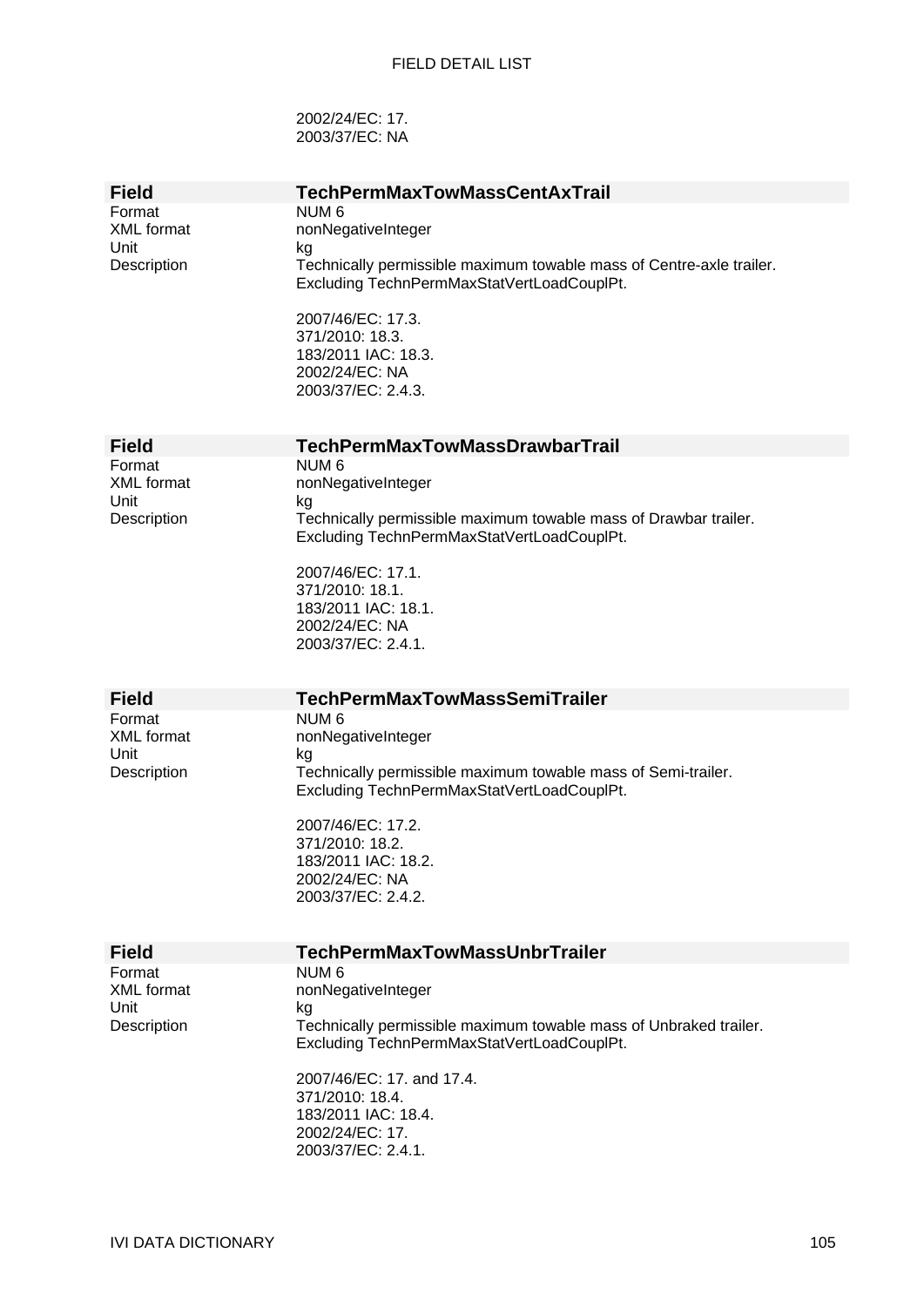2002/24/EC: 17.
2003/37/EC: NA

| Field | TechPermMaxTowMassCentAxTrail |
|---|---|
| Format | NUM 6 |
| XML format | nonNegativeInteger |
| Unit | kg |
| Description | Technically permissible maximum towable mass of Centre-axle trailer. Excluding TechnPermMaxStatVertLoadCouplPt.<br><br>2007/46/EC: 17.3.<br>371/2010: 18.3.<br>183/2011 IAC: 18.3.<br>2002/24/EC: NA<br>2003/37/EC: 2.4.3. |

| Field | TechPermMaxTowMassDrawbarTrail |
|---|---|
| Format | NUM 6 |
| XML format | nonNegativeInteger |
| Unit | kg |
| Description | Technically permissible maximum towable mass of Drawbar trailer. Excluding TechnPermMaxStatVertLoadCouplPt.<br><br>2007/46/EC: 17.1.<br>371/2010: 18.1.<br>183/2011 IAC: 18.1.<br>2002/24/EC: NA<br>2003/37/EC: 2.4.1. |

| Field | TechPermMaxTowMassSemiTrailer |
|---|---|
| Format | NUM 6 |
| XML format | nonNegativeInteger |
| Unit | kg |
| Description | Technically permissible maximum towable mass of Semi-trailer. Excluding TechnPermMaxStatVertLoadCouplPt.<br><br>2007/46/EC: 17.2.<br>371/2010: 18.2.<br>183/2011 IAC: 18.2.<br>2002/24/EC: NA<br>2003/37/EC: 2.4.2. |

| Field | TechPermMaxTowMassUnbrTrailer |
|---|---|
| Format | NUM 6 |
| XML format | nonNegativeInteger |
| Unit | kg |
| Description | Technically permissible maximum towable mass of Unbraked trailer. Excluding TechnPermMaxStatVertLoadCouplPt.<br><br>2007/46/EC: 17. and 17.4.<br>371/2010: 18.4.<br>183/2011 IAC: 18.4.<br>2002/24/EC: 17.<br>2003/37/EC: 2.4.1. |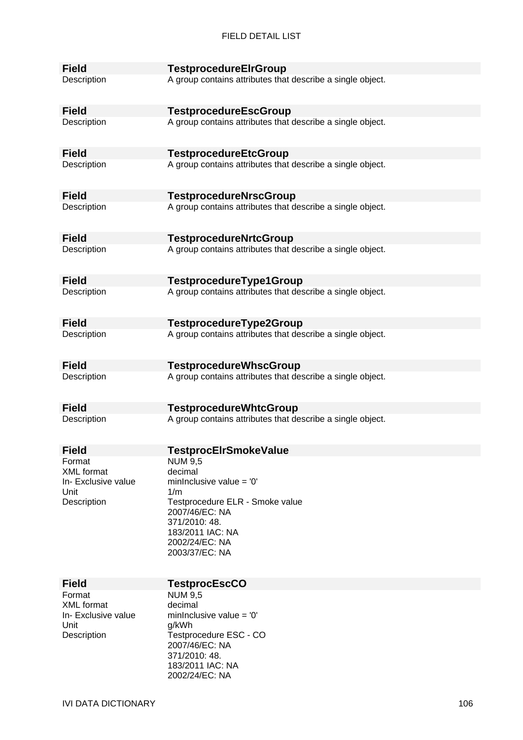| Field | TestprocedureElrGroup |
|---|---|
| Description | A group contains attributes that describe a single object. |

| Field | TestprocedureEscGroup |
|---|---|
| Description | A group contains attributes that describe a single object. |

| Field | TestprocedureEtcGroup |
|---|---|
| Description | A group contains attributes that describe a single object. |

| Field | TestprocedureNrscGroup |
|---|---|
| Description | A group contains attributes that describe a single object. |

| Field | TestprocedureNrtcGroup |
|---|---|
| Description | A group contains attributes that describe a single object. |

| Field | TestprocedureType1Group |
|---|---|
| Description | A group contains attributes that describe a single object. |

| Field | TestprocedureType2Group |
|---|---|
| Description | A group contains attributes that describe a single object. |

| Field | TestprocedureWhscGroup |
|---|---|
| Description | A group contains attributes that describe a single object. |

| Field | TestprocedureWhtcGroup |
|---|---|
| Description | A group contains attributes that describe a single object. |

| Field | TestprocElrSmokeValue |
|---|---|
| Format | NUM 9,5 |
| XML format | decimal |
| In- Exclusive value | minInclusive value = '0' |
| Unit | 1/m |
| Description | Testprocedure ELR - Smoke value<br>2007/46/EC: NA<br>371/2010: 48.<br>183/2011 IAC: NA<br>2002/24/EC: NA<br>2003/37/EC: NA |

| Field | TestprocEscCO |
|---|---|
| Format | NUM 9,5 |
| XML format | decimal |
| In- Exclusive value | minInclusive value = '0' |
| Unit | g/kWh |
| Description | Testprocedure ESC - CO<br>2007/46/EC: NA<br>371/2010: 48.<br>183/2011 IAC: NA<br>2002/24/EC: NA |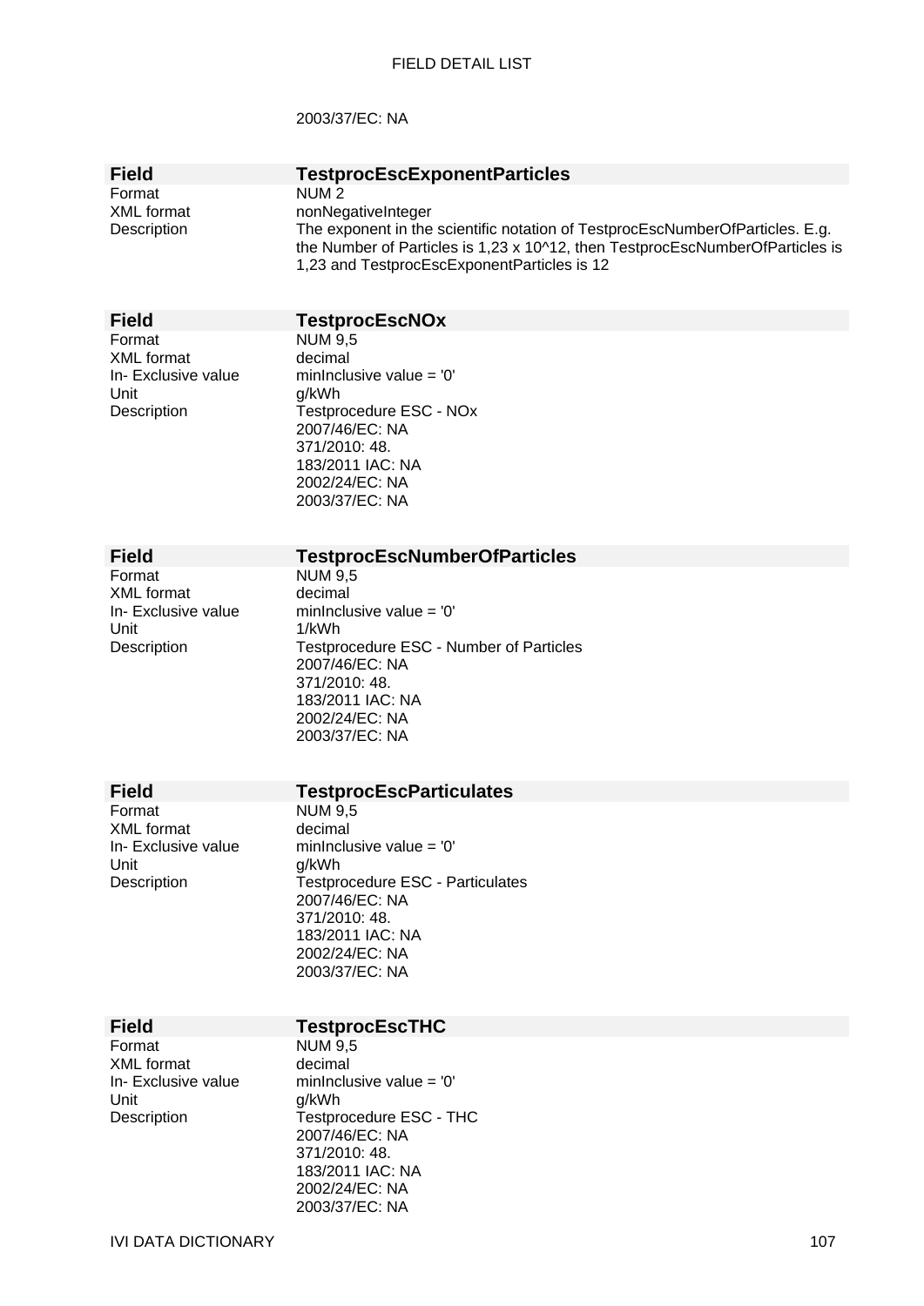2003/37/EC: NA

| Field | TestprocEscExponentParticles |
|---|---|
| Format | NUM 2 |
| XML format | nonNegativeInteger |
| Description | The exponent in the scientific notation of TestprocEscNumberOfParticles. E.g. the Number of Particles is 1,23 x 10^12, then TestprocEscNumberOfParticles is 1,23 and TestprocEscExponentParticles is 12 |

| Field | TestprocEscNOx |
|---|---|
| Format | NUM 9,5 |
| XML format | decimal |
| In- Exclusive value | minInclusive value = '0' |
| Unit | g/kWh |
| Description | Testprocedure ESC - NOx<br>2007/46/EC: NA<br>371/2010: 48.<br>183/2011 IAC: NA<br>2002/24/EC: NA<br>2003/37/EC: NA |

| Field | TestprocEscNumberOfParticles |
|---|---|
| Format | NUM 9,5 |
| XML format | decimal |
| In- Exclusive value | minInclusive value = '0' |
| Unit | 1/kWh |
| Description | Testprocedure ESC - Number of Particles<br>2007/46/EC: NA<br>371/2010: 48.<br>183/2011 IAC: NA<br>2002/24/EC: NA<br>2003/37/EC: NA |

| Field | TestprocEscParticulates |
|---|---|
| Format | NUM 9,5 |
| XML format | decimal |
| In- Exclusive value | minInclusive value = '0' |
| Unit | g/kWh |
| Description | Testprocedure ESC - Particulates<br>2007/46/EC: NA<br>371/2010: 48.<br>183/2011 IAC: NA<br>2002/24/EC: NA<br>2003/37/EC: NA |

| Field | TestprocEscTHC |
|---|---|
| Format | NUM 9,5 |
| XML format | decimal |
| In- Exclusive value | minInclusive value = '0' |
| Unit | g/kWh |
| Description | Testprocedure ESC - THC<br>2007/46/EC: NA<br>371/2010: 48.<br>183/2011 IAC: NA<br>2002/24/EC: NA<br>2003/37/EC: NA |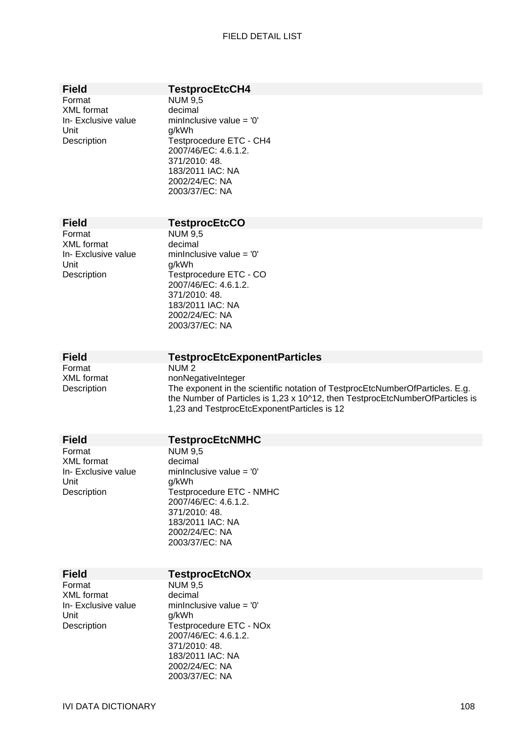| Field | TestprocEtcCH4 |
|---|---|
| Format | NUM 9,5 |
| XML format | decimal |
| In- Exclusive value | minInclusive value = '0' |
| Unit | g/kWh |
| Description | Testprocedure ETC - $CH_4$<br>2007/46/EC: 4.6.1.2.<br>371/2010: 48.<br>183/2011 IAC: NA<br>2002/24/EC: NA<br>2003/37/EC: NA |

| Field | TestprocEtcCO |
|---|---|
| Format | NUM 9,5 |
| XML format | decimal |
| In- Exclusive value | minInclusive value = '0' |
| Unit | g/kWh |
| Description | Testprocedure ETC - CO<br>2007/46/EC: 4.6.1.2.<br>371/2010: 48.<br>183/2011 IAC: NA<br>2002/24/EC: NA<br>2003/37/EC: NA |

| Field | TestprocEtcExponentParticles |
|---|---|
| Format | NUM 2 |
| XML format | nonNegativeInteger |
| Description | The exponent in the scientific notation of TestprocEtcNumberOfParticles. E.g. the Number of Particles is 1,23 x 10^12, then TestprocEtcNumberOfParticles is 1,23 and TestprocEtcExponentParticles is 12 |

| Field | TestprocEtcNMHC |
|---|---|
| Format | NUM 9,5 |
| XML format | decimal |
| In- Exclusive value | minInclusive value = '0' |
| Unit | g/kWh |
| Description | Testprocedure ETC - NMHC<br>2007/46/EC: 4.6.1.2.<br>371/2010: 48.<br>183/2011 IAC: NA<br>2002/24/EC: NA<br>2003/37/EC: NA |

| Field | TestprocEtcNOx |
|---|---|
| Format | NUM 9,5 |
| XML format | decimal |
| In- Exclusive value | minInclusive value = '0' |
| Unit | g/kWh |
| Description | Testprocedure ETC - $NO_x$<br>2007/46/EC: 4.6.1.2.<br>371/2010: 48.<br>183/2011 IAC: NA<br>2002/24/EC: NA<br>2003/37/EC: NA |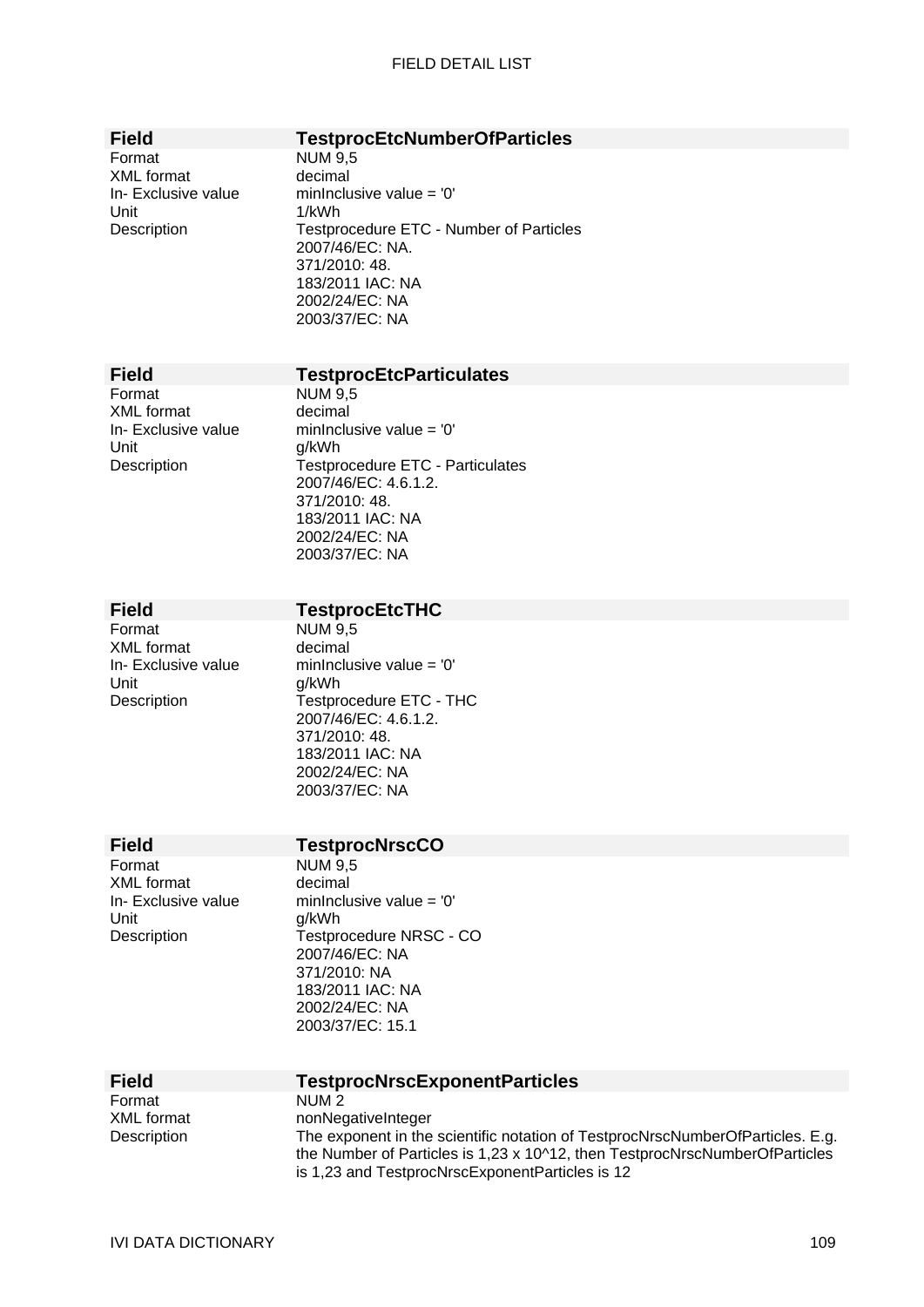| Field | TestprocEtcNumberOfParticles |
|---|---|
| Format | NUM 9,5 |
| XML format | decimal |
| In- Exclusive value | minInclusive value = '0' |
| Unit | 1/kWh |
| Description | Testprocedure ETC - Number of Particles<br>2007/46/EC: NA.<br>371/2010: 48.<br>183/2011 IAC: NA<br>2002/24/EC: NA<br>2003/37/EC: NA |

| Field | TestprocEtcParticulates |
|---|---|
| Format | NUM 9,5 |
| XML format | decimal |
| In- Exclusive value | minInclusive value = '0' |
| Unit | g/kWh |
| Description | Testprocedure ETC - Particulates<br>2007/46/EC: 4.6.1.2.<br>371/2010: 48.<br>183/2011 IAC: NA<br>2002/24/EC: NA<br>2003/37/EC: NA |

| Field | TestprocEtcTHC |
|---|---|
| Format | NUM 9,5 |
| XML format | decimal |
| In- Exclusive value | minInclusive value = '0' |
| Unit | g/kWh |
| Description | Testprocedure ETC - THC<br>2007/46/EC: 4.6.1.2.<br>371/2010: 48.<br>183/2011 IAC: NA<br>2002/24/EC: NA<br>2003/37/EC: NA |

| Field | TestprocNrscCO |
|---|---|
| Format | NUM 9,5 |
| XML format | decimal |
| In- Exclusive value | minInclusive value = '0' |
| Unit | g/kWh |
| Description | Testprocedure NRSC - CO<br>2007/46/EC: NA<br>371/2010: NA<br>183/2011 IAC: NA<br>2002/24/EC: NA<br>2003/37/EC: 15.1 |

| Field | TestprocNrscExponentParticles |
|---|---|
| Format | NUM 2 |
| XML format | nonNegativeInteger |
| Description | The exponent in the scientific notation of TestprocNrscNumberOfParticles. E.g. the Number of Particles is 1,23 x 10^12, then TestprocNrscNumberOfParticles is 1,23 and TestprocNrscExponentParticles is 12 |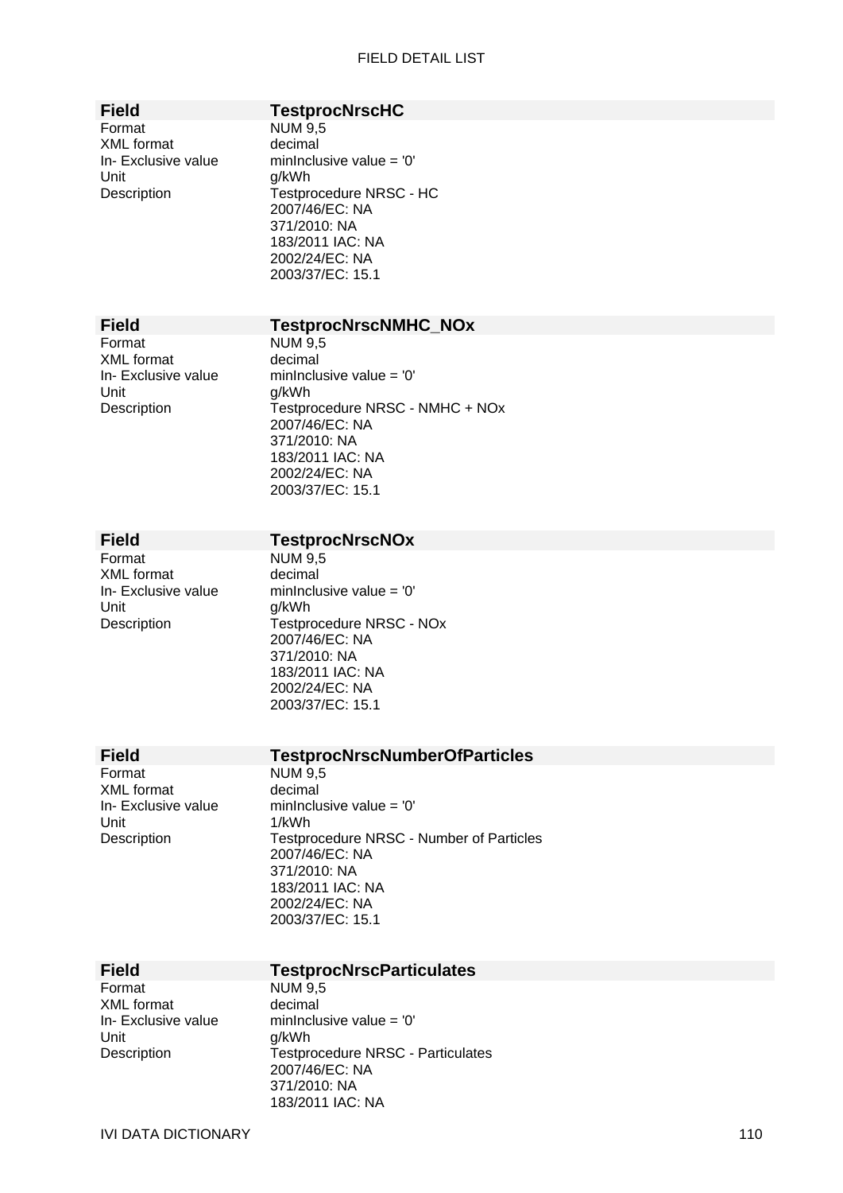| Field | TestprocNrscHC |
|---|---|
| Format | NUM 9,5 |
| XML format | decimal |
| In- Exclusive value | minInclusive value = '0' |
| Unit | g/kWh |
| Description | Testprocedure NRSC - HC<br>2007/46/EC: NA<br>371/2010: NA<br>183/2011 IAC: NA<br>2002/24/EC: NA<br>2003/37/EC: 15.1 |

| Field | TestprocNrscNMHC_NOx |
|---|---|
| Format | NUM 9,5 |
| XML format | decimal |
| In- Exclusive value | minInclusive value = '0' |
| Unit | g/kWh |
| Description | Testprocedure NRSC - NMHC + NOx<br>2007/46/EC: NA<br>371/2010: NA<br>183/2011 IAC: NA<br>2002/24/EC: NA<br>2003/37/EC: 15.1 |

| Field | TestprocNrscNOx |
|---|---|
| Format | NUM 9,5 |
| XML format | decimal |
| In- Exclusive value | minInclusive value = '0' |
| Unit | g/kWh |
| Description | Testprocedure NRSC - NOx<br>2007/46/EC: NA<br>371/2010: NA<br>183/2011 IAC: NA<br>2002/24/EC: NA<br>2003/37/EC: 15.1 |

| Field | TestprocNrscNumberOfParticles |
|---|---|
| Format | NUM 9,5 |
| XML format | decimal |
| In- Exclusive value | minInclusive value = '0' |
| Unit | 1/kWh |
| Description | Testprocedure NRSC - Number of Particles<br>2007/46/EC: NA<br>371/2010: NA<br>183/2011 IAC: NA<br>2002/24/EC: NA<br>2003/37/EC: 15.1 |

| Field | TestprocNrscParticulates |
|---|---|
| Format | NUM 9,5 |
| XML format | decimal |
| In- Exclusive value | minInclusive value = '0' |
| Unit | g/kWh |
| Description | Testprocedure NRSC - Particulates<br>2007/46/EC: NA<br>371/2010: NA<br>183/2011 IAC: NA |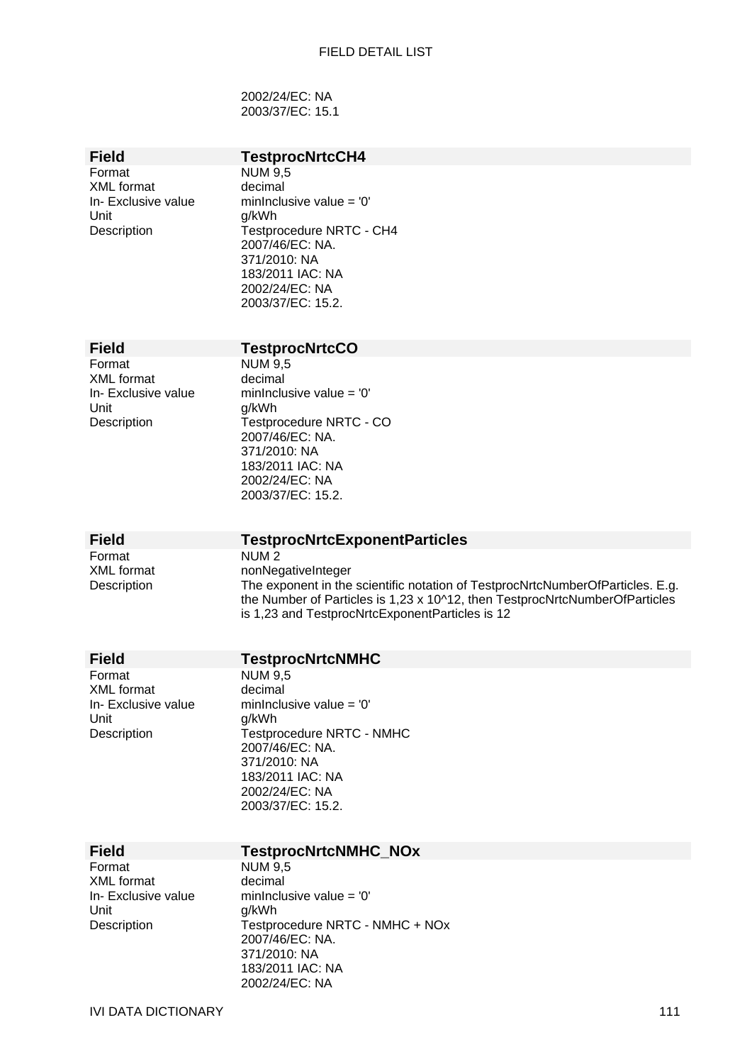2002/24/EC: NA
2003/37/EC: 15.1

| **Field** | **TestprocNrtcCH4** |
|---|---|
| Format | NUM 9,5 |
| XML format | decimal |
| In- Exclusive value | minInclusive value = '0' |
| Unit | g/kWh |
| Description | Testprocedure NRTC - CH4<br>2007/46/EC: NA.<br>371/2010: NA<br>183/2011 IAC: NA<br>2002/24/EC: NA<br>2003/37/EC: 15.2. |

| **Field** | **TestprocNrtcCO** |
|---|---|
| Format | NUM 9,5 |
| XML format | decimal |
| In- Exclusive value | minInclusive value = '0' |
| Unit | g/kWh |
| Description | Testprocedure NRTC - CO<br>2007/46/EC: NA.<br>371/2010: NA<br>183/2011 IAC: NA<br>2002/24/EC: NA<br>2003/37/EC: 15.2. |

| **Field** | **TestprocNrtcExponentParticles** |
|---|---|
| Format | NUM 2 |
| XML format | nonNegativeInteger |
| Description | The exponent in the scientific notation of TestprocNrtcNumberOfParticles. E.g. the Number of Particles is 1,23 x 10^12, then TestprocNrtcNumberOfParticles is 1,23 and TestprocNrtcExponentParticles is 12 |

| **Field** | **TestprocNrtcNMHC** |
|---|---|
| Format | NUM 9,5 |
| XML format | decimal |
| In- Exclusive value | minInclusive value = '0' |
| Unit | g/kWh |
| Description | Testprocedure NRTC - NMHC<br>2007/46/EC: NA.<br>371/2010: NA<br>183/2011 IAC: NA<br>2002/24/EC: NA<br>2003/37/EC: 15.2. |

| **Field** | **TestprocNrtcNMHC_NOx** |
|---|---|
| Format | NUM 9,5 |
| XML format | decimal |
| In- Exclusive value | minInclusive value = '0' |
| Unit | g/kWh |
| Description | Testprocedure NRTC - NMHC + NOx<br>2007/46/EC: NA.<br>371/2010: NA<br>183/2011 IAC: NA<br>2002/24/EC: NA |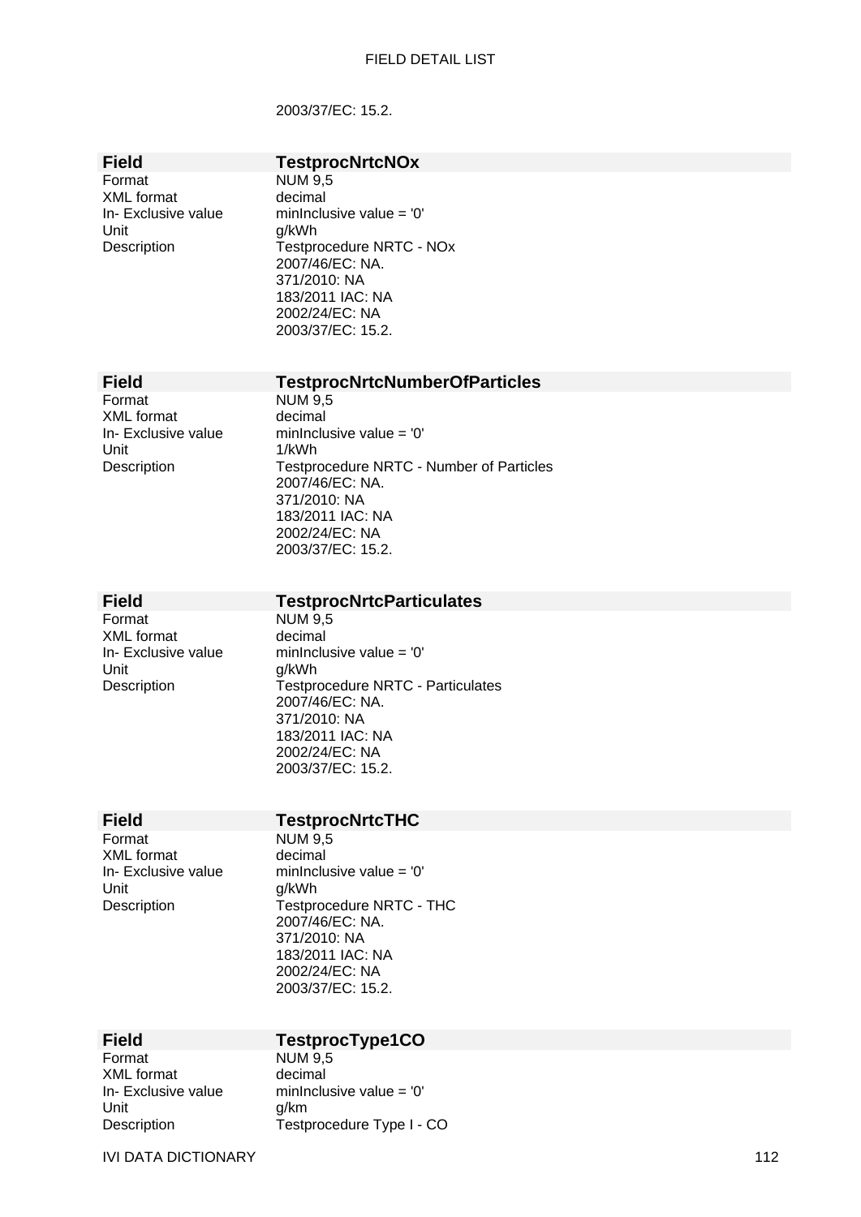2003/37/EC: 15.2.

| Field | TestprocNrtcNOx |
|---|---|
| Format | NUM 9,5 |
| XML format | decimal |
| In- Exclusive value | minInclusive value = '0' |
| Unit | g/kWh |
| Description | Testprocedure NRTC - NOx<br>2007/46/EC: NA.<br>371/2010: NA<br>183/2011 IAC: NA<br>2002/24/EC: NA<br>2003/37/EC: 15.2. |

| Field | TestprocNrtcNumberOfParticles |
|---|---|
| Format | NUM 9,5 |
| XML format | decimal |
| In- Exclusive value | minInclusive value = '0' |
| Unit | 1/kWh |
| Description | Testprocedure NRTC - Number of Particles<br>2007/46/EC: NA.<br>371/2010: NA<br>183/2011 IAC: NA<br>2002/24/EC: NA<br>2003/37/EC: 15.2. |

| Field | TestprocNrtcParticulates |
|---|---|
| Format | NUM 9,5 |
| XML format | decimal |
| In- Exclusive value | minInclusive value = '0' |
| Unit | g/kWh |
| Description | Testprocedure NRTC - Particulates<br>2007/46/EC: NA.<br>371/2010: NA<br>183/2011 IAC: NA<br>2002/24/EC: NA<br>2003/37/EC: 15.2. |

| Field | TestprocNrtcTHC |
|---|---|
| Format | NUM 9,5 |
| XML format | decimal |
| In- Exclusive value | minInclusive value = '0' |
| Unit | g/kWh |
| Description | Testprocedure NRTC - THC<br>2007/46/EC: NA.<br>371/2010: NA<br>183/2011 IAC: NA<br>2002/24/EC: NA<br>2003/37/EC: 15.2. |

| Field | TestprocType1CO |
|---|---|
| Format | NUM 9,5 |
| XML format | decimal |
| In- Exclusive value | minInclusive value = '0' |
| Unit | g/km |
| Description | Testprocedure Type I - CO |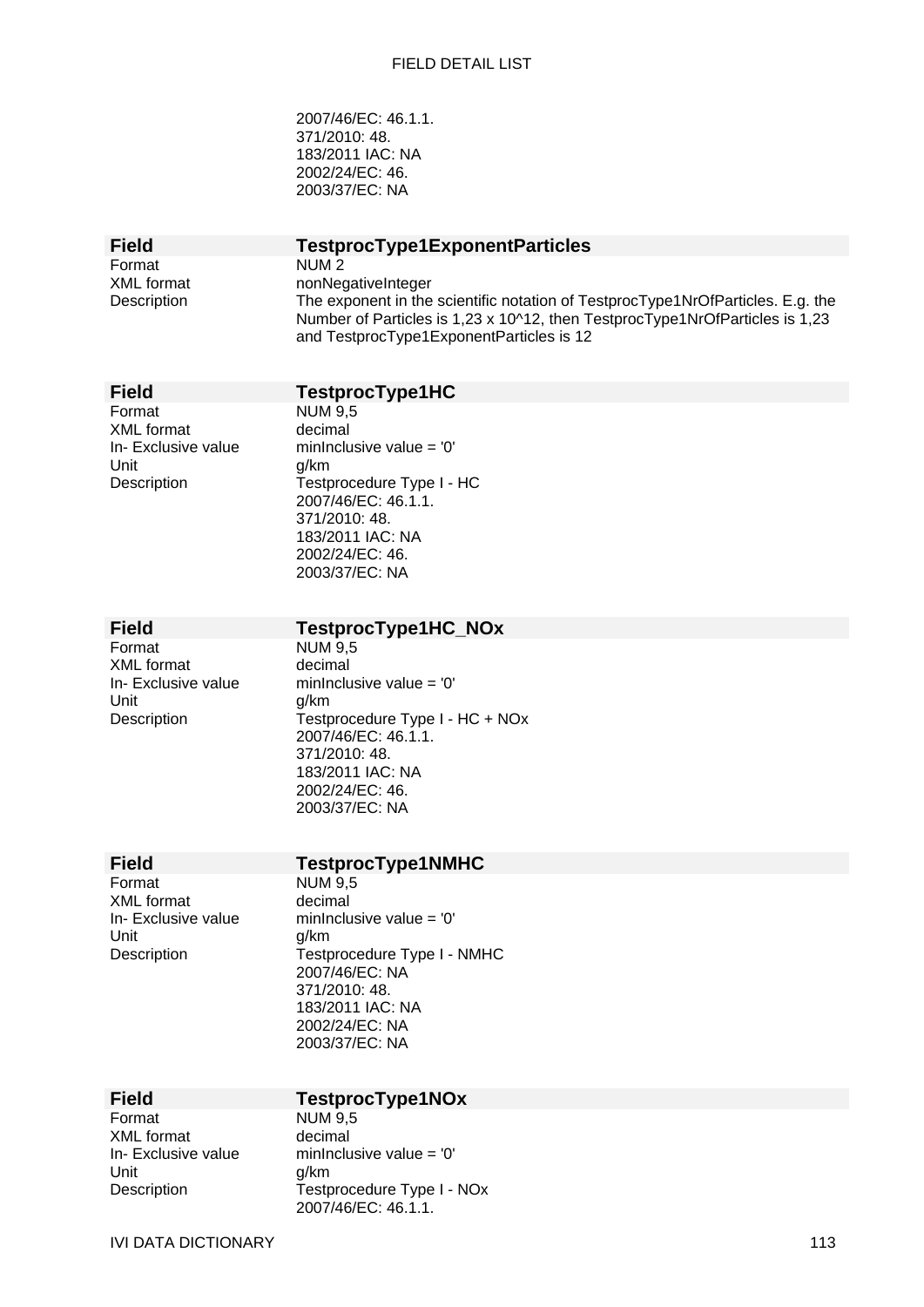2007/46/EC: 46.1.1.
371/2010: 48.
183/2011 IAC: NA
2002/24/EC: 46.
2003/37/EC: NA

| Field | TestprocType1ExponentParticles |
|---|---|
| Format | NUM 2 |
| XML format | nonNegativeInteger |
| Description | The exponent in the scientific notation of TestprocType1NrOfParticles. E.g. the Number of Particles is 1,23 x 10^12, then TestprocType1NrOfParticles is 1,23 and TestprocType1ExponentParticles is 12 |

| Field | TestprocType1HC |
|---|---|
| Format | NUM 9,5 |
| XML format | decimal |
| In- Exclusive value | minInclusive value = '0' |
| Unit | g/km |
| Description | Testprocedure Type I - HC<br>2007/46/EC: 46.1.1.<br>371/2010: 48.<br>183/2011 IAC: NA<br>2002/24/EC: 46.<br>2003/37/EC: NA |

| Field | TestprocType1HC_NOx |
|---|---|
| Format | NUM 9,5 |
| XML format | decimal |
| In- Exclusive value | minInclusive value = '0' |
| Unit | g/km |
| Description | Testprocedure Type I - HC + NOx<br>2007/46/EC: 46.1.1.<br>371/2010: 48.<br>183/2011 IAC: NA<br>2002/24/EC: 46.<br>2003/37/EC: NA |

| Field | TestprocType1NMHC |
|---|---|
| Format | NUM 9,5 |
| XML format | decimal |
| In- Exclusive value | minInclusive value = '0' |
| Unit | g/km |
| Description | Testprocedure Type I - NMHC<br>2007/46/EC: NA<br>371/2010: 48.<br>183/2011 IAC: NA<br>2002/24/EC: NA<br>2003/37/EC: NA |

| Field | TestprocType1NOx |
|---|---|
| Format | NUM 9,5 |
| XML format | decimal |
| In- Exclusive value | minInclusive value = '0' |
| Unit | g/km |
| Description | Testprocedure Type I - NOx<br>2007/46/EC: 46.1.1. |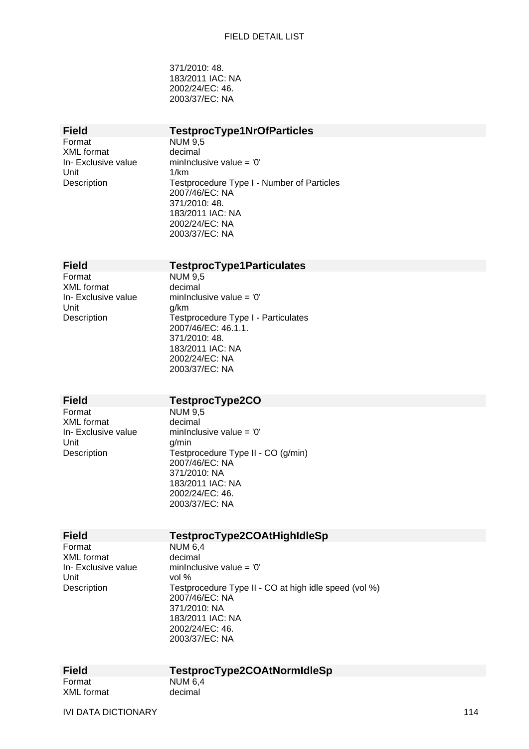371/2010: 48.
183/2011 IAC: NA
2002/24/EC: 46.
2003/37/EC: NA

| Field | TestprocType1NrOfParticles |
|---|---|
| Format | NUM 9,5 |
| XML format | decimal |
| In- Exclusive value | minInclusive value = '0' |
| Unit | 1/km |
| Description | Testprocedure Type I - Number of Particles<br>2007/46/EC: NA<br>371/2010: 48.<br>183/2011 IAC: NA<br>2002/24/EC: NA<br>2003/37/EC: NA |

| Field | TestprocType1Particulates |
|---|---|
| Format | NUM 9,5 |
| XML format | decimal |
| In- Exclusive value | minInclusive value = '0' |
| Unit | g/km |
| Description | Testprocedure Type I - Particulates<br>2007/46/EC: 46.1.1.<br>371/2010: 48.<br>183/2011 IAC: NA<br>2002/24/EC: NA<br>2003/37/EC: NA |

| Field | TestprocType2CO |
|---|---|
| Format | NUM 9,5 |
| XML format | decimal |
| In- Exclusive value | minInclusive value = '0' |
| Unit | g/min |
| Description | Testprocedure Type II - CO (g/min)<br>2007/46/EC: NA<br>371/2010: NA<br>183/2011 IAC: NA<br>2002/24/EC: 46.<br>2003/37/EC: NA |

| Field | TestprocType2COAtHighIdleSp |
|---|---|
| Format | NUM 6,4 |
| XML format | decimal |
| In- Exclusive value | minInclusive value = '0' |
| Unit | vol % |
| Description | Testprocedure Type II - CO at high idle speed (vol %)<br>2007/46/EC: NA<br>371/2010: NA<br>183/2011 IAC: NA<br>2002/24/EC: 46.<br>2003/37/EC: NA |

| Field | TestprocType2COAtNormIdleSp |
|---|---|
| Format | NUM 6,4 |
| XML format | decimal |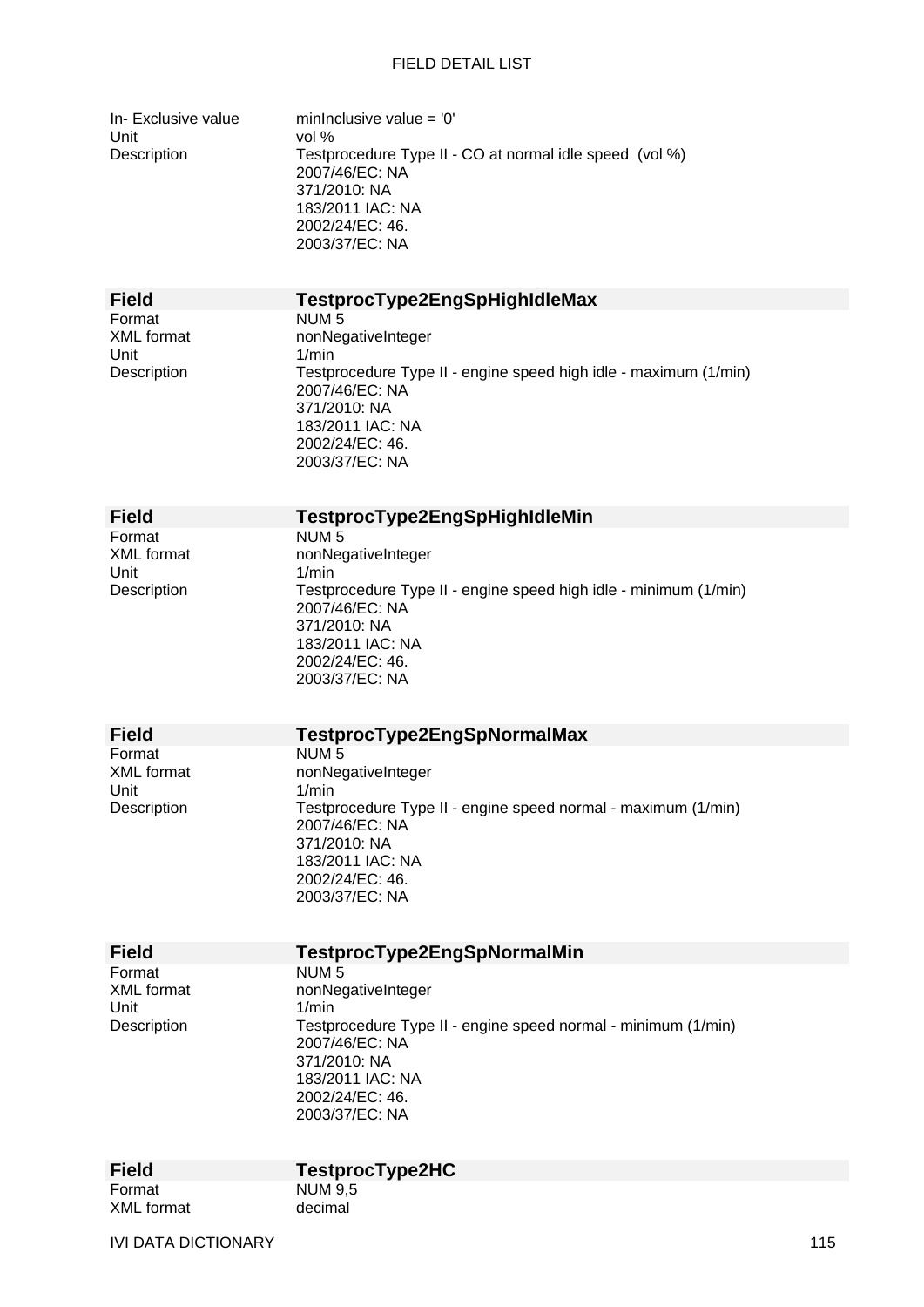| | |
|---|---|
| In- Exclusive value | minInclusive value = '0' |
| Unit | vol % |
| Description | Testprocedure Type II - CO at normal idle speed (vol %)<br>2007/46/EC: NA<br>371/2010: NA<br>183/2011 IAC: NA<br>2002/24/EC: 46.<br>2003/37/EC: NA |

| Field | TestprocType2EngSpHighIdleMax |
|---|---|
| Format | NUM 5 |
| XML format | nonNegativeInteger |
| Unit | 1/min |
| Description | Testprocedure Type II - engine speed high idle - maximum (1/min)<br>2007/46/EC: NA<br>371/2010: NA<br>183/2011 IAC: NA<br>2002/24/EC: 46.<br>2003/37/EC: NA |

| Field | TestprocType2EngSpHighIdleMin |
|---|---|
| Format | NUM 5 |
| XML format | nonNegativeInteger |
| Unit | 1/min |
| Description | Testprocedure Type II - engine speed high idle - minimum (1/min)<br>2007/46/EC: NA<br>371/2010: NA<br>183/2011 IAC: NA<br>2002/24/EC: 46.<br>2003/37/EC: NA |

| Field | TestprocType2EngSpNormalMax |
|---|---|
| Format | NUM 5 |
| XML format | nonNegativeInteger |
| Unit | 1/min |
| Description | Testprocedure Type II - engine speed normal - maximum (1/min)<br>2007/46/EC: NA<br>371/2010: NA<br>183/2011 IAC: NA<br>2002/24/EC: 46.<br>2003/37/EC: NA |

| Field | TestprocType2EngSpNormalMin |
|---|---|
| Format | NUM 5 |
| XML format | nonNegativeInteger |
| Unit | 1/min |
| Description | Testprocedure Type II - engine speed normal - minimum (1/min)<br>2007/46/EC: NA<br>371/2010: NA<br>183/2011 IAC: NA<br>2002/24/EC: 46.<br>2003/37/EC: NA |

| Field | TestprocType2HC |
|---|---|
| Format | NUM 9,5 |
| XML format | decimal |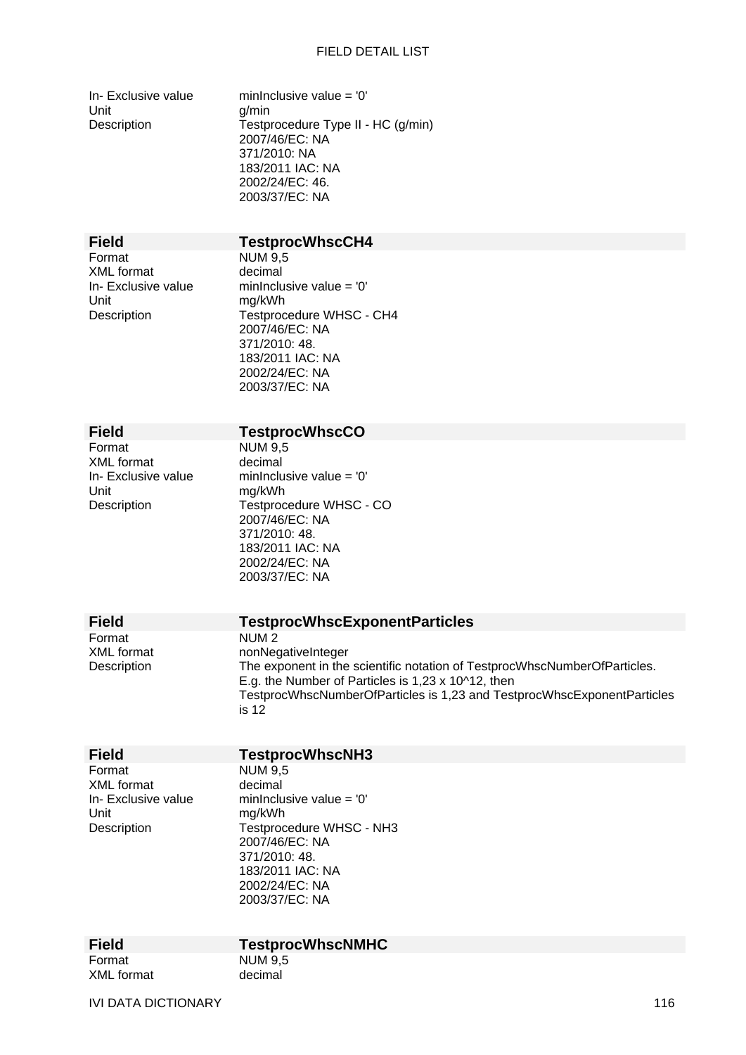| | |
|---|---|
| In- Exclusive value | minInclusive value = '0' |
| Unit | g/min |
| Description | Testprocedure Type II - HC (g/min)<br>2007/46/EC: NA<br>371/2010: NA<br>183/2011 IAC: NA<br>2002/24/EC: 46.<br>2003/37/EC: NA |

| **Field** | **TestprocWhscCH4** |
|---|---|
| Format | NUM 9,5 |
| XML format | decimal |
| In- Exclusive value | minInclusive value = '0' |
| Unit | mg/kWh |
| Description | Testprocedure WHSC - CH4<br>2007/46/EC: NA<br>371/2010: 48.<br>183/2011 IAC: NA<br>2002/24/EC: NA<br>2003/37/EC: NA |

| **Field** | **TestprocWhscCO** |
|---|---|
| Format | NUM 9,5 |
| XML format | decimal |
| In- Exclusive value | minInclusive value = '0' |
| Unit | mg/kWh |
| Description | Testprocedure WHSC - CO<br>2007/46/EC: NA<br>371/2010: 48.<br>183/2011 IAC: NA<br>2002/24/EC: NA<br>2003/37/EC: NA |

| **Field** | **TestprocWhscExponentParticles** |
|---|---|
| Format | NUM 2 |
| XML format | nonNegativeInteger |
| Description | The exponent in the scientific notation of TestprocWhscNumberOfParticles.<br>E.g. the Number of Particles is 1,23 x 10^12, then<br>TestprocWhscNumberOfParticles is 1,23 and TestprocWhscExponentParticles is 12 |

| **Field** | **TestprocWhscNH3** |
|---|---|
| Format | NUM 9,5 |
| XML format | decimal |
| In- Exclusive value | minInclusive value = '0' |
| Unit | mg/kWh |
| Description | Testprocedure WHSC - NH3<br>2007/46/EC: NA<br>371/2010: 48.<br>183/2011 IAC: NA<br>2002/24/EC: NA<br>2003/37/EC: NA |

| **Field** | **TestprocWhscNMHC** |
|---|---|
| Format | NUM 9,5 |
| XML format | decimal |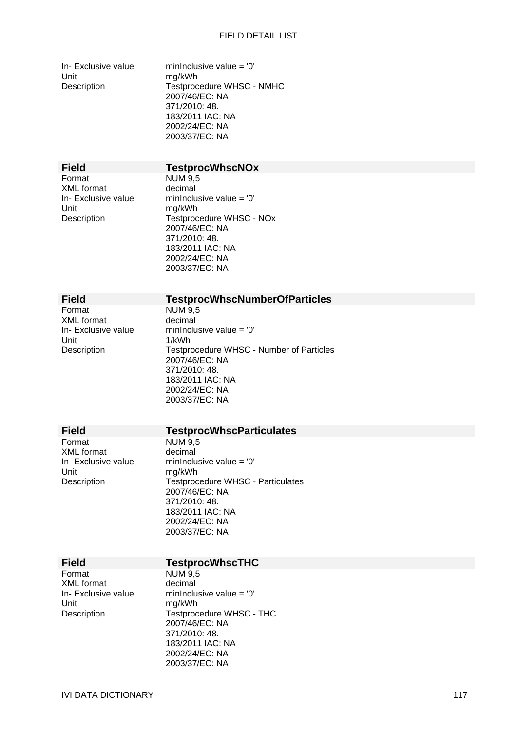| | |
|---|---|
| In- Exclusive value | minInclusive value = '0' |
| Unit | mg/kWh |
| Description | Testprocedure WHSC - NMHC<br>2007/46/EC: NA<br>371/2010: 48.<br>183/2011 IAC: NA<br>2002/24/EC: NA<br>2003/37/EC: NA |

| **Field** | **TestprocWhscNOx** |
|---|---|
| Format | NUM 9,5 |
| XML format | decimal |
| In- Exclusive value | minInclusive value = '0' |
| Unit | mg/kWh |
| Description | Testprocedure WHSC - NOx<br>2007/46/EC: NA<br>371/2010: 48.<br>183/2011 IAC: NA<br>2002/24/EC: NA<br>2003/37/EC: NA |

| **Field** | **TestprocWhscNumberOfParticles** |
|---|---|
| Format | NUM 9,5 |
| XML format | decimal |
| In- Exclusive value | minInclusive value = '0' |
| Unit | 1/kWh |
| Description | Testprocedure WHSC - Number of Particles<br>2007/46/EC: NA<br>371/2010: 48.<br>183/2011 IAC: NA<br>2002/24/EC: NA<br>2003/37/EC: NA |

| **Field** | **TestprocWhscParticulates** |
|---|---|
| Format | NUM 9,5 |
| XML format | decimal |
| In- Exclusive value | minInclusive value = '0' |
| Unit | mg/kWh |
| Description | Testprocedure WHSC - Particulates<br>2007/46/EC: NA<br>371/2010: 48.<br>183/2011 IAC: NA<br>2002/24/EC: NA<br>2003/37/EC: NA |

| **Field** | **TestprocWhscTHC** |
|---|---|
| Format | NUM 9,5 |
| XML format | decimal |
| In- Exclusive value | minInclusive value = '0' |
| Unit | mg/kWh |
| Description | Testprocedure WHSC - THC<br>2007/46/EC: NA<br>371/2010: 48.<br>183/2011 IAC: NA<br>2002/24/EC: NA<br>2003/37/EC: NA |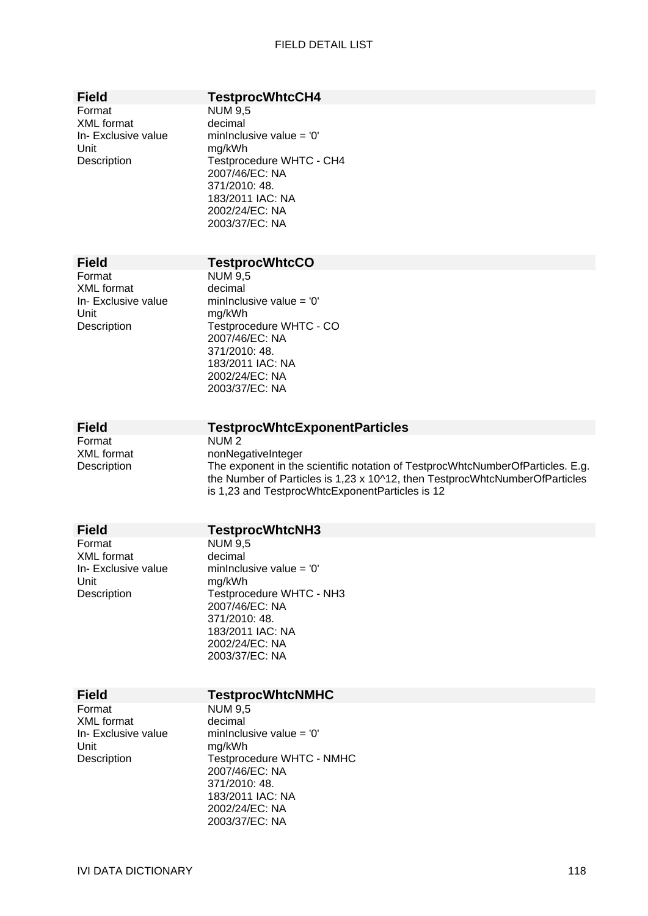| **Field** | **TestprocWhtcCH4** |
|---|---|
| Format | NUM 9,5 |
| XML format | decimal |
| In- Exclusive value | minInclusive value = '0' |
| Unit | mg/kWh |
| Description | Testprocedure WHTC - CH4<br>2007/46/EC: NA<br>371/2010: 48.<br>183/2011 IAC: NA<br>2002/24/EC: NA<br>2003/37/EC: NA |

| **Field** | **TestprocWhtcCO** |
|---|---|
| Format | NUM 9,5 |
| XML format | decimal |
| In- Exclusive value | minInclusive value = '0' |
| Unit | mg/kWh |
| Description | Testprocedure WHTC - CO<br>2007/46/EC: NA<br>371/2010: 48.<br>183/2011 IAC: NA<br>2002/24/EC: NA<br>2003/37/EC: NA |

| **Field** | **TestprocWhtcExponentParticles** |
|---|---|
| Format | NUM 2 |
| XML format | nonNegativeInteger |
| Description | The exponent in the scientific notation of TestprocWhtcNumberOfParticles. E.g. the Number of Particles is 1,23 x 10^12, then TestprocWhtcNumberOfParticles is 1,23 and TestprocWhtcExponentParticles is 12 |

| **Field** | **TestprocWhtcNH3** |
|---|---|
| Format | NUM 9,5 |
| XML format | decimal |
| In- Exclusive value | minInclusive value = '0' |
| Unit | mg/kWh |
| Description | Testprocedure WHTC - NH3<br>2007/46/EC: NA<br>371/2010: 48.<br>183/2011 IAC: NA<br>2002/24/EC: NA<br>2003/37/EC: NA |

| **Field** | **TestprocWhtcNMHC** |
|---|---|
| Format | NUM 9,5 |
| XML format | decimal |
| In- Exclusive value | minInclusive value = '0' |
| Unit | mg/kWh |
| Description | Testprocedure WHTC - NMHC<br>2007/46/EC: NA<br>371/2010: 48.<br>183/2011 IAC: NA<br>2002/24/EC: NA<br>2003/37/EC: NA |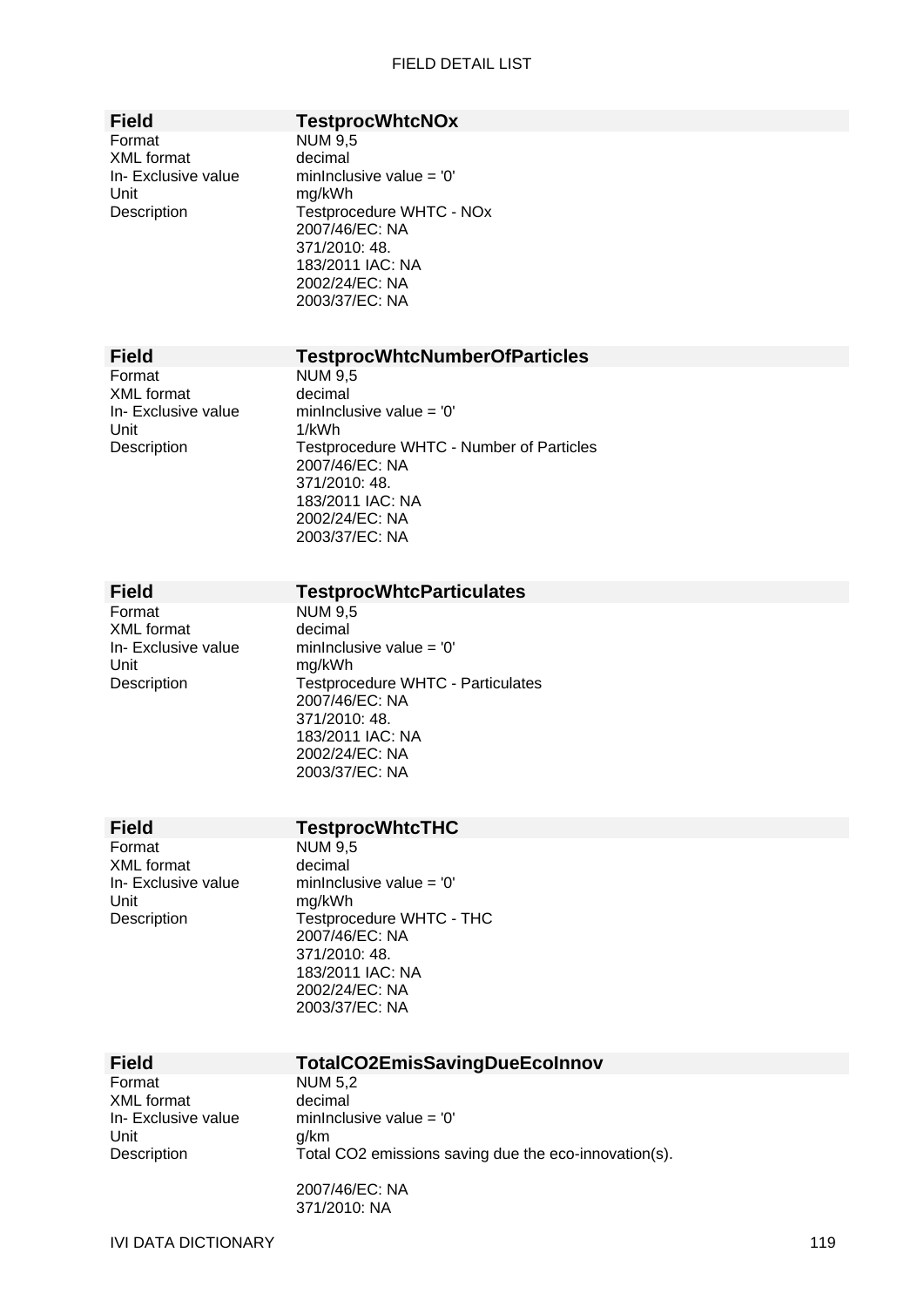| Field | TestprocWhtcNOx |
|---|---|
| Format | NUM 9,5 |
| XML format | decimal |
| In- Exclusive value | minInclusive value = '0' |
| Unit | mg/kWh |
| Description | Testprocedure WHTC - NOx<br>2007/46/EC: NA<br>371/2010: 48.<br>183/2011 IAC: NA<br>2002/24/EC: NA<br>2003/37/EC: NA |

| Field | TestprocWhtcNumberOfParticles |
|---|---|
| Format | NUM 9,5 |
| XML format | decimal |
| In- Exclusive value | minInclusive value = '0' |
| Unit | 1/kWh |
| Description | Testprocedure WHTC - Number of Particles<br>2007/46/EC: NA<br>371/2010: 48.<br>183/2011 IAC: NA<br>2002/24/EC: NA<br>2003/37/EC: NA |

| Field | TestprocWhtcParticulates |
|---|---|
| Format | NUM 9,5 |
| XML format | decimal |
| In- Exclusive value | minInclusive value = '0' |
| Unit | mg/kWh |
| Description | Testprocedure WHTC - Particulates<br>2007/46/EC: NA<br>371/2010: 48.<br>183/2011 IAC: NA<br>2002/24/EC: NA<br>2003/37/EC: NA |

| Field | TestprocWhtcTHC |
|---|---|
| Format | NUM 9,5 |
| XML format | decimal |
| In- Exclusive value | minInclusive value = '0' |
| Unit | mg/kWh |
| Description | Testprocedure WHTC - THC<br>2007/46/EC: NA<br>371/2010: 48.<br>183/2011 IAC: NA<br>2002/24/EC: NA<br>2003/37/EC: NA |

| Field | TotalCO2EmisSavingDueEcoInnov |
|---|---|
| Format | NUM 5,2 |
| XML format | decimal |
| In- Exclusive value | minInclusive value = '0' |
| Unit | g/km |
| Description | Total CO2 emissions saving due the eco-innovation(s).<br><br>2007/46/EC: NA<br>371/2010: NA |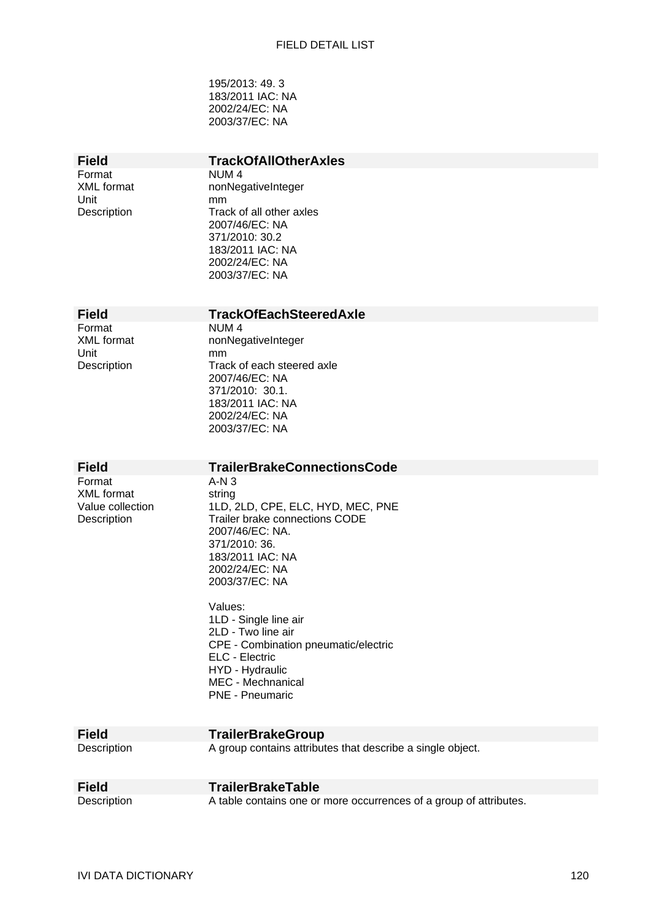195/2013: 49. 3
183/2011 IAC: NA
2002/24/EC: NA
2003/37/EC: NA

| **Field** | **TrackOfAllOtherAxles** |
|---|---|
| Format | NUM 4 |
| XML format | nonNegativeInteger |
| Unit | mm |
| Description | Track of all other axles<br>2007/46/EC: NA<br>371/2010: 30.2<br>183/2011 IAC: NA<br>2002/24/EC: NA<br>2003/37/EC: NA |

| **Field** | **TrackOfEachSteeredAxle** |
|---|---|
| Format | NUM 4 |
| XML format | nonNegativeInteger |
| Unit | mm |
| Description | Track of each steered axle<br>2007/46/EC: NA<br>371/2010: 30.1.<br>183/2011 IAC: NA<br>2002/24/EC: NA<br>2003/37/EC: NA |

| **Field** | **TrailerBrakeConnectionsCode** |
|---|---|
| Format | A-N 3 |
| XML format | string |
| Value collection | 1LD, 2LD, CPE, ELC, HYD, MEC, PNE |
| Description | Trailer brake connections CODE<br>2007/46/EC: NA.<br>371/2010: 36.<br>183/2011 IAC: NA<br>2002/24/EC: NA<br>2003/37/EC: NA<br><br>Values:<br>1LD - Single line air<br>2LD - Two line air<br>CPE - Combination pneumatic/electric<br>ELC - Electric<br>HYD - Hydraulic<br>MEC - Mechnanical<br>PNE - Pneumaric |

| **Field** | **TrailerBrakeGroup** |
|---|---|
| Description | A group contains attributes that describe a single object. |

| **Field** | **TrailerBrakeTable** |
|---|---|
| Description | A table contains one or more occurrences of a group of attributes. |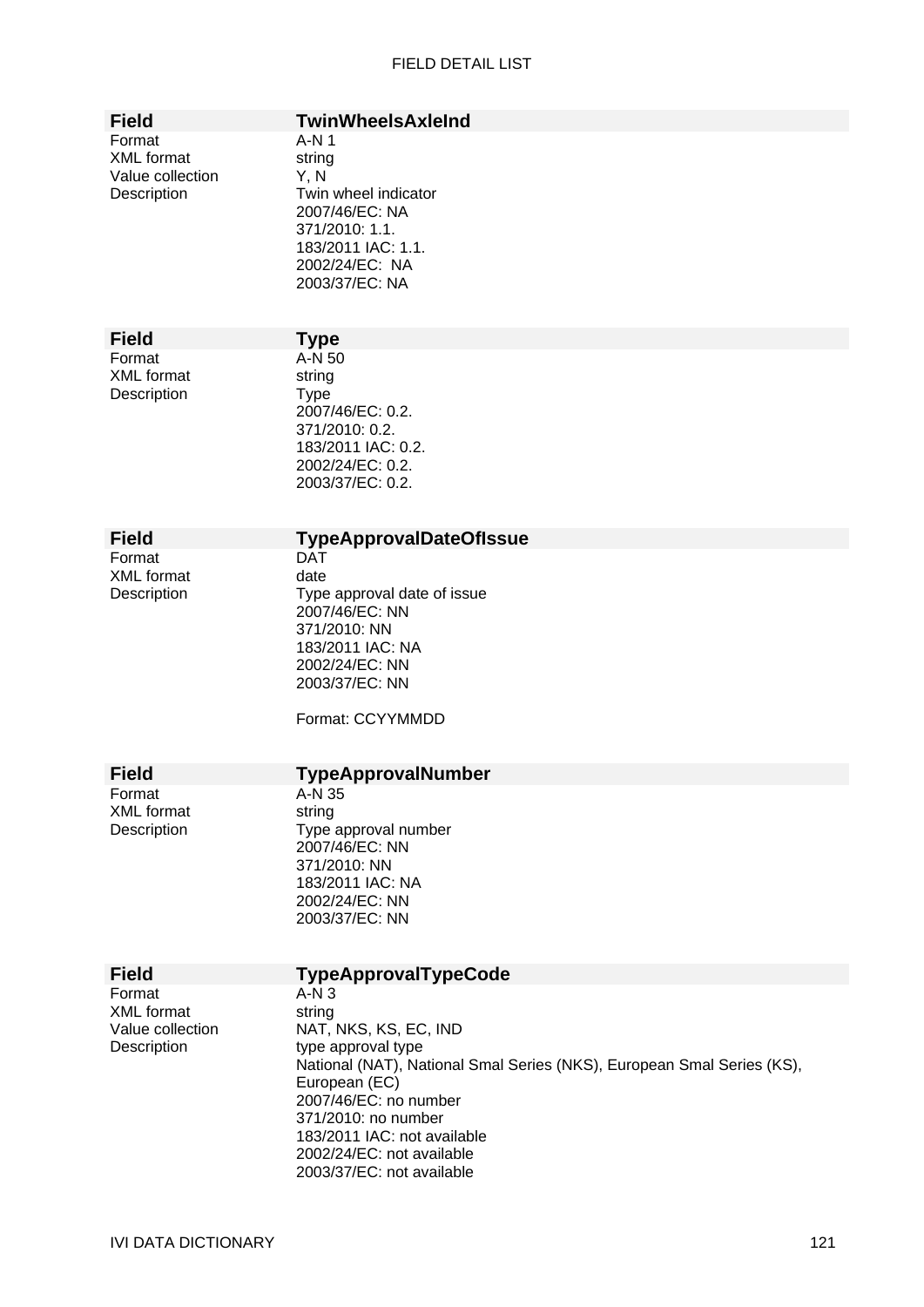| Field | TwinWheelsAxleInd |
|---|---|
| Format | A-N 1 |
| XML format | string |
| Value collection | Y, N |
| Description | Twin wheel indicator<br>2007/46/EC: NA<br>371/2010: 1.1.<br>183/2011 IAC: 1.1.<br>2002/24/EC:  NA<br>2003/37/EC: NA |

| Field | Type |
|---|---|
| Format | A-N 50 |
| XML format | string |
| Description | Type<br>2007/46/EC: 0.2.<br>371/2010: 0.2.<br>183/2011 IAC: 0.2.<br>2002/24/EC: 0.2.<br>2003/37/EC: 0.2. |

| Field | TypeApprovalDateOfIssue |
|---|---|
| Format | DAT |
| XML format | date |
| Description | Type approval date of issue<br>2007/46/EC: NN<br>371/2010: NN<br>183/2011 IAC: NA<br>2002/24/EC: NN<br>2003/37/EC: NN<br><br>Format: CCYYMMDD |

| Field | TypeApprovalNumber |
|---|---|
| Format | A-N 35 |
| XML format | string |
| Description | Type approval number<br>2007/46/EC: NN<br>371/2010: NN<br>183/2011 IAC: NA<br>2002/24/EC: NN<br>2003/37/EC: NN |

| Field | TypeApprovalTypeCode |
|---|---|
| Format | A-N 3 |
| XML format | string |
| Value collection | NAT, NKS, KS, EC, IND |
| Description | type approval type<br>National (NAT), National Smal Series (NKS), European Smal Series (KS), European (EC)<br>2007/46/EC: no number<br>371/2010: no number<br>183/2011 IAC: not available<br>2002/24/EC: not available<br>2003/37/EC: not available |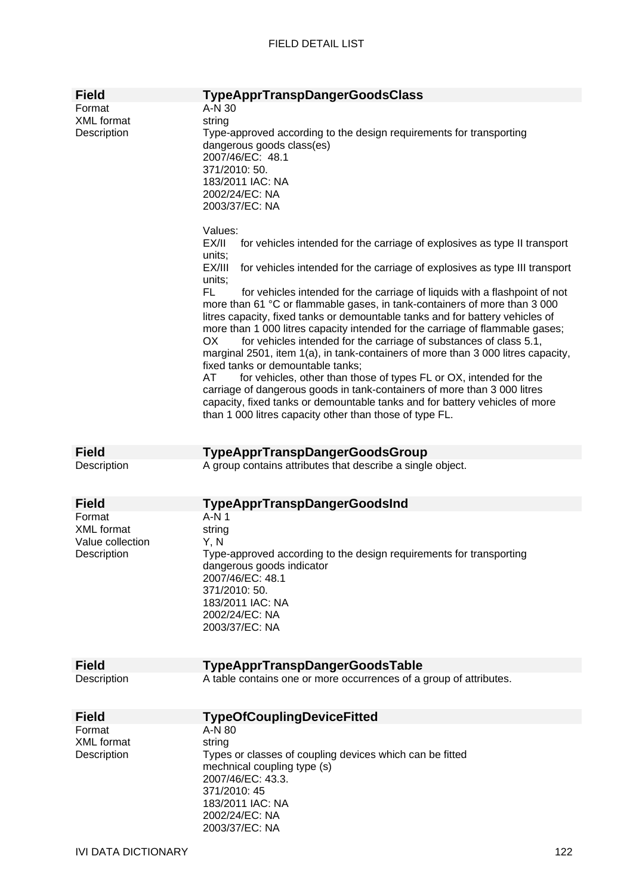| Field | TypeApprTranspDangerGoodsClass |
|---|---|
| Format | A-N 30 |
| XML format | string |
| Description | Type-approved according to the design requirements for transporting dangerous goods class(es)<br>2007/46/EC: 48.1<br>371/2010: 50.<br>183/2011 IAC: NA<br>2002/24/EC: NA<br>2003/37/EC: NA<br><br>Values:<br>EX/II for vehicles intended for the carriage of explosives as type II transport units;<br>EX/III for vehicles intended for the carriage of explosives as type III transport units;<br>FL for vehicles intended for the carriage of liquids with a flashpoint of not more than 61 °C or flammable gases, in tank-containers of more than 3 000 litres capacity, fixed tanks or demountable tanks and for battery vehicles of more than 1 000 litres capacity intended for the carriage of flammable gases;<br>OX for vehicles intended for the carriage of substances of class 5.1, marginal 2501, item 1(a), in tank-containers of more than 3 000 litres capacity, fixed tanks or demountable tanks;<br>AT for vehicles, other than those of types FL or OX, intended for the carriage of dangerous goods in tank-containers of more than 3 000 litres capacity, fixed tanks or demountable tanks and for battery vehicles of more than 1 000 litres capacity other than those of type FL. |

| Field | TypeApprTranspDangerGoodsGroup |
|---|---|
| Description | A group contains attributes that describe a single object. |

| Field | TypeApprTranspDangerGoodsInd |
|---|---|
| Format | A-N 1 |
| XML format | string |
| Value collection | Y, N |
| Description | Type-approved according to the design requirements for transporting dangerous goods indicator<br>2007/46/EC: 48.1<br>371/2010: 50.<br>183/2011 IAC: NA<br>2002/24/EC: NA<br>2003/37/EC: NA |

| Field | TypeApprTranspDangerGoodsTable |
|---|---|
| Description | A table contains one or more occurrences of a group of attributes. |

| Field | TypeOfCouplingDeviceFitted |
|---|---|
| Format | A-N 80 |
| XML format | string |
| Description | Types or classes of coupling devices which can be fitted<br>mechnical coupling type (s)<br>2007/46/EC: 43.3.<br>371/2010: 45<br>183/2011 IAC: NA<br>2002/24/EC: NA<br>2003/37/EC: NA |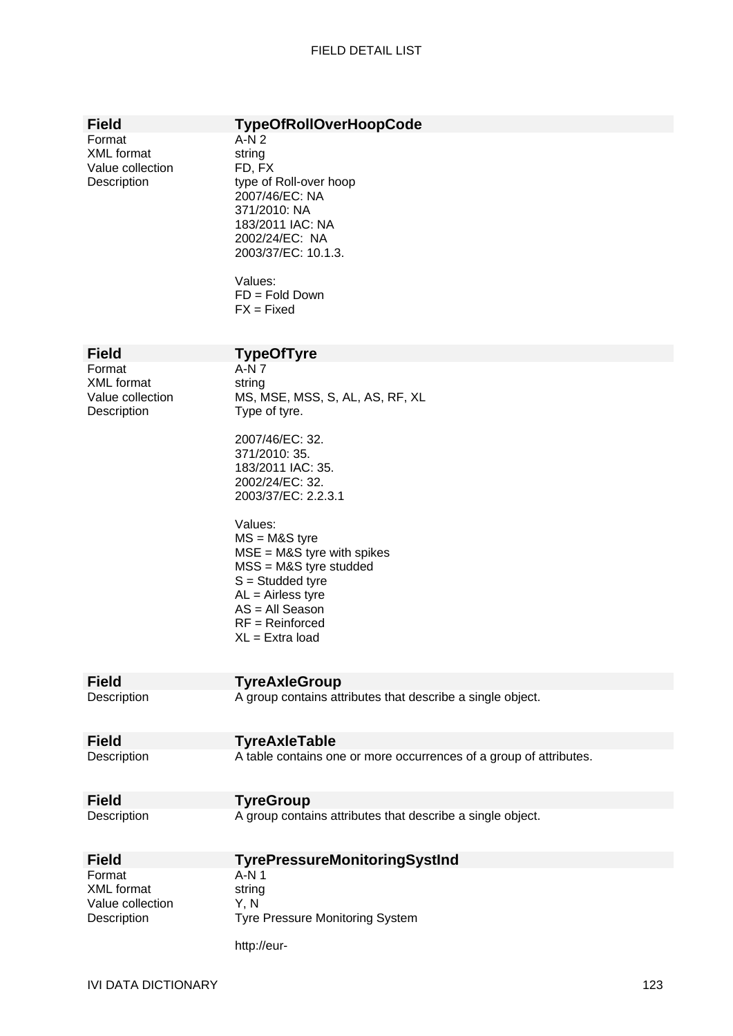| **Field** | **TypeOfRollOverHoopCode** |
|---|---|
| Format | A-N 2 |
| XML format | string |
| Value collection | FD, FX |
| Description | type of Roll-over hoop<br>2007/46/EC: NA<br>371/2010: NA<br>183/2011 IAC: NA<br>2002/24/EC: NA<br>2003/37/EC: 10.1.3.<br><br>Values:<br>FD = Fold Down<br>FX = Fixed |

| **Field** | **TypeOfTyre** |
|---|---|
| Format | A-N 7 |
| XML format | string |
| Value collection | MS, MSE, MSS, S, AL, AS, RF, XL |
| Description | Type of tyre.<br><br>2007/46/EC: 32.<br>371/2010: 35.<br>183/2011 IAC: 35.<br>2002/24/EC: 32.<br>2003/37/EC: 2.2.3.1<br><br>Values:<br>MS = M&S tyre<br>MSE = M&S tyre with spikes<br>MSS = M&S tyre studded<br>S = Studded tyre<br>AL = Airless tyre<br>AS = All Season<br>RF = Reinforced<br>XL = Extra load |

| **Field** | **TyreAxleGroup** |
|---|---|
| Description | A group contains attributes that describe a single object. |

| **Field** | **TyreAxleTable** |
|---|---|
| Description | A table contains one or more occurrences of a group of attributes. |

| **Field** | **TyreGroup** |
|---|---|
| Description | A group contains attributes that describe a single object. |

| **Field** | **TyrePressureMonitoringSystInd** |
|---|---|
| Format | A-N 1 |
| XML format | string |
| Value collection | Y, N |
| Description | Tyre Pressure Monitoring System<br><br>http://eur- |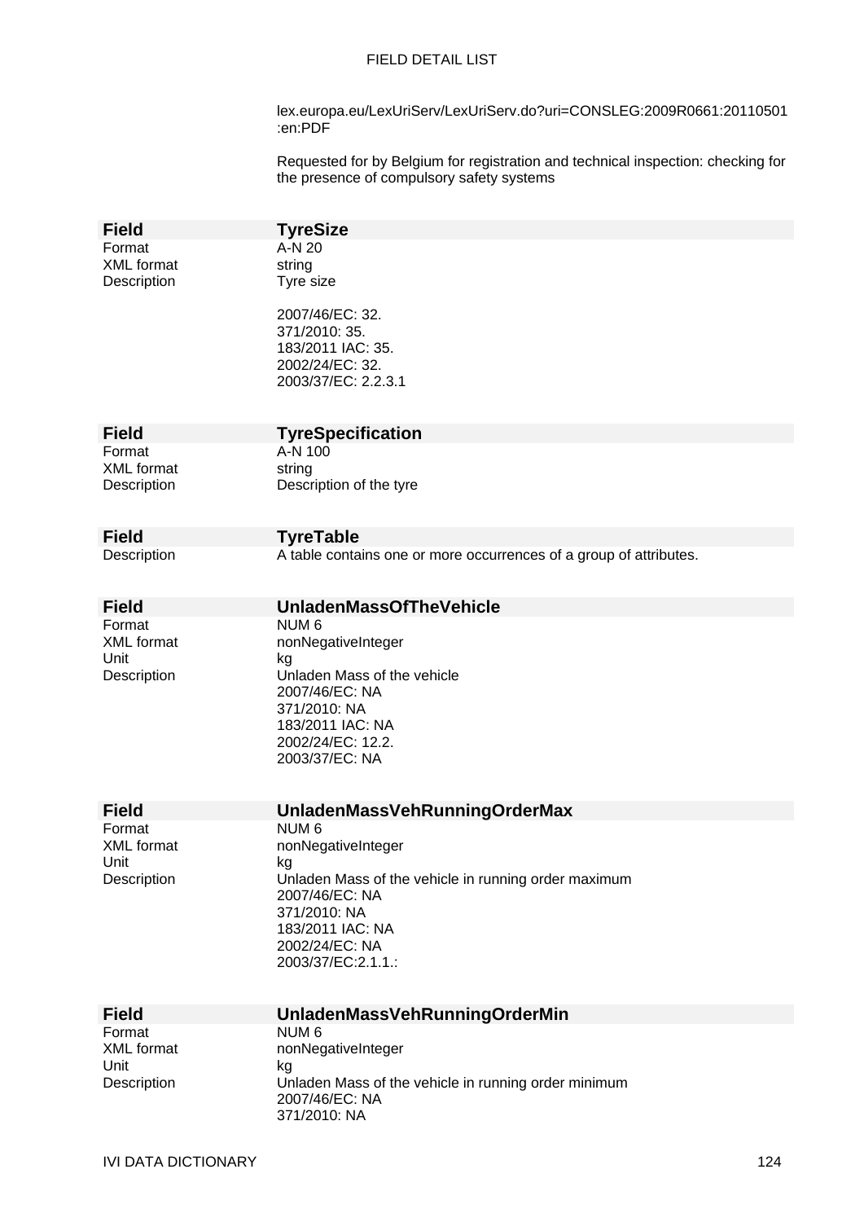lex.europa.eu/LexUriServ/LexUriServ.do?uri=CONSLEG:2009R0661:20110501:en:PDF

Requested for by Belgium for registration and technical inspection: checking for the presence of compulsory safety systems

| **Field** | **TyreSize** |
|---|---|
| Format | A-N 20 |
| XML format | string |
| Description | Tyre size<br><br>2007/46/EC: 32.<br>371/2010: 35.<br>183/2011 IAC: 35.<br>2002/24/EC: 32.<br>2003/37/EC: 2.2.3.1 |

| **Field** | **TyreSpecification** |
|---|---|
| Format | A-N 100 |
| XML format | string |
| Description | Description of the tyre |

| **Field** | **TyreTable** |
|---|---|
| Description | A table contains one or more occurrences of a group of attributes. |

| **Field** | **UnladenMassOfTheVehicle** |
|---|---|
| Format | NUM 6 |
| XML format | nonNegativeInteger |
| Unit | kg |
| Description | Unladen Mass of the vehicle<br>2007/46/EC: NA<br>371/2010: NA<br>183/2011 IAC: NA<br>2002/24/EC: 12.2.<br>2003/37/EC: NA |

| **Field** | **UnladenMassVehRunningOrderMax** |
|---|---|
| Format | NUM 6 |
| XML format | nonNegativeInteger |
| Unit | kg |
| Description | Unladen Mass of the vehicle in running order maximum<br>2007/46/EC: NA<br>371/2010: NA<br>183/2011 IAC: NA<br>2002/24/EC: NA<br>2003/37/EC:2.1.1.: |

| **Field** | **UnladenMassVehRunningOrderMin** |
|---|---|
| Format | NUM 6 |
| XML format | nonNegativeInteger |
| Unit | kg |
| Description | Unladen Mass of the vehicle in running order minimum<br>2007/46/EC: NA<br>371/2010: NA |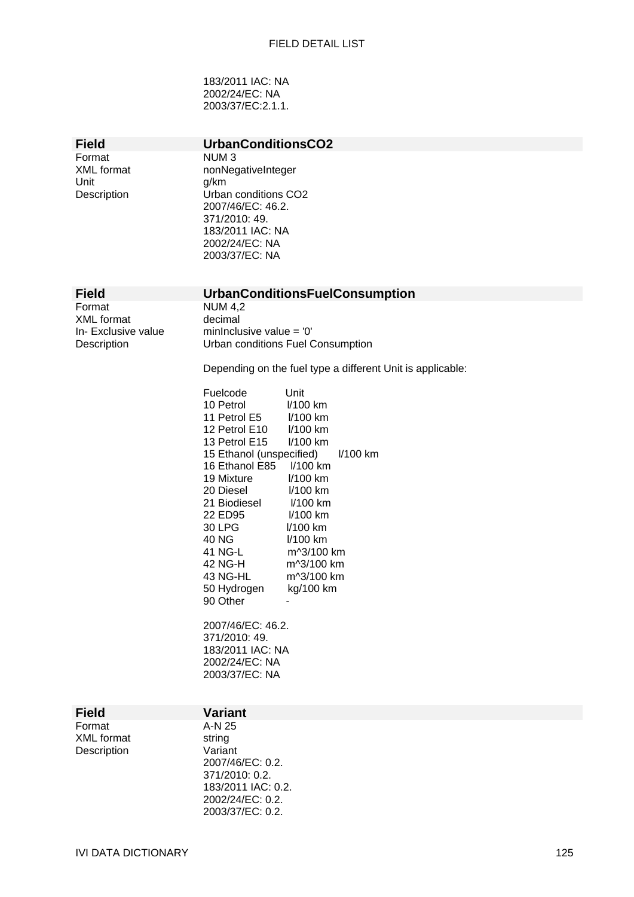183/2011 IAC: NA
2002/24/EC: NA
2003/37/EC:2.1.1.

| Field | UrbanConditionsCO2 |
|---|---|
| Format | NUM 3 |
| XML format | nonNegativeInteger |
| Unit | g/km |
| Description | Urban conditions CO2<br>2007/46/EC: 46.2.<br>371/2010: 49.<br>183/2011 IAC: NA<br>2002/24/EC: NA<br>2003/37/EC: NA |

| Field | UrbanConditionsFuelConsumption |
|---|---|
| Format | NUM 4,2 |
| XML format | decimal |
| In- Exclusive value | minInclusive value = '0' |
| Description | Urban conditions Fuel Consumption |

Depending on the fuel type a different Unit is applicable:

| Fuelcode | Unit |
|---|---|
| 10 Petrol | l/100 km |
| 11 Petrol E5 | l/100 km |
| 12 Petrol E10 | l/100 km |
| 13 Petrol E15 | l/100 km |
| 15 Ethanol (unspecified) | l/100 km |
| 16 Ethanol E85 | l/100 km |
| 19 Mixture | l/100 km |
| 20 Diesel | l/100 km |
| 21 Biodiesel | l/100 km |
| 22 ED95 | l/100 km |
| 30 LPG | l/100 km |
| 40 NG | l/100 km |
| 41 NG-L | m^3/100 km |
| 42 NG-H | m^3/100 km |
| 43 NG-HL | m^3/100 km |
| 50 Hydrogen | kg/100 km |
| 90 Other | - |

2007/46/EC: 46.2.
371/2010: 49.
183/2011 IAC: NA
2002/24/EC: NA
2003/37/EC: NA

| Field | Variant |
|---|---|
| Format | A-N 25 |
| XML format | string |
| Description | Variant<br>2007/46/EC: 0.2.<br>371/2010: 0.2.<br>183/2011 IAC: 0.2.<br>2002/24/EC: 0.2.<br>2003/37/EC: 0.2. |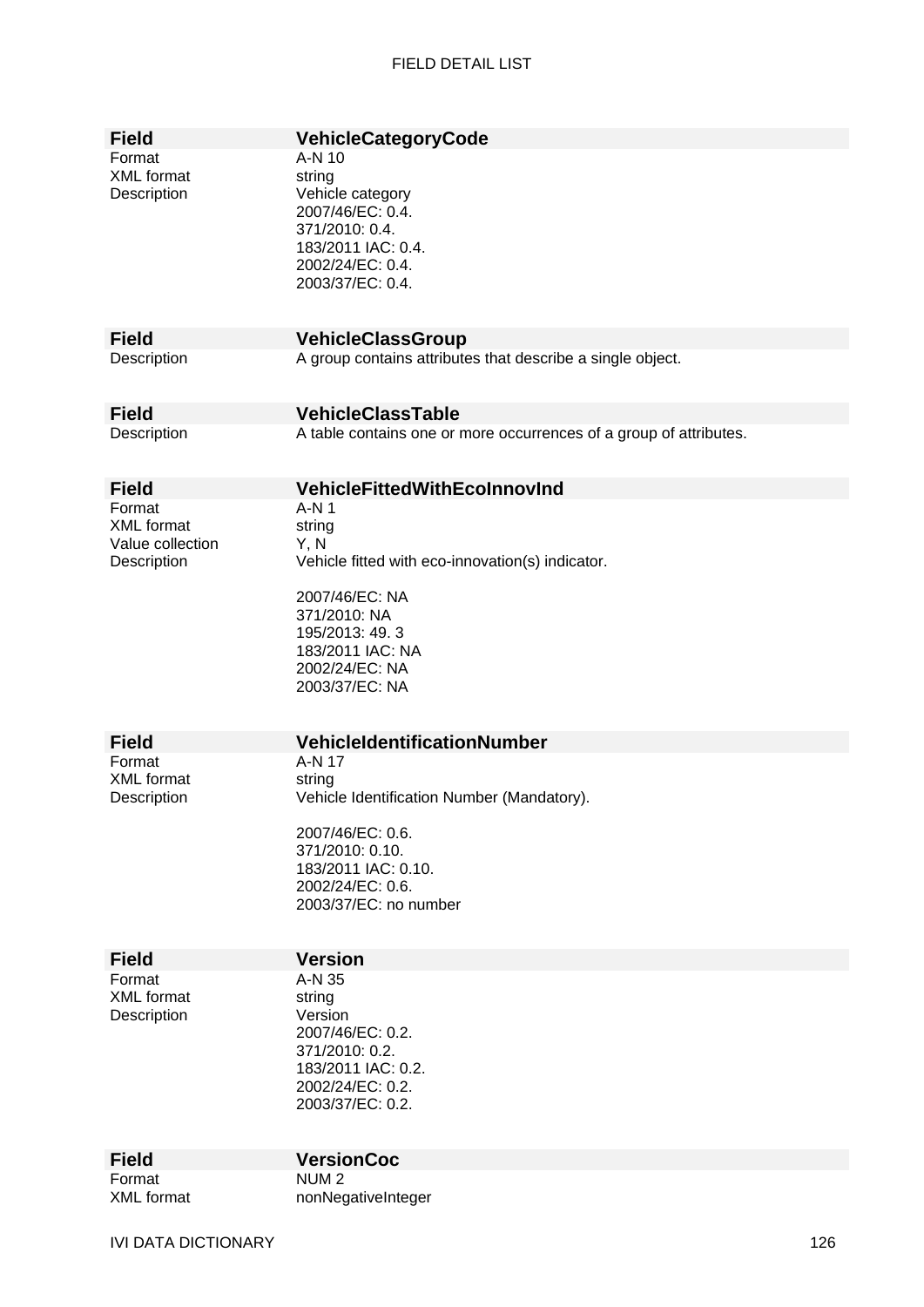| **Field** | **VehicleCategoryCode** |
|---|---|
| Format | A-N 10 |
| XML format | string |
| Description | Vehicle category<br>2007/46/EC: 0.4.<br>371/2010: 0.4.<br>183/2011 IAC: 0.4.<br>2002/24/EC: 0.4.<br>2003/37/EC: 0.4. |

| **Field** | **VehicleClassGroup** |
|---|---|
| Description | A group contains attributes that describe a single object. |

| **Field** | **VehicleClassTable** |
|---|---|
| Description | A table contains one or more occurrences of a group of attributes. |

| **Field** | **VehicleFittedWithEcoInnovInd** |
|---|---|
| Format | A-N 1 |
| XML format | string |
| Value collection | Y, N |
| Description | Vehicle fitted with eco-innovation(s) indicator.<br><br>2007/46/EC: NA<br>371/2010: NA<br>195/2013: 49. 3<br>183/2011 IAC: NA<br>2002/24/EC: NA<br>2003/37/EC: NA |

| **Field** | **VehicleIdentificationNumber** |
|---|---|
| Format | A-N 17 |
| XML format | string |
| Description | Vehicle Identification Number (Mandatory).<br><br>2007/46/EC: 0.6.<br>371/2010: 0.10.<br>183/2011 IAC: 0.10.<br>2002/24/EC: 0.6.<br>2003/37/EC: no number |

| **Field** | **Version** |
|---|---|
| Format | A-N 35 |
| XML format | string |
| Description | Version<br>2007/46/EC: 0.2.<br>371/2010: 0.2.<br>183/2011 IAC: 0.2.<br>2002/24/EC: 0.2.<br>2003/37/EC: 0.2. |

| **Field** | **VersionCoc** |
|---|---|
| Format | NUM 2 |
| XML format | nonNegativeInteger |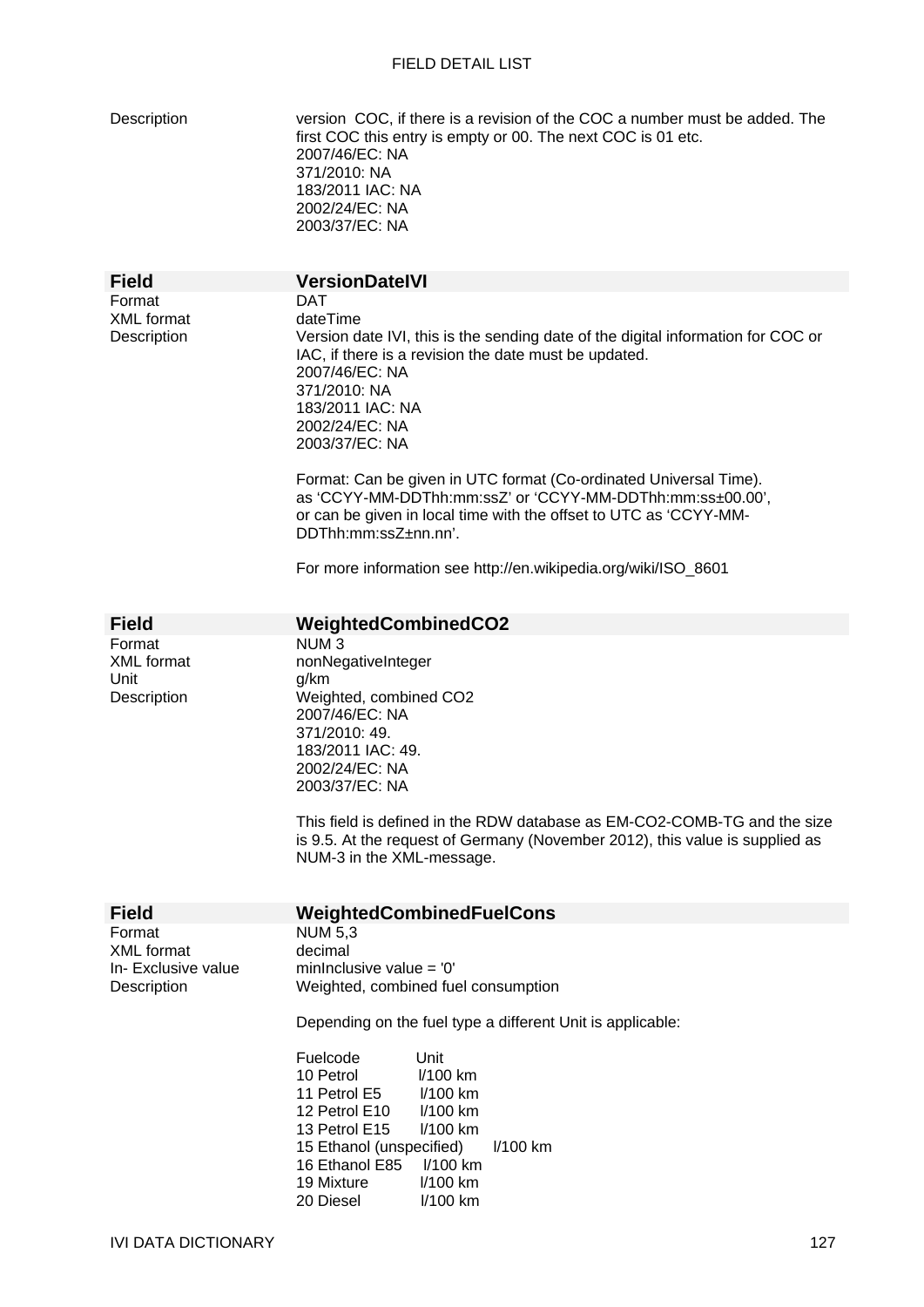| | |
|---|---|
| Description | version COC, if there is a revision of the COC a number must be added. The first COC this entry is empty or 00. The next COC is 01 etc.<br>2007/46/EC: NA<br>371/2010: NA<br>183/2011 IAC: NA<br>2002/24/EC: NA<br>2003/37/EC: NA |

| **Field** | **VersionDateIVI** |
|---|---|
| Format | DAT |
| XML format | dateTime |
| Description | Version date IVI, this is the sending date of the digital information for COC or IAC, if there is a revision the date must be updated.<br>2007/46/EC: NA<br>371/2010: NA<br>183/2011 IAC: NA<br>2002/24/EC: NA<br>2003/37/EC: NA<br><br>Format: Can be given in UTC format (Co-ordinated Universal Time). as 'CCYY-MM-DDThh:mm:ssZ' or 'CCYY-MM-DDThh:mm:ss±00.00', or can be given in local time with the offset to UTC as 'CCYY-MM-DDThh:mm:ssZ±nn.nn'.<br><br>For more information see http://en.wikipedia.org/wiki/ISO_8601 |

| **Field** | **WeightedCombinedCO2** |
|---|---|
| Format | NUM 3 |
| XML format | nonNegativeInteger |
| Unit | g/km |
| Description | Weighted, combined CO2<br>2007/46/EC: NA<br>371/2010: 49.<br>183/2011 IAC: 49.<br>2002/24/EC: NA<br>2003/37/EC: NA<br><br>This field is defined in the RDW database as EM-CO2-COMB-TG and the size is 9.5. At the request of Germany (November 2012), this value is supplied as NUM-3 in the XML-message. |

| **Field** | **WeightedCombinedFuelCons** |
|---|---|
| Format | NUM 5,3 |
| XML format | decimal |
| In- Exclusive value | minInclusive value = '0' |
| Description | Weighted, combined fuel consumption<br><br>Depending on the fuel type a different Unit is applicable: |

| Fuelcode | Unit |
|---|---|
| 10 Petrol | l/100 km |
| 11 Petrol E5 | l/100 km |
| 12 Petrol E10 | l/100 km |
| 13 Petrol E15 | l/100 km |
| 15 Ethanol (unspecified) | l/100 km |
| 16 Ethanol E85 | l/100 km |
| 19 Mixture | l/100 km |
| 20 Diesel | l/100 km |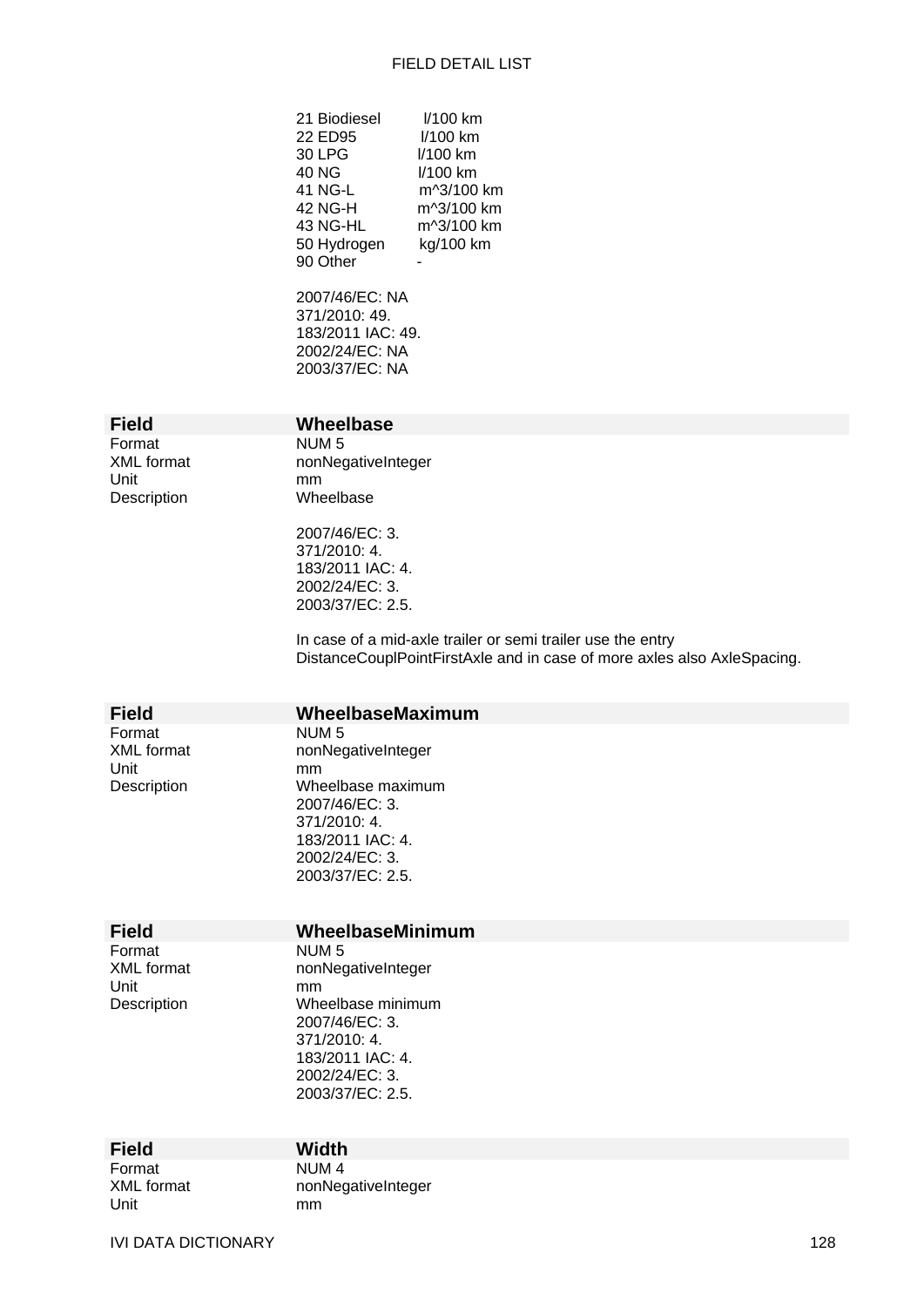| | |
|---|---|
| 21 Biodiesel | l/100 km |
| 22 ED95 | l/100 km |
| 30 LPG | l/100 km |
| 40 NG | l/100 km |
| 41 NG-L | m^3/100 km |
| 42 NG-H | m^3/100 km |
| 43 NG-HL | m^3/100 km |
| 50 Hydrogen | kg/100 km |
| 90 Other | - |

2007/46/EC: NA
371/2010: 49.
183/2011 IAC: 49.
2002/24/EC: NA
2003/37/EC: NA

## Field Wheelbase

| | |
|---|---|
| Format | NUM 5 |
| XML format | nonNegativeInteger |
| Unit | mm |
| Description | Wheelbase |

2007/46/EC: 3.
371/2010: 4.
183/2011 IAC: 4.
2002/24/EC: 3.
2003/37/EC: 2.5.

In case of a mid-axle trailer or semi trailer use the entry DistanceCouplPointFirstAxle and in case of more axles also AxleSpacing.

## Field WheelbaseMaximum

| | |
|---|---|
| Format | NUM 5 |
| XML format | nonNegativeInteger |
| Unit | mm |
| Description | Wheelbase maximum |

2007/46/EC: 3.
371/2010: 4.
183/2011 IAC: 4.
2002/24/EC: 3.
2003/37/EC: 2.5.

## Field WheelbaseMinimum

| | |
|---|---|
| Format | NUM 5 |
| XML format | nonNegativeInteger |
| Unit | mm |
| Description | Wheelbase minimum |

2007/46/EC: 3.
371/2010: 4.
183/2011 IAC: 4.
2002/24/EC: 3.
2003/37/EC: 2.5.

## Field Width

| | |
|---|---|
| Format | NUM 4 |
| XML format | nonNegativeInteger |
| Unit | mm |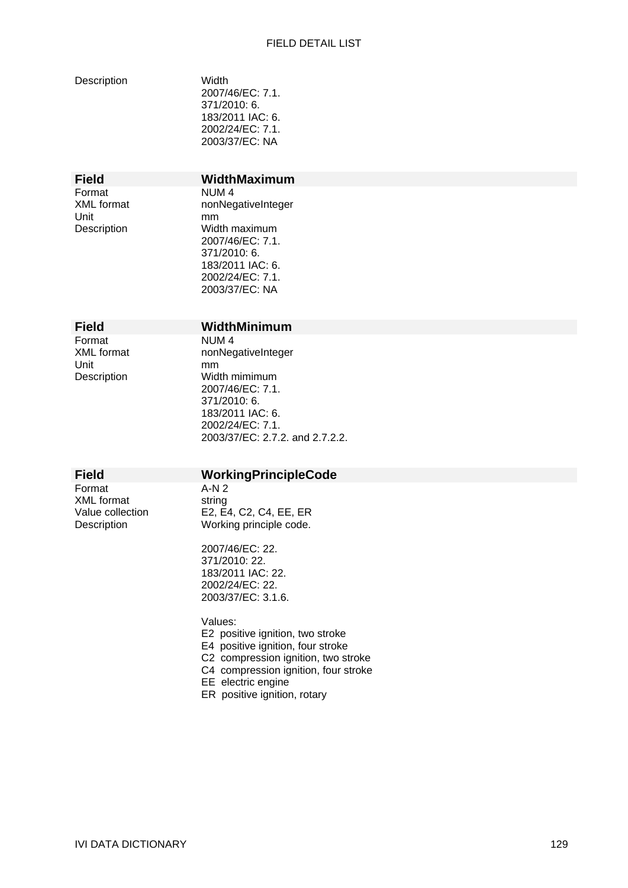| | |
|---|---|
| Description | Width<br>2007/46/EC: 7.1.<br>371/2010: 6.<br>183/2011 IAC: 6.<br>2002/24/EC: 7.1.<br>2003/37/EC: NA |

| **Field** | **WidthMaximum** |
|---|---|
| Format | NUM 4 |
| XML format | nonNegativeInteger |
| Unit | mm |
| Description | Width maximum<br>2007/46/EC: 7.1.<br>371/2010: 6.<br>183/2011 IAC: 6.<br>2002/24/EC: 7.1.<br>2003/37/EC: NA |

| **Field** | **WidthMinimum** |
|---|---|
| Format | NUM 4 |
| XML format | nonNegativeInteger |
| Unit | mm |
| Description | Width mimimum<br>2007/46/EC: 7.1.<br>371/2010: 6.<br>183/2011 IAC: 6.<br>2002/24/EC: 7.1.<br>2003/37/EC: 2.7.2. and 2.7.2.2. |

| **Field** | **WorkingPrincipleCode** |
|---|---|
| Format | A-N 2 |
| XML format | string |
| Value collection | E2, E4, C2, C4, EE, ER |
| Description | Working principle code.<br><br>2007/46/EC: 22.<br>371/2010: 22.<br>183/2011 IAC: 22.<br>2002/24/EC: 22.<br>2003/37/EC: 3.1.6.<br><br>Values:<br>E2 positive ignition, two stroke<br>E4 positive ignition, four stroke<br>C2 compression ignition, two stroke<br>C4 compression ignition, four stroke<br>EE electric engine<br>ER positive ignition, rotary |